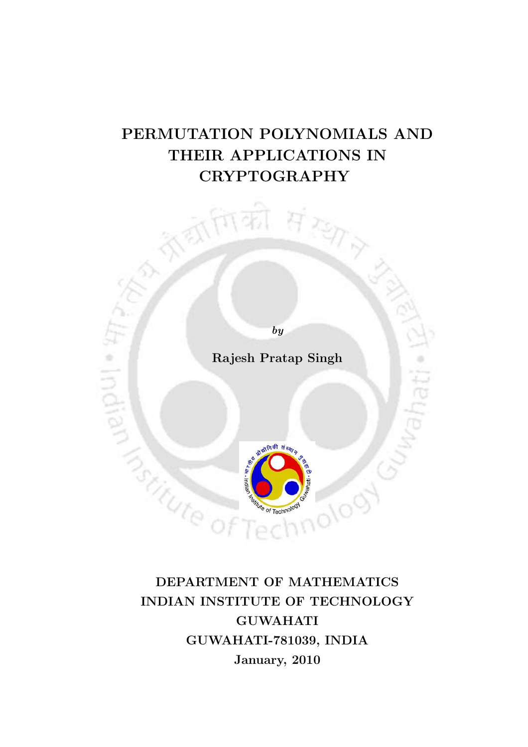# PERMUTATION POLYNOMIALS AND THEIR APPLICATIONS IN CRYPTOGRAPHY

*by*

**Rajesh Pratap Singh**

**DEPARTMENT OF MATHEMATICS**
**INDIAN INSTITUTE OF TECHNOLOGY GUWAHATI**
**GUWAHATI-781039, INDIA**
**January, 2010**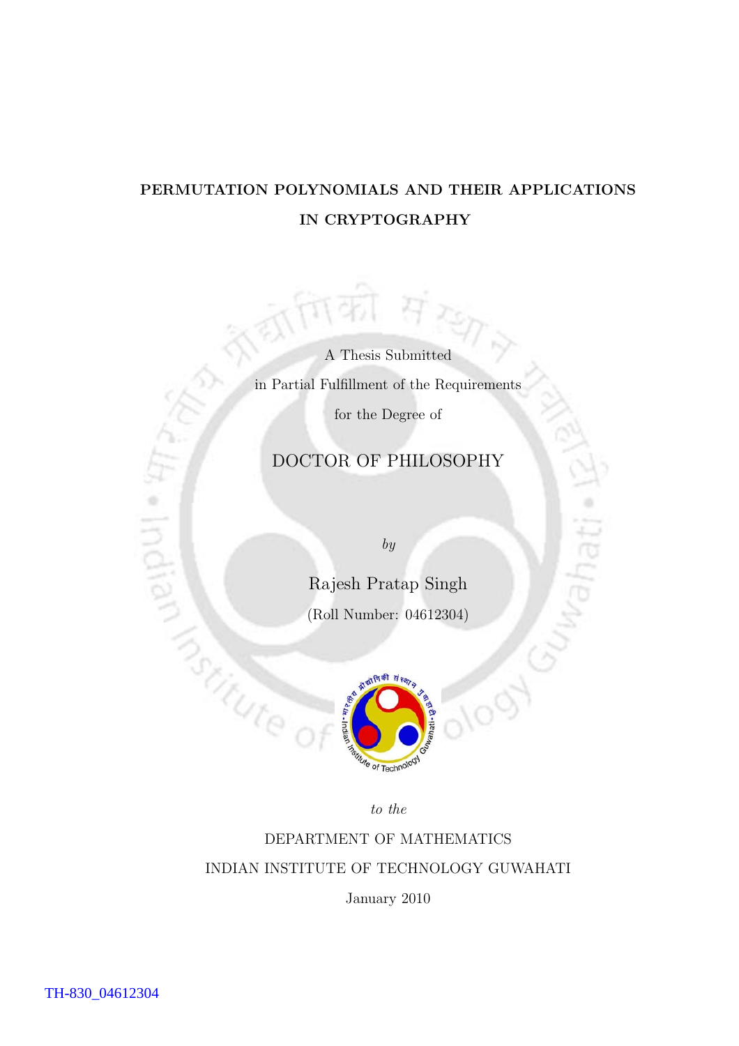# PERMUTATION POLYNOMIALS AND THEIR APPLICATIONS IN CRYPTOGRAPHY

A Thesis Submitted

in Partial Fulfillment of the Requirements

for the Degree of

DOCTOR OF PHILOSOPHY

*by*

Rajesh Pratap Singh

(Roll Number: 04612304)

*to the*

DEPARTMENT OF MATHEMATICS

INDIAN INSTITUTE OF TECHNOLOGY GUWAHATI

January 2010

TH-830_04612304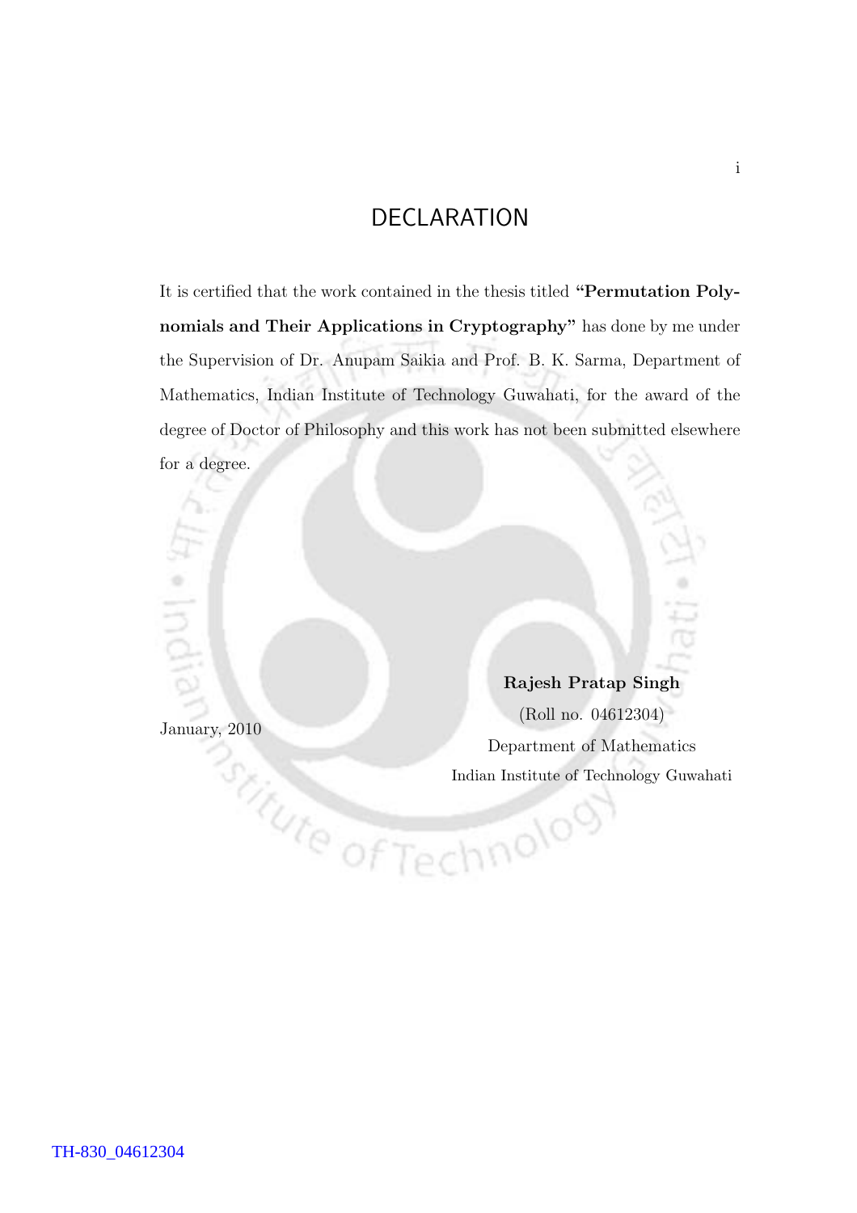# DECLARATION

It is certified that the work contained in the thesis titled **"Permutation Polynomials and Their Applications in Cryptography"** has done by me under the Supervision of Dr. Anupam Saikia and Prof. B. K. Sarma, Department of Mathematics, Indian Institute of Technology Guwahati, for the award of the degree of Doctor of Philosophy and this work has not been submitted elsewhere for a degree.

January, 2010

**Rajesh Pratap Singh**
(Roll no. 04612304)
Department of Mathematics
Indian Institute of Technology Guwahati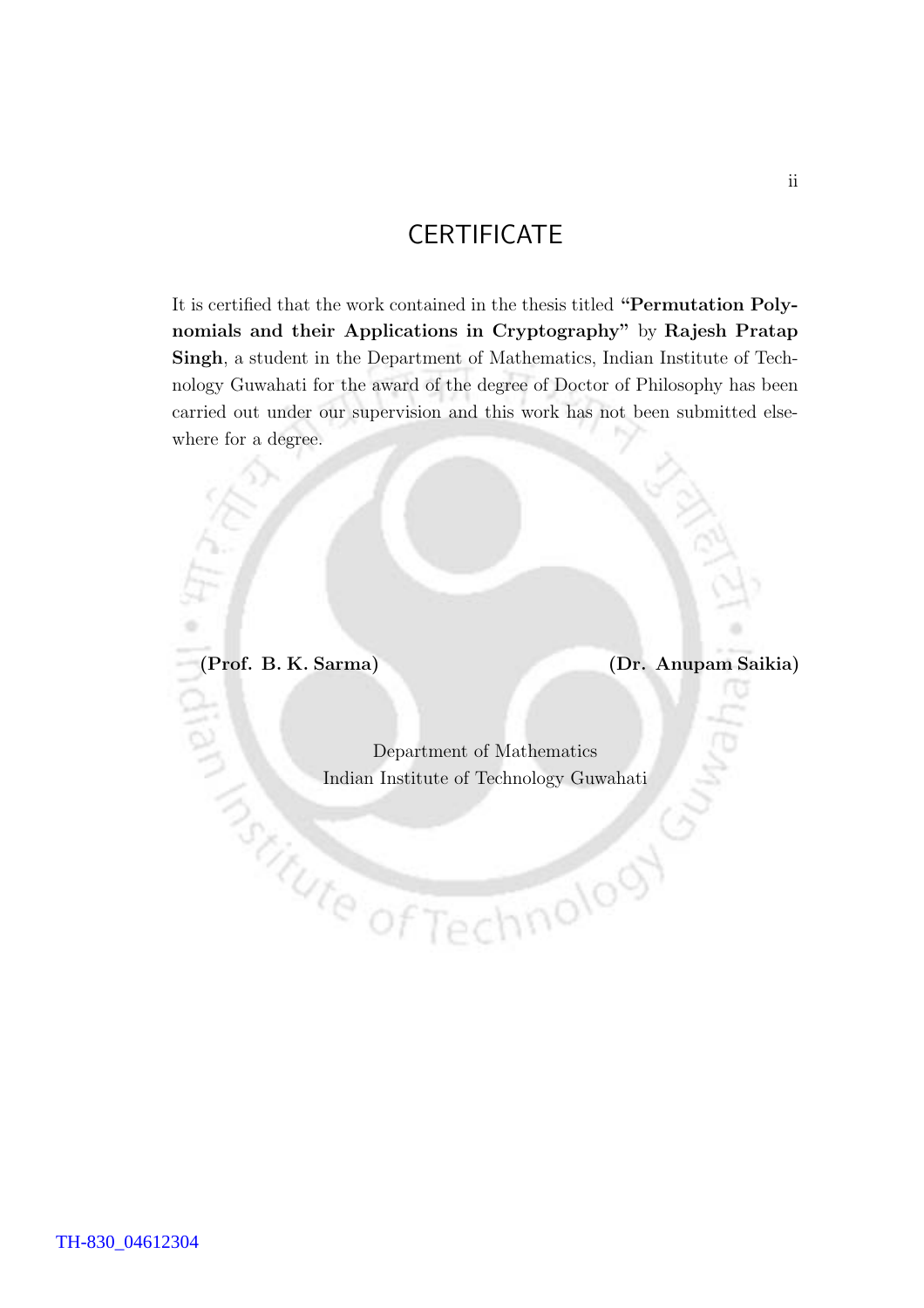# CERTIFICATE

It is certified that the work contained in the thesis titled **"Permutation Polynomials and their Applications in Cryptography"** by **Rajesh Pratap Singh**, a student in the Department of Mathematics, Indian Institute of Technology Guwahati for the award of the degree of Doctor of Philosophy has been carried out under our supervision and this work has not been submitted elsewhere for a degree.

**(Prof. B. K. Sarma)** **(Dr. Anupam Saikia)**

Department of Mathematics
Indian Institute of Technology Guwahati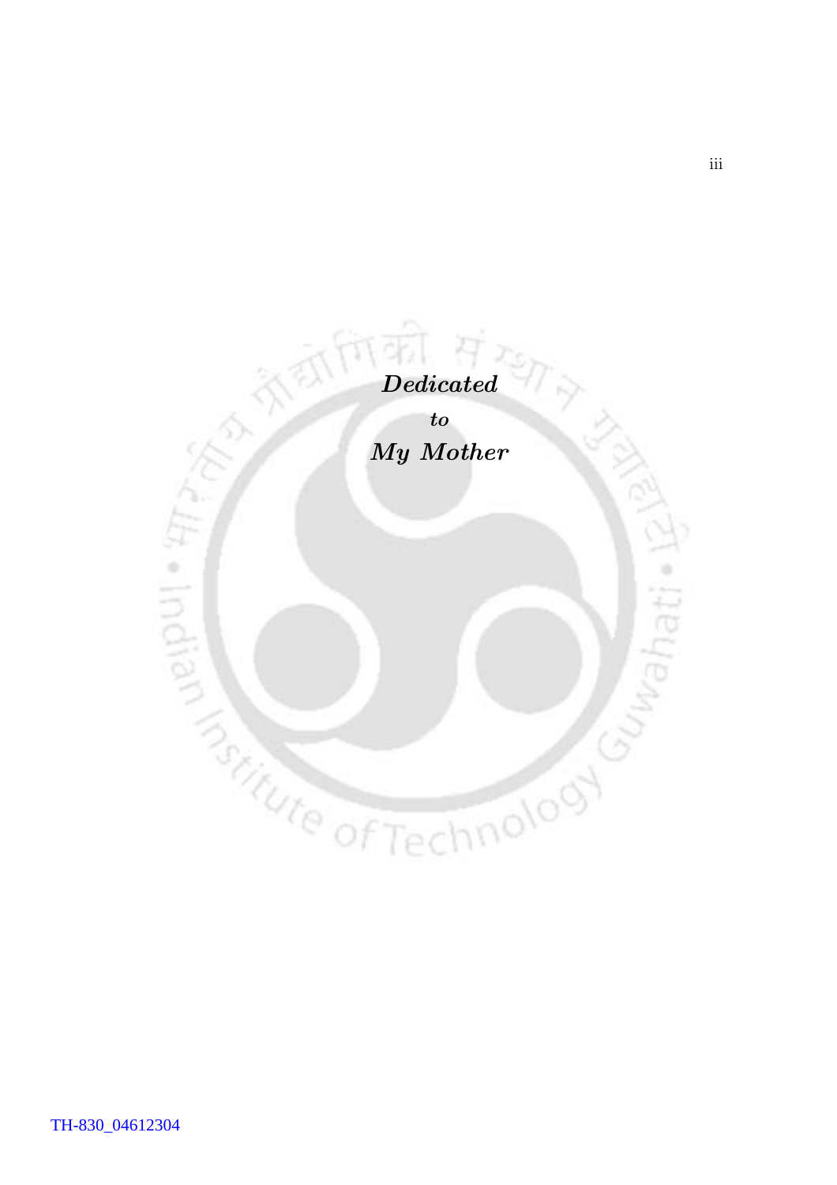*Dedicated*

*to*

*My Mother*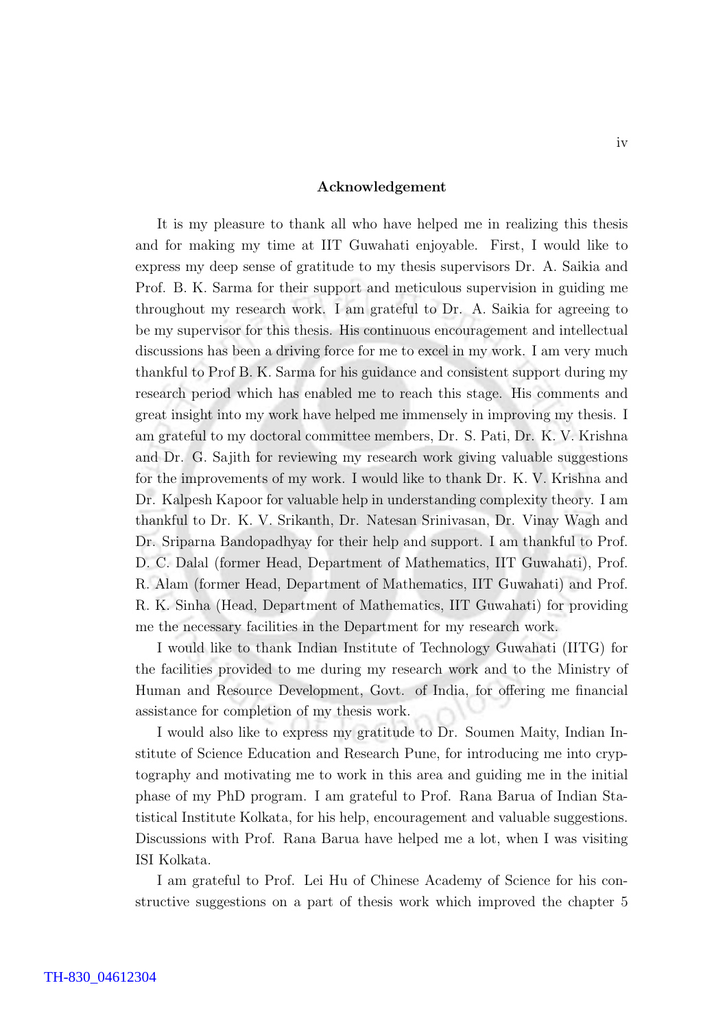## Acknowledgement

It is my pleasure to thank all who have helped me in realizing this thesis and for making my time at IIT Guwahati enjoyable. First, I would like to express my deep sense of gratitude to my thesis supervisors Dr. A. Saikia and Prof. B. K. Sarma for their support and meticulous supervision in guiding me throughout my research work. I am grateful to Dr. A. Saikia for agreeing to be my supervisor for this thesis. His continuous encouragement and intellectual discussions has been a driving force for me to excel in my work. I am very much thankful to Prof B. K. Sarma for his guidance and consistent support during my research period which has enabled me to reach this stage. His comments and great insight into my work have helped me immensely in improving my thesis. I am grateful to my doctoral committee members, Dr. S. Pati, Dr. K. V. Krishna and Dr. G. Sajith for reviewing my research work giving valuable suggestions for the improvements of my work. I would like to thank Dr. K. V. Krishna and Dr. Kalpesh Kapoor for valuable help in understanding complexity theory. I am thankful to Dr. K. V. Srikanth, Dr. Natesan Srinivasan, Dr. Vinay Wagh and Dr. Sriparna Bandopadhyay for their help and support. I am thankful to Prof. D. C. Dalal (former Head, Department of Mathematics, IIT Guwahati), Prof. R. Alam (former Head, Department of Mathematics, IIT Guwahati) and Prof. R. K. Sinha (Head, Department of Mathematics, IIT Guwahati) for providing me the necessary facilities in the Department for my research work.

I would like to thank Indian Institute of Technology Guwahati (IITG) for the facilities provided to me during my research work and to the Ministry of Human and Resource Development, Govt. of India, for offering me financial assistance for completion of my thesis work.

I would also like to express my gratitude to Dr. Soumen Maity, Indian Institute of Science Education and Research Pune, for introducing me into cryptography and motivating me to work in this area and guiding me in the initial phase of my PhD program. I am grateful to Prof. Rana Barua of Indian Statistical Institute Kolkata, for his help, encouragement and valuable suggestions. Discussions with Prof. Rana Barua have helped me a lot, when I was visiting ISI Kolkata.

I am grateful to Prof. Lei Hu of Chinese Academy of Science for his constructive suggestions on a part of thesis work which improved the chapter 5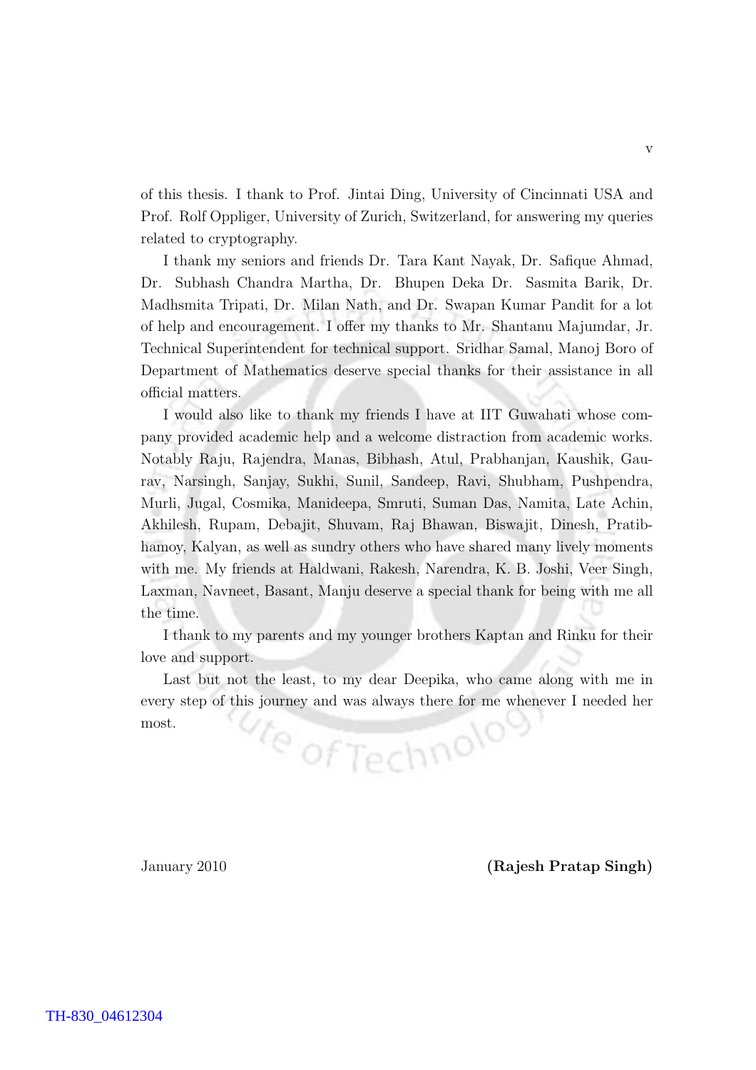of this thesis. I thank to Prof. Jintai Ding, University of Cincinnati USA and Prof. Rolf Oppliger, University of Zurich, Switzerland, for answering my queries related to cryptography.

I thank my seniors and friends Dr. Tara Kant Nayak, Dr. Safique Ahmad, Dr. Subhash Chandra Martha, Dr. Bhupen Deka Dr. Sasmita Barik, Dr. Madhsmita Tripati, Dr. Milan Nath, and Dr. Swapan Kumar Pandit for a lot of help and encouragement. I offer my thanks to Mr. Shantanu Majumdar, Jr. Technical Superintendent for technical support. Sridhar Samal, Manoj Boro of Department of Mathematics deserve special thanks for their assistance in all official matters.

I would also like to thank my friends I have at IIT Guwahati whose company provided academic help and a welcome distraction from academic works. Notably Raju, Rajendra, Manas, Bibhash, Atul, Prabhanjan, Kaushik, Gaurav, Narsingh, Sanjay, Sukhi, Sunil, Sandeep, Ravi, Shubham, Pushpendra, Murli, Jugal, Cosmika, Manideepa, Smruti, Suman Das, Namita, Late Achin, Akhilesh, Rupam, Debajit, Shuvam, Raj Bhawan, Biswajit, Dinesh, Pratibhamoy, Kalyan, as well as sundry others who have shared many lively moments with me. My friends at Haldwani, Rakesh, Narendra, K. B. Joshi, Veer Singh, Laxman, Navneet, Basant, Manju deserve a special thank for being with me all the time.

I thank to my parents and my younger brothers Kaptan and Rinku for their love and support.

Last but not the least, to my dear Deepika, who came along with me in every step of this journey and was always there for me whenever I needed her most.

January 2010 **(Rajesh Pratap Singh)**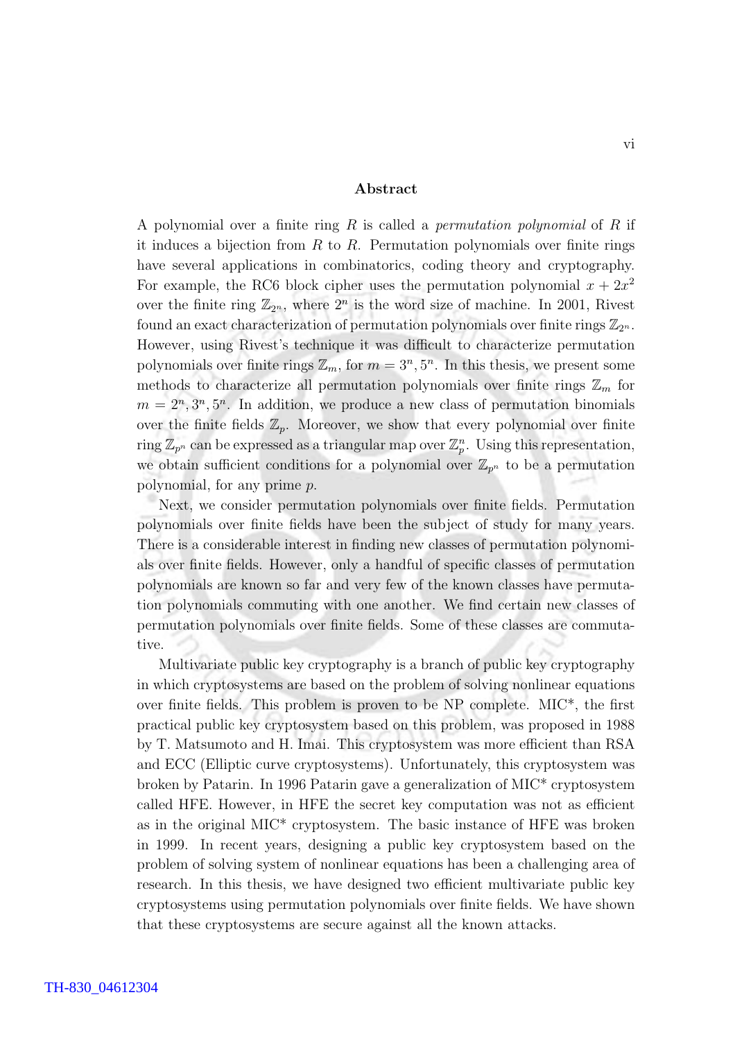## Abstract

A polynomial over a finite ring $R$ is called a *permutation polynomial* of $R$ if it induces a bijection from $R$ to $R$. Permutation polynomials over finite rings have several applications in combinatorics, coding theory and cryptography. For example, the RC6 block cipher uses the permutation polynomial $x + 2x^2$ over the finite ring $\mathbb{Z}_{2^n}$, where $2^n$ is the word size of machine. In 2001, Rivest found an exact characterization of permutation polynomials over finite rings $\mathbb{Z}_{2^n}$. However, using Rivest's technique it was difficult to characterize permutation polynomials over finite rings $\mathbb{Z}_m$, for $m = 3^n, 5^n$. In this thesis, we present some methods to characterize all permutation polynomials over finite rings $\mathbb{Z}_m$ for $m = 2^n, 3^n, 5^n$. In addition, we produce a new class of permutation binomials over the finite fields $\mathbb{Z}_p$. Moreover, we show that every polynomial over finite ring $\mathbb{Z}_{p^n}$ can be expressed as a triangular map over $\mathbb{Z}_p^n$. Using this representation, we obtain sufficient conditions for a polynomial over $\mathbb{Z}_{p^n}$ to be a permutation polynomial, for any prime $p$.

Next, we consider permutation polynomials over finite fields. Permutation polynomials over finite fields have been the subject of study for many years. There is a considerable interest in finding new classes of permutation polynomials over finite fields. However, only a handful of specific classes of permutation polynomials are known so far and very few of the known classes have permutation polynomials commuting with one another. We find certain new classes of permutation polynomials over finite fields. Some of these classes are commutative.

Multivariate public key cryptography is a branch of public key cryptography in which cryptosystems are based on the problem of solving nonlinear equations over finite fields. This problem is proven to be NP complete. MIC*, the first practical public key cryptosystem based on this problem, was proposed in 1988 by T. Matsumoto and H. Imai. This cryptosystem was more efficient than RSA and ECC (Elliptic curve cryptosystems). Unfortunately, this cryptosystem was broken by Patarin. In 1996 Patarin gave a generalization of MIC* cryptosystem called HFE. However, in HFE the secret key computation was not as efficient as in the original MIC* cryptosystem. The basic instance of HFE was broken in 1999. In recent years, designing a public key cryptosystem based on the problem of solving system of nonlinear equations has been a challenging area of research. In this thesis, we have designed two efficient multivariate public key cryptosystems using permutation polynomials over finite fields. We have shown that these cryptosystems are secure against all the known attacks.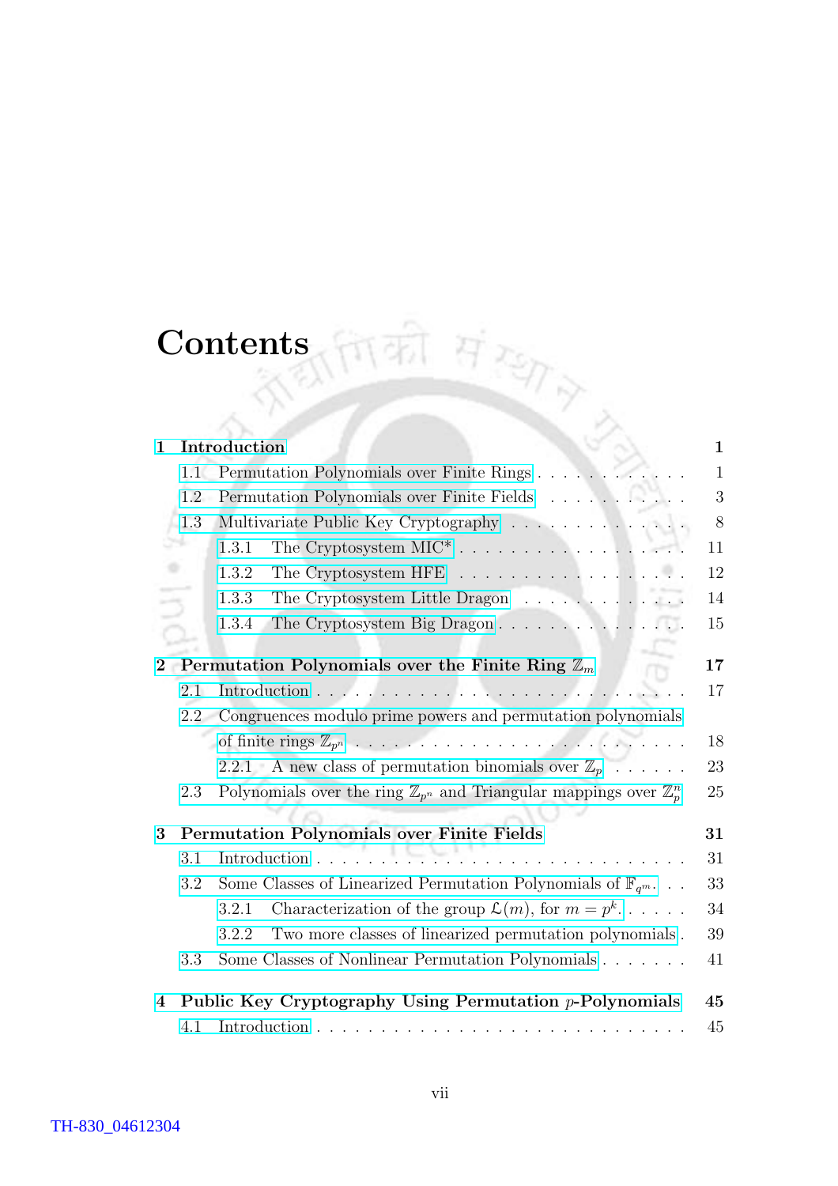# Contents

- **1 Introduction** — **1**
  - 1.1 Permutation Polynomials over Finite Rings — 1
  - 1.2 Permutation Polynomials over Finite Fields — 3
  - 1.3 Multivariate Public Key Cryptography — 8
    - 1.3.1 The Cryptosystem MIC* — 11
    - 1.3.2 The Cryptosystem HFE — 12
    - 1.3.3 The Cryptosystem Little Dragon — 14
    - 1.3.4 The Cryptosystem Big Dragon — 15
- **2 Permutation Polynomials over the Finite Ring $\mathbb{Z}_m$** — **17**
  - 2.1 Introduction — 17
  - 2.2 Congruences modulo prime powers and permutation polynomials of finite rings $\mathbb{Z}_{p^n}$ — 18
    - 2.2.1 A new class of permutation binomials over $\mathbb{Z}_p$ — 23
  - 2.3 Polynomials over the ring $\mathbb{Z}_{p^n}$ and Triangular mappings over $\mathbb{Z}_p^n$ — 25
- **3 Permutation Polynomials over Finite Fields** — **31**
  - 3.1 Introduction — 31
  - 3.2 Some Classes of Linearized Permutation Polynomials of $\mathbb{F}_{q^m}$ — 33
    - 3.2.1 Characterization of the group $\mathfrak{L}(m)$, for $m = p^k$ — 34
    - 3.2.2 Two more classes of linearized permutation polynomials — 39
  - 3.3 Some Classes of Nonlinear Permutation Polynomials — 41
- **4 Public Key Cryptography Using Permutation $p$-Polynomials** — **45**
  - 4.1 Introduction — 45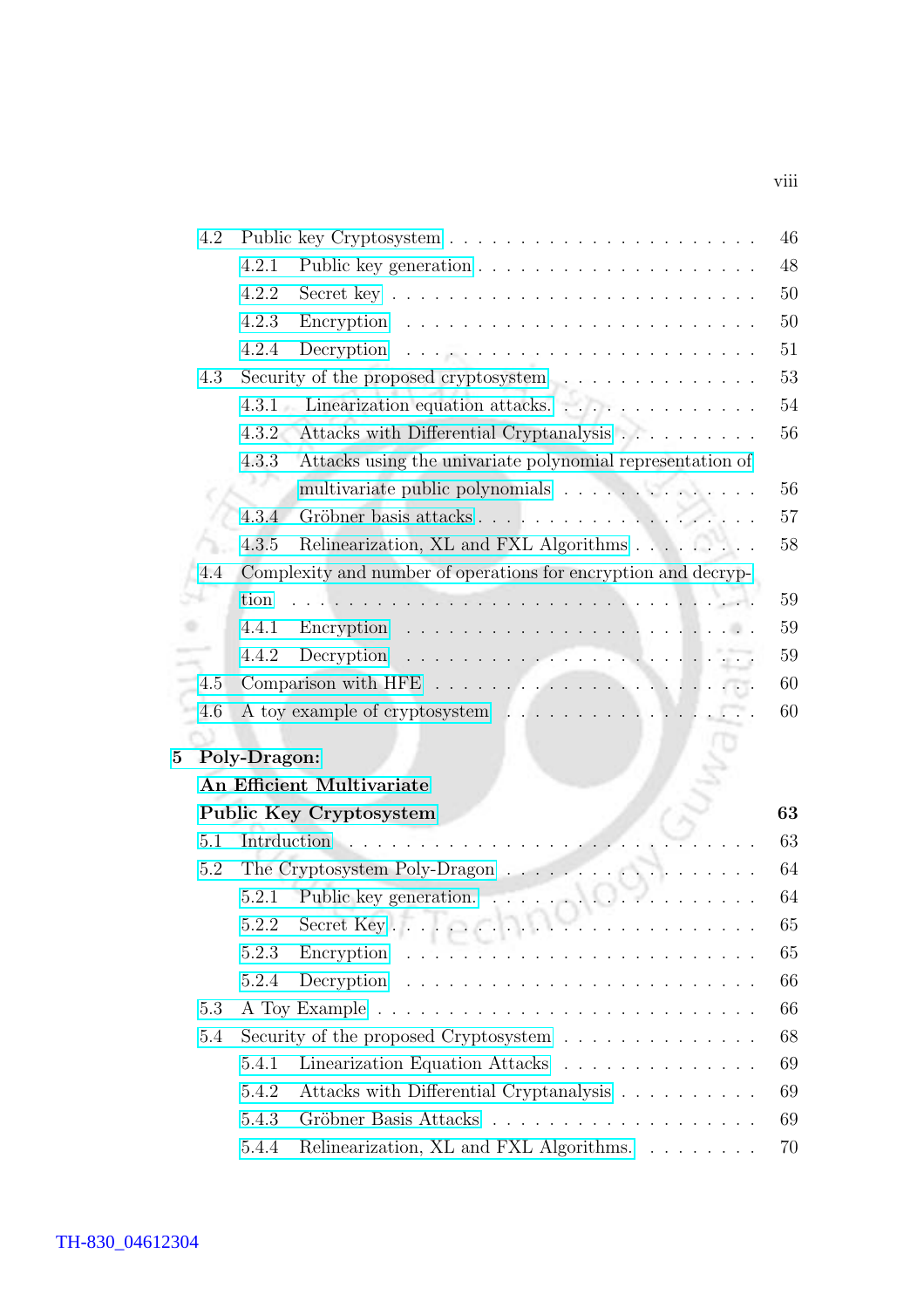4.2 Public key Cryptosystem . . . . . . . . . . . . . . . . . . . . 46
  4.2.1 Public key generation . . . . . . . . . . . . . . . . . . 48
  4.2.2 Secret key . . . . . . . . . . . . . . . . . . . . . . . 50
  4.2.3 Encryption . . . . . . . . . . . . . . . . . . . . . . . 50
  4.2.4 Decryption . . . . . . . . . . . . . . . . . . . . . . . 51
4.3 Security of the proposed cryptosystem . . . . . . . . . . . . . 53
  4.3.1 Linearization equation attacks. . . . . . . . . . . . . . 54
  4.3.2 Attacks with Differential Cryptanalysis . . . . . . . . . . 56
  4.3.3 Attacks using the univariate polynomial representation of multivariate public polynomials . . . . . . . . . . . . . 56
  4.3.4 Gröbner basis attacks . . . . . . . . . . . . . . . . . . 57
  4.3.5 Relinearization, XL and FXL Algorithms . . . . . . . . . 58
4.4 Complexity and number of operations for encryption and decryption . . . . . . . . . . . . . . . . . . . . . . . . . . . . . 59
  4.4.1 Encryption . . . . . . . . . . . . . . . . . . . . . . . 59
  4.4.2 Decryption . . . . . . . . . . . . . . . . . . . . . . . 59
4.5 Comparison with HFE . . . . . . . . . . . . . . . . . . . . . 60
4.6 A toy example of cryptosystem . . . . . . . . . . . . . . . . 60

**5 Poly-Dragon: An Efficient Multivariate Public Key Cryptosystem** **63**

5.1 Intrduction . . . . . . . . . . . . . . . . . . . . . . . . . . 63
5.2 The Cryptosystem Poly-Dragon . . . . . . . . . . . . . . . . 64
  5.2.1 Public key generation. . . . . . . . . . . . . . . . . . . 64
  5.2.2 Secret Key . . . . . . . . . . . . . . . . . . . . . . . 65
  5.2.3 Encryption . . . . . . . . . . . . . . . . . . . . . . . 65
  5.2.4 Decryption . . . . . . . . . . . . . . . . . . . . . . . 66
5.3 A Toy Example . . . . . . . . . . . . . . . . . . . . . . . . 66
5.4 Security of the proposed Cryptosystem . . . . . . . . . . . . . 68
  5.4.1 Linearization Equation Attacks . . . . . . . . . . . . . . 69
  5.4.2 Attacks with Differential Cryptanalysis . . . . . . . . . . 69
  5.4.3 Gröbner Basis Attacks . . . . . . . . . . . . . . . . . . 69
  5.4.4 Relinearization, XL and FXL Algorithms. . . . . . . . . . 70

TH-830_04612304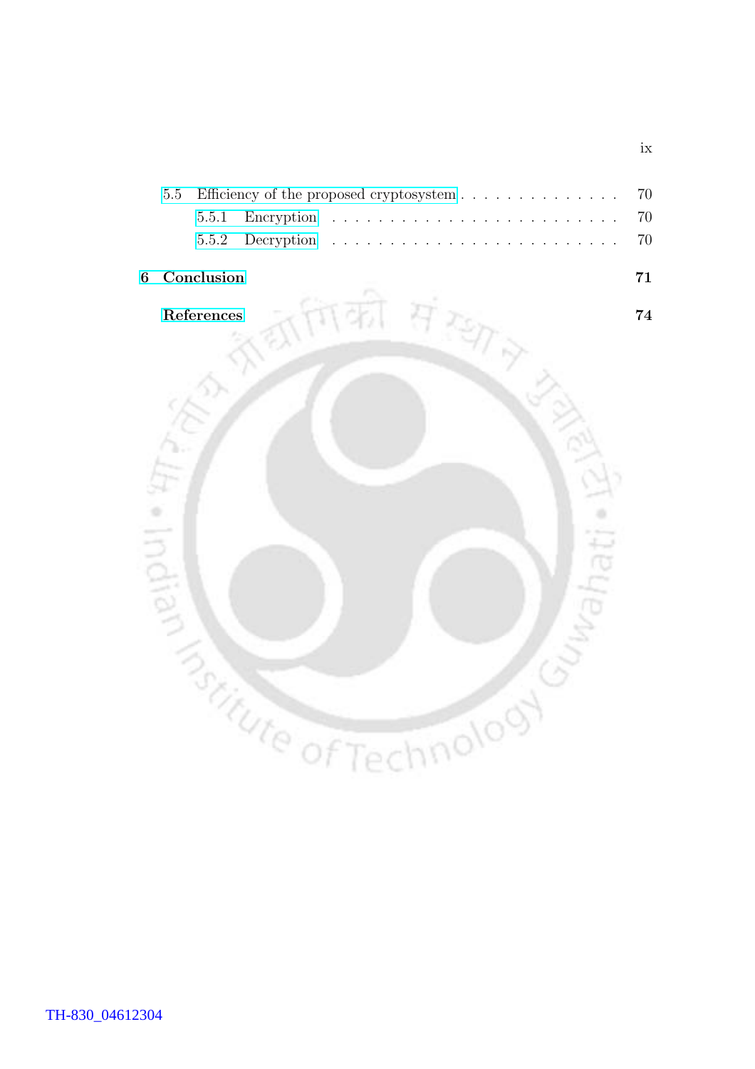5.5 Efficiency of the proposed cryptosystem . . . . . . . . . . . . . . 70

  5.5.1 Encryption . . . . . . . . . . . . . . . . . . . . . . . 70

  5.5.2 Decryption . . . . . . . . . . . . . . . . . . . . . . . 70

**6 Conclusion** **71**

**References** **74**

TH-830_04612304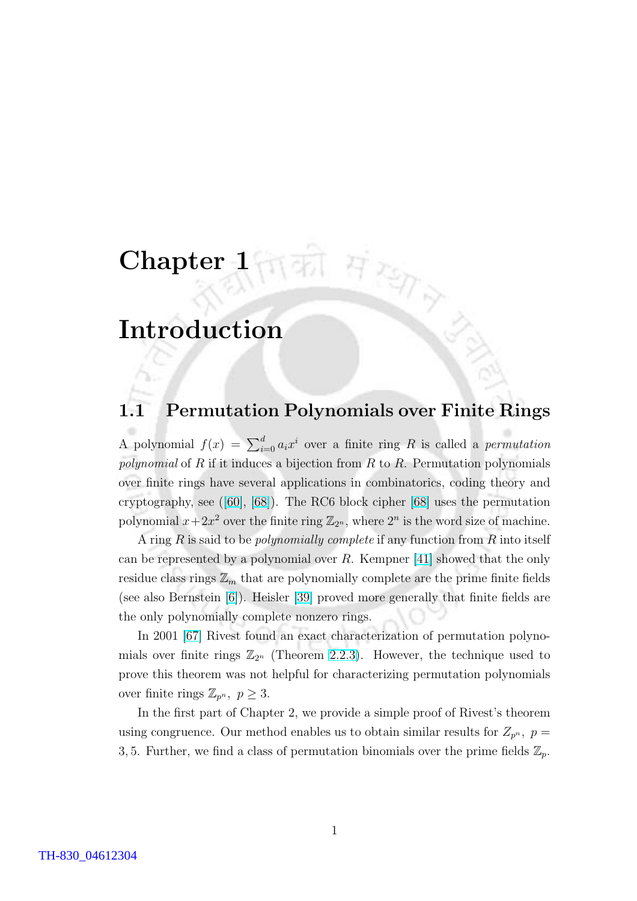# Chapter 1

# Introduction

## 1.1 Permutation Polynomials over Finite Rings

A polynomial $f(x) = \sum_{i=0}^{d} a_i x^i$ over a finite ring $R$ is called a *permutation polynomial* of $R$ if it induces a bijection from $R$ to $R$. Permutation polynomials over finite rings have several applications in combinatorics, coding theory and cryptography, see ([60], [68]). The RC6 block cipher [68] uses the permutation polynomial $x + 2x^2$ over the finite ring $\mathbb{Z}_{2^n}$, where $2^n$ is the word size of machine.

A ring $R$ is said to be *polynomially complete* if any function from $R$ into itself can be represented by a polynomial over $R$. Kempner [41] showed that the only residue class rings $\mathbb{Z}_m$ that are polynomially complete are the prime finite fields (see also Bernstein [6]). Heisler [39] proved more generally that finite fields are the only polynomially complete nonzero rings.

In 2001 [67] Rivest found an exact characterization of permutation polynomials over finite rings $\mathbb{Z}_{2^n}$ (Theorem 2.2.3). However, the technique used to prove this theorem was not helpful for characterizing permutation polynomials over finite rings $\mathbb{Z}_{p^n},\ p \geq 3$.

In the first part of Chapter 2, we provide a simple proof of Rivest's theorem using congruence. Our method enables us to obtain similar results for $Z_{p^n},\ p = 3, 5$. Further, we find a class of permutation binomials over the prime fields $\mathbb{Z}_p$.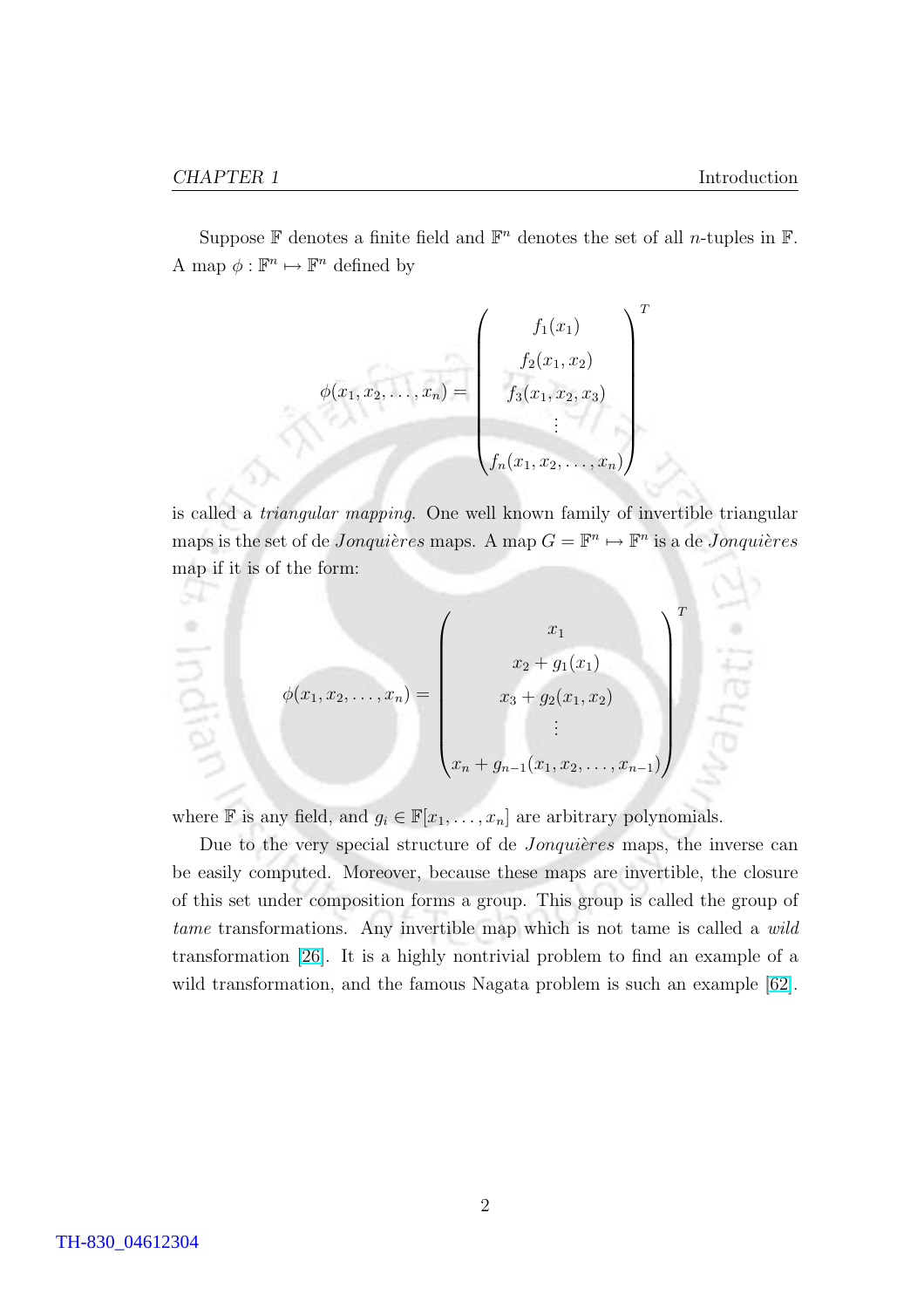Suppose $\mathbb{F}$ denotes a finite field and $\mathbb{F}^n$ denotes the set of all $n$-tuples in $\mathbb{F}$. A map $\phi : \mathbb{F}^n \mapsto \mathbb{F}^n$ defined by

$$
\phi(x_1, x_2, \ldots, x_n) = \begin{pmatrix} f_1(x_1) \\ f_2(x_1, x_2) \\ f_3(x_1, x_2, x_3) \\ \vdots \\ f_n(x_1, x_2, \ldots, x_n) \end{pmatrix}^T
$$

is called a *triangular mapping*. One well known family of invertible triangular maps is the set of de *Jonquières* maps. A map $G = \mathbb{F}^n \mapsto \mathbb{F}^n$ is a de *Jonquières* map if it is of the form:

$$
\phi(x_1, x_2, \ldots, x_n) = \begin{pmatrix} x_1 \\ x_2 + g_1(x_1) \\ x_3 + g_2(x_1, x_2) \\ \vdots \\ x_n + g_{n-1}(x_1, x_2, \ldots, x_{n-1}) \end{pmatrix}^T
$$

where $\mathbb{F}$ is any field, and $g_i \in \mathbb{F}[x_1, \ldots, x_n]$ are arbitrary polynomials.

Due to the very special structure of de *Jonquières* maps, the inverse can be easily computed. Moreover, because these maps are invertible, the closure of this set under composition forms a group. This group is called the group of *tame* transformations. Any invertible map which is not tame is called a *wild* transformation [26]. It is a highly nontrivial problem to find an example of a wild transformation, and the famous Nagata problem is such an example [62].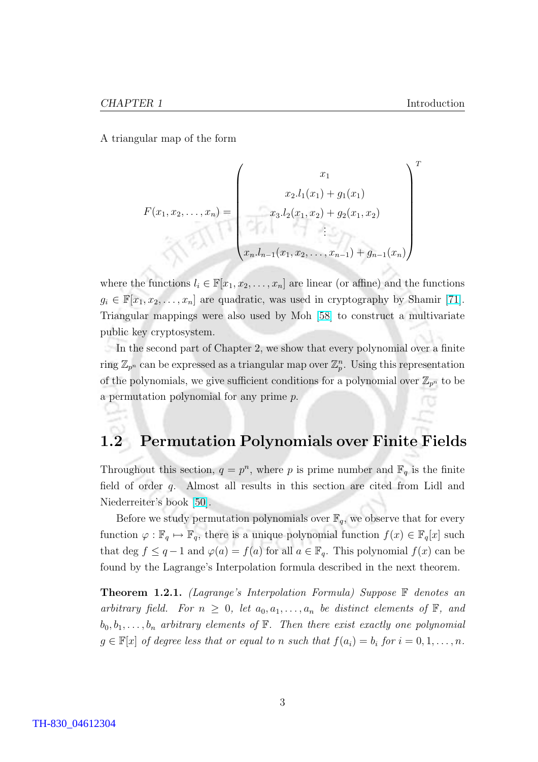A triangular map of the form

$$F(x_1, x_2, \ldots, x_n) = \begin{pmatrix} x_1 \\ x_2.l_1(x_1) + g_1(x_1) \\ x_3.l_2(x_1, x_2) + g_2(x_1, x_2) \\ \vdots \\ x_n.l_{n-1}(x_1, x_2, \ldots, x_{n-1}) + g_{n-1}(x_n) \end{pmatrix}^T$$

where the functions $l_i \in \mathbb{F}[x_1, x_2, \ldots, x_n]$ are linear (or affine) and the functions $g_i \in \mathbb{F}[x_1, x_2, \ldots, x_n]$ are quadratic, was used in cryptography by Shamir [71]. Triangular mappings were also used by Moh [58] to construct a multivariate public key cryptosystem.

In the second part of Chapter 2, we show that every polynomial over a finite ring $\mathbb{Z}_{p^n}$ can be expressed as a triangular map over $\mathbb{Z}_p^n$. Using this representation of the polynomials, we give sufficient conditions for a polynomial over $\mathbb{Z}_{p^n}$ to be a permutation polynomial for any prime $p$.

## 1.2 Permutation Polynomials over Finite Fields

Throughout this section, $q = p^n$, where $p$ is prime number and $\mathbb{F}_q$ is the finite field of order $q$. Almost all results in this section are cited from Lidl and Niederreiter's book [50].

Before we study permutation polynomials over $\mathbb{F}_q$, we observe that for every function $\varphi : \mathbb{F}_q \mapsto \mathbb{F}_q$, there is a unique polynomial function $f(x) \in \mathbb{F}_q[x]$ such that $\deg f \leq q-1$ and $\varphi(a) = f(a)$ for all $a \in \mathbb{F}_q$. This polynomial $f(x)$ can be found by the Lagrange's Interpolation formula described in the next theorem.

**Theorem 1.2.1.** *(Lagrange's Interpolation Formula) Suppose $\mathbb{F}$ denotes an arbitrary field. For $n \geq 0$, let $a_0, a_1, \ldots, a_n$ be distinct elements of $\mathbb{F}$, and $b_0, b_1, \ldots, b_n$ arbitrary elements of $\mathbb{F}$. Then there exist exactly one polynomial $g \in \mathbb{F}[x]$ of degree less that or equal to $n$ such that $f(a_i) = b_i$ for $i = 0, 1, \ldots, n$.*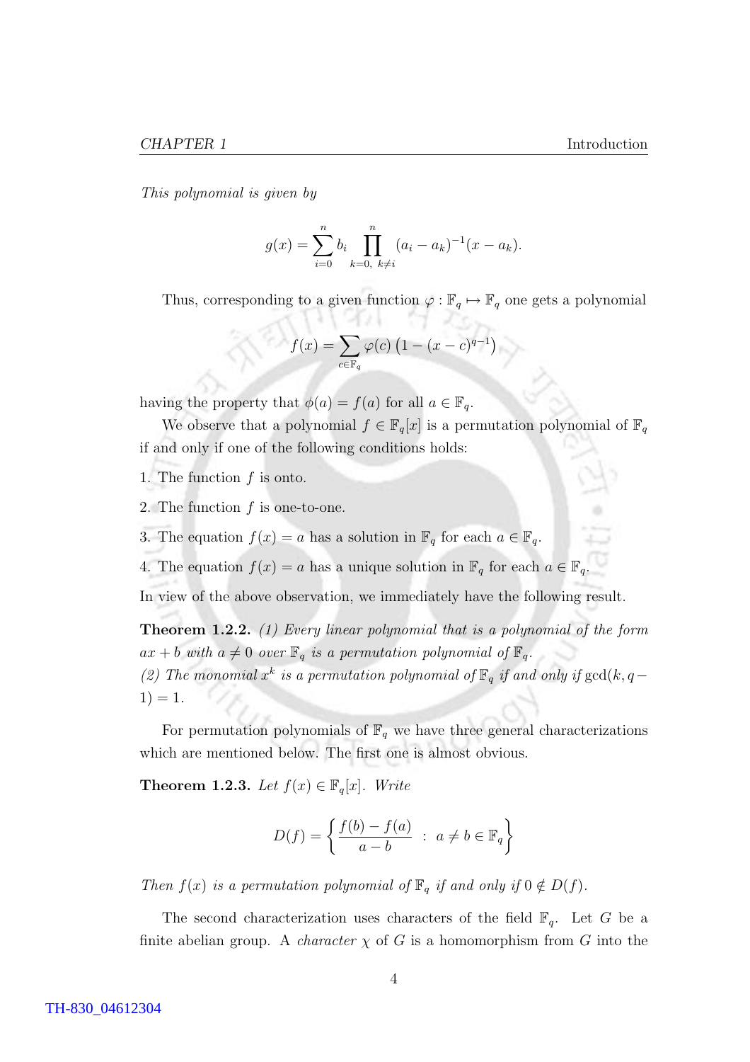*This polynomial is given by*

$$g(x) = \sum_{i=0}^{n} b_i \prod_{k=0,\ k\neq i}^{n} (a_i - a_k)^{-1}(x - a_k).$$

Thus, corresponding to a given function $\varphi : \mathbb{F}_q \mapsto \mathbb{F}_q$ one gets a polynomial

$$f(x) = \sum_{c\in\mathbb{F}_q} \varphi(c)\left(1 - (x-c)^{q-1}\right)$$

having the property that $\phi(a) = f(a)$ for all $a \in \mathbb{F}_q$.

We observe that a polynomial $f \in \mathbb{F}_q[x]$ is a permutation polynomial of $\mathbb{F}_q$ if and only if one of the following conditions holds:

1. The function $f$ is onto.
2. The function $f$ is one-to-one.
3. The equation $f(x) = a$ has a solution in $\mathbb{F}_q$ for each $a \in \mathbb{F}_q$.
4. The equation $f(x) = a$ has a unique solution in $\mathbb{F}_q$ for each $a \in \mathbb{F}_q$.

In view of the above observation, we immediately have the following result.

**Theorem 1.2.2.** *(1) Every linear polynomial that is a polynomial of the form $ax + b$ with $a \neq 0$ over $\mathbb{F}_q$ is a permutation polynomial of $\mathbb{F}_q$.*
*(2) The monomial $x^k$ is a permutation polynomial of $\mathbb{F}_q$ if and only if $\gcd(k, q-1) = 1$.*

For permutation polynomials of $\mathbb{F}_q$ we have three general characterizations which are mentioned below. The first one is almost obvious.

**Theorem 1.2.3.** *Let $f(x) \in \mathbb{F}_q[x]$. Write*

$$D(f) = \left\{ \frac{f(b) - f(a)}{a - b} \ : \ a \neq b \in \mathbb{F}_q \right\}$$

*Then $f(x)$ is a permutation polynomial of $\mathbb{F}_q$ if and only if $0 \notin D(f)$.*

The second characterization uses characters of the field $\mathbb{F}_q$. Let $G$ be a finite abelian group. A *character* $\chi$ of $G$ is a homomorphism from $G$ into the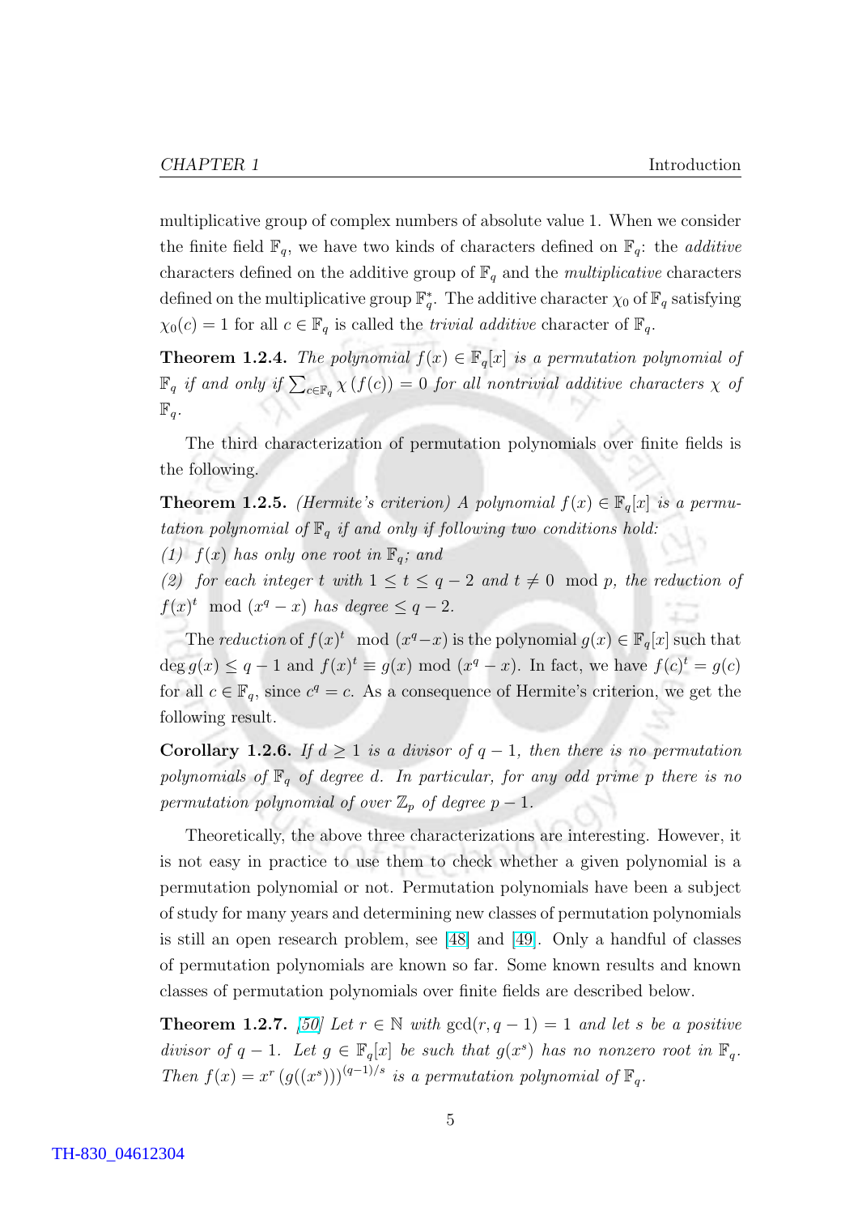multiplicative group of complex numbers of absolute value 1. When we consider the finite field $\mathbb{F}_q$, we have two kinds of characters defined on $\mathbb{F}_q$: the *additive* characters defined on the additive group of $\mathbb{F}_q$ and the *multiplicative* characters defined on the multiplicative group $\mathbb{F}_q^*$. The additive character $\chi_0$ of $\mathbb{F}_q$ satisfying $\chi_0(c) = 1$ for all $c \in \mathbb{F}_q$ is called the *trivial additive* character of $\mathbb{F}_q$.

**Theorem 1.2.4.** *The polynomial $f(x) \in \mathbb{F}_q[x]$ is a permutation polynomial of $\mathbb{F}_q$ if and only if $\sum_{c \in \mathbb{F}_q} \chi(f(c)) = 0$ for all nontrivial additive characters $\chi$ of $\mathbb{F}_q$.*

The third characterization of permutation polynomials over finite fields is the following.

**Theorem 1.2.5.** *(Hermite's criterion) A polynomial $f(x) \in \mathbb{F}_q[x]$ is a permutation polynomial of $\mathbb{F}_q$ if and only if following two conditions hold:*
*(1) $f(x)$ has only one root in $\mathbb{F}_q$; and*
*(2) for each integer $t$ with $1 \leq t \leq q-2$ and $t \not\equiv 0 \mod p$, the reduction of $f(x)^t \mod (x^q - x)$ has degree $\leq q-2$.*

The *reduction* of $f(x)^t \mod (x^q - x)$ is the polynomial $g(x) \in \mathbb{F}_q[x]$ such that $\deg g(x) \leq q-1$ and $f(x)^t \equiv g(x) \mod (x^q - x)$. In fact, we have $f(c)^t = g(c)$ for all $c \in \mathbb{F}_q$, since $c^q = c$. As a consequence of Hermite's criterion, we get the following result.

**Corollary 1.2.6.** *If $d \geq 1$ is a divisor of $q-1$, then there is no permutation polynomials of $\mathbb{F}_q$ of degree $d$. In particular, for any odd prime $p$ there is no permutation polynomial of over $\mathbb{Z}_p$ of degree $p-1$.*

Theoretically, the above three characterizations are interesting. However, it is not easy in practice to use them to check whether a given polynomial is a permutation polynomial or not. Permutation polynomials have been a subject of study for many years and determining new classes of permutation polynomials is still an open research problem, see [48] and [49]. Only a handful of classes of permutation polynomials are known so far. Some known results and known classes of permutation polynomials over finite fields are described below.

**Theorem 1.2.7.** *[50] Let $r \in \mathbb{N}$ with $\gcd(r, q-1) = 1$ and let $s$ be a positive divisor of $q-1$. Let $g \in \mathbb{F}_q[x]$ be such that $g(x^s)$ has no nonzero root in $\mathbb{F}_q$. Then $f(x) = x^r \left(g((x^s))\right)^{(q-1)/s}$ is a permutation polynomial of $\mathbb{F}_q$.*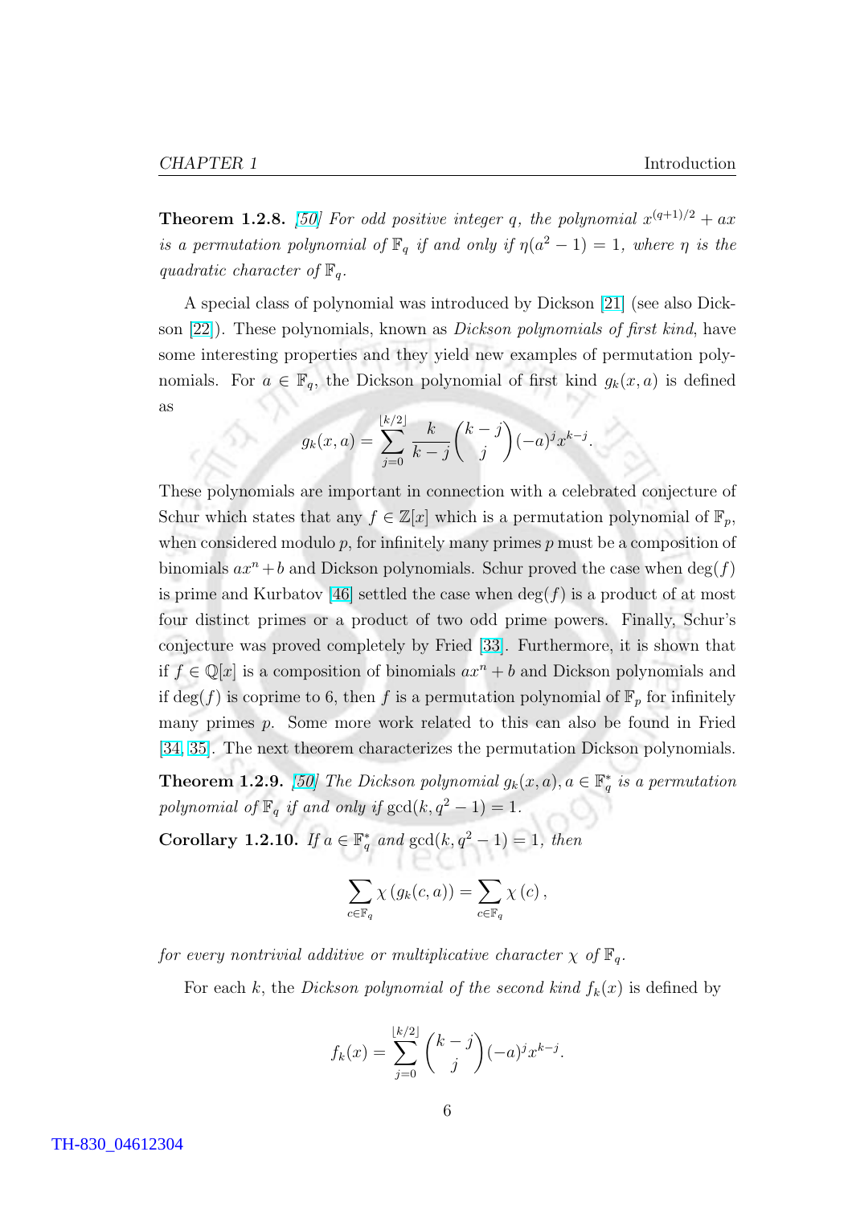**Theorem 1.2.8.** *[50] For odd positive integer $q$, the polynomial $x^{(q+1)/2} + ax$ is a permutation polynomial of $\mathbb{F}_q$ if and only if $\eta(a^2 - 1) = 1$, where $\eta$ is the quadratic character of $\mathbb{F}_q$.*

A special class of polynomial was introduced by Dickson [21] (see also Dickson [22]). These polynomials, known as *Dickson polynomials of first kind*, have some interesting properties and they yield new examples of permutation polynomials. For $a \in \mathbb{F}_q$, the Dickson polynomial of first kind $g_k(x, a)$ is defined as

$$g_k(x, a) = \sum_{j=0}^{\lfloor k/2 \rfloor} \frac{k}{k-j} \binom{k-j}{j} (-a)^j x^{k-j}.$$

These polynomials are important in connection with a celebrated conjecture of Schur which states that any $f \in \mathbb{Z}[x]$ which is a permutation polynomial of $\mathbb{F}_p$, when considered modulo $p$, for infinitely many primes $p$ must be a composition of binomials $ax^n + b$ and Dickson polynomials. Schur proved the case when $\deg(f)$ is prime and Kurbatov [46] settled the case when $\deg(f)$ is a product of at most four distinct primes or a product of two odd prime powers. Finally, Schur's conjecture was proved completely by Fried [33]. Furthermore, it is shown that if $f \in \mathbb{Q}[x]$ is a composition of binomials $ax^n + b$ and Dickson polynomials and if $\deg(f)$ is coprime to 6, then $f$ is a permutation polynomial of $\mathbb{F}_p$ for infinitely many primes $p$. Some more work related to this can also be found in Fried [34, 35]. The next theorem characterizes the permutation Dickson polynomials.

**Theorem 1.2.9.** *[50] The Dickson polynomial $g_k(x, a), a \in \mathbb{F}_q^*$ is a permutation polynomial of $\mathbb{F}_q$ if and only if $\gcd(k, q^2 - 1) = 1$.*

**Corollary 1.2.10.** *If $a \in \mathbb{F}_q^*$ and $\gcd(k, q^2 - 1) = 1$, then*

$$\sum_{c \in \mathbb{F}_q} \chi\left(g_k(c, a)\right) = \sum_{c \in \mathbb{F}_q} \chi\left(c\right),$$

*for every nontrivial additive or multiplicative character $\chi$ of $\mathbb{F}_q$.*

For each $k$, the *Dickson polynomial of the second kind* $f_k(x)$ is defined by

$$f_k(x) = \sum_{j=0}^{\lfloor k/2 \rfloor} \binom{k-j}{j} (-a)^j x^{k-j}.$$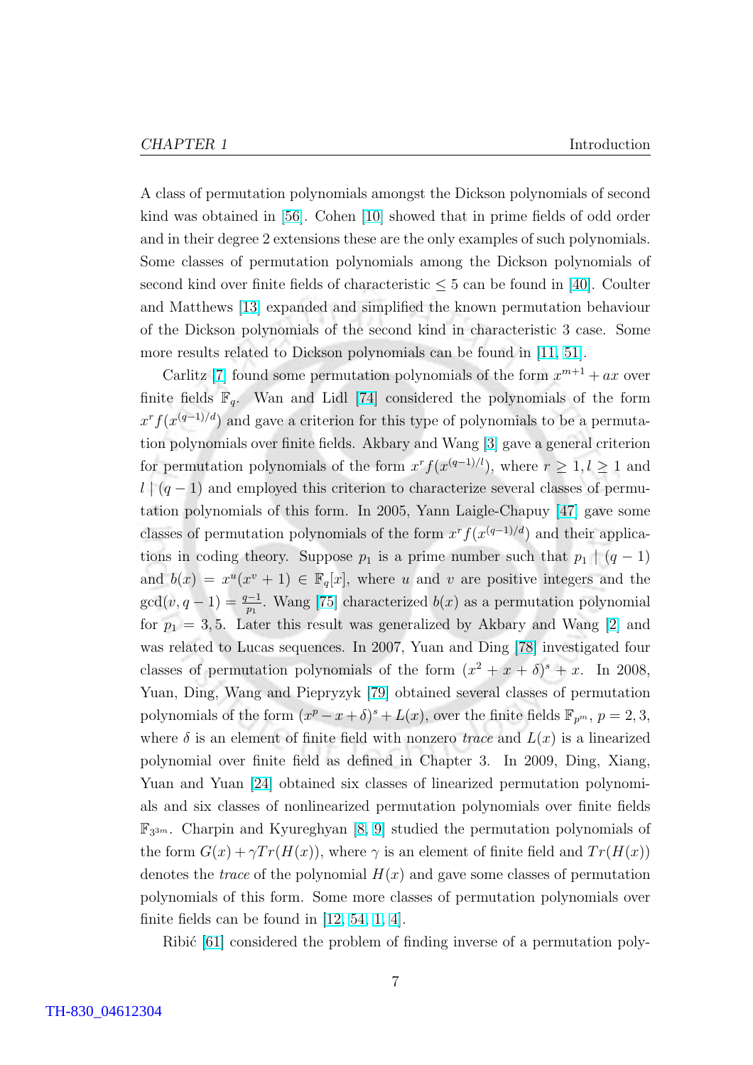A class of permutation polynomials amongst the Dickson polynomials of second kind was obtained in [56]. Cohen [10] showed that in prime fields of odd order and in their degree 2 extensions these are the only examples of such polynomials. Some classes of permutation polynomials among the Dickson polynomials of second kind over finite fields of characteristic $\leq 5$ can be found in [40]. Coulter and Matthews [13] expanded and simplified the known permutation behaviour of the Dickson polynomials of the second kind in characteristic 3 case. Some more results related to Dickson polynomials can be found in [11, 51].

Carlitz [7] found some permutation polynomials of the form $x^{m+1} + ax$ over finite fields $\mathbb{F}_q$. Wan and Lidl [74] considered the polynomials of the form $x^r f(x^{(q-1)/d})$ and gave a criterion for this type of polynomials to be a permutation polynomials over finite fields. Akbary and Wang [3] gave a general criterion for permutation polynomials of the form $x^r f(x^{(q-1)/l})$, where $r \geq 1, l \geq 1$ and $l \mid (q-1)$ and employed this criterion to characterize several classes of permutation polynomials of this form. In 2005, Yann Laigle-Chapuy [47] gave some classes of permutation polynomials of the form $x^r f(x^{(q-1)/d})$ and their applications in coding theory. Suppose $p_1$ is a prime number such that $p_1 \mid (q-1)$ and $b(x) = x^u(x^v + 1) \in \mathbb{F}_q[x]$, where $u$ and $v$ are positive integers and the $\gcd(v, q-1) = \frac{q-1}{p_1}$. Wang [75] characterized $b(x)$ as a permutation polynomial for $p_1 = 3, 5$. Later this result was generalized by Akbary and Wang [2] and was related to Lucas sequences. In 2007, Yuan and Ding [78] investigated four classes of permutation polynomials of the form $(x^2 + x + \delta)^s + x$. In 2008, Yuan, Ding, Wang and Pieprzyk [79] obtained several classes of permutation polynomials of the form $(x^p - x + \delta)^s + L(x)$, over the finite fields $\mathbb{F}_{p^m}$, $p = 2, 3$, where $\delta$ is an element of finite field with nonzero *trace* and $L(x)$ is a linearized polynomial over finite field as defined in Chapter 3. In 2009, Ding, Xiang, Yuan and Yuan [24] obtained six classes of linearized permutation polynomials and six classes of nonlinearized permutation polynomials over finite fields $\mathbb{F}_{3^{3m}}$. Charpin and Kyureghyan [8, 9] studied the permutation polynomials of the form $G(x) + \gamma Tr(H(x))$, where $\gamma$ is an element of finite field and $Tr(H(x))$ denotes the *trace* of the polynomial $H(x)$ and gave some classes of permutation polynomials of this form. Some more classes of permutation polynomials over finite fields can be found in [12, 54, 1, 4].

Ribić [61] considered the problem of finding inverse of a permutation poly-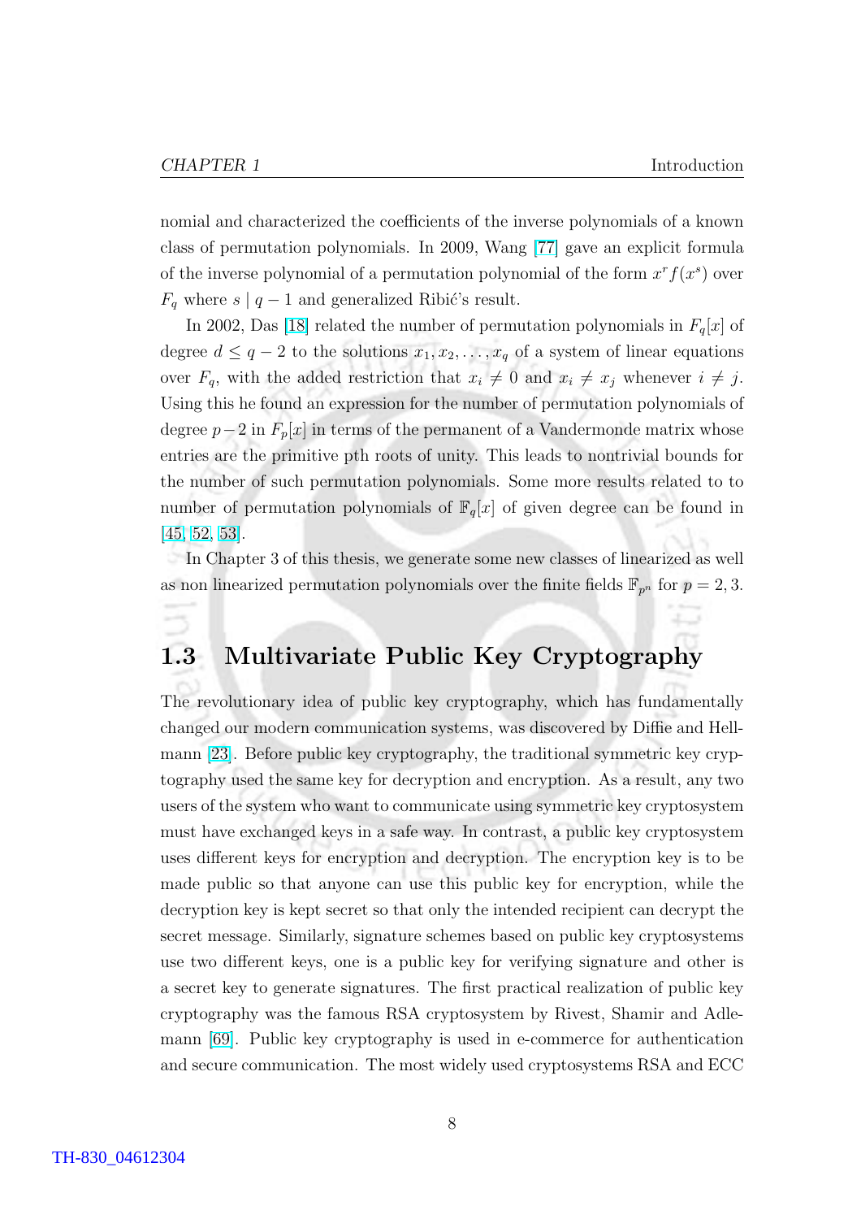nomial and characterized the coefficients of the inverse polynomials of a known class of permutation polynomials. In 2009, Wang [77] gave an explicit formula of the inverse polynomial of a permutation polynomial of the form $x^r f(x^s)$ over $F_q$ where $s \mid q-1$ and generalized Ribić's result.

In 2002, Das [18] related the number of permutation polynomials in $F_q[x]$ of degree $d \leq q-2$ to the solutions $x_1, x_2, \ldots, x_q$ of a system of linear equations over $F_q$, with the added restriction that $x_i \neq 0$ and $x_i \neq x_j$ whenever $i \neq j$. Using this he found an expression for the number of permutation polynomials of degree $p-2$ in $F_p[x]$ in terms of the permanent of a Vandermonde matrix whose entries are the primitive pth roots of unity. This leads to nontrivial bounds for the number of such permutation polynomials. Some more results related to to number of permutation polynomials of $\mathbb{F}_q[x]$ of given degree can be found in [45, 52, 53].

In Chapter 3 of this thesis, we generate some new classes of linearized as well as non linearized permutation polynomials over the finite fields $\mathbb{F}_{p^n}$ for $p = 2, 3$.

## 1.3 Multivariate Public Key Cryptography

The revolutionary idea of public key cryptography, which has fundamentally changed our modern communication systems, was discovered by Diffie and Hellmann [23]. Before public key cryptography, the traditional symmetric key cryptography used the same key for decryption and encryption. As a result, any two users of the system who want to communicate using symmetric key cryptosystem must have exchanged keys in a safe way. In contrast, a public key cryptosystem uses different keys for encryption and decryption. The encryption key is to be made public so that anyone can use this public key for encryption, while the decryption key is kept secret so that only the intended recipient can decrypt the secret message. Similarly, signature schemes based on public key cryptosystems use two different keys, one is a public key for verifying signature and other is a secret key to generate signatures. The first practical realization of public key cryptography was the famous RSA cryptosystem by Rivest, Shamir and Adlemann [69]. Public key cryptography is used in e-commerce for authentication and secure communication. The most widely used cryptosystems RSA and ECC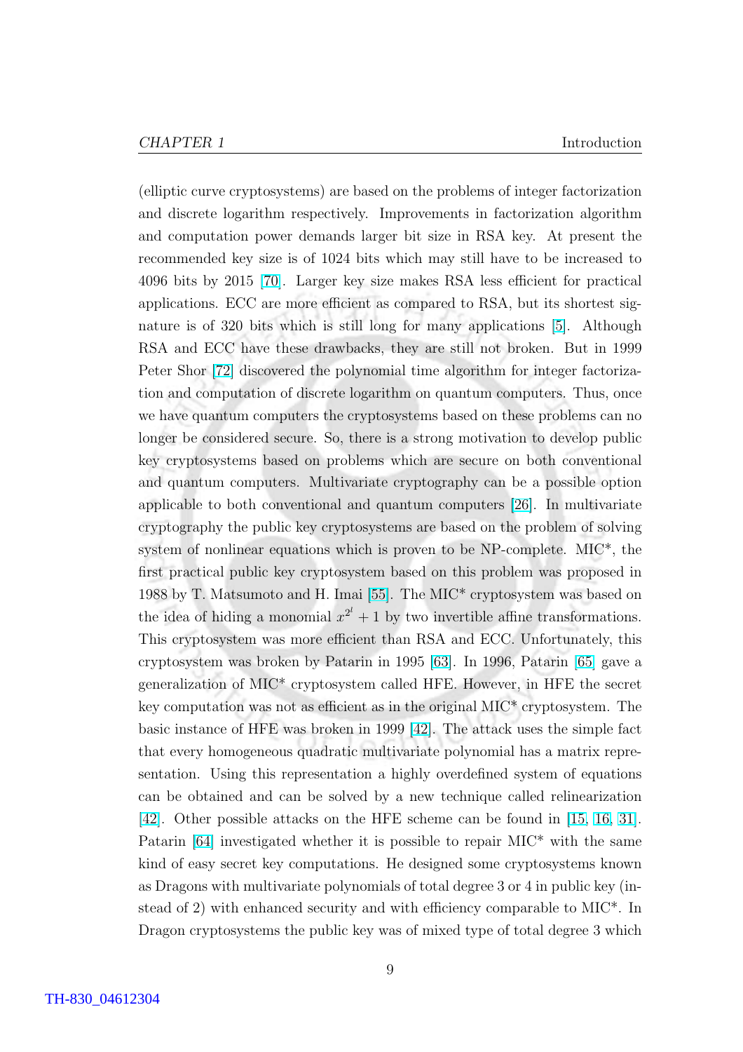(elliptic curve cryptosystems) are based on the problems of integer factorization and discrete logarithm respectively. Improvements in factorization algorithm and computation power demands larger bit size in RSA key. At present the recommended key size is of 1024 bits which may still have to be increased to 4096 bits by 2015 [70]. Larger key size makes RSA less efficient for practical applications. ECC are more efficient as compared to RSA, but its shortest signature is of 320 bits which is still long for many applications [5]. Although RSA and ECC have these drawbacks, they are still not broken. But in 1999 Peter Shor [72] discovered the polynomial time algorithm for integer factorization and computation of discrete logarithm on quantum computers. Thus, once we have quantum computers the cryptosystems based on these problems can no longer be considered secure. So, there is a strong motivation to develop public key cryptosystems based on problems which are secure on both conventional and quantum computers. Multivariate cryptography can be a possible option applicable to both conventional and quantum computers [26]. In multivariate cryptography the public key cryptosystems are based on the problem of solving system of nonlinear equations which is proven to be NP-complete. MIC*, the first practical public key cryptosystem based on this problem was proposed in 1988 by T. Matsumoto and H. Imai [55]. The MIC* cryptosystem was based on the idea of hiding a monomial $x^{2^l} + 1$ by two invertible affine transformations. This cryptosystem was more efficient than RSA and ECC. Unfortunately, this cryptosystem was broken by Patarin in 1995 [63]. In 1996, Patarin [65] gave a generalization of MIC* cryptosystem called HFE. However, in HFE the secret key computation was not as efficient as in the original MIC* cryptosystem. The basic instance of HFE was broken in 1999 [42]. The attack uses the simple fact that every homogeneous quadratic multivariate polynomial has a matrix representation. Using this representation a highly overdefined system of equations can be obtained and can be solved by a new technique called relinearization [42]. Other possible attacks on the HFE scheme can be found in [15, 16, 31]. Patarin [64] investigated whether it is possible to repair MIC* with the same kind of easy secret key computations. He designed some cryptosystems known as Dragons with multivariate polynomials of total degree 3 or 4 in public key (instead of 2) with enhanced security and with efficiency comparable to MIC*. In Dragon cryptosystems the public key was of mixed type of total degree 3 which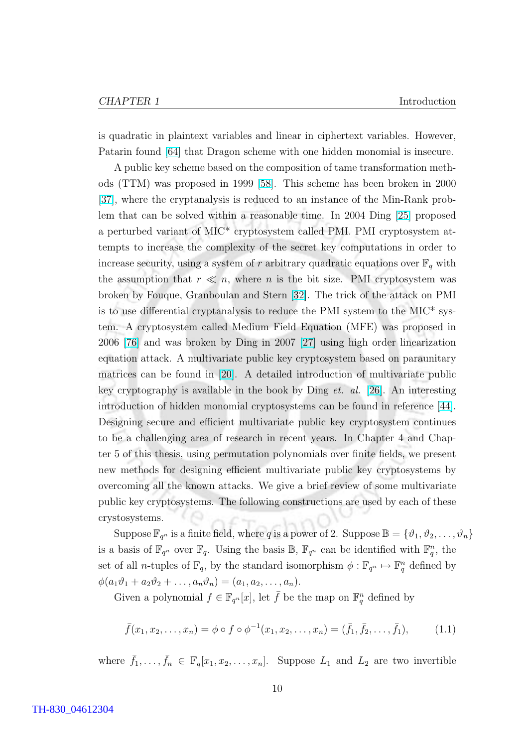is quadratic in plaintext variables and linear in ciphertext variables. However, Patarin found [64] that Dragon scheme with one hidden monomial is insecure.

A public key scheme based on the composition of tame transformation methods (TTM) was proposed in 1999 [58]. This scheme has been broken in 2000 [37], where the cryptanalysis is reduced to an instance of the Min-Rank problem that can be solved within a reasonable time. In 2004 Ding [25] proposed a perturbed variant of MIC* cryptosystem called PMI. PMI cryptosystem attempts to increase the complexity of the secret key computations in order to increase security, using a system of $r$ arbitrary quadratic equations over $\mathbb{F}_q$ with the assumption that $r \ll n$, where $n$ is the bit size. PMI cryptosystem was broken by Fouque, Granboulan and Stern [32]. The trick of the attack on PMI is to use differential cryptanalysis to reduce the PMI system to the MIC* system. A cryptosystem called Medium Field Equation (MFE) was proposed in 2006 [76] and was broken by Ding in 2007 [27] using high order linearization equation attack. A multivariate public key cryptosystem based on paraunitary matrices can be found in [20]. A detailed introduction of multivariate public key cryptography is available in the book by Ding *et. al.* [26]. An interesting introduction of hidden monomial cryptosystems can be found in reference [44]. Designing secure and efficient multivariate public key cryptosystem continues to be a challenging area of research in recent years. In Chapter 4 and Chapter 5 of this thesis, using permutation polynomials over finite fields, we present new methods for designing efficient multivariate public key cryptosystems by overcoming all the known attacks. We give a brief review of some multivariate public key cryptosystems. The following constructions are used by each of these crystosystems.

Suppose $\mathbb{F}_{q^n}$ is a finite field, where $q$ is a power of 2. Suppose $\mathbb{B} = \{\vartheta_1, \vartheta_2, \ldots, \vartheta_n\}$ is a basis of $\mathbb{F}_{q^n}$ over $\mathbb{F}_q$. Using the basis $\mathbb{B}$, $\mathbb{F}_{q^n}$ can be identified with $\mathbb{F}_q^n$, the set of all $n$-tuples of $\mathbb{F}_q$, by the standard isomorphism $\phi : \mathbb{F}_{q^n} \mapsto \mathbb{F}_q^n$ defined by $\phi(a_1\vartheta_1 + a_2\vartheta_2 + \ldots, a_n\vartheta_n) = (a_1, a_2, \ldots, a_n)$.

Given a polynomial $f \in \mathbb{F}_{q^n}[x]$, let $\bar{f}$ be the map on $\mathbb{F}_q^n$ defined by

$$\bar{f}(x_1, x_2, \ldots, x_n) = \phi \circ f \circ \phi^{-1}(x_1, x_2, \ldots, x_n) = (\bar{f}_1, \bar{f}_2, \ldots, \bar{f}_1), \tag{1.1}$$

where $\bar{f}_1, \ldots, \bar{f}_n \in \mathbb{F}_q[x_1, x_2, \ldots, x_n]$. Suppose $L_1$ and $L_2$ are two invertible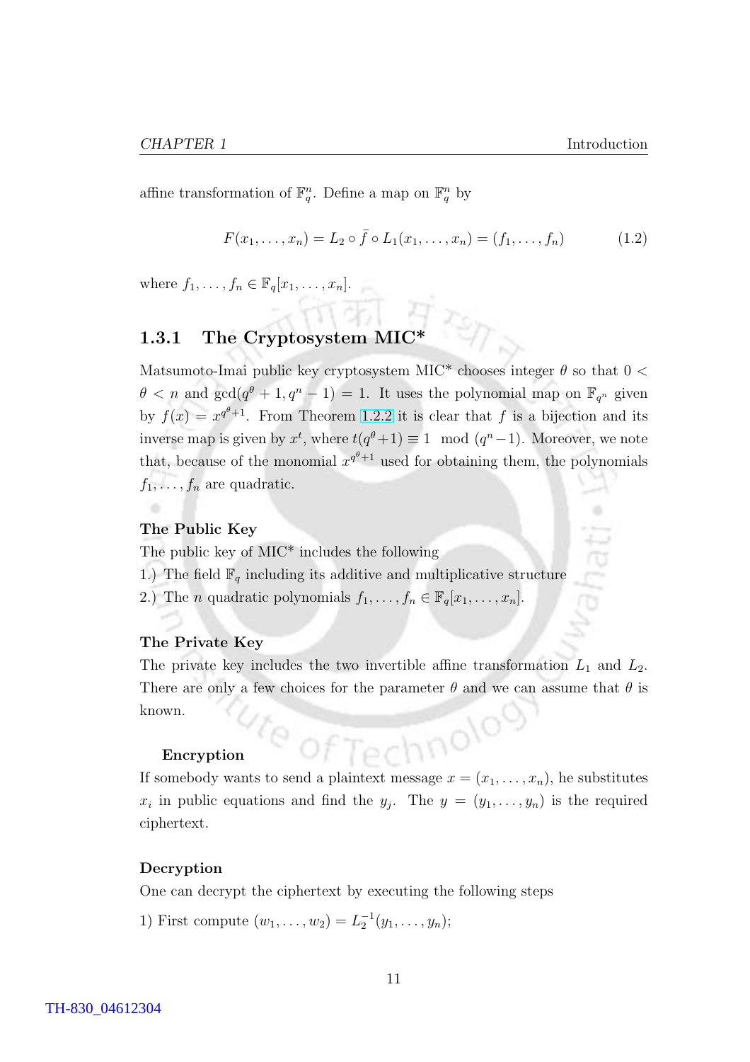affine transformation of $\mathbb{F}_q^n$. Define a map on $\mathbb{F}_q^n$ by

$$F(x_1, \ldots, x_n) = L_2 \circ \bar{f} \circ L_1(x_1, \ldots, x_n) = (f_1, \ldots, f_n) \tag{1.2}$$

where $f_1, \ldots, f_n \in \mathbb{F}_q[x_1, \ldots, x_n]$.

### 1.3.1 The Cryptosystem MIC*

Matsumoto-Imai public key cryptosystem MIC* chooses integer $\theta$ so that $0 < \theta < n$ and $\gcd(q^\theta + 1, q^n - 1) = 1$. It uses the polynomial map on $\mathbb{F}_{q^n}$ given by $f(x) = x^{q^\theta+1}$. From Theorem 1.2.2 it is clear that $f$ is a bijection and its inverse map is given by $x^t$, where $t(q^\theta+1) \equiv 1 \mod (q^n-1)$. Moreover, we note that, because of the monomial $x^{q^\theta+1}$ used for obtaining them, the polynomials $f_1, \ldots, f_n$ are quadratic.

#### The Public Key

The public key of MIC* includes the following

1.) The field $\mathbb{F}_q$ including its additive and multiplicative structure

2.) The $n$ quadratic polynomials $f_1, \ldots, f_n \in \mathbb{F}_q[x_1, \ldots, x_n]$.

#### The Private Key

The private key includes the two invertible affine transformation $L_1$ and $L_2$. There are only a few choices for the parameter $\theta$ and we can assume that $\theta$ is known.

#### Encryption

If somebody wants to send a plaintext message $x = (x_1, \ldots, x_n)$, he substitutes $x_i$ in public equations and find the $y_j$. The $y = (y_1, \ldots, y_n)$ is the required ciphertext.

#### Decryption

One can decrypt the ciphertext by executing the following steps

1) First compute $(w_1, \ldots, w_2) = L_2^{-1}(y_1, \ldots, y_n)$;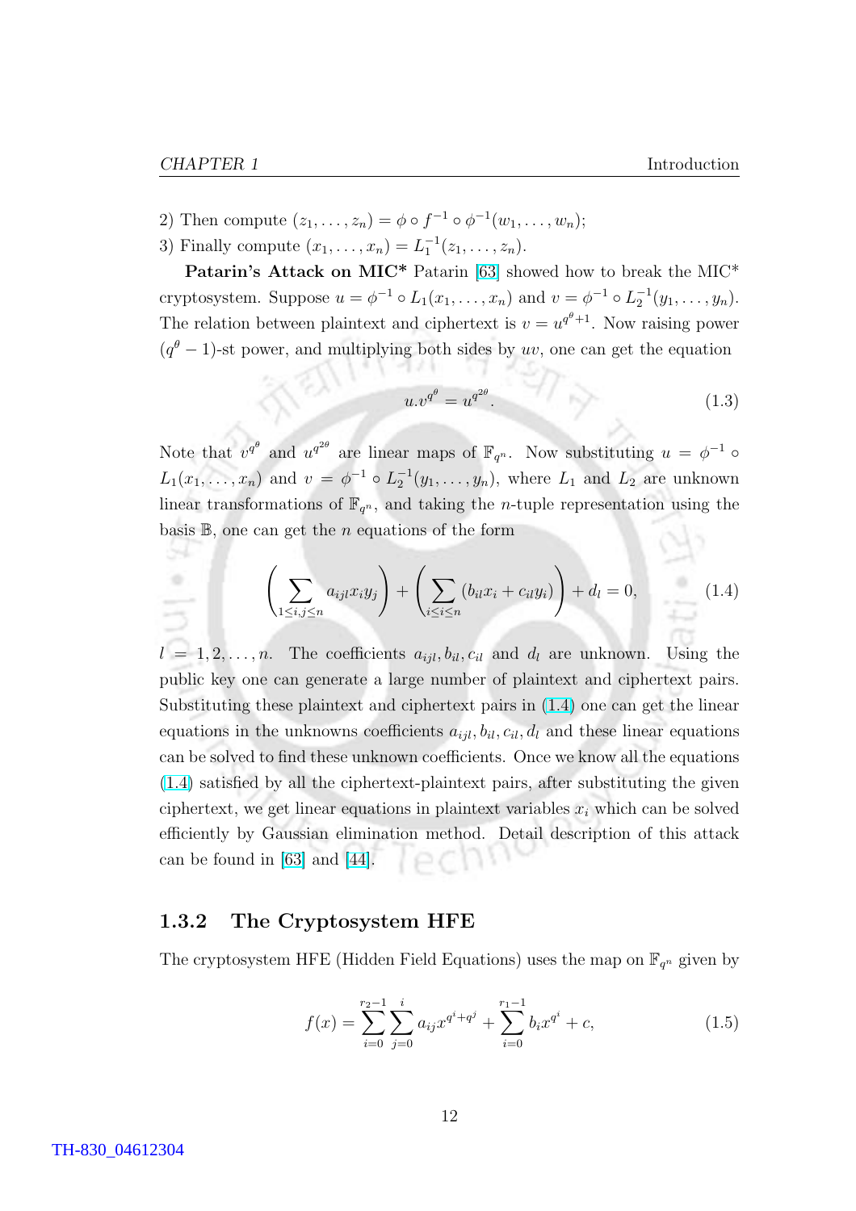2) Then compute $(z_1, \ldots, z_n) = \phi \circ f^{-1} \circ \phi^{-1}(w_1, \ldots, w_n)$;

3) Finally compute $(x_1, \ldots, x_n) = L_1^{-1}(z_1, \ldots, z_n)$.

**Patarin's Attack on MIC*** Patarin [63] showed how to break the MIC* cryptosystem. Suppose $u = \phi^{-1} \circ L_1(x_1, \ldots, x_n)$ and $v = \phi^{-1} \circ L_2^{-1}(y_1, \ldots, y_n)$. The relation between plaintext and ciphertext is $v = u^{q^\theta+1}$. Now raising power $(q^\theta - 1)$-st power, and multiplying both sides by $uv$, one can get the equation

$$u.v^{q^\theta} = u^{q^{2\theta}}. \tag{1.3}$$

Note that $v^{q^\theta}$ and $u^{q^{2\theta}}$ are linear maps of $\mathbb{F}_{q^n}$. Now substituting $u = \phi^{-1} \circ L_1(x_1, \ldots, x_n)$ and $v = \phi^{-1} \circ L_2^{-1}(y_1, \ldots, y_n)$, where $L_1$ and $L_2$ are unknown linear transformations of $\mathbb{F}_{q^n}$, and taking the $n$-tuple representation using the basis $\mathbb{B}$, one can get the $n$ equations of the form

$$\left( \sum_{1 \le i,j \le n} a_{ijl} x_i y_j \right) + \left( \sum_{i \le i \le n} (b_{il} x_i + c_{il} y_i) \right) + d_l = 0, \tag{1.4}$$

$l = 1, 2, \ldots, n$. The coefficients $a_{ijl}, b_{il}, c_{il}$ and $d_l$ are unknown. Using the public key one can generate a large number of plaintext and ciphertext pairs. Substituting these plaintext and ciphertext pairs in (1.4) one can get the linear equations in the unknowns coefficients $a_{ijl}, b_{il}, c_{il}, d_l$ and these linear equations can be solved to find these unknown coefficients. Once we know all the equations (1.4) satisfied by all the ciphertext-plaintext pairs, after substituting the given ciphertext, we get linear equations in plaintext variables $x_i$ which can be solved efficiently by Gaussian elimination method. Detail description of this attack can be found in [63] and [44].

### 1.3.2 The Cryptosystem HFE

The cryptosystem HFE (Hidden Field Equations) uses the map on $\mathbb{F}_{q^n}$ given by

$$f(x) = \sum_{i=0}^{r_2-1} \sum_{j=0}^{i} a_{ij} x^{q^i + q^j} + \sum_{i=0}^{r_1-1} b_i x^{q^i} + c, \tag{1.5}$$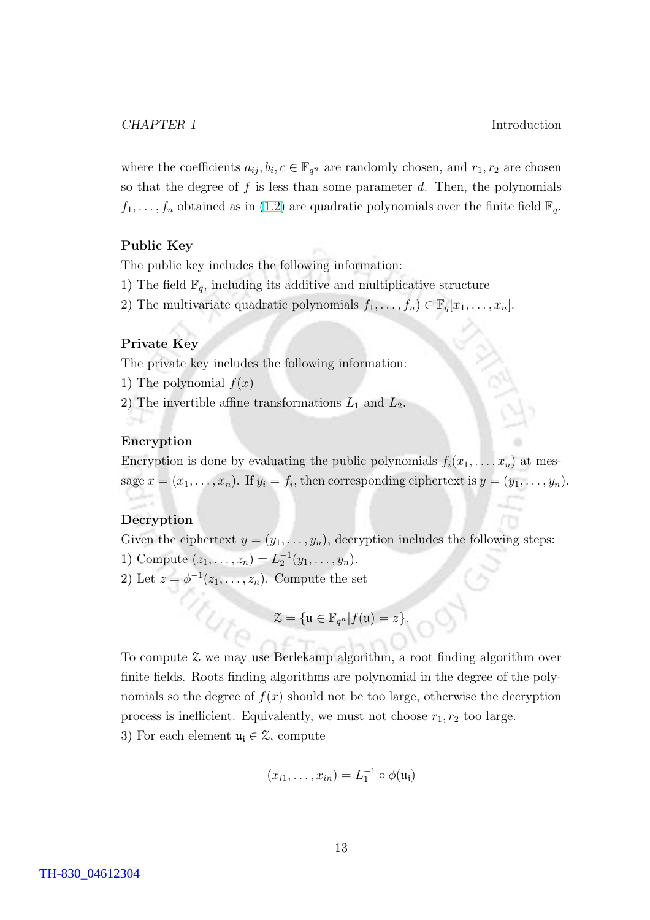where the coefficients $a_{ij}, b_i, c \in \mathbb{F}_{q^n}$ are randomly chosen, and $r_1, r_2$ are chosen so that the degree of $f$ is less than some parameter $d$. Then, the polynomials $f_1, \ldots, f_n$ obtained as in (1.2) are quadratic polynomials over the finite field $\mathbb{F}_q$.

**Public Key**

The public key includes the following information:

1) The field $\mathbb{F}_q$, including its additive and multiplicative structure

2) The multivariate quadratic polynomials $f_1, \ldots, f_n) \in \mathbb{F}_q[x_1, \ldots, x_n]$.

**Private Key**

The private key includes the following information:

1) The polynomial $f(x)$

2) The invertible affine transformations $L_1$ and $L_2$.

**Encryption**

Encryption is done by evaluating the public polynomials $f_i(x_1, \ldots, x_n)$ at message $x = (x_1, \ldots, x_n)$. If $y_i = f_i$, then corresponding ciphertext is $y = (y_1, \ldots, y_n)$.

**Decryption**

Given the ciphertext $y = (y_1, \ldots, y_n)$, decryption includes the following steps:

1) Compute $(z_1, \ldots, z_n) = L_2^{-1}(y_1, \ldots, y_n)$.

2) Let $z = \phi^{-1}(z_1, \ldots, z_n)$. Compute the set

$$\mathfrak{Z} = \{\mathfrak{u} \in \mathbb{F}_{q^n} | f(\mathfrak{u}) = z\}.$$

To compute $\mathfrak{Z}$ we may use Berlekamp algorithm, a root finding algorithm over finite fields. Roots finding algorithms are polynomial in the degree of the polynomials so the degree of $f(x)$ should not be too large, otherwise the decryption process is inefficient. Equivalently, we must not choose $r_1, r_2$ too large.

3) For each element $\mathfrak{u}_\mathfrak{i} \in \mathfrak{Z}$, compute

$$(x_{i1}, \ldots, x_{in}) = L_1^{-1} \circ \phi(\mathfrak{u}_\mathfrak{i})$$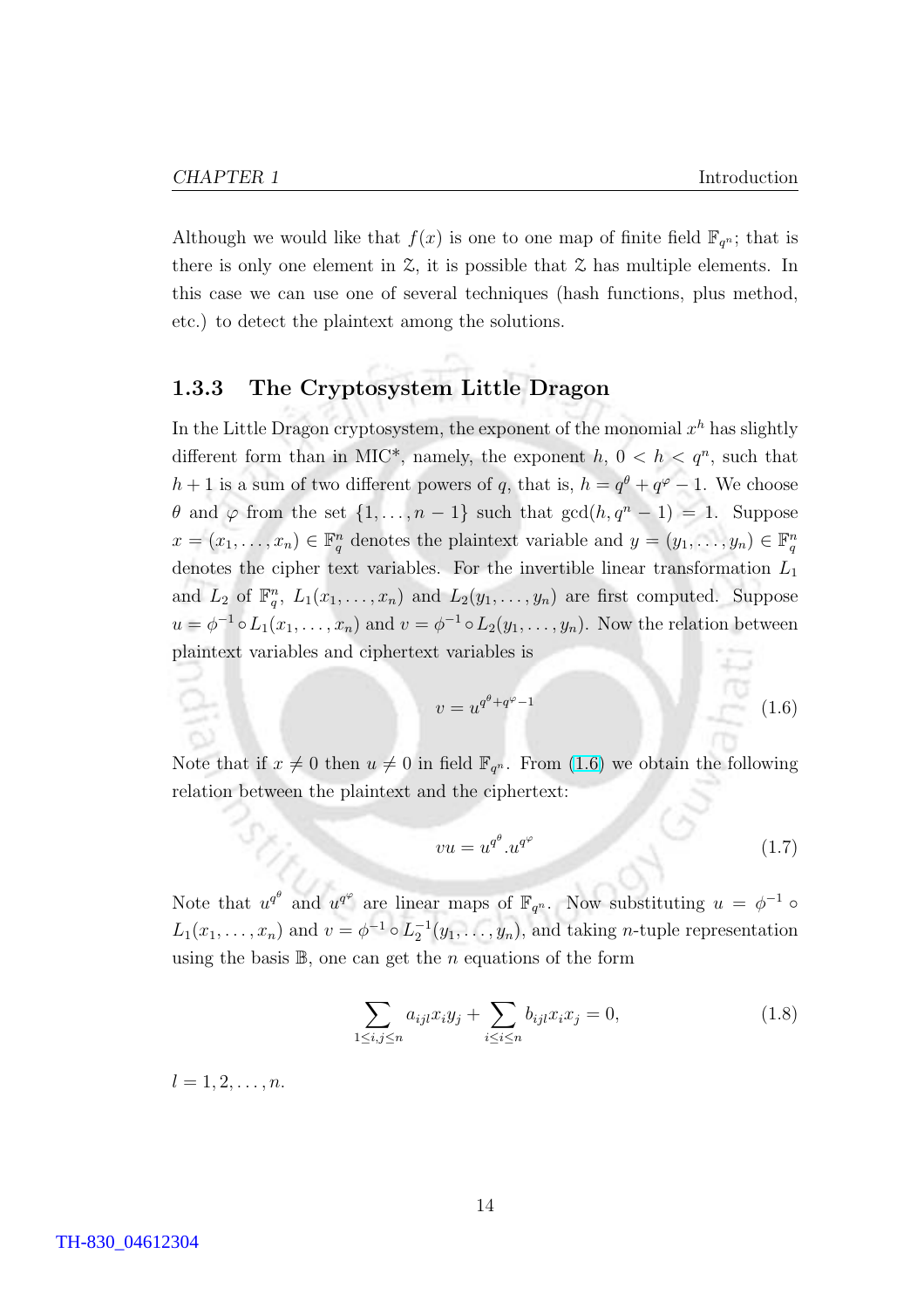Although we would like that $f(x)$ is one to one map of finite field $\mathbb{F}_{q^n}$; that is there is only one element in $\mathcal{Z}$, it is possible that $\mathcal{Z}$ has multiple elements. In this case we can use one of several techniques (hash functions, plus method, etc.) to detect the plaintext among the solutions.

### 1.3.3 The Cryptosystem Little Dragon

In the Little Dragon cryptosystem, the exponent of the monomial $x^h$ has slightly different form than in MIC*, namely, the exponent $h$, $0 < h < q^n$, such that $h+1$ is a sum of two different powers of $q$, that is, $h = q^\theta + q^\varphi - 1$. We choose $\theta$ and $\varphi$ from the set $\{1, \ldots, n-1\}$ such that $\gcd(h, q^n - 1) = 1$. Suppose $x = (x_1, \ldots, x_n) \in \mathbb{F}_q^n$ denotes the plaintext variable and $y = (y_1, \ldots, y_n) \in \mathbb{F}_q^n$ denotes the cipher text variables. For the invertible linear transformation $L_1$ and $L_2$ of $\mathbb{F}_q^n$, $L_1(x_1, \ldots, x_n)$ and $L_2(y_1, \ldots, y_n)$ are first computed. Suppose $u = \phi^{-1} \circ L_1(x_1, \ldots, x_n)$ and $v = \phi^{-1} \circ L_2(y_1, \ldots, y_n)$. Now the relation between plaintext variables and ciphertext variables is

$$v = u^{q^\theta + q^\varphi - 1} \tag{1.6}$$

Note that if $x \neq 0$ then $u \neq 0$ in field $\mathbb{F}_{q^n}$. From (1.6) we obtain the following relation between the plaintext and the ciphertext:

$$vu = u^{q^\theta} . u^{q^\varphi} \tag{1.7}$$

Note that $u^{q^\theta}$ and $u^{q^\varphi}$ are linear maps of $\mathbb{F}_{q^n}$. Now substituting $u = \phi^{-1} \circ L_1(x_1, \ldots, x_n)$ and $v = \phi^{-1} \circ L_2^{-1}(y_1, \ldots, y_n)$, and taking $n$-tuple representation using the basis $\mathbb{B}$, one can get the $n$ equations of the form

$$\sum_{1 \leq i,j \leq n} a_{ijl} x_i y_j + \sum_{i \leq i \leq n} b_{ijl} x_i x_j = 0, \tag{1.8}$$

$l = 1, 2, \ldots, n.$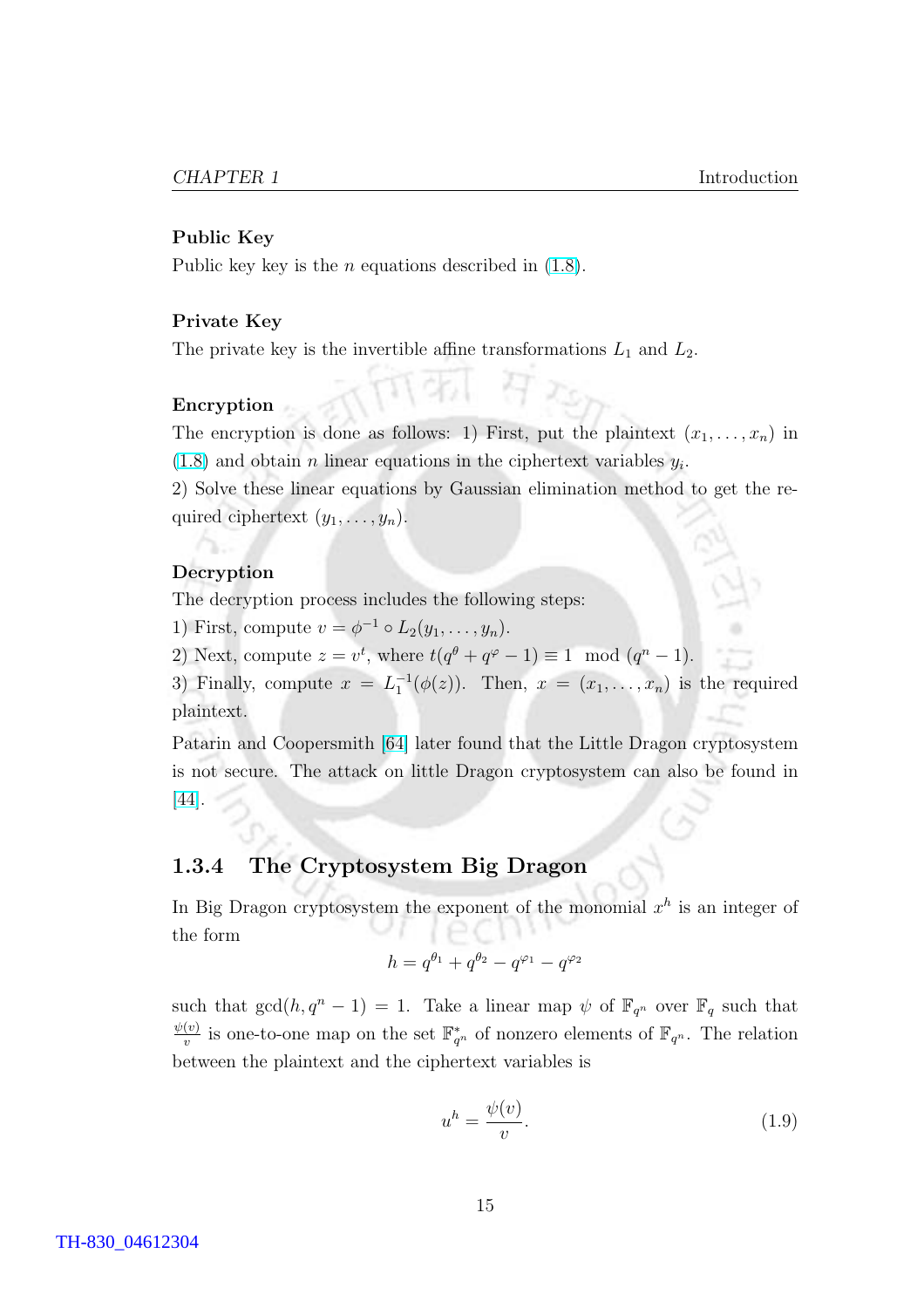**Public Key**

Public key key is the $n$ equations described in (1.8).

**Private Key**

The private key is the invertible affine transformations $L_1$ and $L_2$.

**Encryption**

The encryption is done as follows: 1) First, put the plaintext $(x_1, \dots, x_n)$ in (1.8) and obtain $n$ linear equations in the ciphertext variables $y_i$.

2) Solve these linear equations by Gaussian elimination method to get the required ciphertext $(y_1, \dots, y_n)$.

**Decryption**

The decryption process includes the following steps:

1) First, compute $v = \phi^{-1} \circ L_2(y_1, \dots, y_n)$.

2) Next, compute $z = v^t$, where $t(q^\theta + q^\varphi - 1) \equiv 1 \mod (q^n - 1)$.

3) Finally, compute $x = L_1^{-1}(\phi(z))$. Then, $x = (x_1, \dots, x_n)$ is the required plaintext.

Patarin and Coopersmith [64] later found that the Little Dragon cryptosystem is not secure. The attack on little Dragon cryptosystem can also be found in [44].

### 1.3.4 The Cryptosystem Big Dragon

In Big Dragon cryptosystem the exponent of the monomial $x^h$ is an integer of the form

$$h = q^{\theta_1} + q^{\theta_2} - q^{\varphi_1} - q^{\varphi_2}$$

such that $\gcd(h, q^n - 1) = 1$. Take a linear map $\psi$ of $\mathbb{F}_{q^n}$ over $\mathbb{F}_q$ such that $\frac{\psi(v)}{v}$ is one-to-one map on the set $\mathbb{F}_{q^n}^*$ of nonzero elements of $\mathbb{F}_{q^n}$. The relation between the plaintext and the ciphertext variables is

$$u^h = \frac{\psi(v)}{v}. \tag{1.9}$$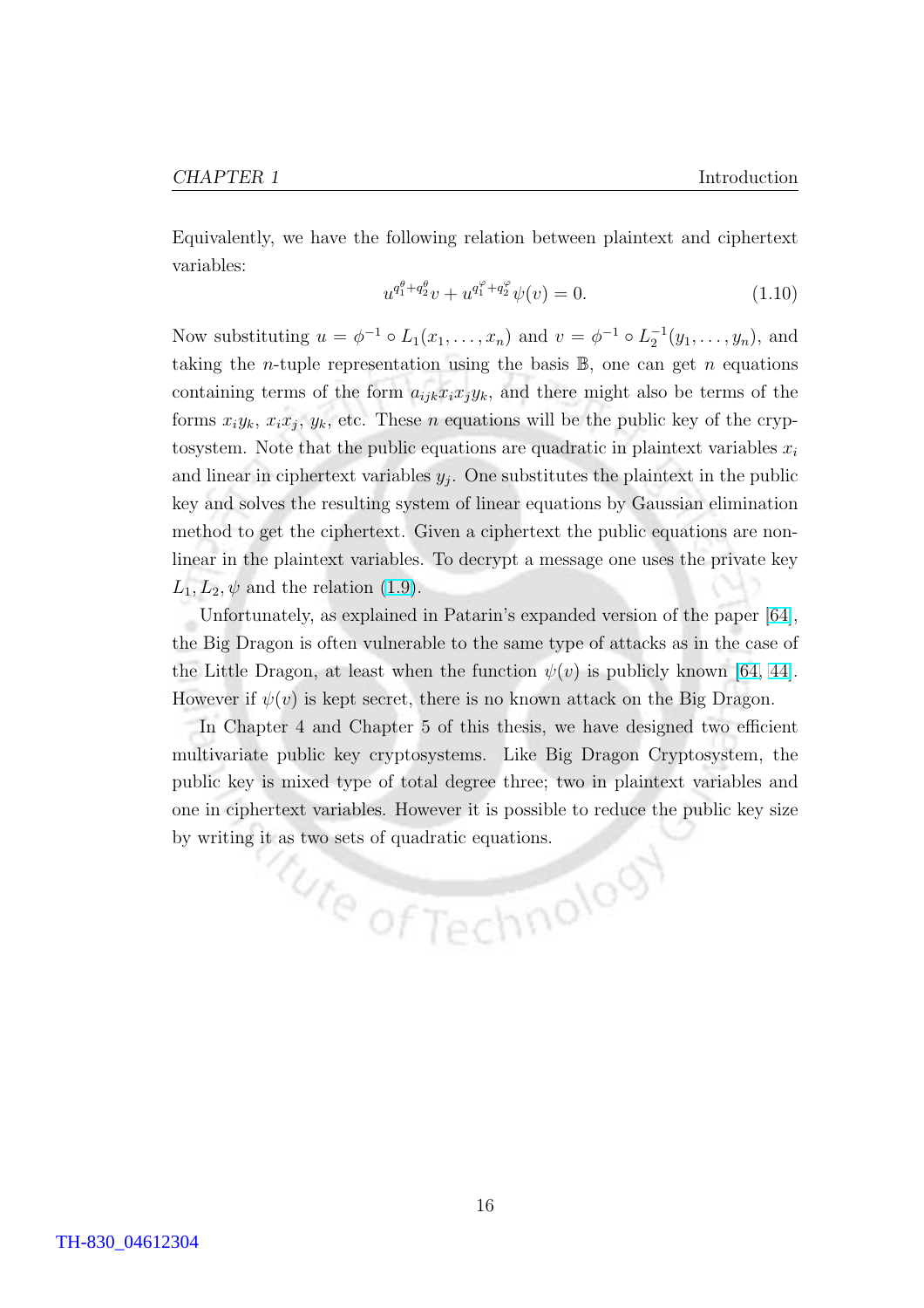Equivalently, we have the following relation between plaintext and ciphertext variables:

$$u^{q_1^\theta + q_2^\theta} v + u^{q_1^\varphi + q_2^\varphi} \psi(v) = 0. \tag{1.10}$$

Now substituting $u = \phi^{-1} \circ L_1(x_1, \ldots, x_n)$ and $v = \phi^{-1} \circ L_2^{-1}(y_1, \ldots, y_n)$, and taking the $n$-tuple representation using the basis $\mathbb{B}$, one can get $n$ equations containing terms of the form $a_{ijk}x_ix_jy_k$, and there might also be terms of the forms $x_iy_k$, $x_ix_j$, $y_k$, etc. These $n$ equations will be the public key of the cryptosystem. Note that the public equations are quadratic in plaintext variables $x_i$ and linear in ciphertext variables $y_j$. One substitutes the plaintext in the public key and solves the resulting system of linear equations by Gaussian elimination method to get the ciphertext. Given a ciphertext the public equations are nonlinear in the plaintext variables. To decrypt a message one uses the private key $L_1, L_2, \psi$ and the relation (1.9).

Unfortunately, as explained in Patarin's expanded version of the paper [64], the Big Dragon is often vulnerable to the same type of attacks as in the case of the Little Dragon, at least when the function $\psi(v)$ is publicly known [64, 44]. However if $\psi(v)$ is kept secret, there is no known attack on the Big Dragon.

In Chapter 4 and Chapter 5 of this thesis, we have designed two efficient multivariate public key cryptosystems. Like Big Dragon Cryptosystem, the public key is mixed type of total degree three; two in plaintext variables and one in ciphertext variables. However it is possible to reduce the public key size by writing it as two sets of quadratic equations.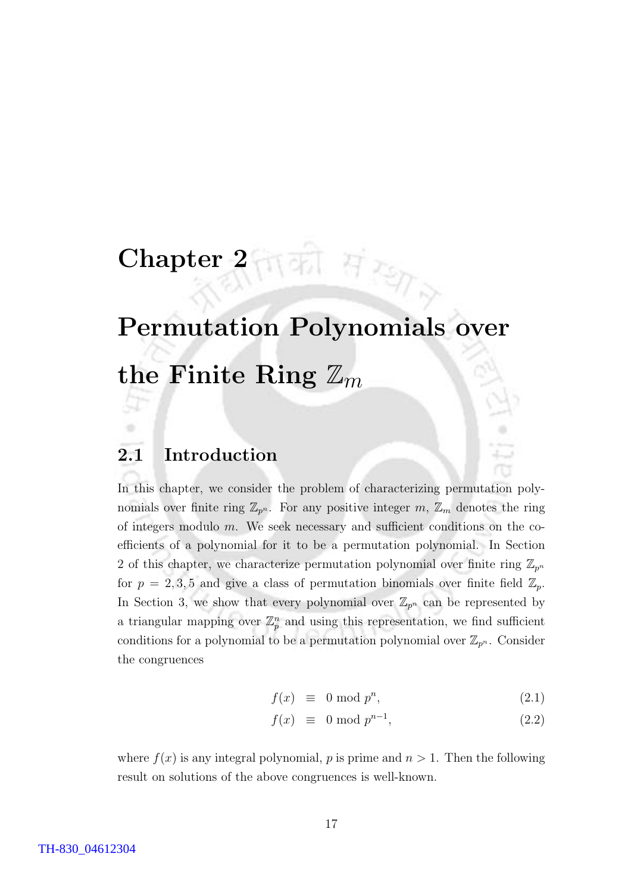# Chapter 2

# Permutation Polynomials over the Finite Ring $\mathbb{Z}_m$

## 2.1 Introduction

In this chapter, we consider the problem of characterizing permutation polynomials over finite ring $\mathbb{Z}_{p^n}$. For any positive integer $m$, $\mathbb{Z}_m$ denotes the ring of integers modulo $m$. We seek necessary and sufficient conditions on the coefficients of a polynomial for it to be a permutation polynomial. In Section 2 of this chapter, we characterize permutation polynomial over finite ring $\mathbb{Z}_{p^n}$ for $p = 2, 3, 5$ and give a class of permutation binomials over finite field $\mathbb{Z}_p$. In Section 3, we show that every polynomial over $\mathbb{Z}_{p^n}$ can be represented by a triangular mapping over $\mathbb{Z}_p^n$ and using this representation, we find sufficient conditions for a polynomial to be a permutation polynomial over $\mathbb{Z}_{p^n}$. Consider the congruences

$$f(x) \equiv 0 \bmod p^n, \tag{2.1}$$

$$f(x) \equiv 0 \bmod p^{n-1}, \tag{2.2}$$

where $f(x)$ is any integral polynomial, $p$ is prime and $n > 1$. Then the following result on solutions of the above congruences is well-known.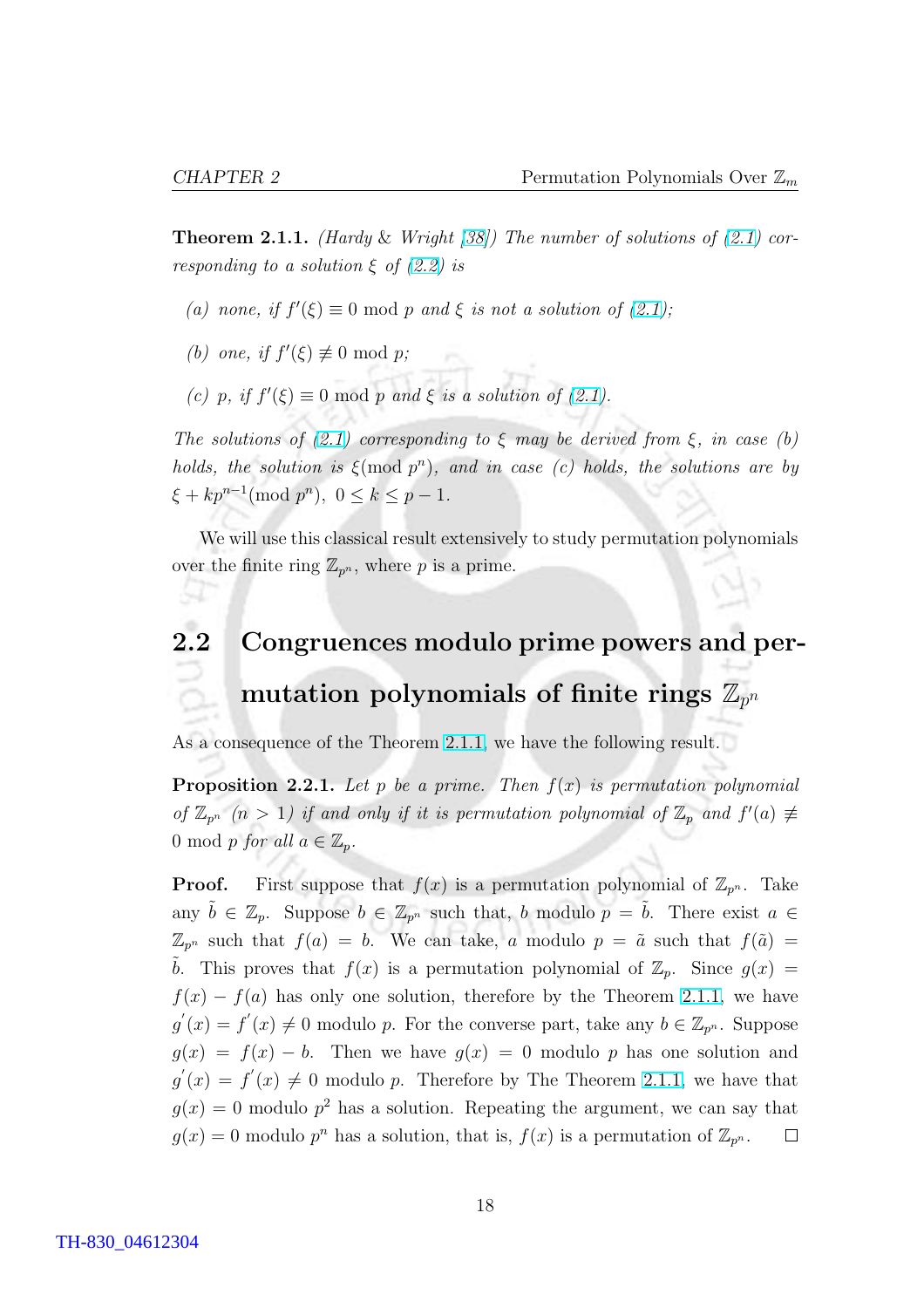**Theorem 2.1.1.** *(Hardy & Wright [38]) The number of solutions of (2.1) corresponding to a solution $\xi$ of (2.2) is*

*(a) none, if $f'(\xi) \equiv 0 \bmod p$ and $\xi$ is not a solution of (2.1);*

*(b) one, if $f'(\xi) \not\equiv 0 \bmod p$;*

*(c) $p$, if $f'(\xi) \equiv 0 \bmod p$ and $\xi$ is a solution of (2.1).*

*The solutions of (2.1) corresponding to $\xi$ may be derived from $\xi$, in case (b) holds, the solution is $\xi (\bmod p^n)$, and in case (c) holds, the solutions are by $\xi + kp^{n-1} (\bmod p^n)$, $0 \leq k \leq p-1$.*

We will use this classical result extensively to study permutation polynomials over the finite ring $\mathbb{Z}_{p^n}$, where $p$ is a prime.

## 2.2 Congruences modulo prime powers and permutation polynomials of finite rings $\mathbb{Z}_{p^n}$

As a consequence of the Theorem 2.1.1, we have the following result.

**Proposition 2.2.1.** *Let $p$ be a prime. Then $f(x)$ is permutation polynomial of $\mathbb{Z}_{p^n}$ $(n > 1)$ if and only if it is permutation polynomial of $\mathbb{Z}_p$ and $f'(a) \not\equiv 0 \bmod p$ for all $a \in \mathbb{Z}_p$.*

**Proof.** First suppose that $f(x)$ is a permutation polynomial of $\mathbb{Z}_{p^n}$. Take any $\tilde{b} \in \mathbb{Z}_p$. Suppose $b \in \mathbb{Z}_{p^n}$ such that, $b$ modulo $p = \tilde{b}$. There exist $a \in \mathbb{Z}_{p^n}$ such that $f(a) = b$. We can take, $a$ modulo $p = \tilde{a}$ such that $f(\tilde{a}) = \tilde{b}$. This proves that $f(x)$ is a permutation polynomial of $\mathbb{Z}_p$. Since $g(x) = f(x) - f(a)$ has only one solution, therefore by the Theorem 2.1.1, we have $g'(x) = f'(x) \neq 0$ modulo $p$. For the converse part, take any $b \in \mathbb{Z}_{p^n}$. Suppose $g(x) = f(x) - b$. Then we have $g(x) = 0$ modulo $p$ has one solution and $g'(x) = f'(x) \neq 0$ modulo $p$. Therefore by The Theorem 2.1.1, we have that $g(x) = 0$ modulo $p^2$ has a solution. Repeating the argument, we can say that $g(x) = 0$ modulo $p^n$ has a solution, that is, $f(x)$ is a permutation of $\mathbb{Z}_{p^n}$. □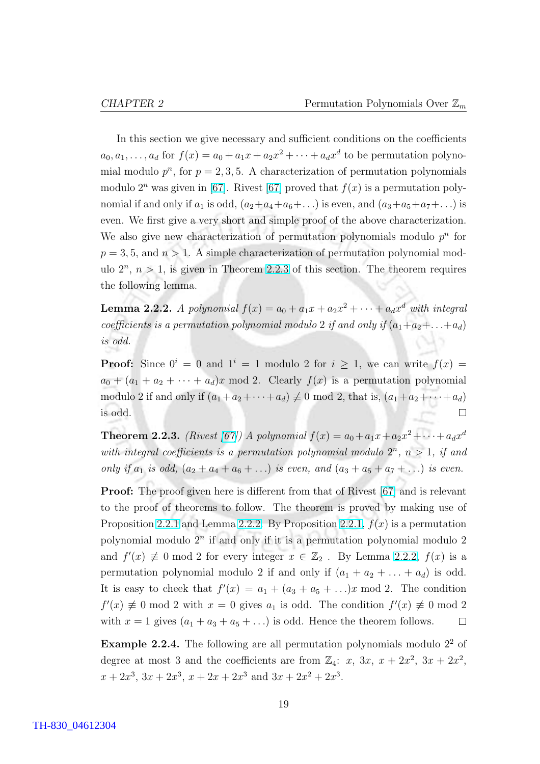In this section we give necessary and sufficient conditions on the coefficients $a_0, a_1, \ldots, a_d$ for $f(x) = a_0 + a_1x + a_2x^2 + \cdots + a_dx^d$ to be permutation polynomial modulo $p^n$, for $p = 2, 3, 5$. A characterization of permutation polynomials modulo $2^n$ was given in [67]. Rivest [67] proved that $f(x)$ is a permutation polynomial if and only if $a_1$ is odd, $(a_2+a_4+a_6+\ldots)$ is even, and $(a_3+a_5+a_7+\ldots)$ is even. We first give a very short and simple proof of the above characterization. We also give new characterization of permutation polynomials modulo $p^n$ for $p = 3, 5$, and $n > 1$. A simple characterization of permutation polynomial modulo $2^n$, $n > 1$, is given in Theorem 2.2.3 of this section. The theorem requires the following lemma.

**Lemma 2.2.2.** *A polynomial $f(x) = a_0 + a_1x + a_2x^2 + \cdots + a_dx^d$ with integral coefficients is a permutation polynomial modulo 2 if and only if $(a_1+a_2+\ldots+a_d)$ is odd.*

**Proof:** Since $0^i = 0$ and $1^i = 1$ modulo 2 for $i \geq 1$, we can write $f(x) = a_0 + (a_1 + a_2 + \cdots + a_d)x \bmod 2$. Clearly $f(x)$ is a permutation polynomial modulo 2 if and only if $(a_1+a_2+\cdots+a_d) \not\equiv 0 \bmod 2$, that is, $(a_1+a_2+\cdots+a_d)$ is odd. □

**Theorem 2.2.3.** *(Rivest [67]) A polynomial $f(x) = a_0+a_1x+a_2x^2+\cdots+a_dx^d$ with integral coefficients is a permutation polynomial modulo $2^n$, $n > 1$, if and only if $a_1$ is odd, $(a_2 + a_4 + a_6 + \ldots)$ is even, and $(a_3 + a_5 + a_7 + \ldots)$ is even.*

**Proof:** The proof given here is different from that of Rivest [67] and is relevant to the proof of theorems to follow. The theorem is proved by making use of Proposition 2.2.1 and Lemma 2.2.2. By Proposition 2.2.1, $f(x)$ is a permutation polynomial modulo $2^n$ if and only if it is a permutation polynomial modulo 2 and $f'(x) \not\equiv 0 \bmod 2$ for every integer $x \in \mathbb{Z}_2$ . By Lemma 2.2.2, $f(x)$ is a permutation polynomial modulo 2 if and only if $(a_1 + a_2 + \ldots + a_d)$ is odd. It is easy to cheek that $f'(x) = a_1 + (a_3 + a_5 + \ldots)x \bmod 2$. The condition $f'(x) \not\equiv 0 \bmod 2$ with $x = 0$ gives $a_1$ is odd. The condition $f'(x) \not\equiv 0 \bmod 2$ with $x = 1$ gives $(a_1 + a_3 + a_5 + \ldots)$ is odd. Hence the theorem follows. □

**Example 2.2.4.** The following are all permutation polynomials modulo $2^2$ of degree at most 3 and the coefficients are from $\mathbb{Z}_4$: $x$, $3x$, $x + 2x^2$, $3x + 2x^2$, $x + 2x^3$, $3x + 2x^3$, $x + 2x + 2x^3$ and $3x + 2x^2 + 2x^3$.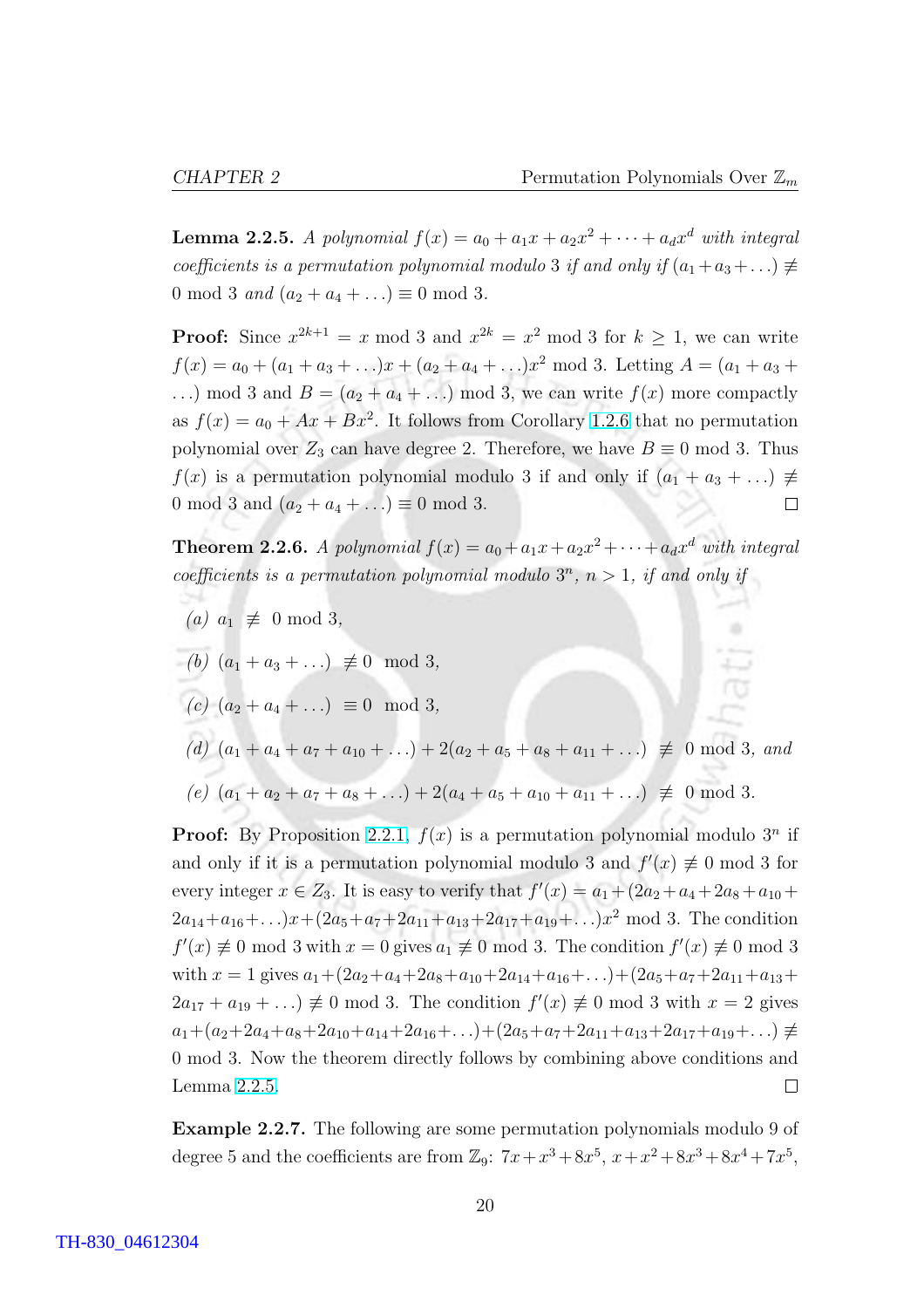**Lemma 2.2.5.** *A polynomial $f(x) = a_0 + a_1x + a_2x^2 + \cdots + a_dx^d$ with integral coefficients is a permutation polynomial modulo 3 if and only if $(a_1 + a_3 + \ldots) \not\equiv 0 \bmod 3$ and $(a_2 + a_4 + \ldots) \equiv 0 \bmod 3$.*

**Proof:** Since $x^{2k+1} = x \bmod 3$ and $x^{2k} = x^2 \bmod 3$ for $k \geq 1$, we can write $f(x) = a_0 + (a_1 + a_3 + \ldots)x + (a_2 + a_4 + \ldots)x^2 \bmod 3$. Letting $A = (a_1 + a_3 + \ldots) \bmod 3$ and $B = (a_2 + a_4 + \ldots) \bmod 3$, we can write $f(x)$ more compactly as $f(x) = a_0 + Ax + Bx^2$. It follows from Corollary 1.2.6 that no permutation polynomial over $Z_3$ can have degree 2. Therefore, we have $B \equiv 0 \bmod 3$. Thus $f(x)$ is a permutation polynomial modulo 3 if and only if $(a_1 + a_3 + \ldots) \not\equiv 0 \bmod 3$ and $(a_2 + a_4 + \ldots) \equiv 0 \bmod 3$. □

**Theorem 2.2.6.** *A polynomial $f(x) = a_0 + a_1x + a_2x^2 + \cdots + a_dx^d$ with integral coefficients is a permutation polynomial modulo $3^n$, $n > 1$, if and only if*

*(a)* $a_1 \not\equiv 0 \bmod 3$,

*(b)* $(a_1 + a_3 + \ldots) \not\equiv 0 \bmod 3$,

*(c)* $(a_2 + a_4 + \ldots) \equiv 0 \bmod 3$,

*(d)* $(a_1 + a_4 + a_7 + a_{10} + \ldots) + 2(a_2 + a_5 + a_8 + a_{11} + \ldots) \not\equiv 0 \bmod 3$, *and*

*(e)* $(a_1 + a_2 + a_7 + a_8 + \ldots) + 2(a_4 + a_5 + a_{10} + a_{11} + \ldots) \not\equiv 0 \bmod 3$.

**Proof:** By Proposition 2.2.1, $f(x)$ is a permutation polynomial modulo $3^n$ if and only if it is a permutation polynomial modulo 3 and $f'(x) \not\equiv 0 \bmod 3$ for every integer $x \in Z_3$. It is easy to verify that $f'(x) = a_1 + (2a_2 + a_4 + 2a_8 + a_{10} + 2a_{14} + a_{16} + \ldots)x + (2a_5 + a_7 + 2a_{11} + a_{13} + 2a_{17} + a_{19} + \ldots)x^2 \bmod 3$. The condition $f'(x) \not\equiv 0 \bmod 3$ with $x = 0$ gives $a_1 \not\equiv 0 \bmod 3$. The condition $f'(x) \not\equiv 0 \bmod 3$ with $x = 1$ gives $a_1 + (2a_2 + a_4 + 2a_8 + a_{10} + 2a_{14} + a_{16} + \ldots) + (2a_5 + a_7 + 2a_{11} + a_{13} + 2a_{17} + a_{19} + \ldots) \not\equiv 0 \bmod 3$. The condition $f'(x) \not\equiv 0 \bmod 3$ with $x = 2$ gives $a_1 + (a_2 + 2a_4 + a_8 + 2a_{10} + a_{14} + 2a_{16} + \ldots) + (2a_5 + a_7 + 2a_{11} + a_{13} + 2a_{17} + a_{19} + \ldots) \not\equiv 0 \bmod 3$. Now the theorem directly follows by combining above conditions and Lemma 2.2.5. □

**Example 2.2.7.** The following are some permutation polynomials modulo 9 of degree 5 and the coefficients are from $\mathbb{Z}_9$: $7x + x^3 + 8x^5$, $x + x^2 + 8x^3 + 8x^4 + 7x^5$,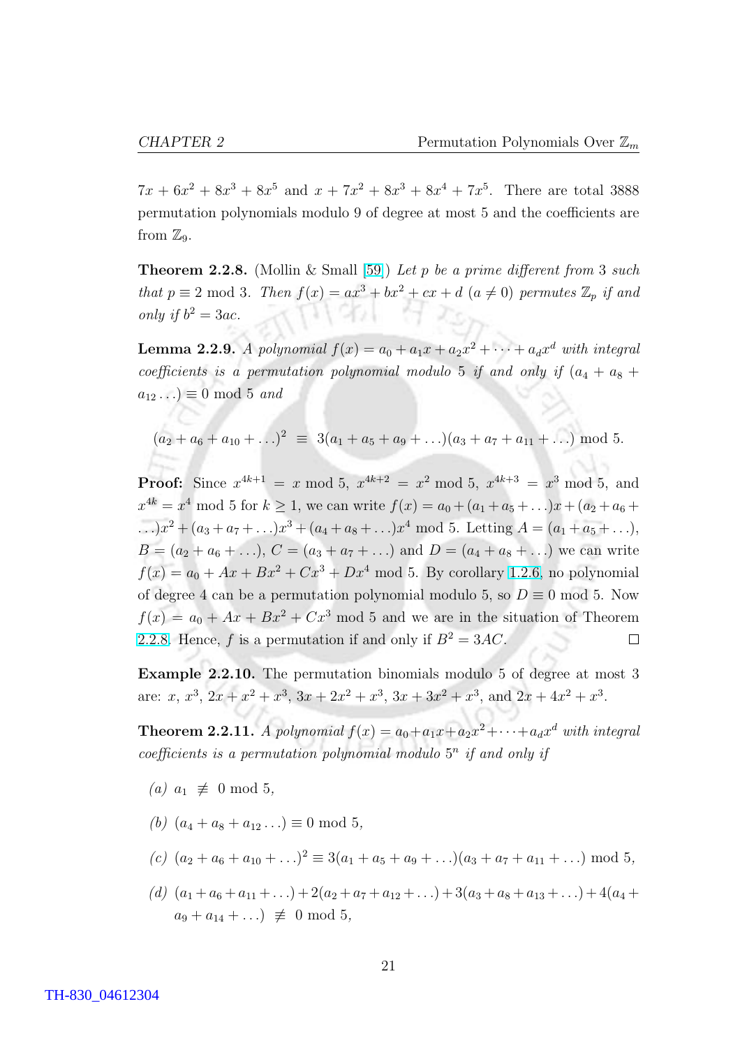$7x + 6x^2 + 8x^3 + 8x^5$ and $x + 7x^2 + 8x^3 + 8x^4 + 7x^5$. There are total 3888 permutation polynomials modulo 9 of degree at most 5 and the coefficients are from $\mathbb{Z}_9$.

**Theorem 2.2.8.** (Mollin & Small [59]) *Let $p$ be a prime different from 3 such that $p \equiv 2 \bmod 3$. Then $f(x) = ax^3 + bx^2 + cx + d$ $(a \neq 0)$ permutes $\mathbb{Z}_p$ if and only if $b^2 = 3ac$.*

**Lemma 2.2.9.** *A polynomial $f(x) = a_0 + a_1x + a_2x^2 + \cdots + a_dx^d$ with integral coefficients is a permutation polynomial modulo 5 if and only if $(a_4 + a_8 + a_{12} \ldots) \equiv 0 \bmod 5$ and*

$$(a_2 + a_6 + a_{10} + \ldots)^2 \equiv 3(a_1 + a_5 + a_9 + \ldots)(a_3 + a_7 + a_{11} + \ldots) \bmod 5.$$

**Proof:** Since $x^{4k+1} = x \bmod 5$, $x^{4k+2} = x^2 \bmod 5$, $x^{4k+3} = x^3 \bmod 5$, and $x^{4k} = x^4 \bmod 5$ for $k \geq 1$, we can write $f(x) = a_0 + (a_1 + a_5 + \ldots)x + (a_2 + a_6 + \ldots)x^2 + (a_3 + a_7 + \ldots)x^3 + (a_4 + a_8 + \ldots)x^4 \bmod 5$. Letting $A = (a_1 + a_5 + \ldots)$, $B = (a_2 + a_6 + \ldots)$, $C = (a_3 + a_7 + \ldots)$ and $D = (a_4 + a_8 + \ldots)$ we can write $f(x) = a_0 + Ax + Bx^2 + Cx^3 + Dx^4 \bmod 5$. By corollary 1.2.6, no polynomial of degree 4 can be a permutation polynomial modulo 5, so $D \equiv 0 \bmod 5$. Now $f(x) = a_0 + Ax + Bx^2 + Cx^3 \bmod 5$ and we are in the situation of Theorem 2.2.8. Hence, $f$ is a permutation if and only if $B^2 = 3AC$. □

**Example 2.2.10.** The permutation binomials modulo 5 of degree at most 3 are: $x$, $x^3$, $2x + x^2 + x^3$, $3x + 2x^2 + x^3$, $3x + 3x^2 + x^3$, and $2x + 4x^2 + x^3$.

**Theorem 2.2.11.** *A polynomial $f(x) = a_0 + a_1x + a_2x^2 + \cdots + a_dx^d$ with integral coefficients is a permutation polynomial modulo $5^n$ if and only if*

*(a)* $a_1 \not\equiv 0 \bmod 5$,

*(b)* $(a_4 + a_8 + a_{12} \ldots) \equiv 0 \bmod 5$,

*(c)* $(a_2 + a_6 + a_{10} + \ldots)^2 \equiv 3(a_1 + a_5 + a_9 + \ldots)(a_3 + a_7 + a_{11} + \ldots) \bmod 5$,

*(d)* $(a_1 + a_6 + a_{11} + \ldots) + 2(a_2 + a_7 + a_{12} + \ldots) + 3(a_3 + a_8 + a_{13} + \ldots) + 4(a_4 + a_9 + a_{14} + \ldots) \not\equiv 0 \bmod 5$,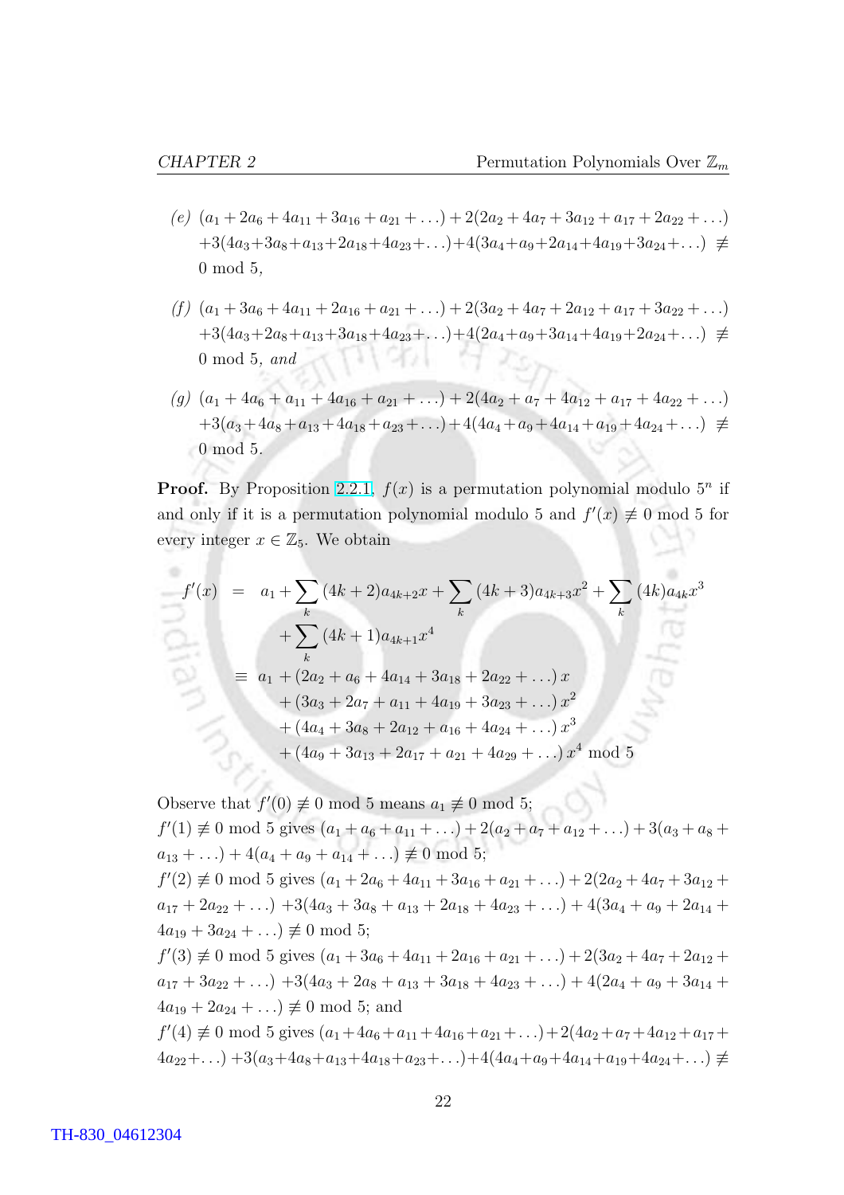(e) $(a_1 + 2a_6 + 4a_{11} + 3a_{16} + a_{21} + \ldots) + 2(2a_2 + 4a_7 + 3a_{12} + a_{17} + 2a_{22} + \ldots) + 3(4a_3 + 3a_8 + a_{13} + 2a_{18} + 4a_{23} + \ldots) + 4(3a_4 + a_9 + 2a_{14} + 4a_{19} + 3a_{24} + \ldots) \not\equiv 0 \bmod 5$,

(f) $(a_1 + 3a_6 + 4a_{11} + 2a_{16} + a_{21} + \ldots) + 2(3a_2 + 4a_7 + 2a_{12} + a_{17} + 3a_{22} + \ldots) + 3(4a_3 + 2a_8 + a_{13} + 3a_{18} + 4a_{23} + \ldots) + 4(2a_4 + a_9 + 3a_{14} + 4a_{19} + 2a_{24} + \ldots) \not\equiv 0 \bmod 5$, *and*

(g) $(a_1 + 4a_6 + a_{11} + 4a_{16} + a_{21} + \ldots) + 2(4a_2 + a_7 + 4a_{12} + a_{17} + 4a_{22} + \ldots) + 3(a_3 + 4a_8 + a_{13} + 4a_{18} + a_{23} + \ldots) + 4(4a_4 + a_9 + 4a_{14} + a_{19} + 4a_{24} + \ldots) \not\equiv 0 \bmod 5$.

**Proof.** By Proposition 2.2.1, $f(x)$ is a permutation polynomial modulo $5^n$ if and only if it is a permutation polynomial modulo 5 and $f'(x) \not\equiv 0 \bmod 5$ for every integer $x \in \mathbb{Z}_5$. We obtain

$$
\begin{aligned}
f'(x) &= a_1 + \sum_k (4k+2)a_{4k+2}x + \sum_k (4k+3)a_{4k+3}x^2 + \sum_k (4k)a_{4k}x^3 \\
&\quad + \sum_k (4k+1)a_{4k+1}x^4 \\
&\equiv a_1 + (2a_2 + a_6 + 4a_{14} + 3a_{18} + 2a_{22} + \ldots)\, x \\
&\quad + (3a_3 + 2a_7 + a_{11} + 4a_{19} + 3a_{23} + \ldots)\, x^2 \\
&\quad + (4a_4 + 3a_8 + 2a_{12} + a_{16} + 4a_{24} + \ldots)\, x^3 \\
&\quad + (4a_9 + 3a_{13} + 2a_{17} + a_{21} + 4a_{29} + \ldots)\, x^4 \bmod 5
\end{aligned}
$$

Observe that $f'(0) \not\equiv 0 \bmod 5$ means $a_1 \not\equiv 0 \bmod 5$;
$f'(1) \not\equiv 0 \bmod 5$ gives $(a_1 + a_6 + a_{11} + \ldots) + 2(a_2 + a_7 + a_{12} + \ldots) + 3(a_3 + a_8 + a_{13} + \ldots) + 4(a_4 + a_9 + a_{14} + \ldots) \not\equiv 0 \bmod 5$;
$f'(2) \not\equiv 0 \bmod 5$ gives $(a_1 + 2a_6 + 4a_{11} + 3a_{16} + a_{21} + \ldots) + 2(2a_2 + 4a_7 + 3a_{12} + a_{17} + 2a_{22} + \ldots) + 3(4a_3 + 3a_8 + a_{13} + 2a_{18} + 4a_{23} + \ldots) + 4(3a_4 + a_9 + 2a_{14} + 4a_{19} + 3a_{24} + \ldots) \not\equiv 0 \bmod 5$;
$f'(3) \not\equiv 0 \bmod 5$ gives $(a_1 + 3a_6 + 4a_{11} + 2a_{16} + a_{21} + \ldots) + 2(3a_2 + 4a_7 + 2a_{12} + a_{17} + 3a_{22} + \ldots) + 3(4a_3 + 2a_8 + a_{13} + 3a_{18} + 4a_{23} + \ldots) + 4(2a_4 + a_9 + 3a_{14} + 4a_{19} + 2a_{24} + \ldots) \not\equiv 0 \bmod 5$; and
$f'(4) \not\equiv 0 \bmod 5$ gives $(a_1 + 4a_6 + a_{11} + 4a_{16} + a_{21} + \ldots) + 2(4a_2 + a_7 + 4a_{12} + a_{17} + 4a_{22} + \ldots) + 3(a_3 + 4a_8 + a_{13} + 4a_{18} + a_{23} + \ldots) + 4(4a_4 + a_9 + 4a_{14} + a_{19} + 4a_{24} + \ldots) \not\equiv$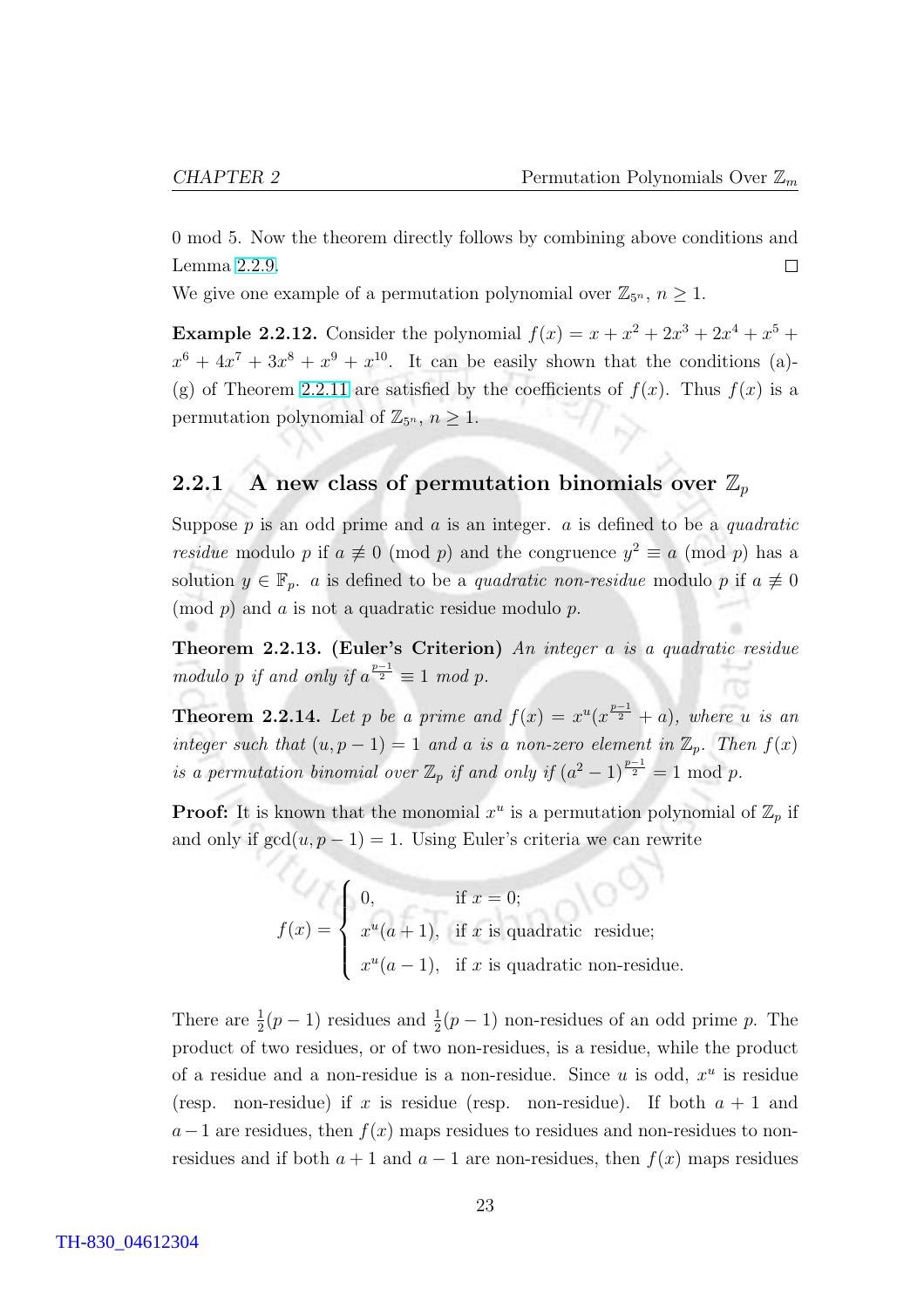0 mod 5. Now the theorem directly follows by combining above conditions and Lemma 2.2.9. $\square$

We give one example of a permutation polynomial over $\mathbb{Z}_{5^n}$, $n \geq 1$.

**Example 2.2.12.** Consider the polynomial $f(x) = x + x^2 + 2x^3 + 2x^4 + x^5 + x^6 + 4x^7 + 3x^8 + x^9 + x^{10}$. It can be easily shown that the conditions (a)-(g) of Theorem 2.2.11 are satisfied by the coefficients of $f(x)$. Thus $f(x)$ is a permutation polynomial of $\mathbb{Z}_{5^n}$, $n \geq 1$.

### 2.2.1 A new class of permutation binomials over $\mathbb{Z}_p$

Suppose $p$ is an odd prime and $a$ is an integer. $a$ is defined to be a *quadratic residue* modulo $p$ if $a \not\equiv 0 \pmod{p}$ and the congruence $y^2 \equiv a \pmod{p}$ has a solution $y \in \mathbb{F}_p$. $a$ is defined to be a *quadratic non-residue* modulo $p$ if $a \not\equiv 0 \pmod{p}$ and $a$ is not a quadratic residue modulo $p$.

**Theorem 2.2.13. (Euler's Criterion)** *An integer $a$ is a quadratic residue modulo $p$ if and only if $a^{\frac{p-1}{2}} \equiv 1$ mod $p$.*

**Theorem 2.2.14.** *Let $p$ be a prime and $f(x) = x^u(x^{\frac{p-1}{2}} + a)$, where $u$ is an integer such that $(u, p-1) = 1$ and $a$ is a non-zero element in $\mathbb{Z}_p$. Then $f(x)$ is a permutation binomial over $\mathbb{Z}_p$ if and only if $(a^2 - 1)^{\frac{p-1}{2}} = 1$ mod $p$.*

**Proof:** It is known that the monomial $x^u$ is a permutation polynomial of $\mathbb{Z}_p$ if and only if $\gcd(u, p-1) = 1$. Using Euler's criteria we can rewrite

$$f(x) = \begin{cases} 0, & \text{if } x = 0; \\ x^u(a+1), & \text{if } x \text{ is quadratic residue;} \\ x^u(a-1), & \text{if } x \text{ is quadratic non-residue.} \end{cases}$$

There are $\frac{1}{2}(p-1)$ residues and $\frac{1}{2}(p-1)$ non-residues of an odd prime $p$. The product of two residues, or of two non-residues, is a residue, while the product of a residue and a non-residue is a non-residue. Since $u$ is odd, $x^u$ is residue (resp. non-residue) if $x$ is residue (resp. non-residue). If both $a+1$ and $a-1$ are residues, then $f(x)$ maps residues to residues and non-residues to non-residues and if both $a+1$ and $a-1$ are non-residues, then $f(x)$ maps residues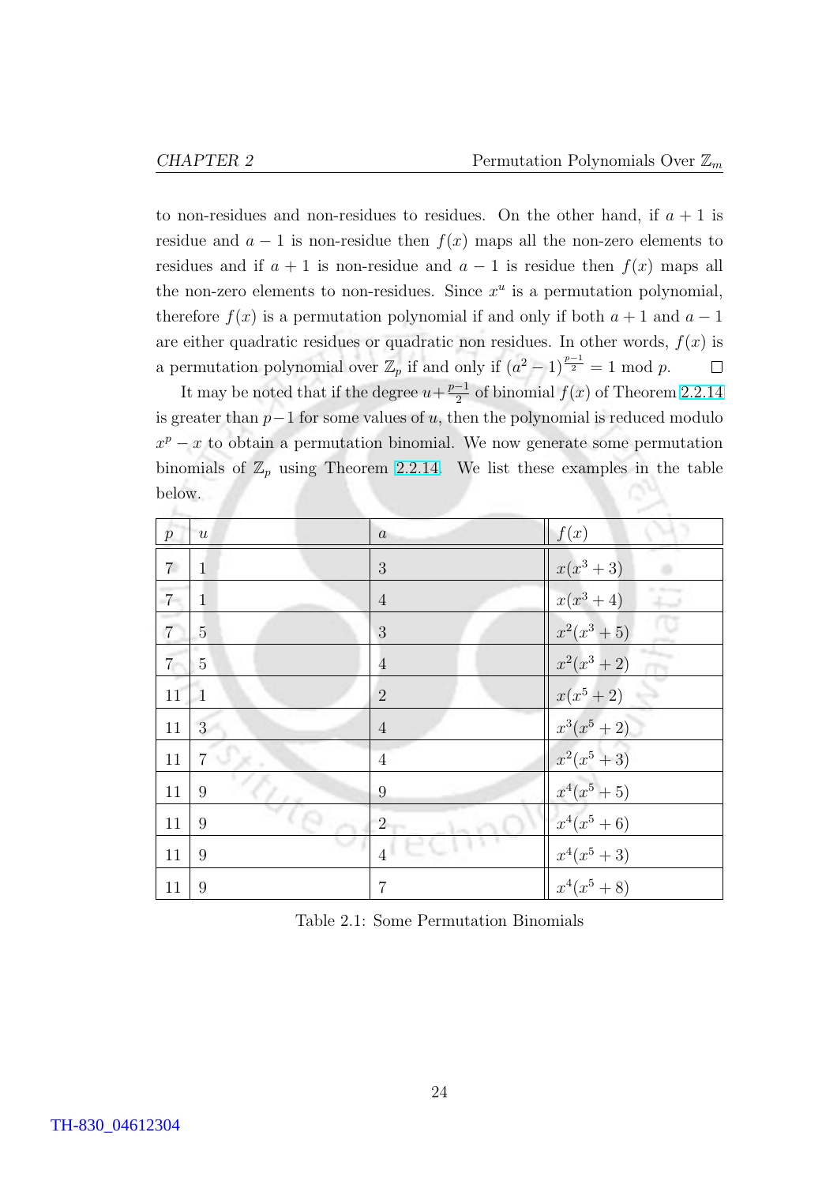to non-residues and non-residues to residues. On the other hand, if $a+1$ is residue and $a-1$ is non-residue then $f(x)$ maps all the non-zero elements to residues and if $a+1$ is non-residue and $a-1$ is residue then $f(x)$ maps all the non-zero elements to non-residues. Since $x^u$ is a permutation polynomial, therefore $f(x)$ is a permutation polynomial if and only if both $a+1$ and $a-1$ are either quadratic residues or quadratic non residues. In other words, $f(x)$ is a permutation polynomial over $\mathbb{Z}_p$ if and only if $(a^2-1)^{\frac{p-1}{2}} = 1 \bmod p$. □

It may be noted that if the degree $u+\frac{p-1}{2}$ of binomial $f(x)$ of Theorem 2.2.14 is greater than $p-1$ for some values of $u$, then the polynomial is reduced modulo $x^p - x$ to obtain a permutation binomial. We now generate some permutation binomials of $\mathbb{Z}_p$ using Theorem 2.2.14. We list these examples in the table below.

| $p$ | $u$ | $a$ | $f(x)$ |
|---|---|---|---|
| 7 | 1 | 3 | $x(x^3+3)$ |
| 7 | 1 | 4 | $x(x^3+4)$ |
| 7 | 5 | 3 | $x^2(x^3+5)$ |
| 7 | 5 | 4 | $x^2(x^3+2)$ |
| 11 | 1 | 2 | $x(x^5+2)$ |
| 11 | 3 | 4 | $x^3(x^5+2)$ |
| 11 | 7 | 4 | $x^2(x^5+3)$ |
| 11 | 9 | 9 | $x^4(x^5+5)$ |
| 11 | 9 | 2 | $x^4(x^5+6)$ |
| 11 | 9 | 4 | $x^4(x^5+3)$ |
| 11 | 9 | 7 | $x^4(x^5+8)$ |

Table 2.1: Some Permutation Binomials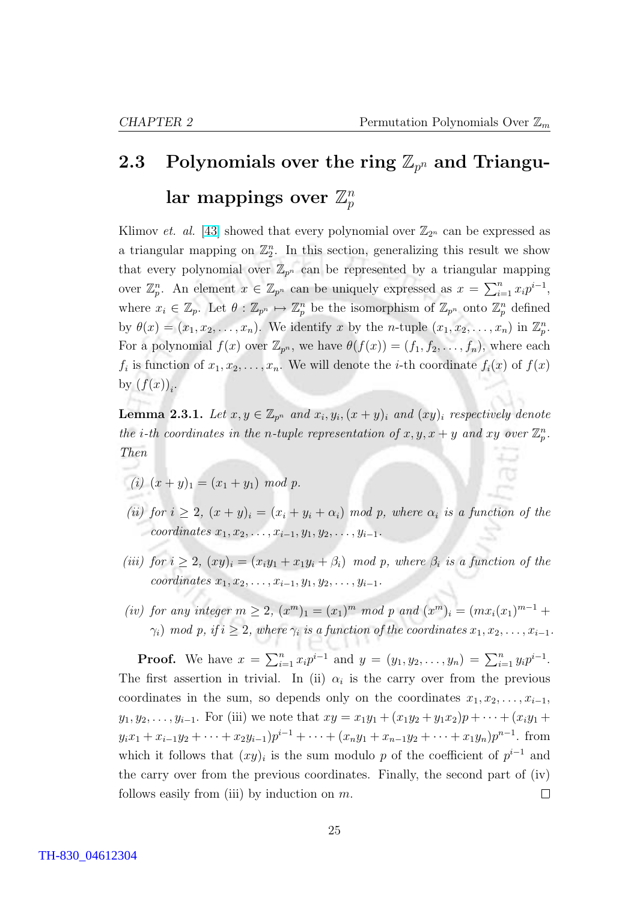## 2.3 Polynomials over the ring $\mathbb{Z}_{p^n}$ and Triangular mappings over $\mathbb{Z}_p^n$

Klimov *et. al.* [43] showed that every polynomial over $\mathbb{Z}_{2^n}$ can be expressed as a triangular mapping on $\mathbb{Z}_2^n$. In this section, generalizing this result we show that every polynomial over $\mathbb{Z}_{p^n}$ can be represented by a triangular mapping over $\mathbb{Z}_p^n$. An element $x \in \mathbb{Z}_{p^n}$ can be uniquely expressed as $x = \sum_{i=1}^{n} x_i p^{i-1}$, where $x_i \in \mathbb{Z}_p$. Let $\theta : \mathbb{Z}_{p^n} \mapsto \mathbb{Z}_p^n$ be the isomorphism of $\mathbb{Z}_{p^n}$ onto $\mathbb{Z}_p^n$ defined by $\theta(x) = (x_1, x_2, \ldots, x_n)$. We identify $x$ by the $n$-tuple $(x_1, x_2, \ldots, x_n)$ in $\mathbb{Z}_p^n$. For a polynomial $f(x)$ over $\mathbb{Z}_{p^n}$, we have $\theta(f(x)) = (f_1, f_2, \ldots, f_n)$, where each $f_i$ is function of $x_1, x_2, \ldots, x_n$. We will denote the $i$-th coordinate $f_i(x)$ of $f(x)$ by $(f(x))_i$.

**Lemma 2.3.1.** *Let $x, y \in \mathbb{Z}_{p^n}$ and $x_i, y_i, (x+y)_i$ and $(xy)_i$ respectively denote the $i$-th coordinates in the $n$-tuple representation of $x, y, x+y$ and $xy$ over $\mathbb{Z}_p^n$. Then*

*(i)* $(x+y)_1 = (x_1 + y_1)$ *mod* $p$.

*(ii) for $i \geq 2$, $(x+y)_i = (x_i + y_i + \alpha_i)$ mod $p$, where $\alpha_i$ is a function of the coordinates $x_1, x_2, \ldots, x_{i-1}, y_1, y_2, \ldots, y_{i-1}$.*

*(iii) for $i \geq 2$, $(xy)_i = (x_i y_1 + x_1 y_i + \beta_i)$ mod $p$, where $\beta_i$ is a function of the coordinates $x_1, x_2, \ldots, x_{i-1}, y_1, y_2, \ldots, y_{i-1}$.*

*(iv) for any integer $m \geq 2$, $(x^m)_1 = (x_1)^m$ mod $p$ and $(x^m)_i = (m x_i (x_1)^{m-1} + \gamma_i)$ mod $p$, if $i \geq 2$, where $\gamma_i$ is a function of the coordinates $x_1, x_2, \ldots, x_{i-1}$.*

**Proof.** We have $x = \sum_{i=1}^{n} x_i p^{i-1}$ and $y = (y_1, y_2, \ldots, y_n) = \sum_{i=1}^{n} y_i p^{i-1}$. The first assertion in trivial. In (ii) $\alpha_i$ is the carry over from the previous coordinates in the sum, so depends only on the coordinates $x_1, x_2, \ldots, x_{i-1}$, $y_1, y_2, \ldots, y_{i-1}$. For (iii) we note that $xy = x_1 y_1 + (x_1 y_2 + y_1 x_2)p + \cdots + (x_i y_1 + y_i x_1 + x_{i-1} y_2 + \cdots + x_2 y_{i-1})p^{i-1} + \cdots + (x_n y_1 + x_{n-1} y_2 + \cdots + x_1 y_n)p^{n-1}$. from which it follows that $(xy)_i$ is the sum modulo $p$ of the coefficient of $p^{i-1}$ and the carry over from the previous coordinates. Finally, the second part of (iv) follows easily from (iii) by induction on $m$. □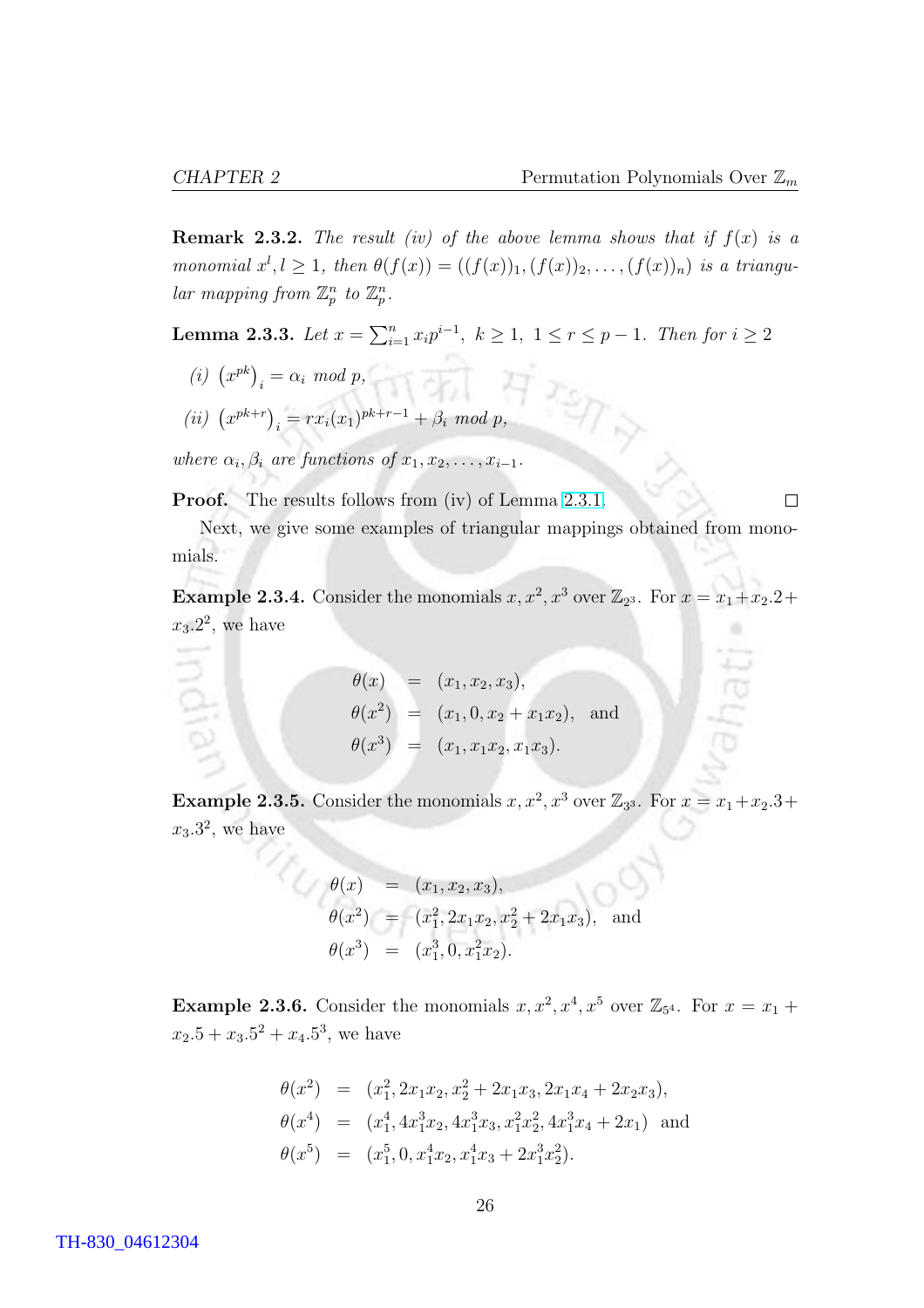**Remark 2.3.2.** *The result (iv) of the above lemma shows that if $f(x)$ is a monomial $x^l, l \geq 1$, then $\theta(f(x)) = ((f(x))_1, (f(x))_2, \ldots, (f(x))_n)$ is a triangular mapping from $\mathbb{Z}_p^n$ to $\mathbb{Z}_p^n$.*

**Lemma 2.3.3.** *Let $x = \sum_{i=1}^{n} x_i p^{i-1},\ k \geq 1,\ 1 \leq r \leq p-1$. Then for $i \geq 2$*

*(i)* $\left(x^{pk}\right)_i = \alpha_i \text{ mod } p$,

*(ii)* $\left(x^{pk+r}\right)_i = r x_i (x_1)^{pk+r-1} + \beta_i \text{ mod } p$,

*where $\alpha_i, \beta_i$ are functions of $x_1, x_2, \ldots, x_{i-1}$.*

**Proof.** The results follows from (iv) of Lemma 2.3.1. $\square$

Next, we give some examples of triangular mappings obtained from monomials.

**Example 2.3.4.** Consider the monomials $x, x^2, x^3$ over $\mathbb{Z}_{2^3}$. For $x = x_1 + x_2.2 + x_3.2^2$, we have

$$\begin{aligned}
\theta(x) &= (x_1, x_2, x_3), \\
\theta(x^2) &= (x_1, 0, x_2 + x_1 x_2), \quad \text{and} \\
\theta(x^3) &= (x_1, x_1 x_2, x_1 x_3).
\end{aligned}$$

**Example 2.3.5.** Consider the monomials $x, x^2, x^3$ over $\mathbb{Z}_{3^3}$. For $x = x_1 + x_2.3 + x_3.3^2$, we have

$$\begin{aligned}
\theta(x) &= (x_1, x_2, x_3), \\
\theta(x^2) &= (x_1^2, 2x_1 x_2, x_2^2 + 2x_1 x_3), \quad \text{and} \\
\theta(x^3) &= (x_1^3, 0, x_1^2 x_2).
\end{aligned}$$

**Example 2.3.6.** Consider the monomials $x, x^2, x^4, x^5$ over $\mathbb{Z}_{5^4}$. For $x = x_1 + x_2.5 + x_3.5^2 + x_4.5^3$, we have

$$\begin{aligned}
\theta(x^2) &= (x_1^2, 2x_1 x_2, x_2^2 + 2x_1 x_3, 2x_1 x_4 + 2x_2 x_3), \\
\theta(x^4) &= (x_1^4, 4x_1^3 x_2, 4x_1^3 x_3, x_1^2 x_2^2, 4x_1^3 x_4 + 2x_1) \quad \text{and} \\
\theta(x^5) &= (x_1^5, 0, x_1^4 x_2, x_1^4 x_3 + 2x_1^3 x_2^2).
\end{aligned}$$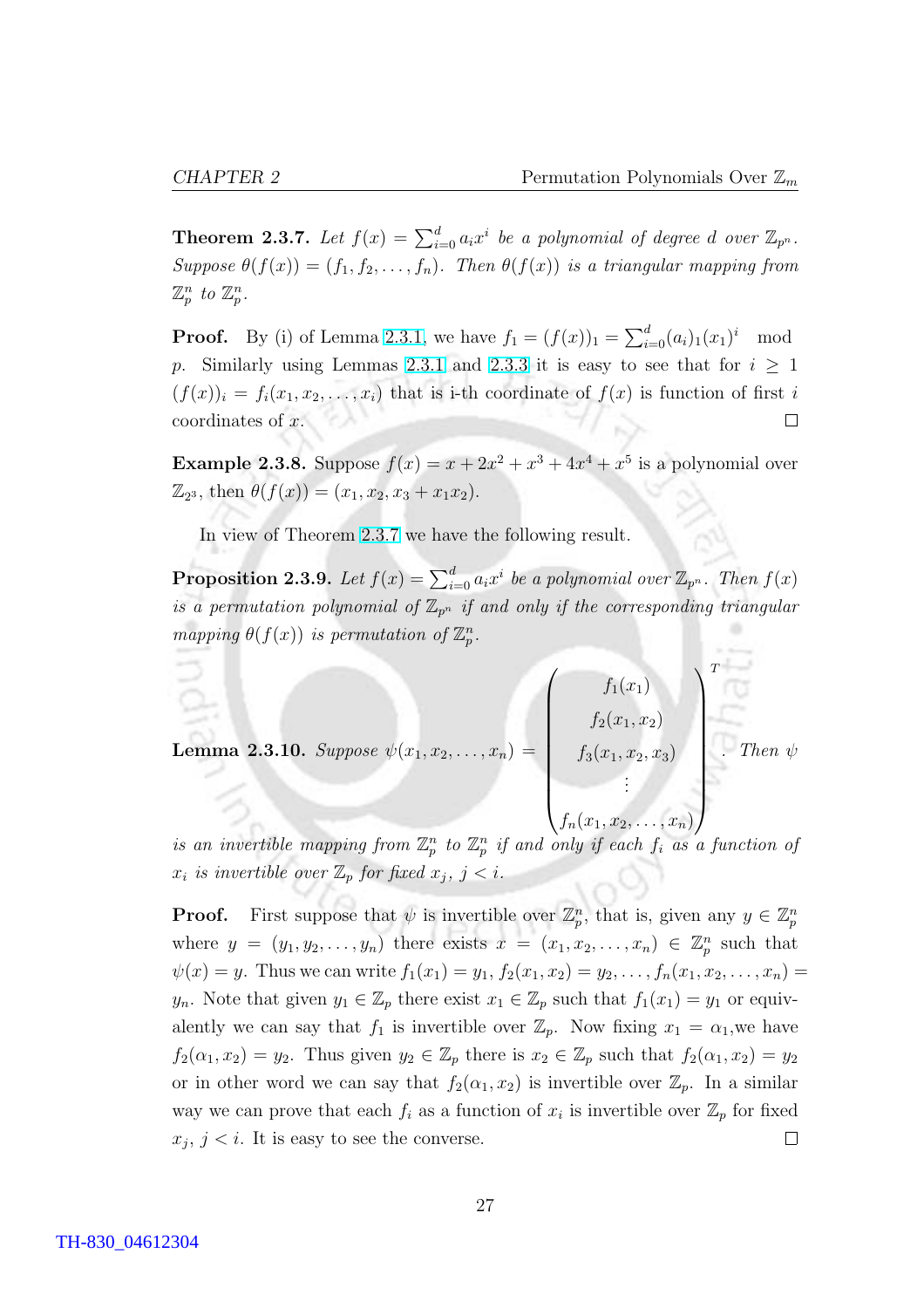**Theorem 2.3.7.** *Let $f(x) = \sum_{i=0}^{d} a_i x^i$ be a polynomial of degree $d$ over $\mathbb{Z}_{p^n}$. Suppose $\theta(f(x)) = (f_1, f_2, \ldots, f_n)$. Then $\theta(f(x))$ is a triangular mapping from $\mathbb{Z}_p^n$ to $\mathbb{Z}_p^n$.*

**Proof.** By (i) of Lemma 2.3.1, we have $f_1 = (f(x))_1 = \sum_{i=0}^{d} (a_i)_1 (x_1)^i \mod p$. Similarly using Lemmas 2.3.1 and 2.3.3 it is easy to see that for $i \geq 1$ $(f(x))_i = f_i(x_1, x_2, \ldots, x_i)$ that is i-th coordinate of $f(x)$ is function of first $i$ coordinates of $x$. □

**Example 2.3.8.** Suppose $f(x) = x + 2x^2 + x^3 + 4x^4 + x^5$ is a polynomial over $\mathbb{Z}_{2^3}$, then $\theta(f(x)) = (x_1, x_2, x_3 + x_1 x_2)$.

In view of Theorem 2.3.7 we have the following result.

**Proposition 2.3.9.** *Let $f(x) = \sum_{i=0}^{d} a_i x^i$ be a polynomial over $\mathbb{Z}_{p^n}$. Then $f(x)$ is a permutation polynomial of $\mathbb{Z}_{p^n}$ if and only if the corresponding triangular mapping $\theta(f(x))$ is permutation of $\mathbb{Z}_p^n$.*

**Lemma 2.3.10.** *Suppose* $\psi(x_1, x_2, \ldots, x_n) = \begin{pmatrix} f_1(x_1) \\ f_2(x_1, x_2) \\ f_3(x_1, x_2, x_3) \\ \vdots \\ f_n(x_1, x_2, \ldots, x_n) \end{pmatrix}^T$. *Then $\psi$ is an invertible mapping from $\mathbb{Z}_p^n$ to $\mathbb{Z}_p^n$ if and only if each $f_i$ as a function of $x_i$ is invertible over $\mathbb{Z}_p$ for fixed $x_j$, $j < i$.*

**Proof.** First suppose that $\psi$ is invertible over $\mathbb{Z}_p^n$, that is, given any $y \in \mathbb{Z}_p^n$ where $y = (y_1, y_2, \ldots, y_n)$ there exists $x = (x_1, x_2, \ldots, x_n) \in \mathbb{Z}_p^n$ such that $\psi(x) = y$. Thus we can write $f_1(x_1) = y_1$, $f_2(x_1, x_2) = y_2, \ldots, f_n(x_1, x_2, \ldots, x_n) = y_n$. Note that given $y_1 \in \mathbb{Z}_p$ there exist $x_1 \in \mathbb{Z}_p$ such that $f_1(x_1) = y_1$ or equivalently we can say that $f_1$ is invertible over $\mathbb{Z}_p$. Now fixing $x_1 = \alpha_1$,we have $f_2(\alpha_1, x_2) = y_2$. Thus given $y_2 \in \mathbb{Z}_p$ there is $x_2 \in \mathbb{Z}_p$ such that $f_2(\alpha_1, x_2) = y_2$ or in other word we can say that $f_2(\alpha_1, x_2)$ is invertible over $\mathbb{Z}_p$. In a similar way we can prove that each $f_i$ as a function of $x_i$ is invertible over $\mathbb{Z}_p$ for fixed $x_j$, $j < i$. It is easy to see the converse. □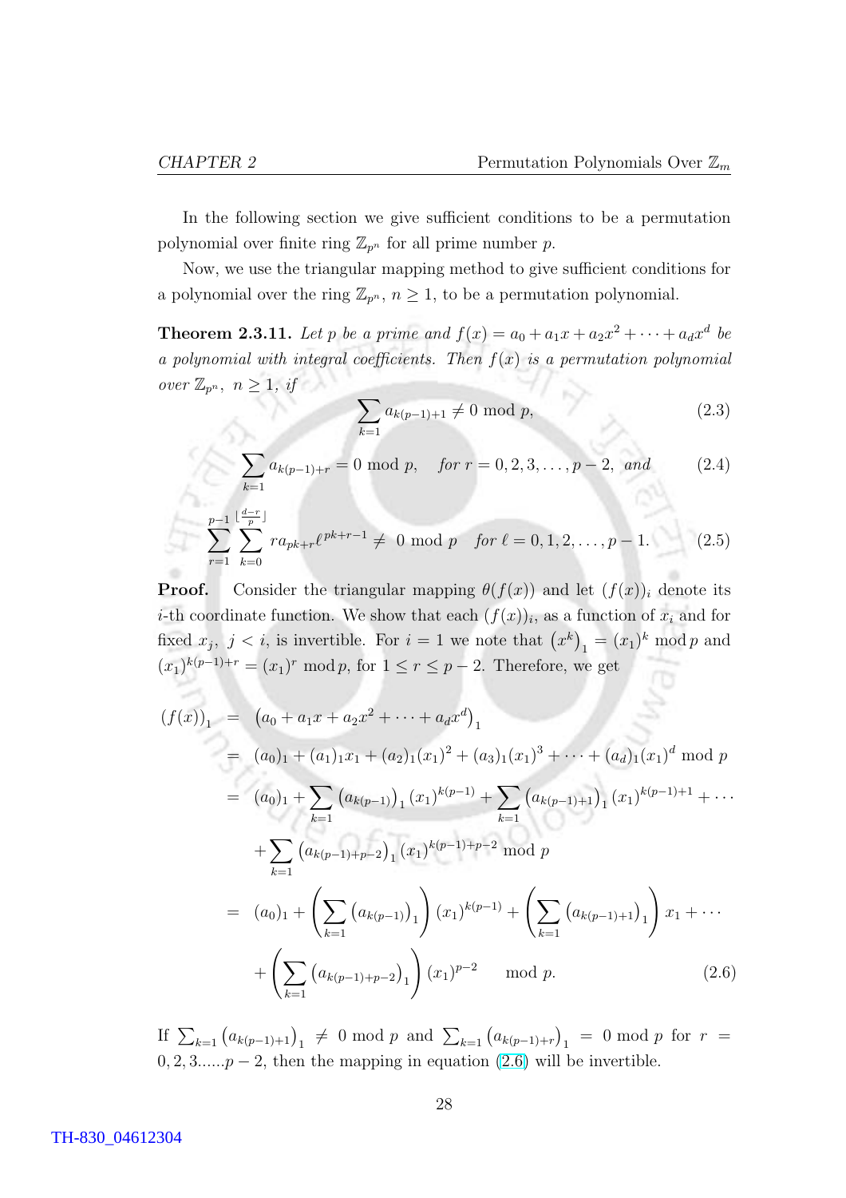In the following section we give sufficient conditions to be a permutation polynomial over finite ring $\mathbb{Z}_{p^n}$ for all prime number $p$.

Now, we use the triangular mapping method to give sufficient conditions for a polynomial over the ring $\mathbb{Z}_{p^n}$, $n \geq 1$, to be a permutation polynomial.

**Theorem 2.3.11.** *Let $p$ be a prime and $f(x) = a_0 + a_1x + a_2x^2 + \cdots + a_dx^d$ be a polynomial with integral coefficients. Then $f(x)$ is a permutation polynomial over $\mathbb{Z}_{p^n}$, $n \geq 1$, if*

$$\sum_{k=1} a_{k(p-1)+1} \neq 0 \bmod p, \tag{2.3}$$

$$\sum_{k=1} a_{k(p-1)+r} = 0 \bmod p, \quad \textit{for } r = 0, 2, 3, \ldots, p-2, \textit{ and} \tag{2.4}$$

$$\sum_{r=1}^{p-1} \sum_{k=0}^{\lfloor \frac{d-r}{p} \rfloor} r a_{pk+r} \ell^{pk+r-1} \neq \ 0 \bmod p \quad \textit{for } \ell = 0, 1, 2, \ldots, p-1. \tag{2.5}$$

**Proof.** Consider the triangular mapping $\theta(f(x))$ and let $(f(x))_i$ denote its $i$-th coordinate function. We show that each $(f(x))_i$, as a function of $x_i$ and for fixed $x_j$, $j < i$, is invertible. For $i = 1$ we note that $\left(x^k\right)_1 = (x_1)^k \bmod p$ and $(x_1)^{k(p-1)+r} = (x_1)^r \bmod p$, for $1 \leq r \leq p-2$. Therefore, we get

$$\begin{aligned}
(f(x))_1 &= \left(a_0 + a_1x + a_2x^2 + \cdots + a_dx^d\right)_1 \\
&= (a_0)_1 + (a_1)_1x_1 + (a_2)_1(x_1)^2 + (a_3)_1(x_1)^3 + \cdots + (a_d)_1(x_1)^d \bmod p \\
&= (a_0)_1 + \sum_{k=1} \left(a_{k(p-1)}\right)_1 (x_1)^{k(p-1)} + \sum_{k=1} \left(a_{k(p-1)+1}\right)_1 (x_1)^{k(p-1)+1} + \cdots \\
&\quad + \sum_{k=1} \left(a_{k(p-1)+p-2}\right)_1 (x_1)^{k(p-1)+p-2} \bmod p \\
&= (a_0)_1 + \left(\sum_{k=1} \left(a_{k(p-1)}\right)_1\right) (x_1)^{k(p-1)} + \left(\sum_{k=1} \left(a_{k(p-1)+1}\right)_1\right) x_1 + \cdots \\
&\quad + \left(\sum_{k=1} \left(a_{k(p-1)+p-2}\right)_1\right) (x_1)^{p-2} \qquad \bmod p.
\end{aligned} \tag{2.6}$$

If $\sum_{k=1} \left(a_{k(p-1)+1}\right)_1 \neq 0 \bmod p$ and $\sum_{k=1} \left(a_{k(p-1)+r}\right)_1 = 0 \bmod p$ for $r = 0, 2, 3......p-2$, then the mapping in equation (2.6) will be invertible.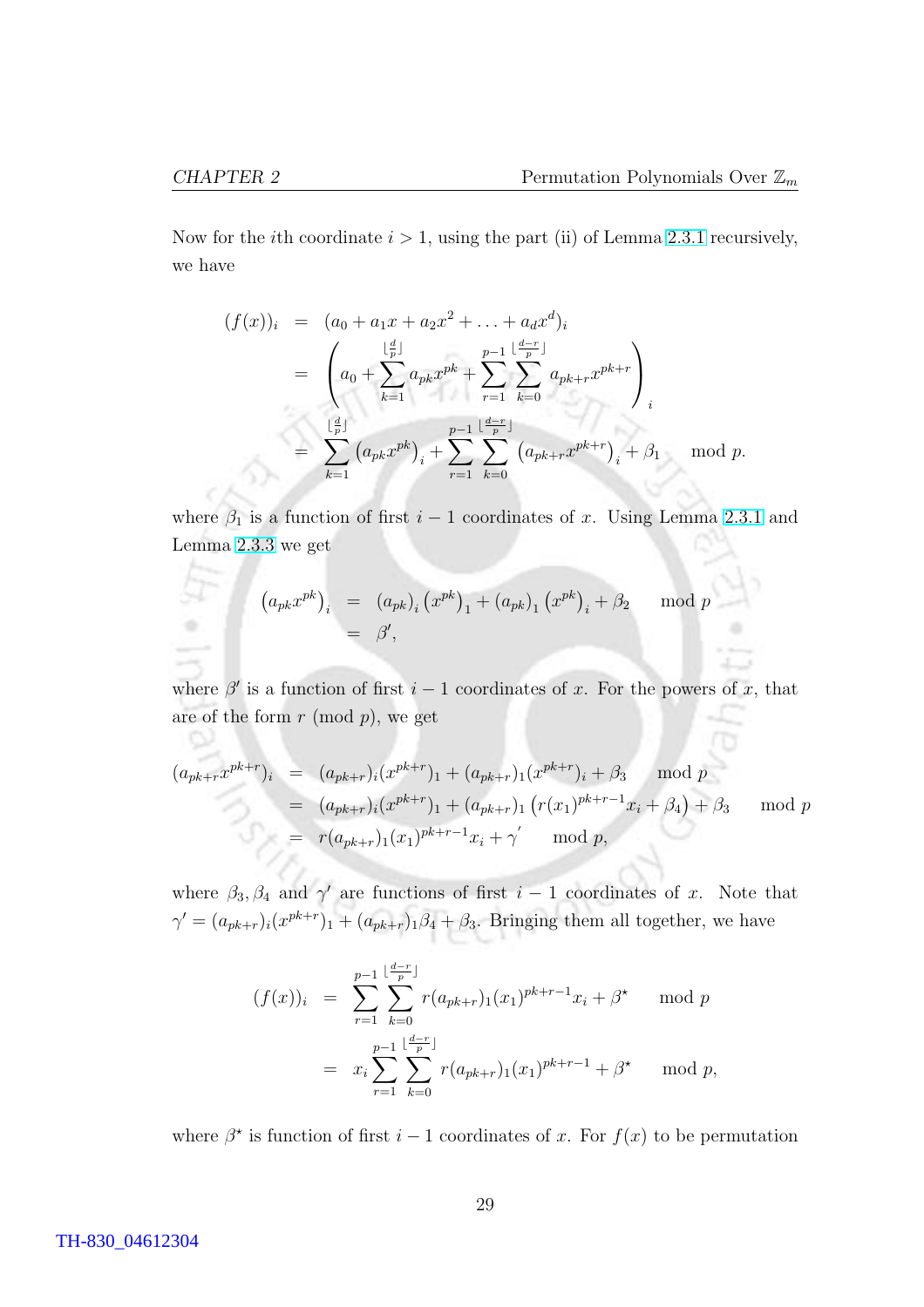Now for the $i$th coordinate $i > 1$, using the part (ii) of Lemma 2.3.1 recursively, we have

$$
\begin{aligned}
(f(x))_i &= (a_0 + a_1 x + a_2 x^2 + \ldots + a_d x^d)_i \\
&= \left( a_0 + \sum_{k=1}^{\lfloor \frac{d}{p} \rfloor} a_{pk} x^{pk} + \sum_{r=1}^{p-1} \sum_{k=0}^{\lfloor \frac{d-r}{p} \rfloor} a_{pk+r} x^{pk+r} \right)_i \\
&= \sum_{k=1}^{\lfloor \frac{d}{p} \rfloor} \left(a_{pk} x^{pk}\right)_i + \sum_{r=1}^{p-1} \sum_{k=0}^{\lfloor \frac{d-r}{p} \rfloor} \left(a_{pk+r} x^{pk+r}\right)_i + \beta_1 \mod p.
\end{aligned}
$$

where $\beta_1$ is a function of first $i-1$ coordinates of $x$. Using Lemma 2.3.1 and Lemma 2.3.3 we get

$$
\begin{aligned}
\left(a_{pk} x^{pk}\right)_i &= \left(a_{pk}\right)_i \left(x^{pk}\right)_1 + \left(a_{pk}\right)_1 \left(x^{pk}\right)_i + \beta_2 \mod p \\
&= \beta',
\end{aligned}
$$

where $\beta'$ is a function of first $i-1$ coordinates of $x$. For the powers of $x$, that are of the form $r \pmod p$, we get

$$
\begin{aligned}
(a_{pk+r} x^{pk+r})_i &= (a_{pk+r})_i (x^{pk+r})_1 + (a_{pk+r})_1 (x^{pk+r})_i + \beta_3 \mod p \\
&= (a_{pk+r})_i (x^{pk+r})_1 + (a_{pk+r})_1 \left(r (x_1)^{pk+r-1} x_i + \beta_4\right) + \beta_3 \mod p \\
&= r (a_{pk+r})_1 (x_1)^{pk+r-1} x_i + \gamma' \mod p,
\end{aligned}
$$

where $\beta_3, \beta_4$ and $\gamma'$ are functions of first $i-1$ coordinates of $x$. Note that $\gamma' = (a_{pk+r})_i (x^{pk+r})_1 + (a_{pk+r})_1 \beta_4 + \beta_3$. Bringing them all together, we have

$$
\begin{aligned}
(f(x))_i &= \sum_{r=1}^{p-1} \sum_{k=0}^{\lfloor \frac{d-r}{p} \rfloor} r (a_{pk+r})_1 (x_1)^{pk+r-1} x_i + \beta^\star \mod p \\
&= x_i \sum_{r=1}^{p-1} \sum_{k=0}^{\lfloor \frac{d-r}{p} \rfloor} r (a_{pk+r})_1 (x_1)^{pk+r-1} + \beta^\star \mod p,
\end{aligned}
$$

where $\beta^\star$ is function of first $i-1$ coordinates of $x$. For $f(x)$ to be permutation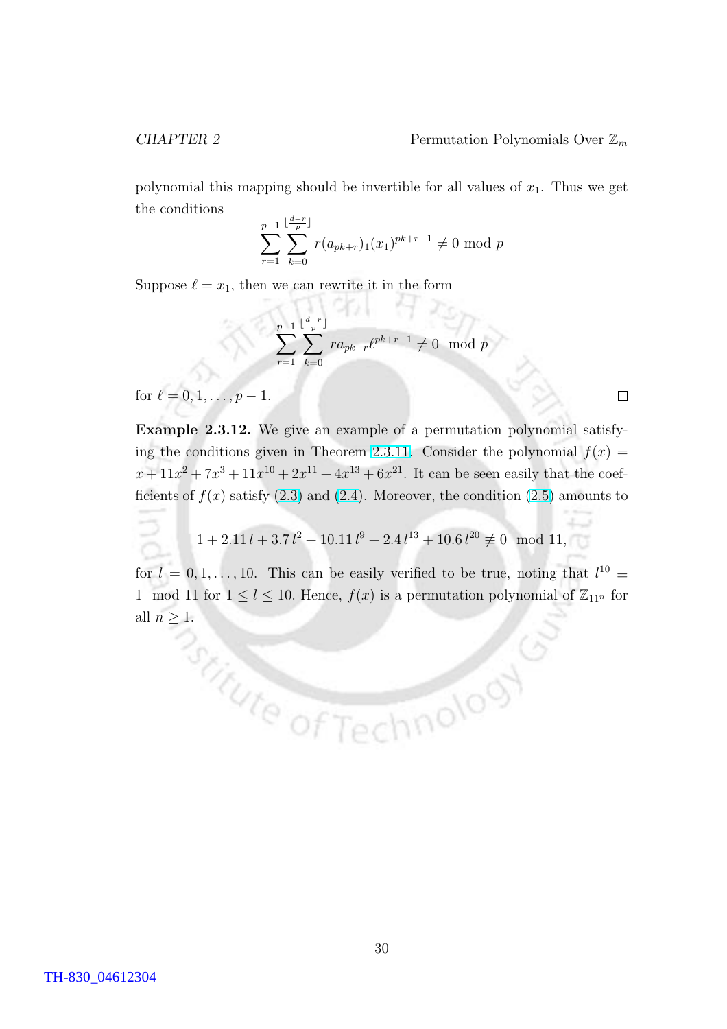polynomial this mapping should be invertible for all values of $x_1$. Thus we get the conditions

$$\sum_{r=1}^{p-1} \sum_{k=0}^{\lfloor \frac{d-r}{p} \rfloor} r(a_{pk+r})_1 (x_1)^{pk+r-1} \neq 0 \text{ mod } p$$

Suppose $\ell = x_1$, then we can rewrite it in the form

$$\sum_{r=1}^{p-1} \sum_{k=0}^{\lfloor \frac{d-r}{p} \rfloor} r a_{pk+r} \ell^{pk+r-1} \neq 0 \mod p$$

for $\ell = 0, 1, \ldots, p-1$. □

**Example 2.3.12.** We give an example of a permutation polynomial satisfying the conditions given in Theorem 2.3.11. Consider the polynomial $f(x) = x + 11x^2 + 7x^3 + 11x^{10} + 2x^{11} + 4x^{13} + 6x^{21}$. It can be seen easily that the coefficients of $f(x)$ satisfy (2.3) and (2.4). Moreover, the condition (2.5) amounts to

$$1 + 2.11\, l + 3.7\, l^2 + 10.11\, l^9 + 2.4\, l^{13} + 10.6\, l^{20} \not\equiv 0 \mod 11,$$

for $l = 0, 1, \ldots, 10$. This can be easily verified to be true, noting that $l^{10} \equiv 1 \mod 11$ for $1 \leq l \leq 10$. Hence, $f(x)$ is a permutation polynomial of $\mathbb{Z}_{11^n}$ for all $n \geq 1$.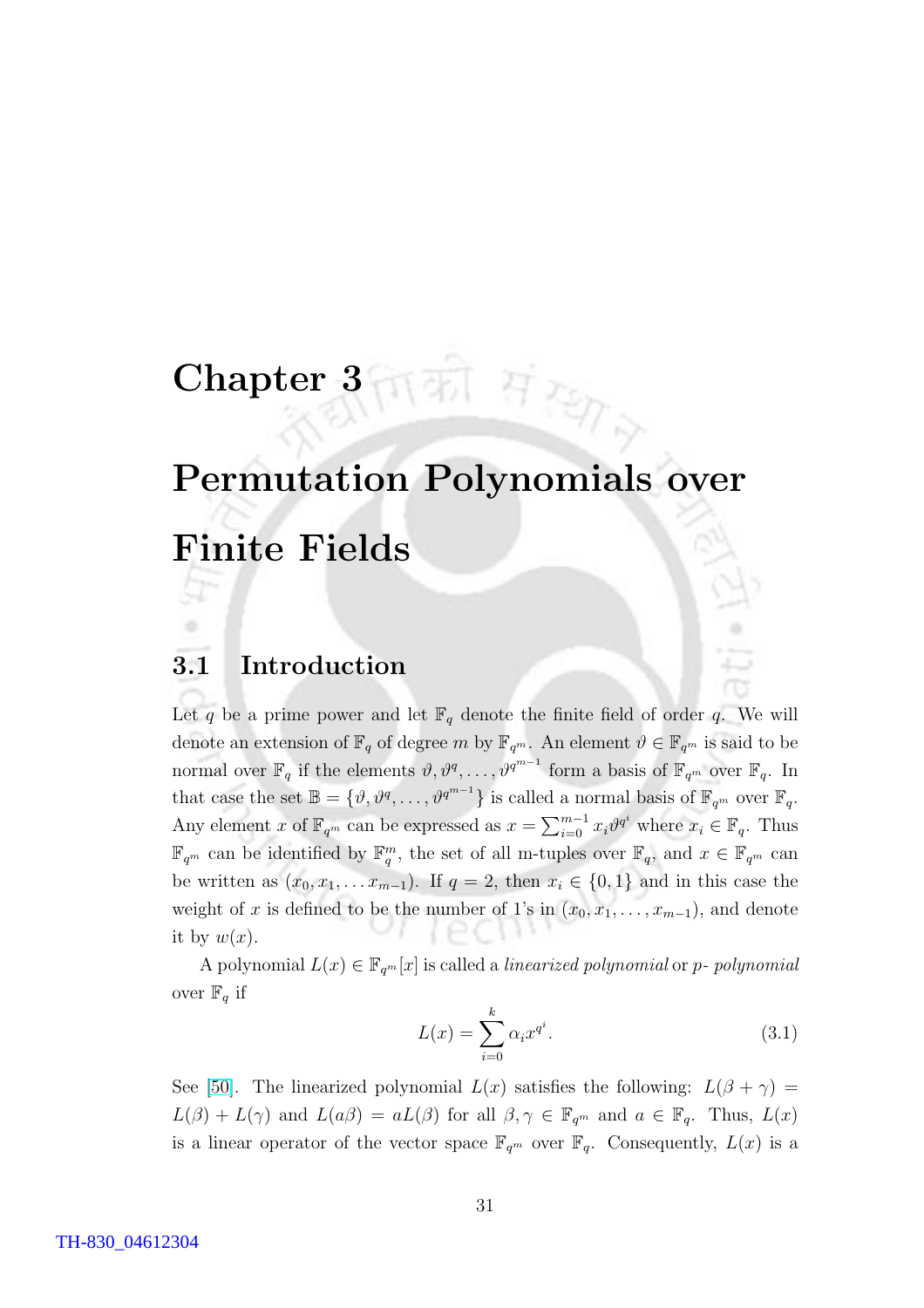# Chapter 3

# Permutation Polynomials over Finite Fields

## 3.1 Introduction

Let $q$ be a prime power and let $\mathbb{F}_q$ denote the finite field of order $q$. We will denote an extension of $\mathbb{F}_q$ of degree $m$ by $\mathbb{F}_{q^m}$. An element $\vartheta \in \mathbb{F}_{q^m}$ is said to be normal over $\mathbb{F}_q$ if the elements $\vartheta, \vartheta^q, \ldots, \vartheta^{q^{m-1}}$ form a basis of $\mathbb{F}_{q^m}$ over $\mathbb{F}_q$. In that case the set $\mathbb{B} = \{\vartheta, \vartheta^q, \ldots, \vartheta^{q^{m-1}}\}$ is called a normal basis of $\mathbb{F}_{q^m}$ over $\mathbb{F}_q$. Any element $x$ of $\mathbb{F}_{q^m}$ can be expressed as $x = \sum_{i=0}^{m-1} x_i \vartheta^{q^i}$ where $x_i \in \mathbb{F}_q$. Thus $\mathbb{F}_{q^m}$ can be identified by $\mathbb{F}_q^m$, the set of all m-tuples over $\mathbb{F}_q$, and $x \in \mathbb{F}_{q^m}$ can be written as $(x_0, x_1, \ldots x_{m-1})$. If $q = 2$, then $x_i \in \{0, 1\}$ and in this case the weight of $x$ is defined to be the number of 1's in $(x_0, x_1, \ldots, x_{m-1})$, and denote it by $w(x)$.

A polynomial $L(x) \in \mathbb{F}_{q^m}[x]$ is called a *linearized polynomial* or *p- polynomial* over $\mathbb{F}_q$ if

$$L(x) = \sum_{i=0}^{k} \alpha_i x^{q^i}. \tag{3.1}$$

See [50]. The linearized polynomial $L(x)$ satisfies the following: $L(\beta + \gamma) = L(\beta) + L(\gamma)$ and $L(a\beta) = aL(\beta)$ for all $\beta, \gamma \in \mathbb{F}_{q^m}$ and $a \in \mathbb{F}_q$. Thus, $L(x)$ is a linear operator of the vector space $\mathbb{F}_{q^m}$ over $\mathbb{F}_q$. Consequently, $L(x)$ is a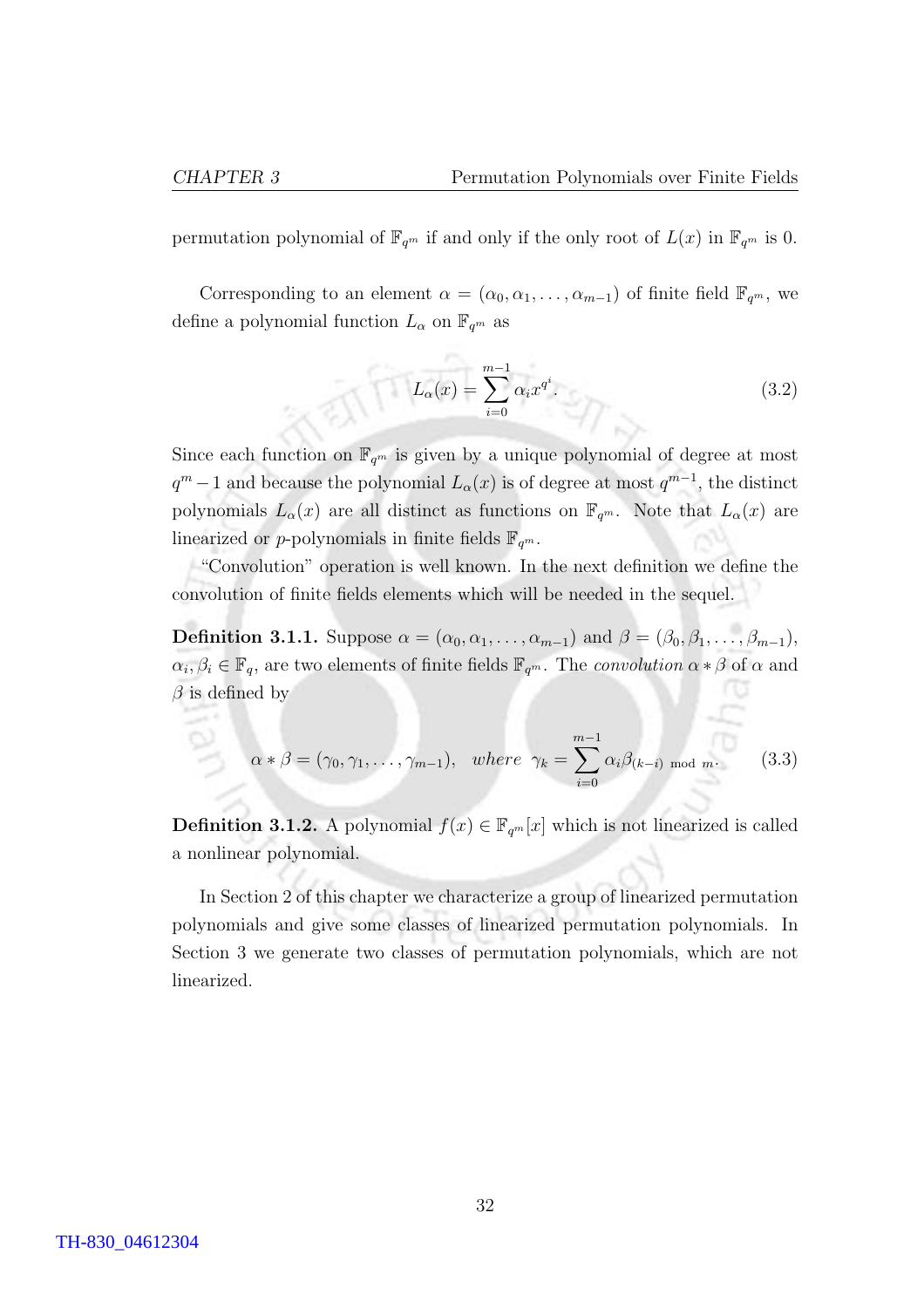permutation polynomial of $\mathbb{F}_{q^m}$ if and only if the only root of $L(x)$ in $\mathbb{F}_{q^m}$ is 0.

Corresponding to an element $\alpha = (\alpha_0, \alpha_1, \ldots, \alpha_{m-1})$ of finite field $\mathbb{F}_{q^m}$, we define a polynomial function $L_\alpha$ on $\mathbb{F}_{q^m}$ as

$$L_\alpha(x) = \sum_{i=0}^{m-1} \alpha_i x^{q^i}. \tag{3.2}$$

Since each function on $\mathbb{F}_{q^m}$ is given by a unique polynomial of degree at most $q^m - 1$ and because the polynomial $L_\alpha(x)$ is of degree at most $q^{m-1}$, the distinct polynomials $L_\alpha(x)$ are all distinct as functions on $\mathbb{F}_{q^m}$. Note that $L_\alpha(x)$ are linearized or $p$-polynomials in finite fields $\mathbb{F}_{q^m}$.

"Convolution" operation is well known. In the next definition we define the convolution of finite fields elements which will be needed in the sequel.

**Definition 3.1.1.** Suppose $\alpha = (\alpha_0, \alpha_1, \ldots, \alpha_{m-1})$ and $\beta = (\beta_0, \beta_1, \ldots, \beta_{m-1})$, $\alpha_i, \beta_i \in \mathbb{F}_q$, are two elements of finite fields $\mathbb{F}_{q^m}$. The *convolution* $\alpha * \beta$ of $\alpha$ and $\beta$ is defined by

$$\alpha * \beta = (\gamma_0, \gamma_1, \ldots, \gamma_{m-1}), \quad where \;\; \gamma_k = \sum_{i=0}^{m-1} \alpha_i \beta_{(k-i) \bmod m}. \tag{3.3}$$

**Definition 3.1.2.** A polynomial $f(x) \in \mathbb{F}_{q^m}[x]$ which is not linearized is called a nonlinear polynomial.

In Section 2 of this chapter we characterize a group of linearized permutation polynomials and give some classes of linearized permutation polynomials. In Section 3 we generate two classes of permutation polynomials, which are not linearized.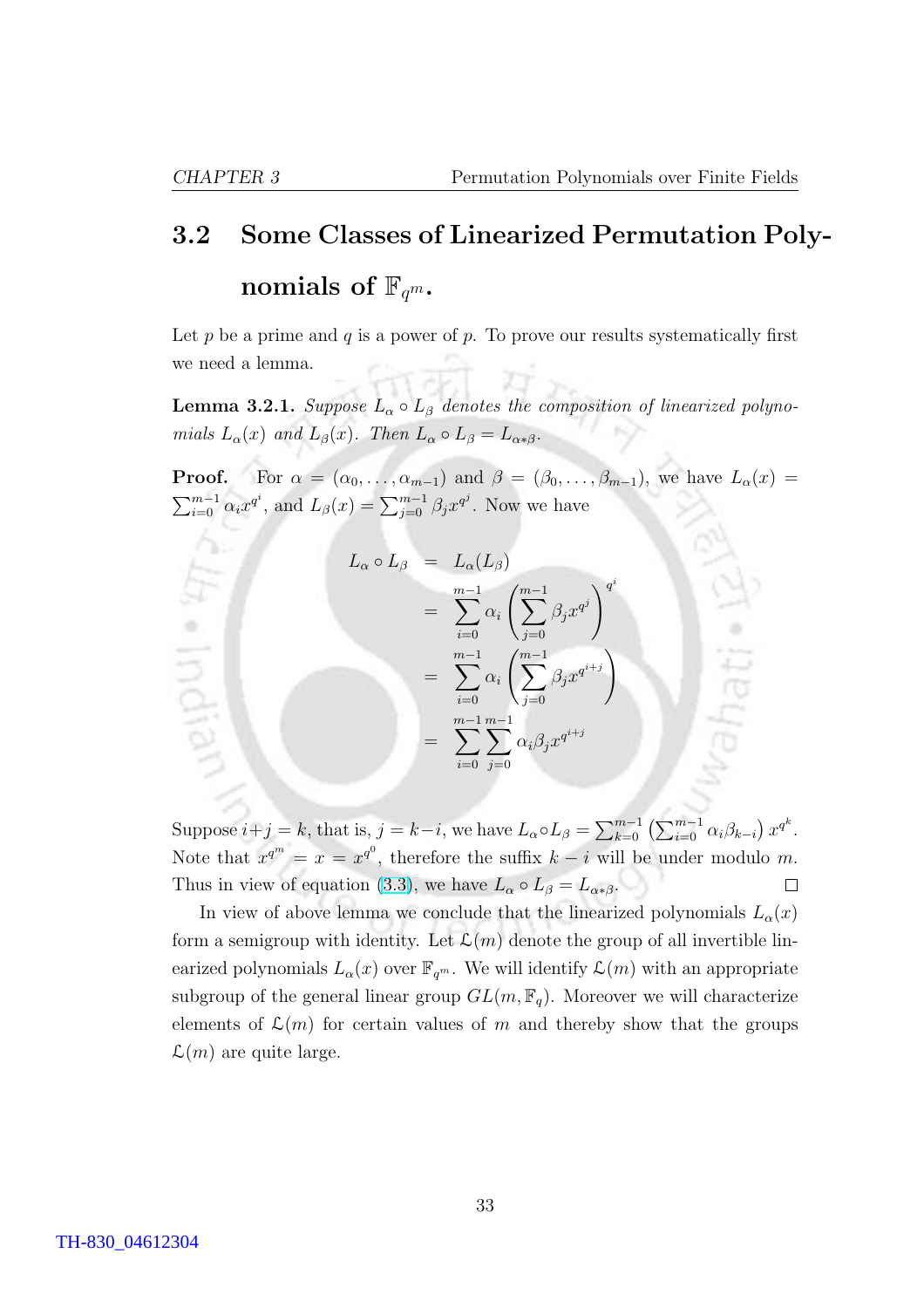## 3.2 Some Classes of Linearized Permutation Polynomials of $\mathbb{F}_{q^m}$.

Let $p$ be a prime and $q$ is a power of $p$. To prove our results systematically first we need a lemma.

**Lemma 3.2.1.** *Suppose $L_\alpha \circ L_\beta$ denotes the composition of linearized polynomials $L_\alpha(x)$ and $L_\beta(x)$. Then $L_\alpha \circ L_\beta = L_{\alpha * \beta}$.*

**Proof.** For $\alpha = (\alpha_0, \ldots, \alpha_{m-1})$ and $\beta = (\beta_0, \ldots, \beta_{m-1})$, we have $L_\alpha(x) = \sum_{i=0}^{m-1} \alpha_i x^{q^i}$, and $L_\beta(x) = \sum_{j=0}^{m-1} \beta_j x^{q^j}$. Now we have

$$
\begin{aligned}
L_\alpha \circ L_\beta &= L_\alpha(L_\beta) \\
&= \sum_{i=0}^{m-1} \alpha_i \left( \sum_{j=0}^{m-1} \beta_j x^{q^j} \right)^{q^i} \\
&= \sum_{i=0}^{m-1} \alpha_i \left( \sum_{j=0}^{m-1} \beta_j x^{q^{i+j}} \right) \\
&= \sum_{i=0}^{m-1} \sum_{j=0}^{m-1} \alpha_i \beta_j x^{q^{i+j}}
\end{aligned}
$$

Suppose $i+j = k$, that is, $j = k-i$, we have $L_\alpha \circ L_\beta = \sum_{k=0}^{m-1} \left( \sum_{i=0}^{m-1} \alpha_i \beta_{k-i} \right) x^{q^k}$. Note that $x^{q^m} = x = x^{q^0}$, therefore the suffix $k-i$ will be under modulo $m$. Thus in view of equation (3.3), we have $L_\alpha \circ L_\beta = L_{\alpha * \beta}$. ☐

In view of above lemma we conclude that the linearized polynomials $L_\alpha(x)$ form a semigroup with identity. Let $\mathcal{L}(m)$ denote the group of all invertible linearized polynomials $L_\alpha(x)$ over $\mathbb{F}_{q^m}$. We will identify $\mathcal{L}(m)$ with an appropriate subgroup of the general linear group $GL(m, \mathbb{F}_q)$. Moreover we will characterize elements of $\mathcal{L}(m)$ for certain values of $m$ and thereby show that the groups $\mathcal{L}(m)$ are quite large.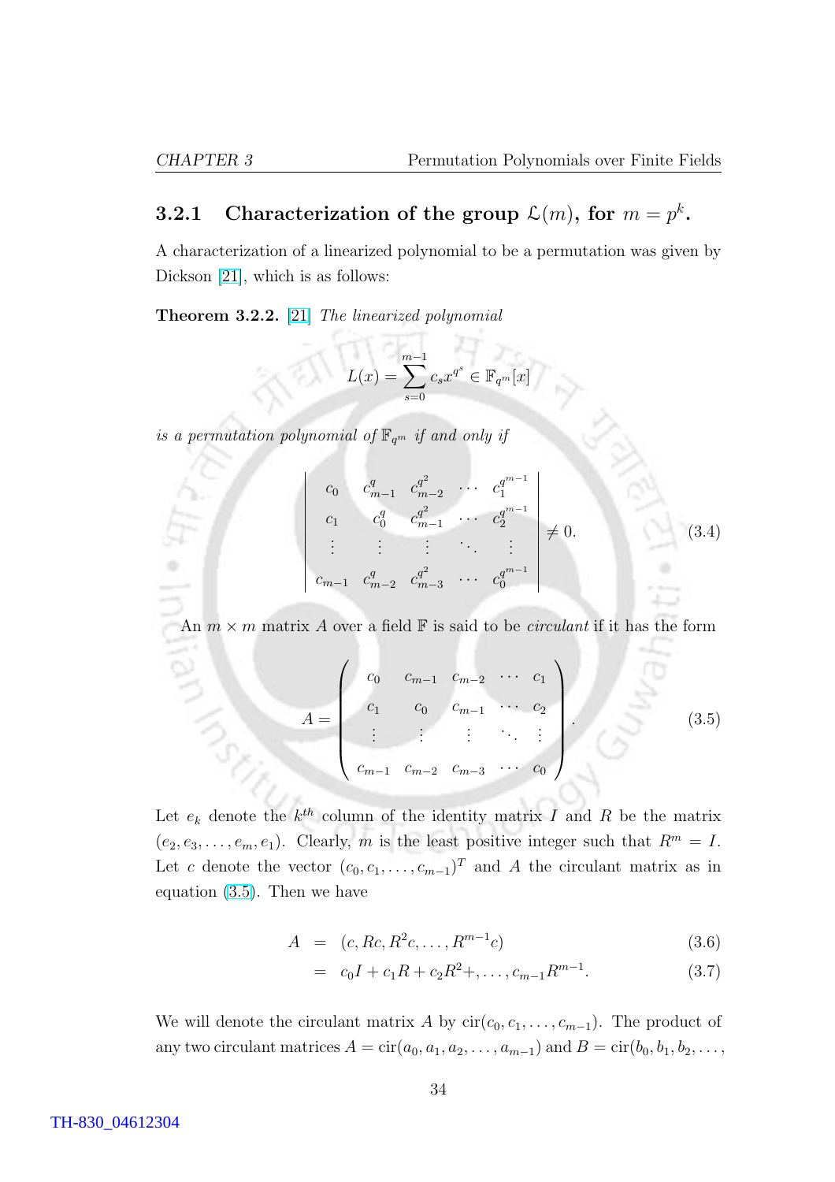### 3.2.1 Characterization of the group $\mathcal{L}(m)$, for $m = p^k$.

A characterization of a linearized polynomial to be a permutation was given by Dickson [21], which is as follows:

**Theorem 3.2.2.** [21] *The linearized polynomial*

$$L(x) = \sum_{s=0}^{m-1} c_s x^{q^s} \in \mathbb{F}_{q^m}[x]$$

*is a permutation polynomial of* $\mathbb{F}_{q^m}$ *if and only if*

$$\begin{vmatrix} c_0 & c_{m-1}^q & c_{m-2}^{q^2} & \cdots & c_1^{q^{m-1}} \\ c_1 & c_0^q & c_{m-1}^{q^2} & \cdots & c_2^{q^{m-1}} \\ \vdots & \vdots & \vdots & \ddots & \vdots \\ c_{m-1} & c_{m-2}^q & c_{m-3}^{q^2} & \cdots & c_0^{q^{m-1}} \end{vmatrix} \neq 0. \tag{3.4}$$

An $m \times m$ matrix $A$ over a field $\mathbb{F}$ is said to be *circulant* if it has the form

$$A = \begin{pmatrix} c_0 & c_{m-1} & c_{m-2} & \cdots & c_1 \\ c_1 & c_0 & c_{m-1} & \cdots & c_2 \\ \vdots & \vdots & \vdots & \ddots & \vdots \\ c_{m-1} & c_{m-2} & c_{m-3} & \cdots & c_0 \end{pmatrix}. \tag{3.5}$$

Let $e_k$ denote the $k^{th}$ column of the identity matrix $I$ and $R$ be the matrix $(e_2, e_3, \ldots, e_m, e_1)$. Clearly, $m$ is the least positive integer such that $R^m = I$. Let $c$ denote the vector $(c_0, c_1, \ldots, c_{m-1})^T$ and $A$ the circulant matrix as in equation (3.5). Then we have

$$\begin{aligned} A &= (c, Rc, R^2c, \ldots, R^{m-1}c) & (3.6)\\ &= c_0 I + c_1 R + c_2 R^2 +, \ldots, c_{m-1} R^{m-1}. & (3.7) \end{aligned}$$

We will denote the circulant matrix $A$ by $\text{cir}(c_0, c_1, \ldots, c_{m-1})$. The product of any two circulant matrices $A = \text{cir}(a_0, a_1, a_2, \ldots, a_{m-1})$ and $B = \text{cir}(b_0, b_1, b_2, \ldots,$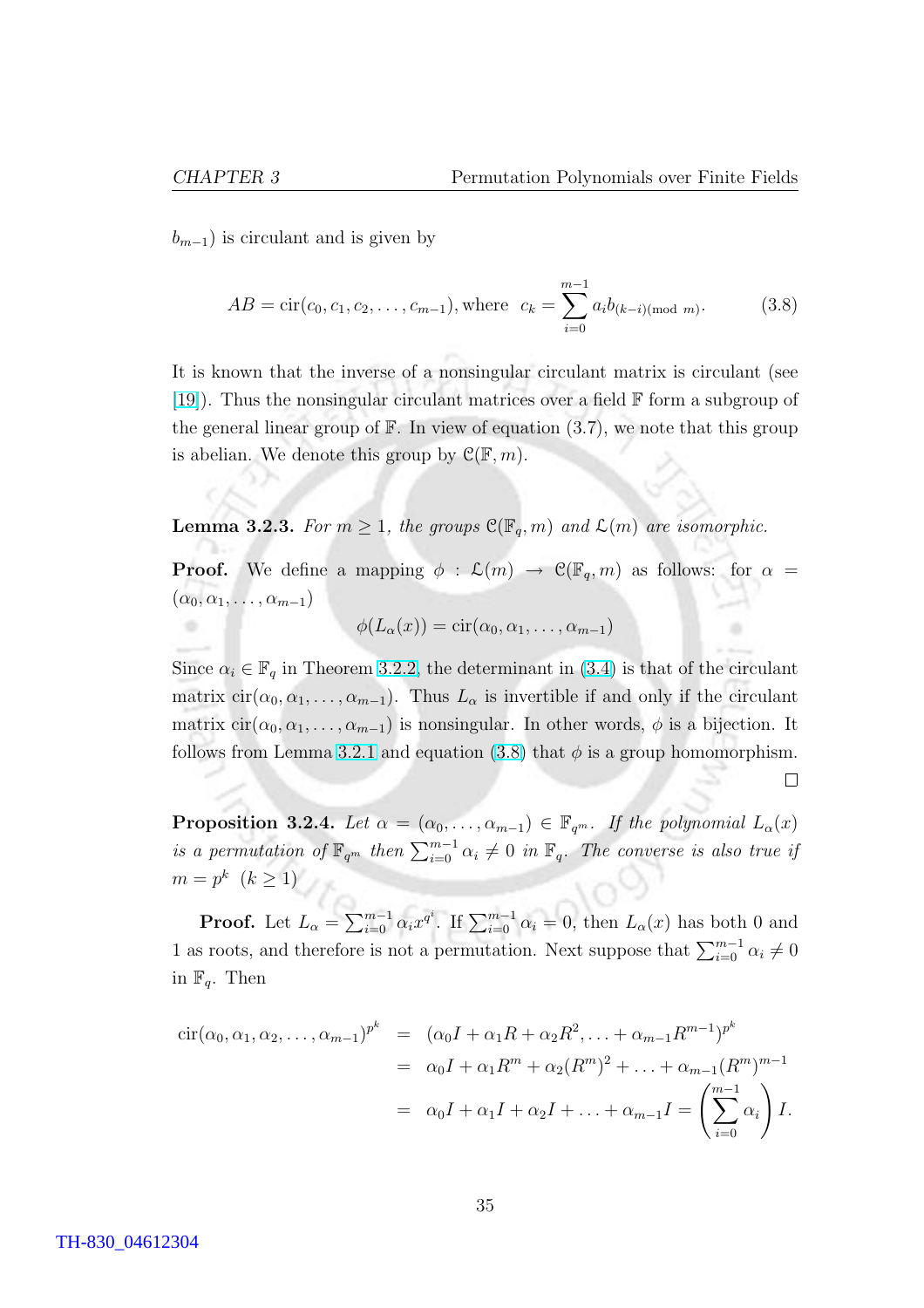$b_{m-1})$ is circulant and is given by

$$AB = \text{cir}(c_0, c_1, c_2, \ldots, c_{m-1}), \text{where } \; c_k = \sum_{i=0}^{m-1} a_i b_{(k-i)(\text{mod } m)}. \tag{3.8}$$

It is known that the inverse of a nonsingular circulant matrix is circulant (see [19]). Thus the nonsingular circulant matrices over a field $\mathbb{F}$ form a subgroup of the general linear group of $\mathbb{F}$. In view of equation (3.7), we note that this group is abelian. We denote this group by $\mathcal{C}(\mathbb{F}, m)$.

**Lemma 3.2.3.** *For $m \geq 1$, the groups $\mathcal{C}(\mathbb{F}_q, m)$ and $\mathcal{L}(m)$ are isomorphic.*

**Proof.** We define a mapping $\phi : \mathcal{L}(m) \to \mathcal{C}(\mathbb{F}_q, m)$ as follows: for $\alpha = (\alpha_0, \alpha_1, \ldots, \alpha_{m-1})$

$$\phi(L_\alpha(x)) = \text{cir}(\alpha_0, \alpha_1, \ldots, \alpha_{m-1})$$

Since $\alpha_i \in \mathbb{F}_q$ in Theorem 3.2.2, the determinant in (3.4) is that of the circulant matrix $\text{cir}(\alpha_0, \alpha_1, \ldots, \alpha_{m-1})$. Thus $L_\alpha$ is invertible if and only if the circulant matrix $\text{cir}(\alpha_0, \alpha_1, \ldots, \alpha_{m-1})$ is nonsingular. In other words, $\phi$ is a bijection. It follows from Lemma 3.2.1 and equation (3.8) that $\phi$ is a group homomorphism. □

**Proposition 3.2.4.** *Let $\alpha = (\alpha_0, \ldots, \alpha_{m-1}) \in \mathbb{F}_{q^m}$. If the polynomial $L_\alpha(x)$ is a permutation of $\mathbb{F}_{q^m}$ then $\sum_{i=0}^{m-1} \alpha_i \neq 0$ in $\mathbb{F}_q$. The converse is also true if $m = p^k$ $(k \geq 1)$*

**Proof.** Let $L_\alpha = \sum_{i=0}^{m-1} \alpha_i x^{q^i}$. If $\sum_{i=0}^{m-1} \alpha_i = 0$, then $L_\alpha(x)$ has both 0 and 1 as roots, and therefore is not a permutation. Next suppose that $\sum_{i=0}^{m-1} \alpha_i \neq 0$ in $\mathbb{F}_q$. Then

$$\begin{aligned}
\text{cir}(\alpha_0, \alpha_1, \alpha_2, \ldots, \alpha_{m-1})^{p^k} &= (\alpha_0 I + \alpha_1 R + \alpha_2 R^2, \ldots + \alpha_{m-1} R^{m-1})^{p^k} \\
&= \alpha_0 I + \alpha_1 R^m + \alpha_2 (R^m)^2 + \ldots + \alpha_{m-1} (R^m)^{m-1} \\
&= \alpha_0 I + \alpha_1 I + \alpha_2 I + \ldots + \alpha_{m-1} I = \left( \sum_{i=0}^{m-1} \alpha_i \right) I.
\end{aligned}$$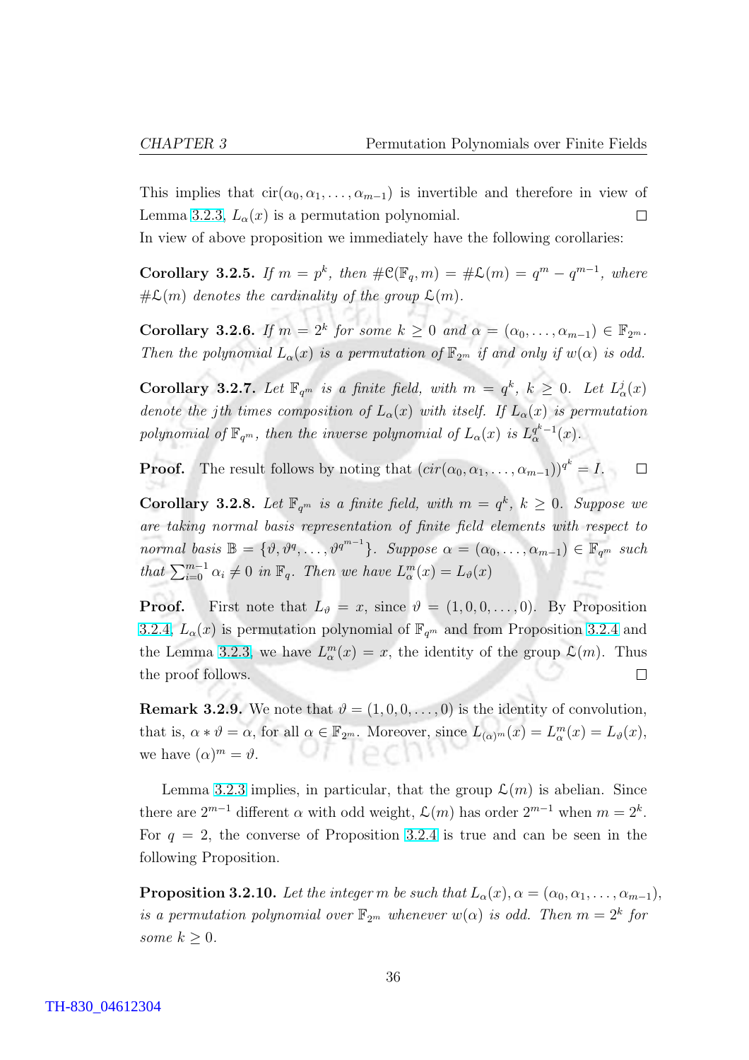This implies that $\mathrm{cir}(\alpha_0, \alpha_1, \ldots, \alpha_{m-1})$ is invertible and therefore in view of Lemma 3.2.3, $L_\alpha(x)$ is a permutation polynomial. $\square$

In view of above proposition we immediately have the following corollaries:

**Corollary 3.2.5.** *If $m = p^k$, then $\#\mathcal{C}(\mathbb{F}_q, m) = \#\mathcal{L}(m) = q^m - q^{m-1}$, where $\#\mathcal{L}(m)$ denotes the cardinality of the group $\mathcal{L}(m)$.*

**Corollary 3.2.6.** *If $m = 2^k$ for some $k \geq 0$ and $\alpha = (\alpha_0, \ldots, \alpha_{m-1}) \in \mathbb{F}_{2^m}$. Then the polynomial $L_\alpha(x)$ is a permutation of $\mathbb{F}_{2^m}$ if and only if $w(\alpha)$ is odd.*

**Corollary 3.2.7.** *Let $\mathbb{F}_{q^m}$ is a finite field, with $m = q^k$, $k \geq 0$. Let $L_\alpha^j(x)$ denote the $j$th times composition of $L_\alpha(x)$ with itself. If $L_\alpha(x)$ is permutation polynomial of $\mathbb{F}_{q^m}$, then the inverse polynomial of $L_\alpha(x)$ is $L_\alpha^{q^k-1}(x)$.*

**Proof.** The result follows by noting that $(cir(\alpha_0, \alpha_1, \ldots, \alpha_{m-1}))^{q^k} = I$. $\square$

**Corollary 3.2.8.** *Let $\mathbb{F}_{q^m}$ is a finite field, with $m = q^k$, $k \geq 0$. Suppose we are taking normal basis representation of finite field elements with respect to normal basis $\mathbb{B} = \{\vartheta, \vartheta^q, \ldots, \vartheta^{q^{m-1}}\}$. Suppose $\alpha = (\alpha_0, \ldots, \alpha_{m-1}) \in \mathbb{F}_{q^m}$ such that $\sum_{i=0}^{m-1} \alpha_i \neq 0$ in $\mathbb{F}_q$. Then we have $L_\alpha^m(x) = L_\vartheta(x)$*

**Proof.** First note that $L_\vartheta = x$, since $\vartheta = (1, 0, 0, \ldots, 0)$. By Proposition 3.2.4, $L_\alpha(x)$ is permutation polynomial of $\mathbb{F}_{q^m}$ and from Proposition 3.2.4 and the Lemma 3.2.3, we have $L_\alpha^m(x) = x$, the identity of the group $\mathcal{L}(m)$. Thus the proof follows. $\square$

**Remark 3.2.9.** We note that $\vartheta = (1, 0, 0, \ldots, 0)$ is the identity of convolution, that is, $\alpha * \vartheta = \alpha$, for all $\alpha \in \mathbb{F}_{2^m}$. Moreover, since $L_{(\alpha)^m}(x) = L_\alpha^m(x) = L_\vartheta(x)$, we have $(\alpha)^m = \vartheta$.

Lemma 3.2.3 implies, in particular, that the group $\mathcal{L}(m)$ is abelian. Since there are $2^{m-1}$ different $\alpha$ with odd weight, $\mathcal{L}(m)$ has order $2^{m-1}$ when $m = 2^k$. For $q = 2$, the converse of Proposition 3.2.4 is true and can be seen in the following Proposition.

**Proposition 3.2.10.** *Let the integer $m$ be such that $L_\alpha(x), \alpha = (\alpha_0, \alpha_1, \ldots, \alpha_{m-1})$, is a permutation polynomial over $\mathbb{F}_{2^m}$ whenever $w(\alpha)$ is odd. Then $m = 2^k$ for some $k \geq 0$.*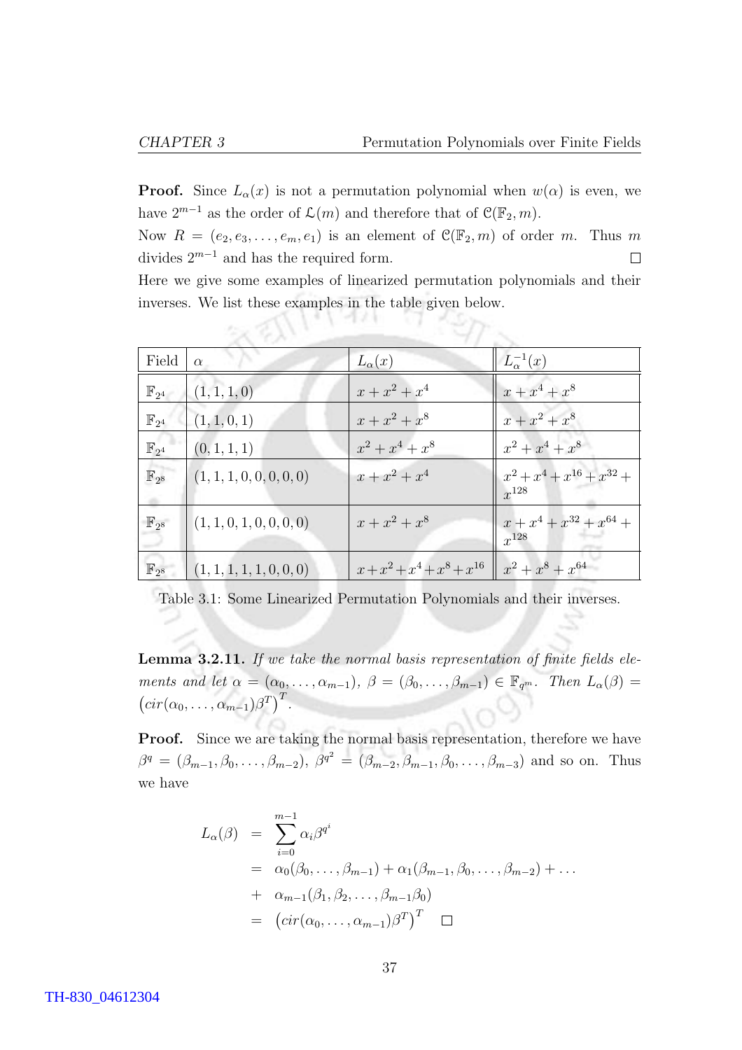**Proof.** Since $L_\alpha(x)$ is not a permutation polynomial when $w(\alpha)$ is even, we have $2^{m-1}$ as the order of $\mathcal{L}(m)$ and therefore that of $\mathcal{C}(\mathbb{F}_2, m)$.

Now $R = (e_2, e_3, \ldots, e_m, e_1)$ is an element of $\mathcal{C}(\mathbb{F}_2, m)$ of order $m$. Thus $m$ divides $2^{m-1}$ and has the required form. $\square$

Here we give some examples of linearized permutation polynomials and their inverses. We list these examples in the table given below.

| Field | $\alpha$ | $L_\alpha(x)$ | $L_\alpha^{-1}(x)$ |
|---|---|---|---|
| $\mathbb{F}_{2^4}$ | $(1,1,1,0)$ | $x + x^2 + x^4$ | $x + x^4 + x^8$ |
| $\mathbb{F}_{2^4}$ | $(1,1,0,1)$ | $x + x^2 + x^8$ | $x + x^2 + x^8$ |
| $\mathbb{F}_{2^4}$ | $(0,1,1,1)$ | $x^2 + x^4 + x^8$ | $x^2 + x^4 + x^8$ |
| $\mathbb{F}_{2^8}$ | $(1,1,1,0,0,0,0,0)$ | $x + x^2 + x^4$ | $x^2 + x^4 + x^{16} + x^{32} + x^{128}$ |
| $\mathbb{F}_{2^8}$ | $(1,1,0,1,0,0,0,0)$ | $x + x^2 + x^8$ | $x + x^4 + x^{32} + x^{64} + x^{128}$ |
| $\mathbb{F}_{2^8}$ | $(1,1,1,1,1,0,0,0)$ | $x + x^2 + x^4 + x^8 + x^{16}$ | $x^2 + x^8 + x^{64}$ |

Table 3.1: Some Linearized Permutation Polynomials and their inverses.

**Lemma 3.2.11.** *If we take the normal basis representation of finite fields elements and let $\alpha = (\alpha_0, \ldots, \alpha_{m-1})$, $\beta = (\beta_0, \ldots, \beta_{m-1}) \in \mathbb{F}_{q^m}$. Then $L_\alpha(\beta) = \left(cir(\alpha_0, \ldots, \alpha_{m-1})\beta^T\right)^T$.*

**Proof.** Since we are taking the normal basis representation, therefore we have $\beta^q = (\beta_{m-1}, \beta_0, \ldots, \beta_{m-2})$, $\beta^{q^2} = (\beta_{m-2}, \beta_{m-1}, \beta_0, \ldots, \beta_{m-3})$ and so on. Thus we have

$$
\begin{aligned}
L_\alpha(\beta) &= \sum_{i=0}^{m-1} \alpha_i \beta^{q^i} \\
&= \alpha_0(\beta_0, \ldots, \beta_{m-1}) + \alpha_1(\beta_{m-1}, \beta_0, \ldots, \beta_{m-2}) + \ldots \\
&+ \alpha_{m-1}(\beta_1, \beta_2, \ldots, \beta_{m-1}\beta_0) \\
&= \left(cir(\alpha_0, \ldots, \alpha_{m-1})\beta^T\right)^T \quad \square
\end{aligned}
$$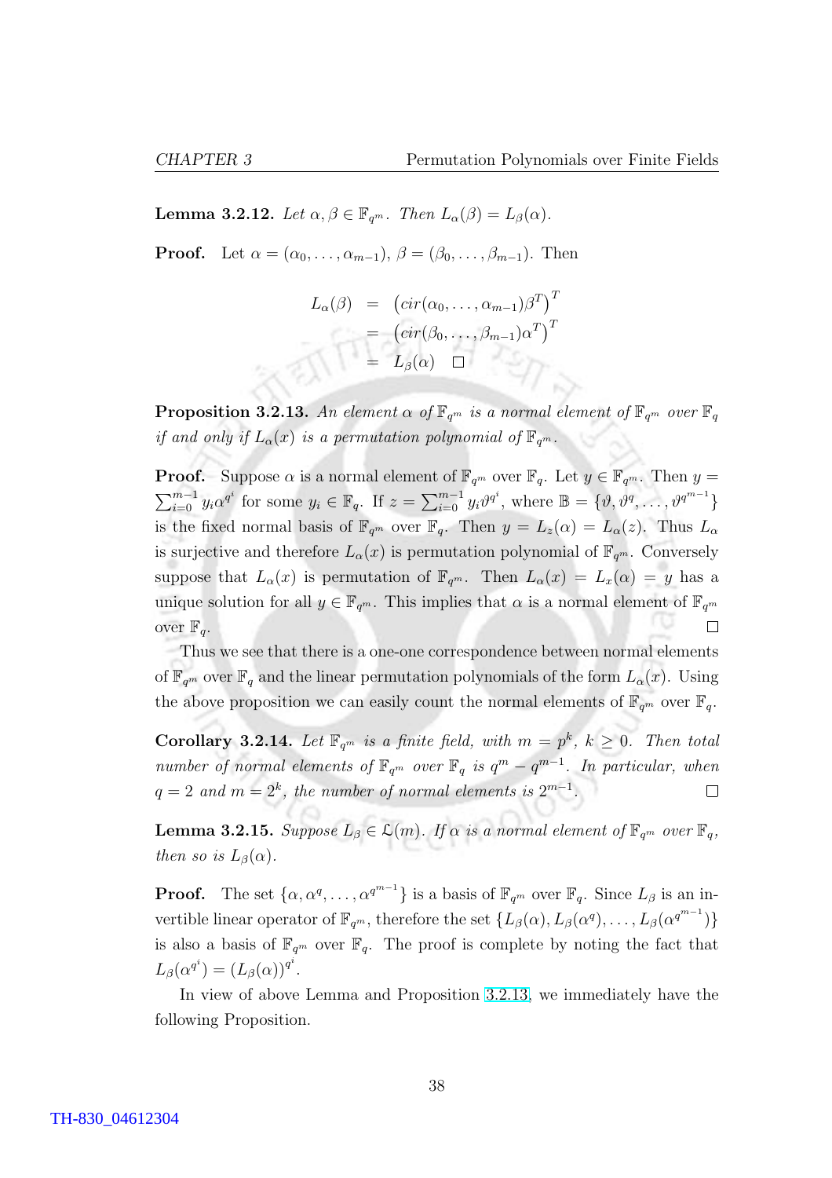**Lemma 3.2.12.** *Let $\alpha, \beta \in \mathbb{F}_{q^m}$. Then $L_\alpha(\beta) = L_\beta(\alpha)$.*

**Proof.** Let $\alpha = (\alpha_0, \ldots, \alpha_{m-1})$, $\beta = (\beta_0, \ldots, \beta_{m-1})$. Then

$$\begin{aligned} L_\alpha(\beta) &= \left(cir(\alpha_0, \ldots, \alpha_{m-1})\beta^T\right)^T \\ &= \left(cir(\beta_0, \ldots, \beta_{m-1})\alpha^T\right)^T \\ &= L_\beta(\alpha) \quad \square \end{aligned}$$

**Proposition 3.2.13.** *An element $\alpha$ of $\mathbb{F}_{q^m}$ is a normal element of $\mathbb{F}_{q^m}$ over $\mathbb{F}_q$ if and only if $L_\alpha(x)$ is a permutation polynomial of $\mathbb{F}_{q^m}$.*

**Proof.** Suppose $\alpha$ is a normal element of $\mathbb{F}_{q^m}$ over $\mathbb{F}_q$. Let $y \in \mathbb{F}_{q^m}$. Then $y = \sum_{i=0}^{m-1} y_i \alpha^{q^i}$ for some $y_i \in \mathbb{F}_q$. If $z = \sum_{i=0}^{m-1} y_i \vartheta^{q^i}$, where $\mathbb{B} = \{\vartheta, \vartheta^q, \ldots, \vartheta^{q^{m-1}}\}$ is the fixed normal basis of $\mathbb{F}_{q^m}$ over $\mathbb{F}_q$. Then $y = L_z(\alpha) = L_\alpha(z)$. Thus $L_\alpha$ is surjective and therefore $L_\alpha(x)$ is permutation polynomial of $\mathbb{F}_{q^m}$. Conversely suppose that $L_\alpha(x)$ is permutation of $\mathbb{F}_{q^m}$. Then $L_\alpha(x) = L_x(\alpha) = y$ has a unique solution for all $y \in \mathbb{F}_{q^m}$. This implies that $\alpha$ is a normal element of $\mathbb{F}_{q^m}$ over $\mathbb{F}_q$. $\square$

Thus we see that there is a one-one correspondence between normal elements of $\mathbb{F}_{q^m}$ over $\mathbb{F}_q$ and the linear permutation polynomials of the form $L_\alpha(x)$. Using the above proposition we can easily count the normal elements of $\mathbb{F}_{q^m}$ over $\mathbb{F}_q$.

**Corollary 3.2.14.** *Let $\mathbb{F}_{q^m}$ is a finite field, with $m = p^k$, $k \geq 0$. Then total number of normal elements of $\mathbb{F}_{q^m}$ over $\mathbb{F}_q$ is $q^m - q^{m-1}$. In particular, when $q = 2$ and $m = 2^k$, the number of normal elements is $2^{m-1}$.* $\square$

**Lemma 3.2.15.** *Suppose $L_\beta \in \mathfrak{L}(m)$. If $\alpha$ is a normal element of $\mathbb{F}_{q^m}$ over $\mathbb{F}_q$, then so is $L_\beta(\alpha)$.*

**Proof.** The set $\{\alpha, \alpha^q, \ldots, \alpha^{q^{m-1}}\}$ is a basis of $\mathbb{F}_{q^m}$ over $\mathbb{F}_q$. Since $L_\beta$ is an invertible linear operator of $\mathbb{F}_{q^m}$, therefore the set $\{L_\beta(\alpha), L_\beta(\alpha^q), \ldots, L_\beta(\alpha^{q^{m-1}})\}$ is also a basis of $\mathbb{F}_{q^m}$ over $\mathbb{F}_q$. The proof is complete by noting the fact that $L_\beta(\alpha^{q^i}) = (L_\beta(\alpha))^{q^i}$.

In view of above Lemma and Proposition 3.2.13, we immediately have the following Proposition.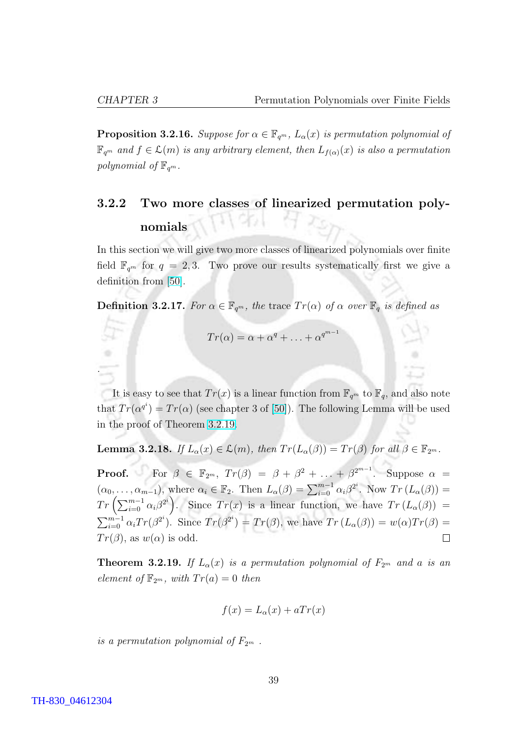**Proposition 3.2.16.** *Suppose for $\alpha \in \mathbb{F}_{q^m}$, $L_\alpha(x)$ is permutation polynomial of $\mathbb{F}_{q^m}$ and $f \in \mathfrak{L}(m)$ is any arbitrary element, then $L_{f(\alpha)}(x)$ is also a permutation polynomial of $\mathbb{F}_{q^m}$.*

### 3.2.2 Two more classes of linearized permutation polynomials

In this section we will give two more classes of linearized polynomials over finite field $\mathbb{F}_{q^m}$ for $q = 2, 3$. Two prove our results systematically first we give a definition from [50].

**Definition 3.2.17.** *For $\alpha \in \mathbb{F}_{q^m}$, the* trace $Tr(\alpha)$ *of $\alpha$ over $\mathbb{F}_q$ is defined as*

$$Tr(\alpha) = \alpha + \alpha^q + \ldots + \alpha^{q^{m-1}}$$

.

It is easy to see that $Tr(x)$ is a linear function from $\mathbb{F}_{q^m}$ to $\mathbb{F}_q$, and also note that $Tr(\alpha^{q^i}) = Tr(\alpha)$ (see chapter 3 of [50]). The following Lemma will be used in the proof of Theorem 3.2.19.

**Lemma 3.2.18.** *If $L_\alpha(x) \in \mathfrak{L}(m)$, then $Tr(L_\alpha(\beta)) = Tr(\beta)$ for all $\beta \in \mathbb{F}_{2^m}$.*

**Proof.** For $\beta \in \mathbb{F}_{2^m}$, $Tr(\beta) = \beta + \beta^2 + \ldots + \beta^{2^{m-1}}$. Suppose $\alpha = (\alpha_0, \ldots, \alpha_{m-1})$, where $\alpha_i \in \mathbb{F}_2$. Then $L_\alpha(\beta) = \sum_{i=0}^{m-1} \alpha_i \beta^{2^i}$. Now $Tr\left(L_\alpha(\beta)\right) = Tr\left(\sum_{i=0}^{m-1} \alpha_i \beta^{2^i}\right)$. Since $Tr(x)$ is a linear function, we have $Tr\left(L_\alpha(\beta)\right) = \sum_{i=0}^{m-1} \alpha_i Tr(\beta^{2^i})$. Since $Tr(\beta^{2^i}) = Tr(\beta)$, we have $Tr\left(L_\alpha(\beta)\right) = w(\alpha) Tr(\beta) = Tr(\beta)$, as $w(\alpha)$ is odd. □

**Theorem 3.2.19.** *If $L_\alpha(x)$ is a permutation polynomial of $F_{2^m}$ and $a$ is an element of $\mathbb{F}_{2^m}$, with $Tr(a) = 0$ then*

$$f(x) = L_\alpha(x) + aTr(x)$$

*is a permutation polynomial of $F_{2^m}$ .*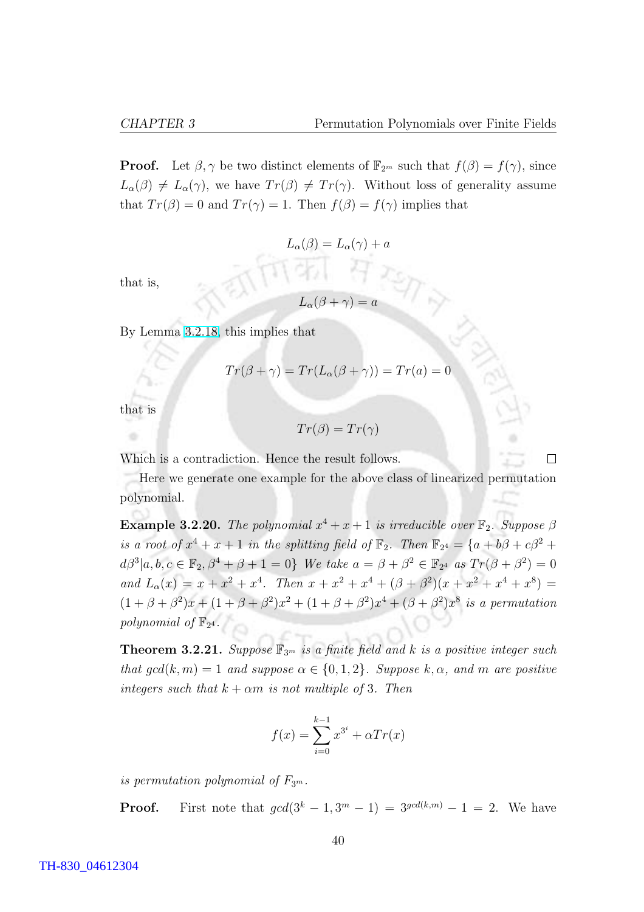**Proof.** Let $\beta, \gamma$ be two distinct elements of $\mathbb{F}_{2^m}$ such that $f(\beta) = f(\gamma)$, since $L_\alpha(\beta) \neq L_\alpha(\gamma)$, we have $Tr(\beta) \neq Tr(\gamma)$. Without loss of generality assume that $Tr(\beta) = 0$ and $Tr(\gamma) = 1$. Then $f(\beta) = f(\gamma)$ implies that

$$L_\alpha(\beta) = L_\alpha(\gamma) + a$$

that is,

$$L_\alpha(\beta + \gamma) = a$$

By Lemma 3.2.18, this implies that

$$Tr(\beta + \gamma) = Tr(L_\alpha(\beta + \gamma)) = Tr(a) = 0$$

that is

$$Tr(\beta) = Tr(\gamma)$$

Which is a contradiction. Hence the result follows. $\square$

Here we generate one example for the above class of linearized permutation polynomial.

**Example 3.2.20.** *The polynomial $x^4 + x + 1$ is irreducible over $\mathbb{F}_2$. Suppose $\beta$ is a root of $x^4 + x + 1$ in the splitting field of $\mathbb{F}_2$. Then $\mathbb{F}_{2^4} = \{a + b\beta + c\beta^2 + d\beta^3 | a, b, c \in \mathbb{F}_2, \beta^4 + \beta + 1 = 0\}$ We take $a = \beta + \beta^2 \in \mathbb{F}_{2^4}$ as $Tr(\beta + \beta^2) = 0$ and $L_\alpha(x) = x + x^2 + x^4$. Then $x + x^2 + x^4 + (\beta + \beta^2)(x + x^2 + x^4 + x^8) = (1 + \beta + \beta^2)x + (1 + \beta + \beta^2)x^2 + (1 + \beta + \beta^2)x^4 + (\beta + \beta^2)x^8$ is a permutation polynomial of $\mathbb{F}_{2^4}$.*

**Theorem 3.2.21.** *Suppose $\mathbb{F}_{3^m}$ is a finite field and $k$ is a positive integer such that $gcd(k, m) = 1$ and suppose $\alpha \in \{0, 1, 2\}$. Suppose $k, \alpha$, and $m$ are positive integers such that $k + \alpha m$ is not multiple of 3. Then*

$$f(x) = \sum_{i=0}^{k-1} x^{3^i} + \alpha Tr(x)$$

*is permutation polynomial of $F_{3^m}$.*

**Proof.** First note that $gcd(3^k - 1, 3^m - 1) = 3^{gcd(k,m)} - 1 = 2$. We have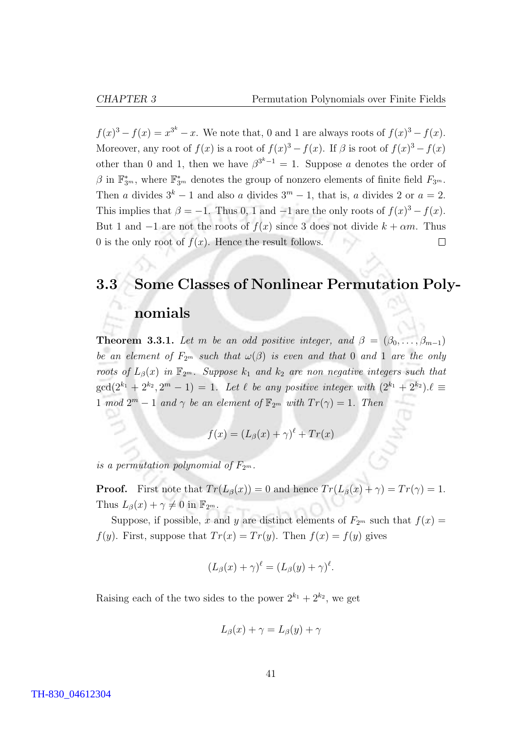$f(x)^3 - f(x) = x^{3^k} - x$. We note that, 0 and 1 are always roots of $f(x)^3 - f(x)$. Moreover, any root of $f(x)$ is a root of $f(x)^3 - f(x)$. If $\beta$ is root of $f(x)^3 - f(x)$ other than 0 and 1, then we have $\beta^{3^k - 1} = 1$. Suppose $a$ denotes the order of $\beta$ in $\mathbb{F}_{3^m}^*$, where $\mathbb{F}_{3^m}^*$ denotes the group of nonzero elements of finite field $F_{3^m}$. Then $a$ divides $3^k - 1$ and also $a$ divides $3^m - 1$, that is, $a$ divides 2 or $a = 2$. This implies that $\beta = -1$. Thus 0, 1 and $-1$ are the only roots of $f(x)^3 - f(x)$. But 1 and $-1$ are not the roots of $f(x)$ since 3 does not divide $k + \alpha m$. Thus 0 is the only root of $f(x)$. Hence the result follows. □

## 3.3 Some Classes of Nonlinear Permutation Polynomials

**Theorem 3.3.1.** *Let $m$ be an odd positive integer, and $\beta = (\beta_0, \ldots, \beta_{m-1})$ be an element of $F_{2^m}$ such that $\omega(\beta)$ is even and that 0 and 1 are the only roots of $L_\beta(x)$ in $\mathbb{F}_{2^m}$. Suppose $k_1$ and $k_2$ are non negative integers such that $\gcd(2^{k_1} + 2^{k_2}, 2^m - 1) = 1$. Let $\ell$ be any positive integer with $(2^{k_1} + 2^{k_2}).\ell \equiv 1 \bmod 2^m - 1$ and $\gamma$ be an element of $\mathbb{F}_{2^m}$ with $Tr(\gamma) = 1$. Then*

$$f(x) = (L_\beta(x) + \gamma)^\ell + Tr(x)$$

*is a permutation polynomial of $F_{2^m}$.*

**Proof.** First note that $Tr(L_\beta(x)) = 0$ and hence $Tr(L_\beta(x) + \gamma) = Tr(\gamma) = 1$. Thus $L_\beta(x) + \gamma \neq 0$ in $\mathbb{F}_{2^m}$.

Suppose, if possible, $x$ and $y$ are distinct elements of $F_{2^m}$ such that $f(x) = f(y)$. First, suppose that $Tr(x) = Tr(y)$. Then $f(x) = f(y)$ gives

$$(L_\beta(x) + \gamma)^\ell = (L_\beta(y) + \gamma)^\ell.$$

Raising each of the two sides to the power $2^{k_1} + 2^{k_2}$, we get

$$L_\beta(x) + \gamma = L_\beta(y) + \gamma$$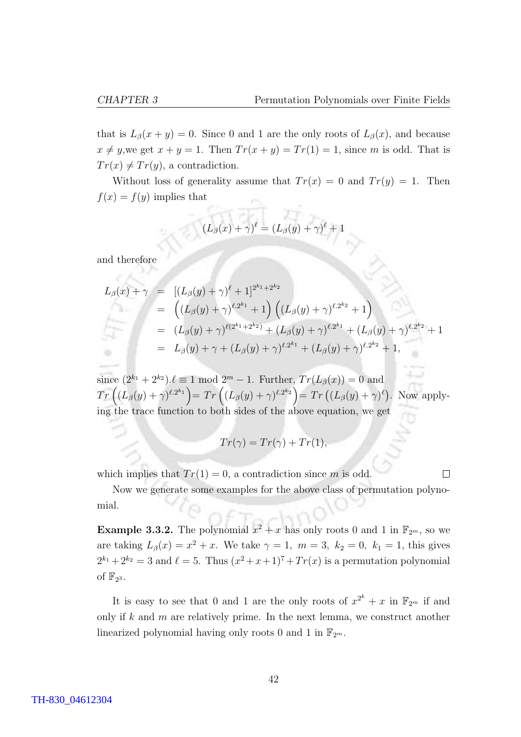that is $L_\beta(x+y) = 0$. Since 0 and 1 are the only roots of $L_\beta(x)$, and because $x \neq y$,we get $x + y = 1$. Then $Tr(x+y) = Tr(1) = 1$, since $m$ is odd. That is $Tr(x) \neq Tr(y)$, a contradiction.

Without loss of generality assume that $Tr(x) = 0$ and $Tr(y) = 1$. Then $f(x) = f(y)$ implies that

$$(L_\beta(x) + \gamma)^\ell = (L_\beta(y) + \gamma)^\ell + 1$$

and therefore

$$\begin{aligned}
L_\beta(x) + \gamma &= [(L_\beta(y) + \gamma)^\ell + 1]^{2^{k_1}+2^{k_2}} \\
&= \left((L_\beta(y) + \gamma)^{\ell.2^{k_1}} + 1\right)\left((L_\beta(y) + \gamma)^{\ell.2^{k_2}} + 1\right) \\
&= (L_\beta(y) + \gamma)^{\ell(2^{k_1}+2^{k_2})} + (L_\beta(y) + \gamma)^{\ell.2^{k_1}} + (L_\beta(y) + \gamma)^{\ell.2^{k_2}} + 1 \\
&= L_\beta(y) + \gamma + (L_\beta(y) + \gamma)^{\ell.2^{k_1}} + (L_\beta(y) + \gamma)^{\ell.2^{k_2}} + 1,
\end{aligned}$$

since $(2^{k_1} + 2^{k_2}).\ell \equiv 1 \bmod 2^m - 1$. Further, $Tr(L_\beta(x)) = 0$ and $Tr\left((L_\beta(y) + \gamma)^{\ell.2^{k_1}}\right) = Tr\left((L_\beta(y) + \gamma)^{\ell.2^{k_2}}\right) = Tr\left((L_\beta(y) + \gamma)^{\ell}\right)$. Now applying the trace function to both sides of the above equation, we get

$$Tr(\gamma) = Tr(\gamma) + Tr(1),$$

which implies that $Tr(1) = 0$, a contradiction since $m$ is odd. $\square$

Now we generate some examples for the above class of permutation polynomial.

**Example 3.3.2.** The polynomial $x^2 + x$ has only roots 0 and 1 in $\mathbb{F}_{2^m}$, so we are taking $L_\beta(x) = x^2 + x$. We take $\gamma = 1,\ m = 3,\ k_2 = 0,\ k_1 = 1$, this gives $2^{k_1} + 2^{k_2} = 3$ and $\ell = 5$. Thus $(x^2 + x + 1)^7 + Tr(x)$ is a permutation polynomial of $\mathbb{F}_{2^3}$.

It is easy to see that 0 and 1 are the only roots of $x^{2^k} + x$ in $\mathbb{F}_{2^m}$ if and only if $k$ and $m$ are relatively prime. In the next lemma, we construct another linearized polynomial having only roots 0 and 1 in $\mathbb{F}_{2^m}$.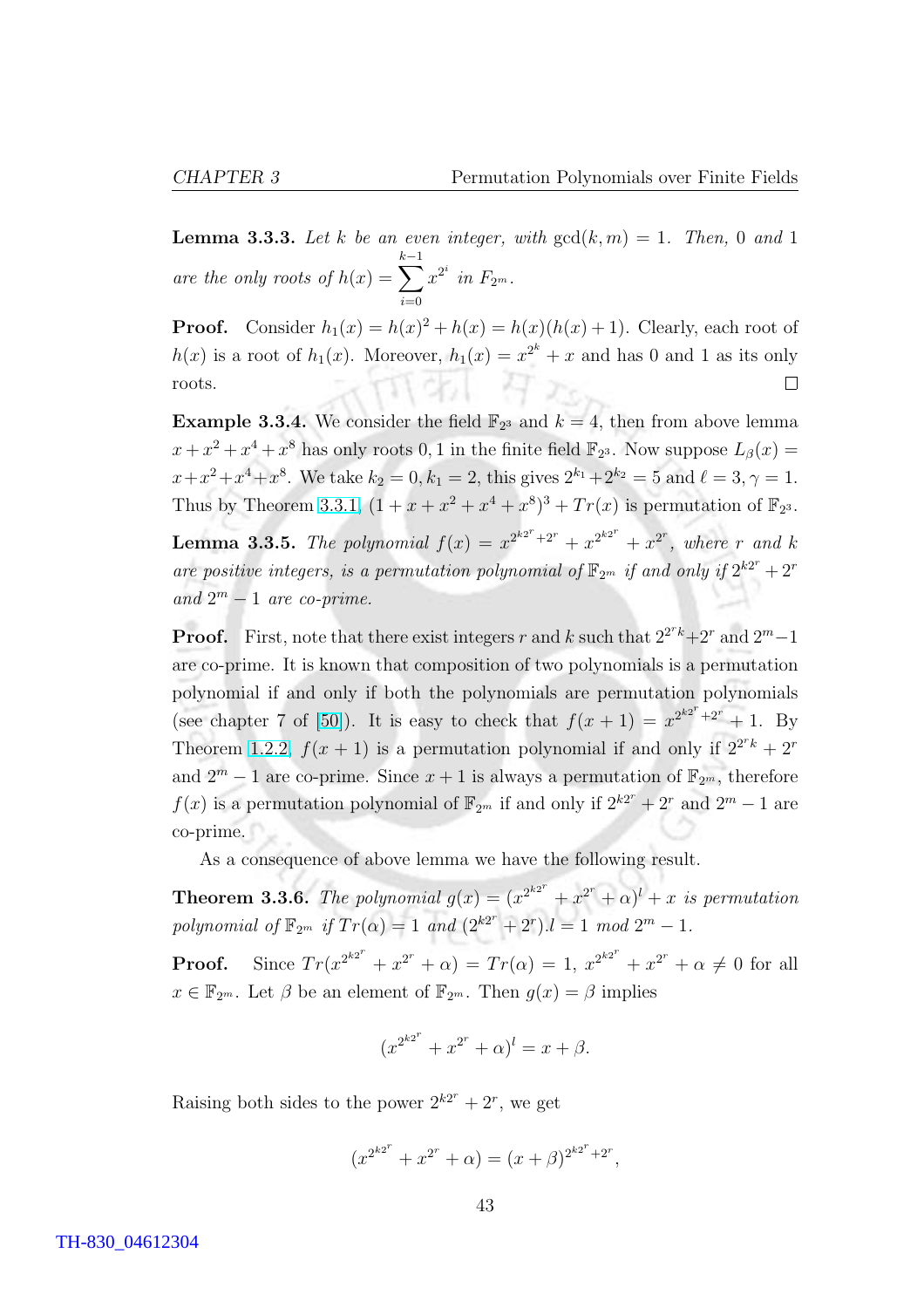**Lemma 3.3.3.** *Let $k$ be an even integer, with $\gcd(k, m) = 1$. Then, 0 and 1 are the only roots of $h(x) = \sum_{i=0}^{k-1} x^{2^i}$ in $F_{2^m}$.*

**Proof.** Consider $h_1(x) = h(x)^2 + h(x) = h(x)(h(x) + 1)$. Clearly, each root of $h(x)$ is a root of $h_1(x)$. Moreover, $h_1(x) = x^{2^k} + x$ and has 0 and 1 as its only roots. □

**Example 3.3.4.** We consider the field $\mathbb{F}_{2^3}$ and $k = 4$, then from above lemma $x + x^2 + x^4 + x^8$ has only roots 0, 1 in the finite field $\mathbb{F}_{2^3}$. Now suppose $L_\beta(x) = x + x^2 + x^4 + x^8$. We take $k_2 = 0, k_1 = 2$, this gives $2^{k_1} + 2^{k_2} = 5$ and $\ell = 3, \gamma = 1$. Thus by Theorem 3.3.1, $(1 + x + x^2 + x^4 + x^8)^3 + Tr(x)$ is permutation of $\mathbb{F}_{2^3}$.

**Lemma 3.3.5.** *The polynomial $f(x) = x^{2^{k2^r}+2^r} + x^{2^{k2^r}} + x^{2^r}$, where $r$ and $k$ are positive integers, is a permutation polynomial of $\mathbb{F}_{2^m}$ if and only if $2^{k2^r} + 2^r$ and $2^m - 1$ are co-prime.*

**Proof.** First, note that there exist integers $r$ and $k$ such that $2^{2^r k} + 2^r$ and $2^m - 1$ are co-prime. It is known that composition of two polynomials is a permutation polynomial if and only if both the polynomials are permutation polynomials (see chapter 7 of [50]). It is easy to check that $f(x + 1) = x^{2^{k2^r}+2^r} + 1$. By Theorem 1.2.2, $f(x + 1)$ is a permutation polynomial if and only if $2^{2^r k} + 2^r$ and $2^m - 1$ are co-prime. Since $x + 1$ is always a permutation of $\mathbb{F}_{2^m}$, therefore $f(x)$ is a permutation polynomial of $\mathbb{F}_{2^m}$ if and only if $2^{k2^r} + 2^r$ and $2^m - 1$ are co-prime.

As a consequence of above lemma we have the following result.

**Theorem 3.3.6.** *The polynomial $g(x) = (x^{2^{k2^r}} + x^{2^r} + \alpha)^l + x$ is permutation polynomial of $\mathbb{F}_{2^m}$ if $Tr(\alpha) = 1$ and $(2^{k2^r} + 2^r).l = 1 \mod 2^m - 1$.*

**Proof.** Since $Tr(x^{2^{k2^r}} + x^{2^r} + \alpha) = Tr(\alpha) = 1$, $x^{2^{k2^r}} + x^{2^r} + \alpha \neq 0$ for all $x \in \mathbb{F}_{2^m}$. Let $\beta$ be an element of $\mathbb{F}_{2^m}$. Then $g(x) = \beta$ implies

$$(x^{2^{k2^r}} + x^{2^r} + \alpha)^l = x + \beta.$$

Raising both sides to the power $2^{k2^r} + 2^r$, we get

$$(x^{2^{k2^r}} + x^{2^r} + \alpha) = (x + \beta)^{2^{k2^r}+2^r},$$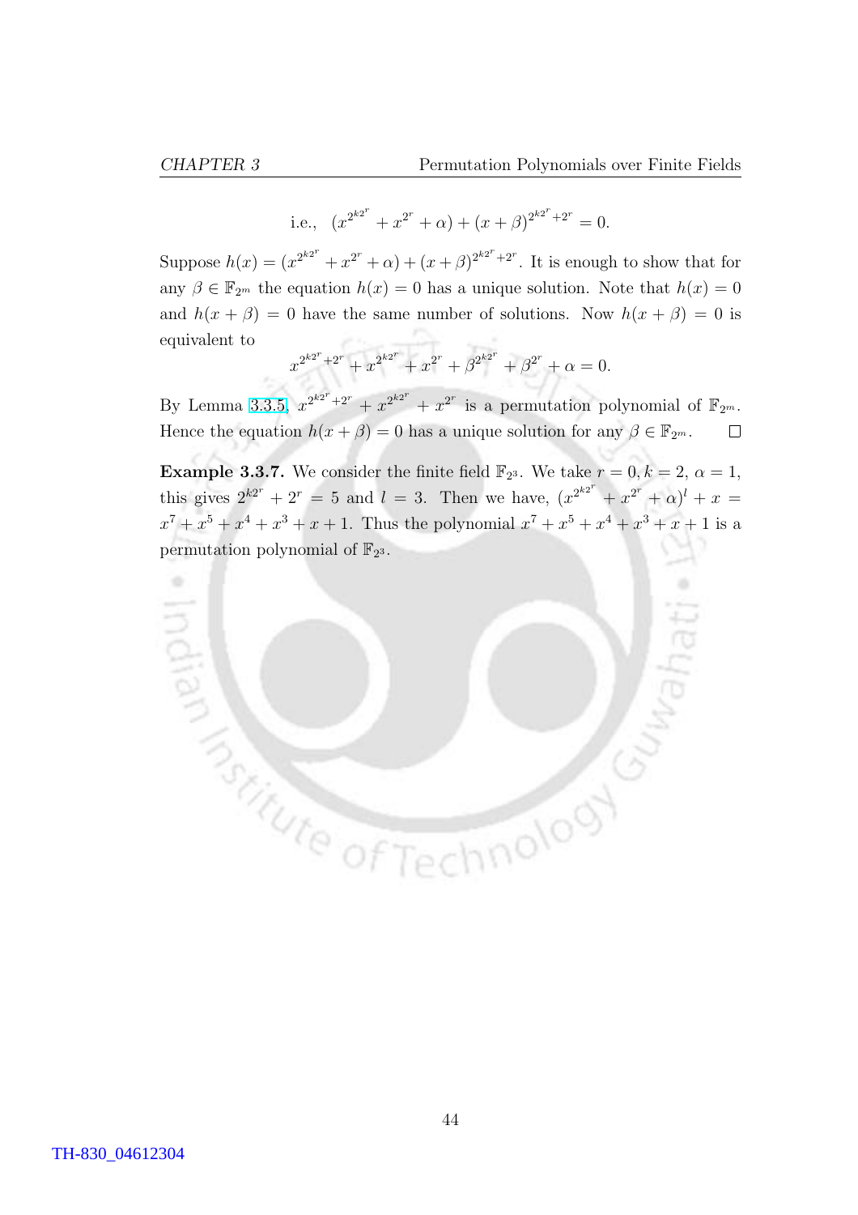$$\text{i.e.,}\quad (x^{2^{k2^r}} + x^{2^r} + \alpha) + (x+\beta)^{2^{k2^r}+2^r} = 0.$$

Suppose $h(x) = (x^{2^{k2^r}} + x^{2^r} + \alpha) + (x+\beta)^{2^{k2^r}+2^r}$. It is enough to show that for any $\beta \in \mathbb{F}_{2^m}$ the equation $h(x) = 0$ has a unique solution. Note that $h(x) = 0$ and $h(x+\beta) = 0$ have the same number of solutions. Now $h(x+\beta) = 0$ is equivalent to

$$x^{2^{k2^r}+2^r} + x^{2^{k2^r}} + x^{2^r} + \beta^{2^{k2^r}} + \beta^{2^r} + \alpha = 0.$$

By Lemma 3.3.5, $x^{2^{k2^r}+2^r} + x^{2^{k2^r}} + x^{2^r}$ is a permutation polynomial of $\mathbb{F}_{2^m}$. Hence the equation $h(x+\beta) = 0$ has a unique solution for any $\beta \in \mathbb{F}_{2^m}$. $\square$

**Example 3.3.7.** We consider the finite field $\mathbb{F}_{2^3}$. We take $r = 0, k = 2$, $\alpha = 1$, this gives $2^{k2^r} + 2^r = 5$ and $l = 3$. Then we have, $(x^{2^{k2^r}} + x^{2^r} + \alpha)^l + x = x^7 + x^5 + x^4 + x^3 + x + 1$. Thus the polynomial $x^7 + x^5 + x^4 + x^3 + x + 1$ is a permutation polynomial of $\mathbb{F}_{2^3}$.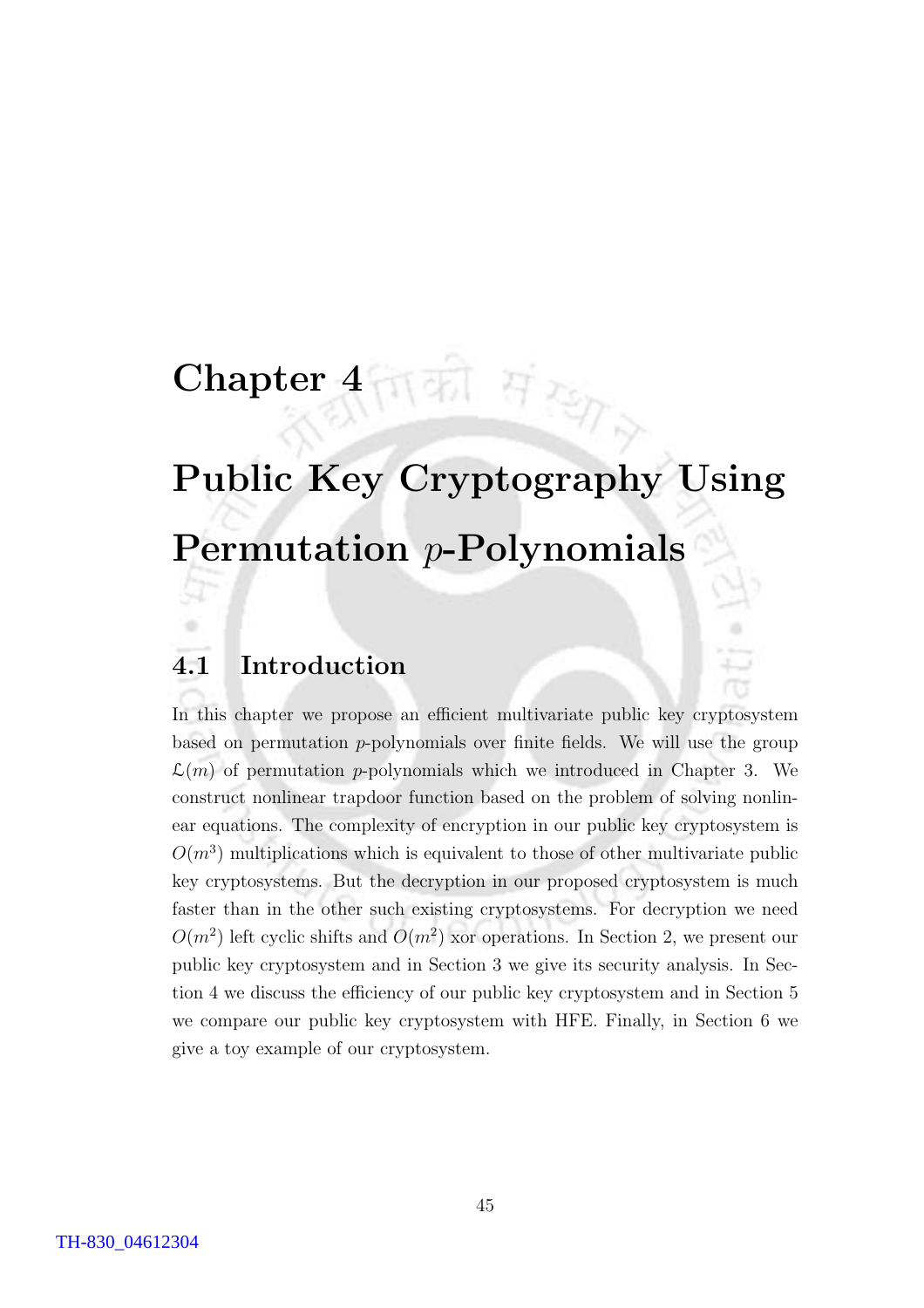# Chapter 4

# Public Key Cryptography Using Permutation $p$-Polynomials

## 4.1 Introduction

In this chapter we propose an efficient multivariate public key cryptosystem based on permutation $p$-polynomials over finite fields. We will use the group $\mathcal{L}(m)$ of permutation $p$-polynomials which we introduced in Chapter 3. We construct nonlinear trapdoor function based on the problem of solving nonlinear equations. The complexity of encryption in our public key cryptosystem is $O(m^3)$ multiplications which is equivalent to those of other multivariate public key cryptosystems. But the decryption in our proposed cryptosystem is much faster than in the other such existing cryptosystems. For decryption we need $O(m^2)$ left cyclic shifts and $O(m^2)$ xor operations. In Section 2, we present our public key cryptosystem and in Section 3 we give its security analysis. In Section 4 we discuss the efficiency of our public key cryptosystem and in Section 5 we compare our public key cryptosystem with HFE. Finally, in Section 6 we give a toy example of our cryptosystem.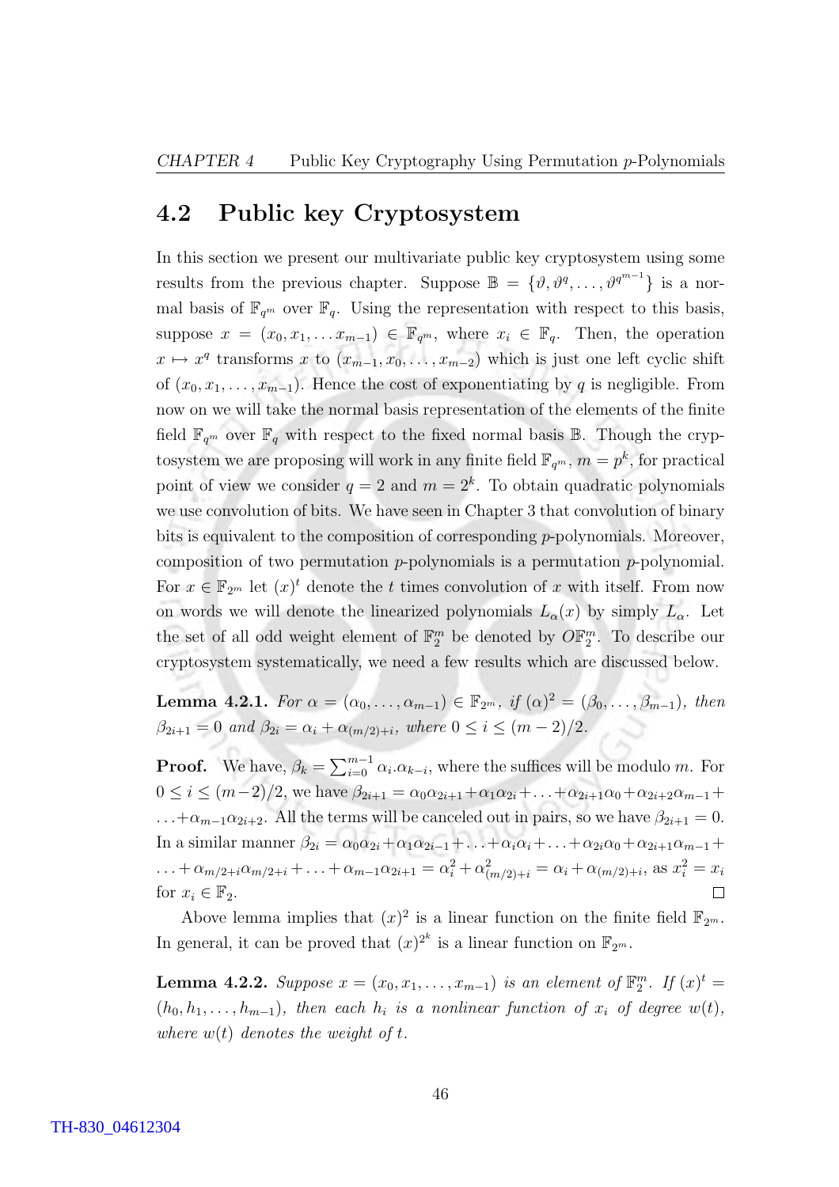## 4.2 Public key Cryptosystem

In this section we present our multivariate public key cryptosystem using some results from the previous chapter. Suppose $\mathbb{B} = \{\vartheta, \vartheta^q, \ldots, \vartheta^{q^{m-1}}\}$ is a normal basis of $\mathbb{F}_{q^m}$ over $\mathbb{F}_q$. Using the representation with respect to this basis, suppose $x = (x_0, x_1, \ldots x_{m-1}) \in \mathbb{F}_{q^m}$, where $x_i \in \mathbb{F}_q$. Then, the operation $x \mapsto x^q$ transforms $x$ to $(x_{m-1}, x_0, \ldots, x_{m-2})$ which is just one left cyclic shift of $(x_0, x_1, \ldots, x_{m-1})$. Hence the cost of exponentiating by $q$ is negligible. From now on we will take the normal basis representation of the elements of the finite field $\mathbb{F}_{q^m}$ over $\mathbb{F}_q$ with respect to the fixed normal basis $\mathbb{B}$. Though the cryptosystem we are proposing will work in any finite field $\mathbb{F}_{q^m}$, $m = p^k$, for practical point of view we consider $q = 2$ and $m = 2^k$. To obtain quadratic polynomials we use convolution of bits. We have seen in Chapter 3 that convolution of binary bits is equivalent to the composition of corresponding $p$-polynomials. Moreover, composition of two permutation $p$-polynomials is a permutation $p$-polynomial. For $x \in \mathbb{F}_{2^m}$ let $(x)^t$ denote the $t$ times convolution of $x$ with itself. From now on words we will denote the linearized polynomials $L_\alpha(x)$ by simply $L_\alpha$. Let the set of all odd weight element of $\mathbb{F}_2^m$ be denoted by $O\mathbb{F}_2^m$. To describe our cryptosystem systematically, we need a few results which are discussed below.

**Lemma 4.2.1.** *For $\alpha = (\alpha_0, \ldots, \alpha_{m-1}) \in \mathbb{F}_{2^m}$, if $(\alpha)^2 = (\beta_0, \ldots, \beta_{m-1})$, then $\beta_{2i+1} = 0$ and $\beta_{2i} = \alpha_i + \alpha_{(m/2)+i}$, where $0 \leq i \leq (m-2)/2$.*

**Proof.** We have, $\beta_k = \sum_{i=0}^{m-1} \alpha_i . \alpha_{k-i}$, where the suffices will be modulo $m$. For $0 \leq i \leq (m-2)/2$, we have $\beta_{2i+1} = \alpha_0\alpha_{2i+1} + \alpha_1\alpha_{2i} + \ldots + \alpha_{2i+1}\alpha_0 + \alpha_{2i+2}\alpha_{m-1} + \ldots + \alpha_{m-1}\alpha_{2i+2}$. All the terms will be canceled out in pairs, so we have $\beta_{2i+1} = 0$. In a similar manner $\beta_{2i} = \alpha_0\alpha_{2i} + \alpha_1\alpha_{2i-1} + \ldots + \alpha_i\alpha_i + \ldots + \alpha_{2i}\alpha_0 + \alpha_{2i+1}\alpha_{m-1} + \ldots + \alpha_{m/2+i}\alpha_{m/2+i} + \ldots + \alpha_{m-1}\alpha_{2i+1} = \alpha_i^2 + \alpha_{(m/2)+i}^2 = \alpha_i + \alpha_{(m/2)+i}$, as $x_i^2 = x_i$ for $x_i \in \mathbb{F}_2$. $\square$

Above lemma implies that $(x)^2$ is a linear function on the finite field $\mathbb{F}_{2^m}$. In general, it can be proved that $(x)^{2^k}$ is a linear function on $\mathbb{F}_{2^m}$.

**Lemma 4.2.2.** *Suppose $x = (x_0, x_1, \ldots, x_{m-1})$ is an element of $\mathbb{F}_2^m$. If $(x)^t = (h_0, h_1, \ldots, h_{m-1})$, then each $h_i$ is a nonlinear function of $x_i$ of degree $w(t)$, where $w(t)$ denotes the weight of $t$.*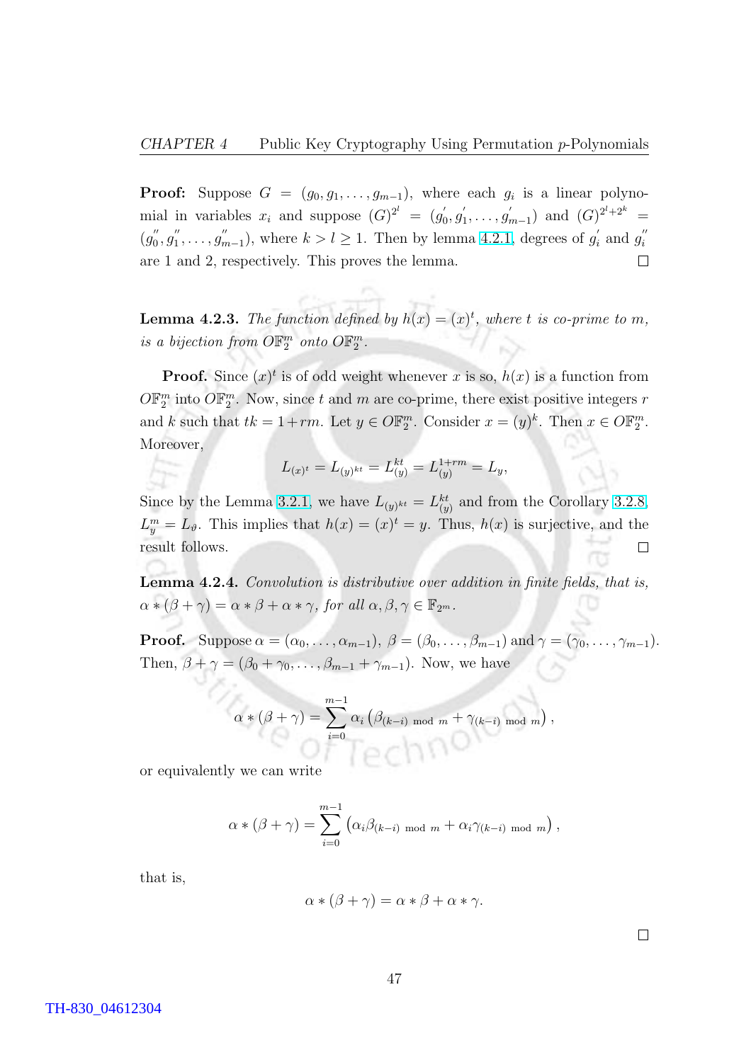**Proof:** Suppose $G = (g_0, g_1, \ldots, g_{m-1})$, where each $g_i$ is a linear polynomial in variables $x_i$ and suppose $(G)^{2^l} = (g_0^{'}, g_1^{'}, \ldots, g_{m-1}^{'})$ and $(G)^{2^l+2^k} = (g_0^{''}, g_1^{''}, \ldots, g_{m-1}^{''})$, where $k > l \geq 1$. Then by lemma 4.2.1, degrees of $g_i^{'}$ and $g_i^{''}$ are 1 and 2, respectively. This proves the lemma. □

**Lemma 4.2.3.** *The function defined by $h(x) = (x)^t$, where $t$ is co-prime to $m$, is a bijection from $O\mathbb{F}_2^m$ onto $O\mathbb{F}_2^m$.*

**Proof.** Since $(x)^t$ is of odd weight whenever $x$ is so, $h(x)$ is a function from $O\mathbb{F}_2^m$ into $O\mathbb{F}_2^m$. Now, since $t$ and $m$ are co-prime, there exist positive integers $r$ and $k$ such that $tk = 1+rm$. Let $y \in O\mathbb{F}_2^m$. Consider $x = (y)^k$. Then $x \in O\mathbb{F}_2^m$. Moreover,

$$L_{(x)^t} = L_{(y)^{kt}} = L_{(y)}^{kt} = L_{(y)}^{1+rm} = L_y,$$

Since by the Lemma 3.2.1, we have $L_{(y)^{kt}} = L_{(y)}^{kt}$ and from the Corollary 3.2.8, $L_y^m = L_\vartheta$. This implies that $h(x) = (x)^t = y$. Thus, $h(x)$ is surjective, and the result follows. □

**Lemma 4.2.4.** *Convolution is distributive over addition in finite fields, that is, $\alpha * (\beta + \gamma) = \alpha * \beta + \alpha * \gamma$, for all $\alpha, \beta, \gamma \in \mathbb{F}_{2^m}$.*

**Proof.** Suppose $\alpha = (\alpha_0, \ldots, \alpha_{m-1})$, $\beta = (\beta_0, \ldots, \beta_{m-1})$ and $\gamma = (\gamma_0, \ldots, \gamma_{m-1})$. Then, $\beta + \gamma = (\beta_0 + \gamma_0, \ldots, \beta_{m-1} + \gamma_{m-1})$. Now, we have

$$\alpha * (\beta + \gamma) = \sum_{i=0}^{m-1} \alpha_i \left(\beta_{(k-i) \bmod m} + \gamma_{(k-i) \bmod m}\right),$$

or equivalently we can write

$$\alpha * (\beta + \gamma) = \sum_{i=0}^{m-1} \left(\alpha_i \beta_{(k-i) \bmod m} + \alpha_i \gamma_{(k-i) \bmod m}\right),$$

that is,

$$\alpha * (\beta + \gamma) = \alpha * \beta + \alpha * \gamma.$$

□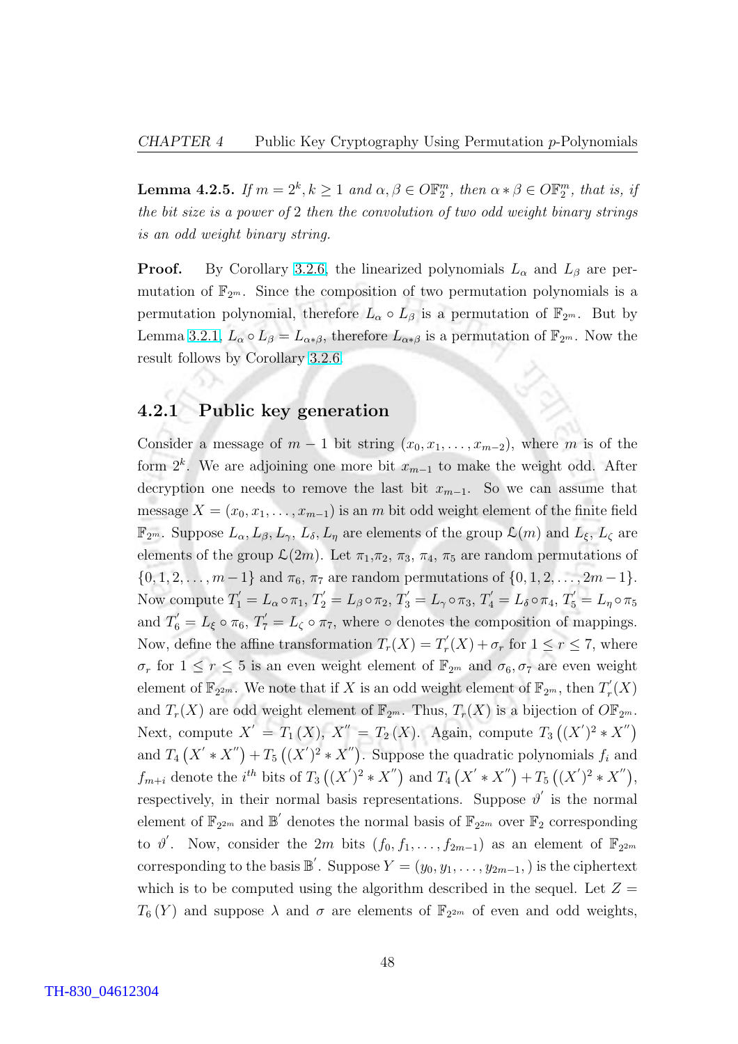**Lemma 4.2.5.** *If $m = 2^k, k \geq 1$ and $\alpha, \beta \in O\mathbb{F}_2^m$, then $\alpha * \beta \in O\mathbb{F}_2^m$, that is, if the bit size is a power of 2 then the convolution of two odd weight binary strings is an odd weight binary string.*

**Proof.** By Corollary 3.2.6, the linearized polynomials $L_\alpha$ and $L_\beta$ are permutation of $\mathbb{F}_{2^m}$. Since the composition of two permutation polynomials is a permutation polynomial, therefore $L_\alpha \circ L_\beta$ is a permutation of $\mathbb{F}_{2^m}$. But by Lemma 3.2.1, $L_\alpha \circ L_\beta = L_{\alpha * \beta}$, therefore $L_{\alpha*\beta}$ is a permutation of $\mathbb{F}_{2^m}$. Now the result follows by Corollary 3.2.6.

### 4.2.1 Public key generation

Consider a message of $m-1$ bit string $(x_0, x_1, \ldots, x_{m-2})$, where $m$ is of the form $2^k$. We are adjoining one more bit $x_{m-1}$ to make the weight odd. After decryption one needs to remove the last bit $x_{m-1}$. So we can assume that message $X = (x_0, x_1, \ldots, x_{m-1})$ is an $m$ bit odd weight element of the finite field $\mathbb{F}_{2^m}$. Suppose $L_\alpha, L_\beta, L_\gamma$, $L_\delta, L_\eta$ are elements of the group $\mathcal{L}(m)$ and $L_\xi$, $L_\zeta$ are elements of the group $\mathcal{L}(2m)$. Let $\pi_1$,$\pi_2$, $\pi_3$, $\pi_4$, $\pi_5$ are random permutations of $\{0, 1, 2, \ldots, m-1\}$ and $\pi_6$, $\pi_7$ are random permutations of $\{0, 1, 2, \ldots, 2m-1\}$. Now compute $T_1^{'} = L_\alpha \circ \pi_1$, $T_2^{'} = L_\beta \circ \pi_2$, $T_3^{'} = L_\gamma \circ \pi_3$, $T_4^{'} = L_\delta \circ \pi_4$, $T_5^{'} = L_\eta \circ \pi_5$ and $T_6^{'} = L_\xi \circ \pi_6$, $T_7^{'} = L_\zeta \circ \pi_7$, where $\circ$ denotes the composition of mappings. Now, define the affine transformation $T_r(X) = T_r^{'}(X) + \sigma_r$ for $1 \leq r \leq 7$, where $\sigma_r$ for $1 \leq r \leq 5$ is an even weight element of $\mathbb{F}_{2^m}$ and $\sigma_6, \sigma_7$ are even weight element of $\mathbb{F}_{2^{2m}}$. We note that if $X$ is an odd weight element of $\mathbb{F}_{2^m}$, then $T_r^{'}(X)$ and $T_r(X)$ are odd weight element of $\mathbb{F}_{2^m}$. Thus, $T_r(X)$ is a bijection of $O\mathbb{F}_{2^m}$. Next, compute $X^{'} = T_1(X)$, $X^{''} = T_2(X)$. Again, compute $T_3\left((X^{'})^2 * X^{''}\right)$ and $T_4\left(X^{'} * X^{''}\right) + T_5\left((X^{'})^2 * X^{''}\right)$. Suppose the quadratic polynomials $f_i$ and $f_{m+i}$ denote the $i^{th}$ bits of $T_3\left((X^{'})^2 * X^{''}\right)$ and $T_4\left(X^{'} * X^{''}\right) + T_5\left((X^{'})^2 * X^{''}\right)$, respectively, in their normal basis representations. Suppose $\vartheta^{'}$ is the normal element of $\mathbb{F}_{2^{2m}}$ and $\mathbb{B}^{'}$ denotes the normal basis of $\mathbb{F}_{2^{2m}}$ over $\mathbb{F}_2$ corresponding to $\vartheta^{'}$. Now, consider the $2m$ bits $(f_0, f_1, \ldots, f_{2m-1})$ as an element of $\mathbb{F}_{2^{2m}}$ corresponding to the basis $\mathbb{B}^{'}$. Suppose $Y = (y_0, y_1, \ldots, y_{2m-1},)$ is the ciphertext which is to be computed using the algorithm described in the sequel. Let $Z = T_6(Y)$ and suppose $\lambda$ and $\sigma$ are elements of $\mathbb{F}_{2^{2m}}$ of even and odd weights,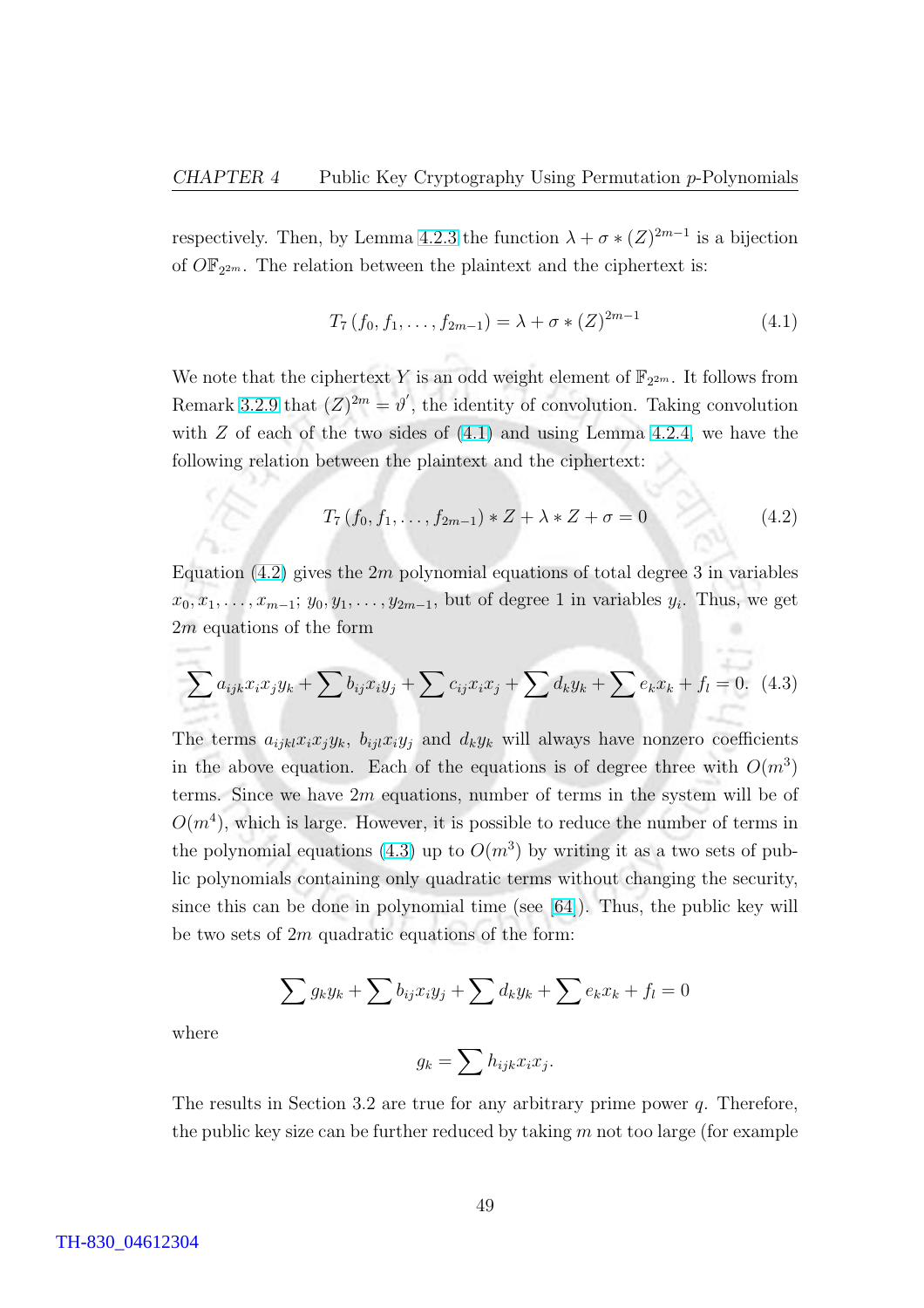respectively. Then, by Lemma 4.2.3 the function $\lambda + \sigma * (Z)^{2m-1}$ is a bijection of $O\mathbb{F}_{2^{2m}}$. The relation between the plaintext and the ciphertext is:

$$T_7 (f_0, f_1, \ldots, f_{2m-1}) = \lambda + \sigma * (Z)^{2m-1} \tag{4.1}$$

We note that the ciphertext $Y$ is an odd weight element of $\mathbb{F}_{2^{2m}}$. It follows from Remark 3.2.9 that $(Z)^{2m} = \vartheta'$, the identity of convolution. Taking convolution with $Z$ of each of the two sides of (4.1) and using Lemma 4.2.4, we have the following relation between the plaintext and the ciphertext:

$$T_7 (f_0, f_1, \ldots, f_{2m-1}) * Z + \lambda * Z + \sigma = 0 \tag{4.2}$$

Equation (4.2) gives the $2m$ polynomial equations of total degree 3 in variables $x_0, x_1, \ldots, x_{m-1}$; $y_0, y_1, \ldots, y_{2m-1}$, but of degree 1 in variables $y_i$. Thus, we get $2m$ equations of the form

$$\sum a_{ijk} x_i x_j y_k + \sum b_{ij} x_i y_j + \sum c_{ij} x_i x_j + \sum d_k y_k + \sum e_k x_k + f_l = 0. \tag{4.3}$$

The terms $a_{ijkl} x_i x_j y_k$, $b_{ijl} x_i y_j$ and $d_k y_k$ will always have nonzero coefficients in the above equation. Each of the equations is of degree three with $O(m^3)$ terms. Since we have $2m$ equations, number of terms in the system will be of $O(m^4)$, which is large. However, it is possible to reduce the number of terms in the polynomial equations (4.3) up to $O(m^3)$ by writing it as a two sets of public polynomials containing only quadratic terms without changing the security, since this can be done in polynomial time (see [64]). Thus, the public key will be two sets of $2m$ quadratic equations of the form:

$$\sum g_k y_k + \sum b_{ij} x_i y_j + \sum d_k y_k + \sum e_k x_k + f_l = 0$$

where

$$g_k = \sum h_{ijk} x_i x_j.$$

The results in Section 3.2 are true for any arbitrary prime power $q$. Therefore, the public key size can be further reduced by taking $m$ not too large (for example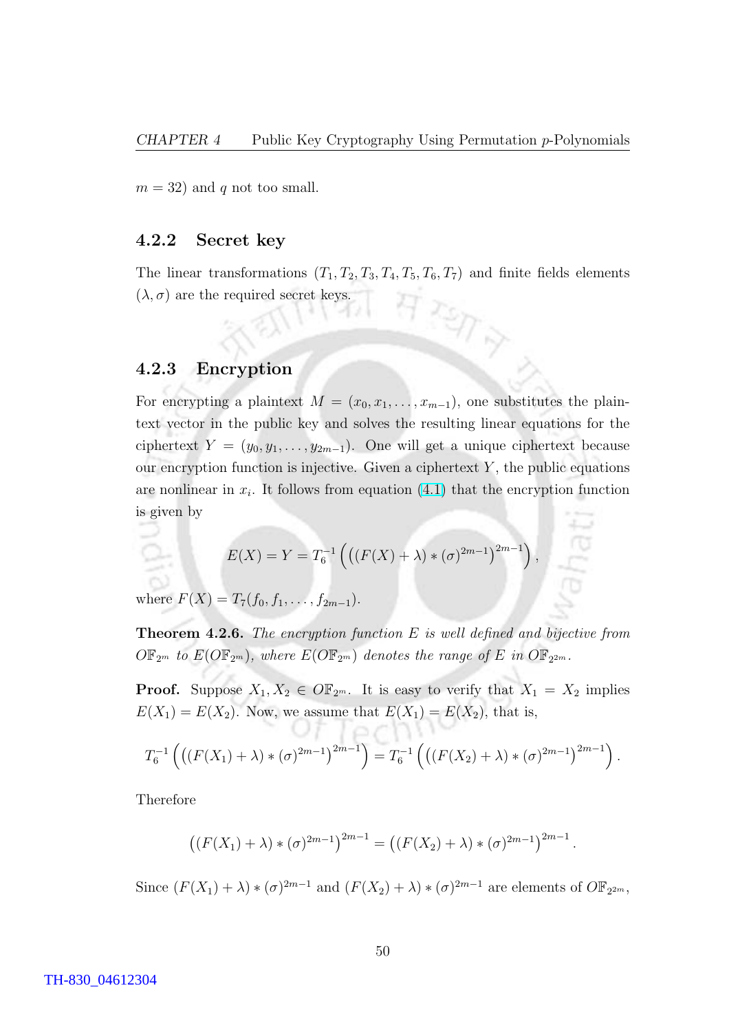$m = 32$) and $q$ not too small.

### 4.2.2 Secret key

The linear transformations $(T_1, T_2, T_3, T_4, T_5, T_6, T_7)$ and finite fields elements $(\lambda, \sigma)$ are the required secret keys.

### 4.2.3 Encryption

For encrypting a plaintext $M = (x_0, x_1, \ldots, x_{m-1})$, one substitutes the plaintext vector in the public key and solves the resulting linear equations for the ciphertext $Y = (y_0, y_1, \ldots, y_{2m-1})$. One will get a unique ciphertext because our encryption function is injective. Given a ciphertext $Y$, the public equations are nonlinear in $x_i$. It follows from equation (4.1) that the encryption function is given by

$$E(X) = Y = T_6^{-1}\left(\left((F(X) + \lambda) * (\sigma)^{2m-1}\right)^{2m-1}\right),$$

where $F(X) = T_7(f_0, f_1, \ldots, f_{2m-1})$.

**Theorem 4.2.6.** *The encryption function $E$ is well defined and bijective from $O\mathbb{F}_{2^m}$ to $E(O\mathbb{F}_{2^m})$, where $E(O\mathbb{F}_{2^m})$ denotes the range of $E$ in $O\mathbb{F}_{2^{2m}}$.*

**Proof.** Suppose $X_1, X_2 \in O\mathbb{F}_{2^m}$. It is easy to verify that $X_1 = X_2$ implies $E(X_1) = E(X_2)$. Now, we assume that $E(X_1) = E(X_2)$, that is,

$$T_6^{-1}\left(\left((F(X_1) + \lambda) * (\sigma)^{2m-1}\right)^{2m-1}\right) = T_6^{-1}\left(\left((F(X_2) + \lambda) * (\sigma)^{2m-1}\right)^{2m-1}\right).$$

Therefore

$$\left((F(X_1) + \lambda) * (\sigma)^{2m-1}\right)^{2m-1} = \left((F(X_2) + \lambda) * (\sigma)^{2m-1}\right)^{2m-1}.$$

Since $(F(X_1) + \lambda) * (\sigma)^{2m-1}$ and $(F(X_2) + \lambda) * (\sigma)^{2m-1}$ are elements of $O\mathbb{F}_{2^{2m}}$,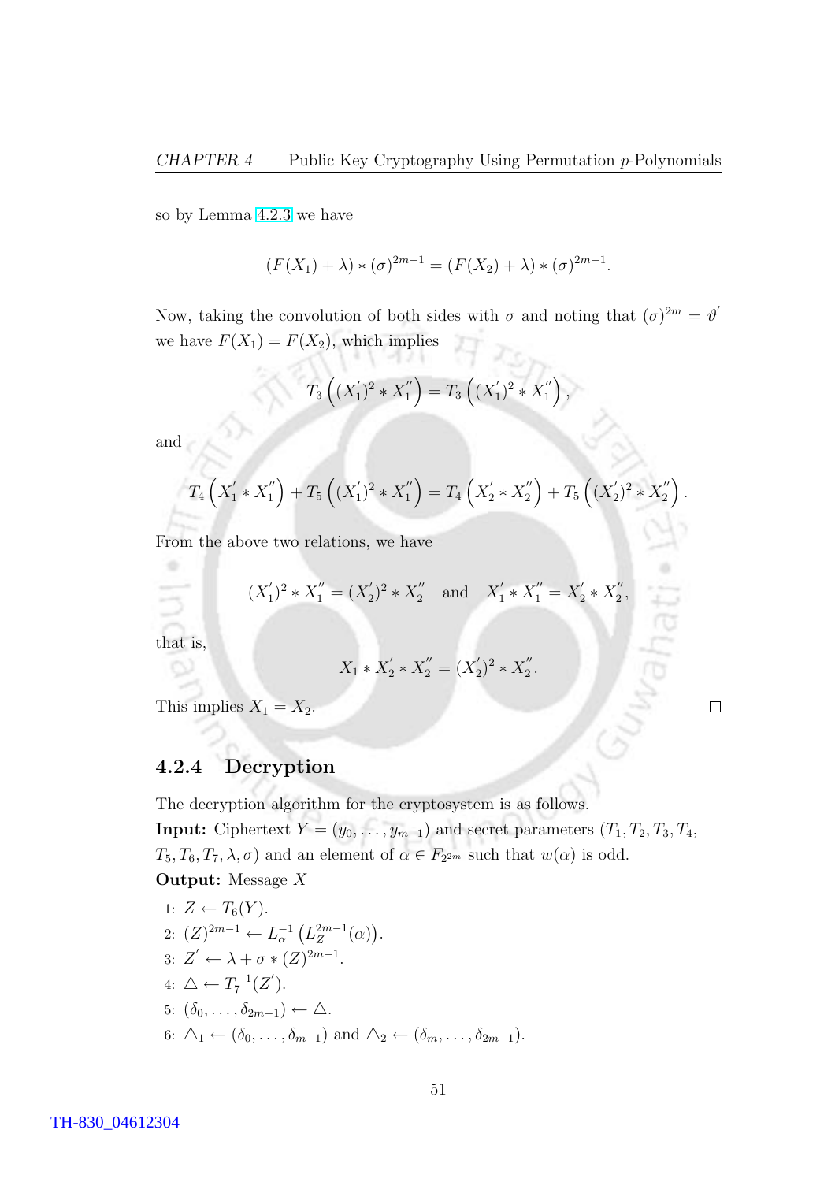so by Lemma 4.2.3 we have

$$(F(X_1) + \lambda) * (\sigma)^{2m-1} = (F(X_2) + \lambda) * (\sigma)^{2m-1}.$$

Now, taking the convolution of both sides with $\sigma$ and noting that $(\sigma)^{2m} = \vartheta'$ we have $F(X_1) = F(X_2)$, which implies

$$T_3\left((X_1')^2 * X_1''\right) = T_3\left((X_1')^2 * X_1''\right),$$

and

$$T_4\left(X_1' * X_1''\right) + T_5\left((X_1')^2 * X_1''\right) = T_4\left(X_2' * X_2''\right) + T_5\left((X_2')^2 * X_2''\right).$$

From the above two relations, we have

$$(X_1')^2 * X_1'' = (X_2')^2 * X_2'' \quad \text{and} \quad X_1' * X_1'' = X_2' * X_2'',$$

that is,

$$X_1 * X_2' * X_2'' = (X_2')^2 * X_2''.$$

This implies $X_1 = X_2$. □

### 4.2.4 Decryption

The decryption algorithm for the cryptosystem is as follows.

**Input:** Ciphertext $Y = (y_0, \ldots, y_{m-1})$ and secret parameters $(T_1, T_2, T_3, T_4, T_5, T_6, T_7, \lambda, \sigma)$ and an element of $\alpha \in F_{2^{2m}}$ such that $w(\alpha)$ is odd.

**Output:** Message $X$

1: $Z \leftarrow T_6(Y)$.
2: $(Z)^{2m-1} \leftarrow L_\alpha^{-1}\left(L_Z^{2m-1}(\alpha)\right)$.
3: $Z' \leftarrow \lambda + \sigma * (Z)^{2m-1}$.
4: $\triangle \leftarrow T_7^{-1}(Z')$.
5: $(\delta_0, \ldots, \delta_{2m-1}) \leftarrow \triangle$.
6: $\triangle_1 \leftarrow (\delta_0, \ldots, \delta_{m-1})$ and $\triangle_2 \leftarrow (\delta_m, \ldots, \delta_{2m-1})$.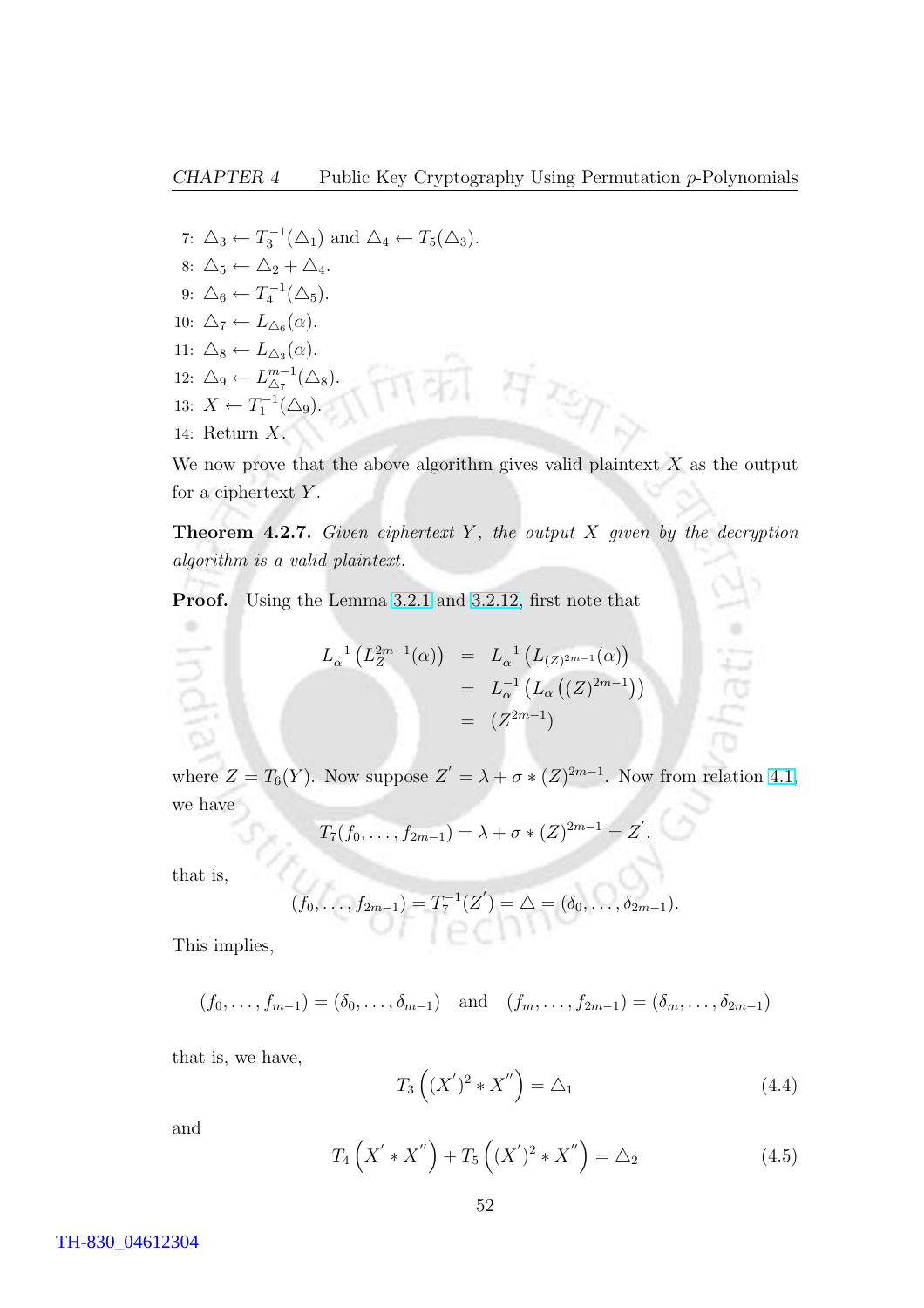7: $\triangle_3 \leftarrow T_3^{-1}(\triangle_1)$ and $\triangle_4 \leftarrow T_5(\triangle_3)$.

8: $\triangle_5 \leftarrow \triangle_2 + \triangle_4$.

9: $\triangle_6 \leftarrow T_4^{-1}(\triangle_5)$.

10: $\triangle_7 \leftarrow L_{\triangle_6}(\alpha)$.

11: $\triangle_8 \leftarrow L_{\triangle_3}(\alpha)$.

12: $\triangle_9 \leftarrow L_{\triangle_7}^{m-1}(\triangle_8)$.

13: $X \leftarrow T_1^{-1}(\triangle_9)$.

14: Return $X$.

We now prove that the above algorithm gives valid plaintext $X$ as the output for a ciphertext $Y$.

**Theorem 4.2.7.** *Given ciphertext $Y$, the output $X$ given by the decryption algorithm is a valid plaintext.*

**Proof.** Using the Lemma 3.2.1 and 3.2.12, first note that

$$\begin{aligned} L_\alpha^{-1}\left(L_Z^{2m-1}(\alpha)\right) &= L_\alpha^{-1}\left(L_{(Z)^{2m-1}}(\alpha)\right) \\ &= L_\alpha^{-1}\left(L_\alpha\left((Z)^{2m-1}\right)\right) \\ &= \left(Z^{2m-1}\right) \end{aligned}$$

where $Z = T_6(Y)$. Now suppose $Z' = \lambda + \sigma * (Z)^{2m-1}$. Now from relation 4.1, we have

$$T_7(f_0, \ldots, f_{2m-1}) = \lambda + \sigma * (Z)^{2m-1} = Z'.$$

that is,

$$(f_0, \ldots, f_{2m-1}) = T_7^{-1}(Z') = \triangle = (\delta_0, \ldots, \delta_{2m-1}).$$

This implies,

$$(f_0, \ldots, f_{m-1}) = (\delta_0, \ldots, \delta_{m-1}) \quad \text{and} \quad (f_m, \ldots, f_{2m-1}) = (\delta_m, \ldots, \delta_{2m-1})$$

that is, we have,

$$T_3\left((X')^2 * X''\right) = \triangle_1 \tag{4.4}$$

and

$$T_4\left(X' * X''\right) + T_5\left((X')^2 * X''\right) = \triangle_2 \tag{4.5}$$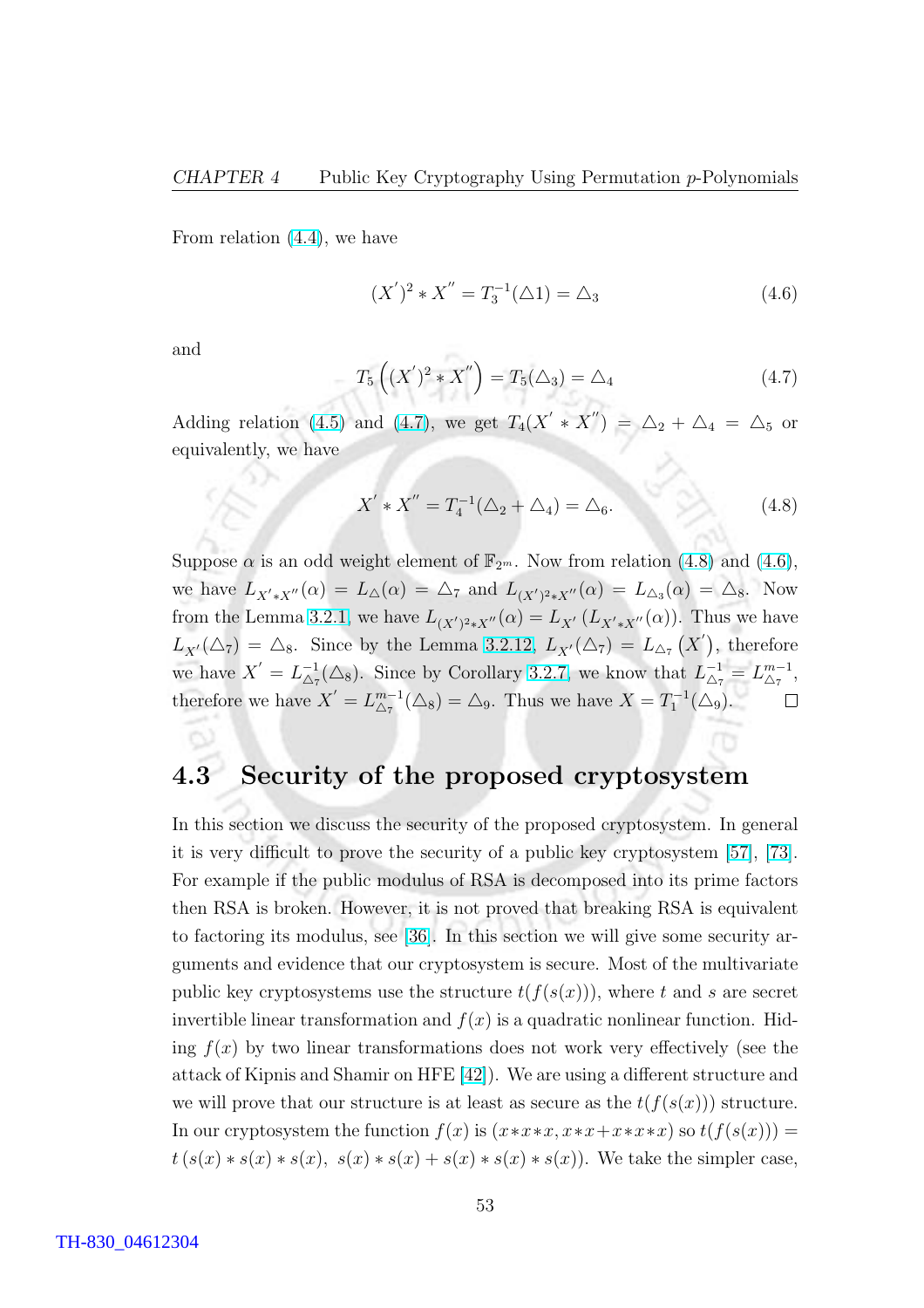From relation (4.4), we have

$$(X^{'})^2 * X^{''} = T_3^{-1}(\triangle 1) = \triangle_3 \tag{4.6}$$

and

$$T_5\left((X^{'})^2 * X^{''}\right) = T_5(\triangle_3) = \triangle_4 \tag{4.7}$$

Adding relation (4.5) and (4.7), we get $T_4(X^{'} * X^{''}) = \triangle_2 + \triangle_4 = \triangle_5$ or equivalently, we have

$$X^{'} * X^{''} = T_4^{-1}(\triangle_2 + \triangle_4) = \triangle_6. \tag{4.8}$$

Suppose $\alpha$ is an odd weight element of $\mathbb{F}_{2^m}$. Now from relation (4.8) and (4.6), we have $L_{X^{'}*X^{''}}(\alpha) = L_{\triangle}(\alpha) = \triangle_7$ and $L_{(X^{'})^2*X^{''}}(\alpha) = L_{\triangle_3}(\alpha) = \triangle_8$. Now from the Lemma 3.2.1, we have $L_{(X^{'})^2*X^{''}}(\alpha) = L_{X^{'}}\left(L_{X^{'}*X^{''}}(\alpha)\right)$. Thus we have $L_{X^{'}}(\triangle_7) = \triangle_8$. Since by the Lemma 3.2.12, $L_{X^{'}}(\triangle_7) = L_{\triangle_7}\left(X^{'}\right)$, therefore we have $X^{'} = L_{\triangle_7}^{-1}(\triangle_8)$. Since by Corollary 3.2.7, we know that $L_{\triangle_7}^{-1} = L_{\triangle_7}^{m-1}$, therefore we have $X^{'} = L_{\triangle_7}^{m-1}(\triangle_8) = \triangle_9$. Thus we have $X = T_1^{-1}(\triangle_9)$. □

## 4.3 Security of the proposed cryptosystem

In this section we discuss the security of the proposed cryptosystem. In general it is very difficult to prove the security of a public key cryptosystem [57], [73]. For example if the public modulus of RSA is decomposed into its prime factors then RSA is broken. However, it is not proved that breaking RSA is equivalent to factoring its modulus, see [36]. In this section we will give some security arguments and evidence that our cryptosystem is secure. Most of the multivariate public key cryptosystems use the structure $t(f(s(x)))$, where $t$ and $s$ are secret invertible linear transformation and $f(x)$ is a quadratic nonlinear function. Hiding $f(x)$ by two linear transformations does not work very effectively (see the attack of Kipnis and Shamir on HFE [42]). We are using a different structure and we will prove that our structure is at least as secure as the $t(f(s(x)))$ structure. In our cryptosystem the function $f(x)$ is $(x*x*x, x*x+x*x*x)$ so $t(f(s(x))) = t\left(s(x)*s(x)*s(x),\ s(x)*s(x)+s(x)*s(x)*s(x)\right)$. We take the simpler case,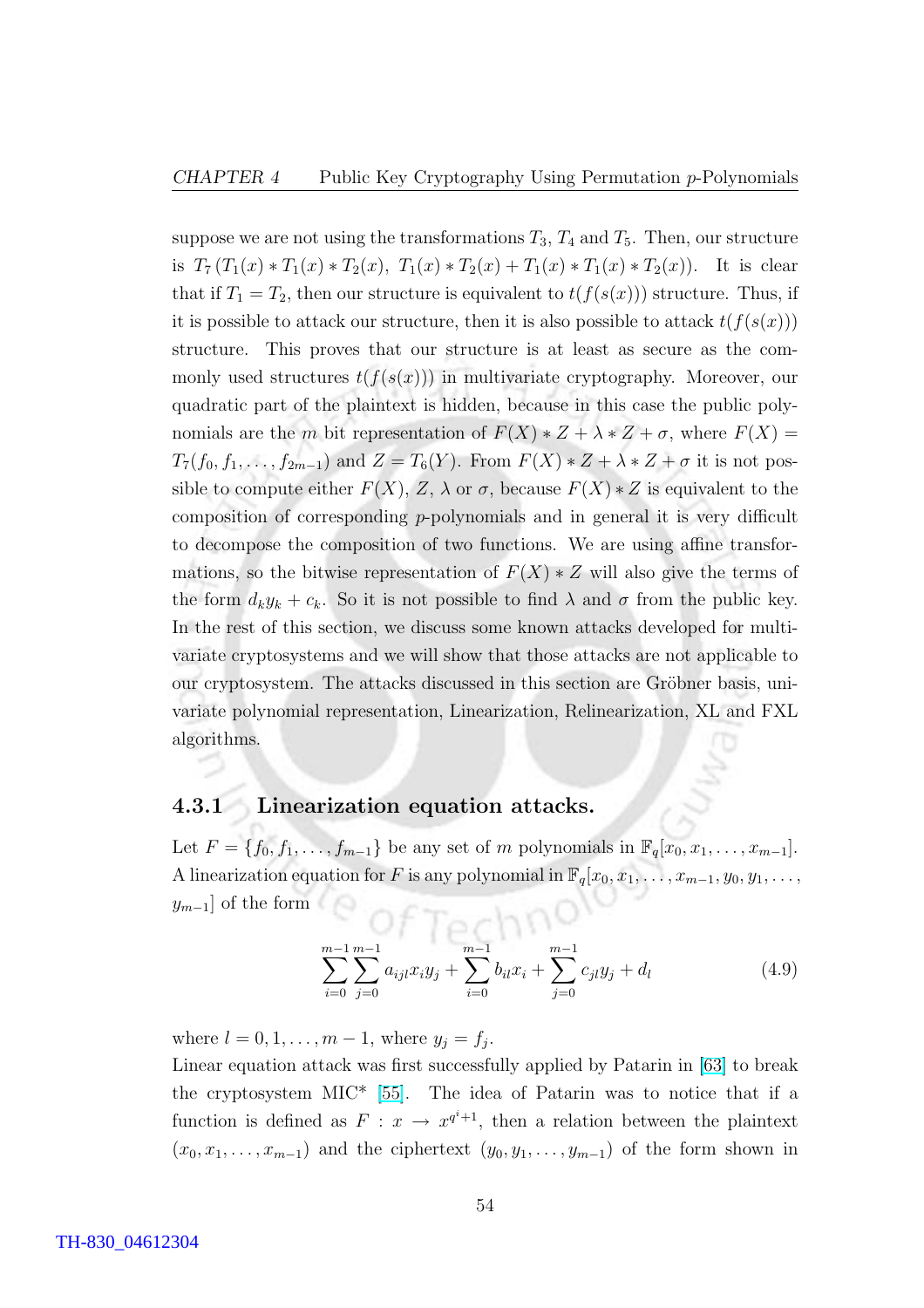suppose we are not using the transformations $T_3$, $T_4$ and $T_5$. Then, our structure is $T_7\left(T_1(x) * T_1(x) * T_2(x),\ T_1(x) * T_2(x) + T_1(x) * T_1(x) * T_2(x)\right)$. It is clear that if $T_1 = T_2$, then our structure is equivalent to $t(f(s(x)))$ structure. Thus, if it is possible to attack our structure, then it is also possible to attack $t(f(s(x)))$ structure. This proves that our structure is at least as secure as the commonly used structures $t(f(s(x)))$ in multivariate cryptography. Moreover, our quadratic part of the plaintext is hidden, because in this case the public polynomials are the $m$ bit representation of $F(X) * Z + \lambda * Z + \sigma$, where $F(X) = T_7(f_0, f_1, \ldots, f_{2m-1})$ and $Z = T_6(Y)$. From $F(X) * Z + \lambda * Z + \sigma$ it is not possible to compute either $F(X)$, $Z$, $\lambda$ or $\sigma$, because $F(X) * Z$ is equivalent to the composition of corresponding $p$-polynomials and in general it is very difficult to decompose the composition of two functions. We are using affine transformations, so the bitwise representation of $F(X) * Z$ will also give the terms of the form $d_k y_k + c_k$. So it is not possible to find $\lambda$ and $\sigma$ from the public key. In the rest of this section, we discuss some known attacks developed for multivariate cryptosystems and we will show that those attacks are not applicable to our cryptosystem. The attacks discussed in this section are Gröbner basis, univariate polynomial representation, Linearization, Relinearization, XL and FXL algorithms.

### 4.3.1 Linearization equation attacks.

Let $F = \{f_0, f_1, \ldots, f_{m-1}\}$ be any set of $m$ polynomials in $\mathbb{F}_q[x_0, x_1, \ldots, x_{m-1}]$. A linearization equation for $F$ is any polynomial in $\mathbb{F}_q[x_0, x_1, \ldots, x_{m-1}, y_0, y_1, \ldots, y_{m-1}]$ of the form

$$\sum_{i=0}^{m-1}\sum_{j=0}^{m-1} a_{ijl} x_i y_j + \sum_{i=0}^{m-1} b_{il} x_i + \sum_{j=0}^{m-1} c_{jl} y_j + d_l \tag{4.9}$$

where $l = 0, 1, \ldots, m-1$, where $y_j = f_j$.

Linear equation attack was first successfully applied by Patarin in [63] to break the cryptosystem MIC* [55]. The idea of Patarin was to notice that if a function is defined as $F : x \rightarrow x^{q^i+1}$, then a relation between the plaintext $(x_0, x_1, \ldots, x_{m-1})$ and the ciphertext $(y_0, y_1, \ldots, y_{m-1})$ of the form shown in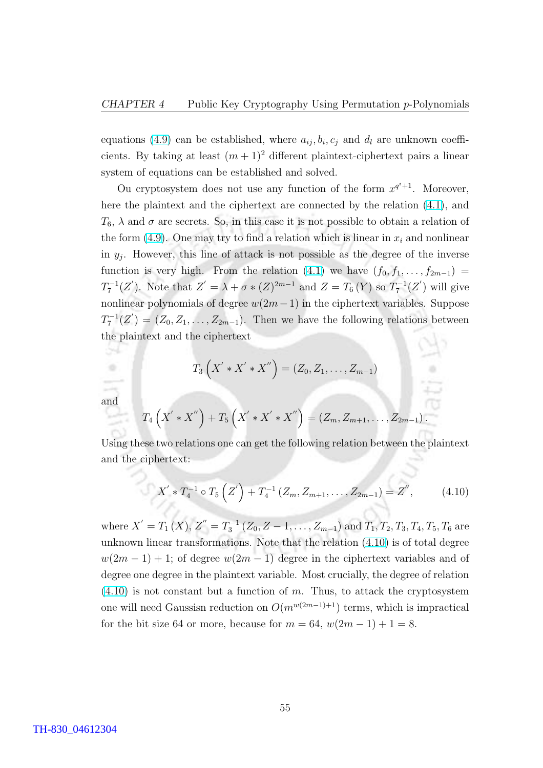equations (4.9) can be established, where $a_{ij}, b_i, c_j$ and $d_l$ are unknown coefficients. By taking at least $(m+1)^2$ different plaintext-ciphertext pairs a linear system of equations can be established and solved.

Ou cryptosystem does not use any function of the form $x^{q^i+1}$. Moreover, here the plaintext and the ciphertext are connected by the relation (4.1), and $T_6$, $\lambda$ and $\sigma$ are secrets. So, in this case it is not possible to obtain a relation of the form (4.9). One may try to find a relation which is linear in $x_i$ and nonlinear in $y_j$. However, this line of attack is not possible as the degree of the inverse function is very high. From the relation (4.1) we have $(f_0, f_1, \ldots, f_{2m-1}) = T_7^{-1}(Z^{'})$. Note that $Z^{'} = \lambda + \sigma * (Z)^{2m-1}$ and $Z = T_6\,(Y)$ so $T_7^{-1}(Z^{'})$ will give nonlinear polynomials of degree $w(2m-1)$ in the ciphertext variables. Suppose $T_7^{-1}(Z^{'}) = (Z_0, Z_1, \ldots, Z_{2m-1})$. Then we have the following relations between the plaintext and the ciphertext

$$T_3\left(X^{'} * X^{'} * X^{''}\right) = (Z_0, Z_1, \ldots, Z_{m-1})$$

and

$$T_4\left(X^{'} * X^{''}\right) + T_5\left(X^{'} * X^{'} * X^{''}\right) = (Z_m, Z_{m+1}, \ldots, Z_{2m-1})\,.$$

Using these two relations one can get the following relation between the plaintext and the ciphertext:

$$X^{'} * T_4^{-1} \circ T_5\left(Z^{'}\right) + T_4^{-1}\left(Z_m, Z_{m+1}, \ldots, Z_{2m-1}\right) = Z^{''}, \tag{4.10}$$

where $X^{'} = T_1\,(X)$, $Z^{''} = T_3^{-1}\,(Z_0, Z-1, \ldots, Z_{m-1})$ and $T_1, T_2, T_3, T_4, T_5, T_6$ are unknown linear transformations. Note that the relation (4.10) is of total degree $w(2m-1)+1$; of degree $w(2m-1)$ degree in the ciphertext variables and of degree one degree in the plaintext variable. Most crucially, the degree of relation (4.10) is not constant but a function of $m$. Thus, to attack the cryptosystem one will need Gaussisn reduction on $O(m^{w(2m-1)+1})$ terms, which is impractical for the bit size 64 or more, because for $m = 64$, $w(2m-1)+1 = 8$.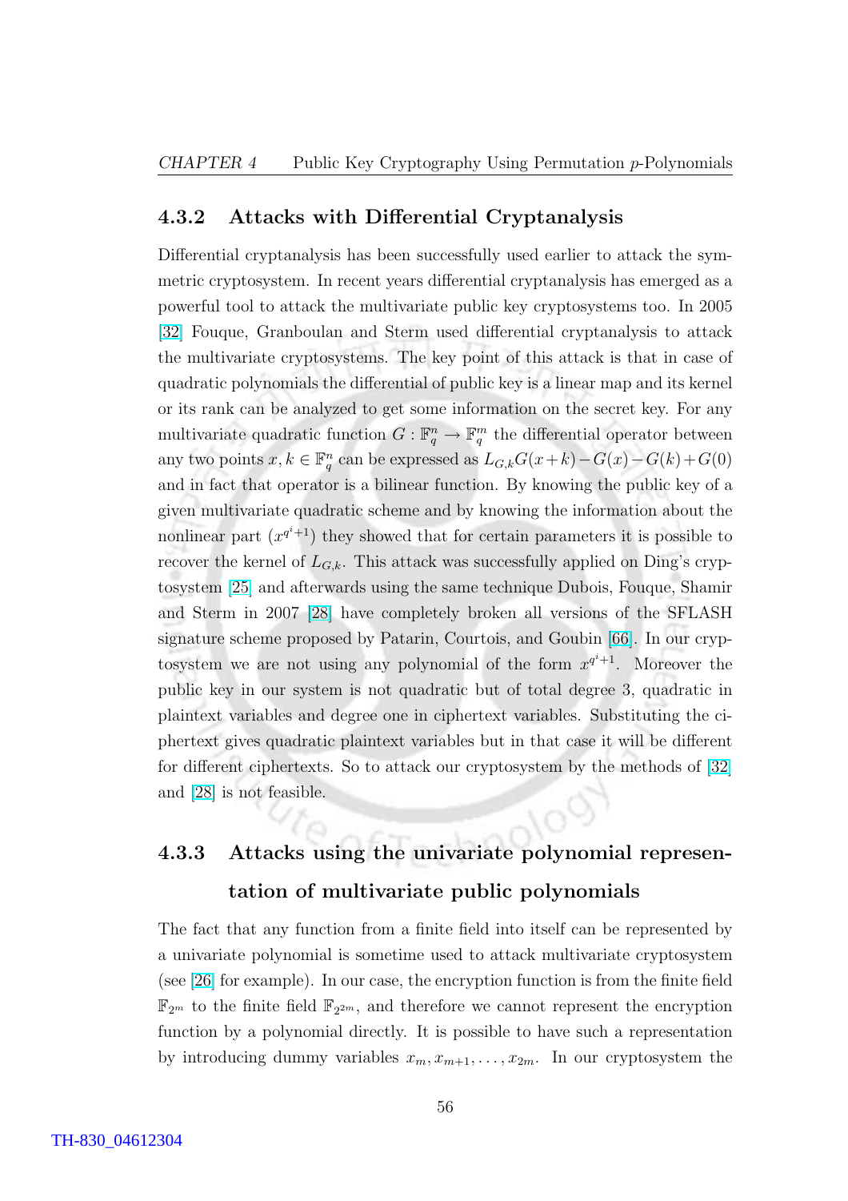### 4.3.2 Attacks with Differential Cryptanalysis

Differential cryptanalysis has been successfully used earlier to attack the symmetric cryptosystem. In recent years differential cryptanalysis has emerged as a powerful tool to attack the multivariate public key cryptosystems too. In 2005 [32] Fouque, Granboulan and Sterm used differential cryptanalysis to attack the multivariate cryptosystems. The key point of this attack is that in case of quadratic polynomials the differential of public key is a linear map and its kernel or its rank can be analyzed to get some information on the secret key. For any multivariate quadratic function $G : \mathbb{F}_q^n \to \mathbb{F}_q^m$ the differential operator between any two points $x, k \in \mathbb{F}_q^n$ can be expressed as $L_{G,k}G(x+k) - G(x) - G(k) + G(0)$ and in fact that operator is a bilinear function. By knowing the public key of a given multivariate quadratic scheme and by knowing the information about the nonlinear part $(x^{q^i+1})$ they showed that for certain parameters it is possible to recover the kernel of $L_{G,k}$. This attack was successfully applied on Ding's cryptosystem [25] and afterwards using the same technique Dubois, Fouque, Shamir and Sterm in 2007 [28] have completely broken all versions of the SFLASH signature scheme proposed by Patarin, Courtois, and Goubin [66]. In our cryptosystem we are not using any polynomial of the form $x^{q^i+1}$. Moreover the public key in our system is not quadratic but of total degree 3, quadratic in plaintext variables and degree one in ciphertext variables. Substituting the ciphertext gives quadratic plaintext variables but in that case it will be different for different ciphertexts. So to attack our cryptosystem by the methods of [32] and [28] is not feasible.

### 4.3.3 Attacks using the univariate polynomial representation of multivariate public polynomials

The fact that any function from a finite field into itself can be represented by a univariate polynomial is sometime used to attack multivariate cryptosystem (see [26] for example). In our case, the encryption function is from the finite field $\mathbb{F}_{2^m}$ to the finite field $\mathbb{F}_{2^{2m}}$, and therefore we cannot represent the encryption function by a polynomial directly. It is possible to have such a representation by introducing dummy variables $x_m, x_{m+1}, \ldots, x_{2m}$. In our cryptosystem the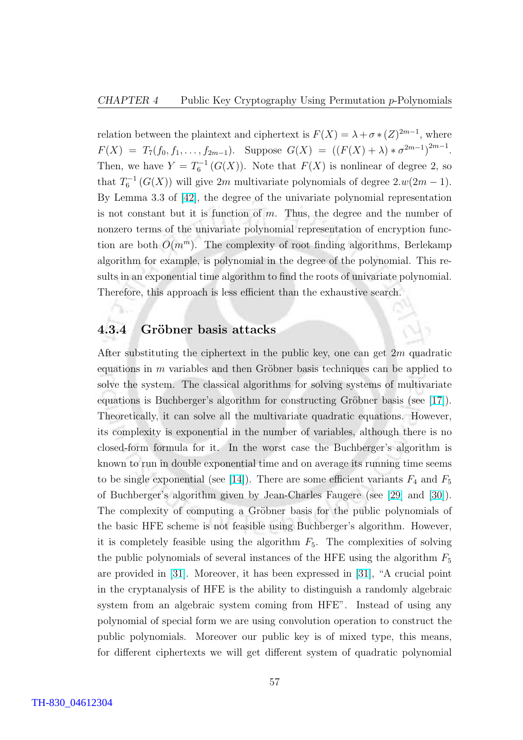relation between the plaintext and ciphertext is $F(X) = \lambda + \sigma * (Z)^{2m-1}$, where $F(X) = T_7(f_0, f_1, \ldots, f_{2m-1})$. Suppose $G(X) = ((F(X) + \lambda) * \sigma^{2m-1})^{2m-1}$. Then, we have $Y = T_6^{-1}(G(X))$. Note that $F(X)$ is nonlinear of degree 2, so that $T_6^{-1}(G(X))$ will give $2m$ multivariate polynomials of degree $2.w(2m-1)$. By Lemma 3.3 of [42], the degree of the univariate polynomial representation is not constant but it is function of $m$. Thus, the degree and the number of nonzero terms of the univariate polynomial representation of encryption function are both $O(m^m)$. The complexity of root finding algorithms, Berlekamp algorithm for example, is polynomial in the degree of the polynomial. This results in an exponential time algorithm to find the roots of univariate polynomial. Therefore, this approach is less efficient than the exhaustive search.

### 4.3.4 Gröbner basis attacks

After substituting the ciphertext in the public key, one can get $2m$ quadratic equations in $m$ variables and then Gröbner basis techniques can be applied to solve the system. The classical algorithms for solving systems of multivariate equations is Buchberger's algorithm for constructing Gröbner basis (see [17]). Theoretically, it can solve all the multivariate quadratic equations. However, its complexity is exponential in the number of variables, although there is no closed-form formula for it. In the worst case the Buchberger's algorithm is known to run in double exponential time and on average its running time seems to be single exponential (see [14]). There are some efficient variants $F_4$ and $F_5$ of Buchberger's algorithm given by Jean-Charles Faugere (see [29] and [30]). The complexity of computing a Gröbner basis for the public polynomials of the basic HFE scheme is not feasible using Buchberger's algorithm. However, it is completely feasible using the algorithm $F_5$. The complexities of solving the public polynomials of several instances of the HFE using the algorithm $F_5$ are provided in [31]. Moreover, it has been expressed in [31], "A crucial point in the cryptanalysis of HFE is the ability to distinguish a randomly algebraic system from an algebraic system coming from HFE". Instead of using any polynomial of special form we are using convolution operation to construct the public polynomials. Moreover our public key is of mixed type, this means, for different ciphertexts we will get different system of quadratic polynomial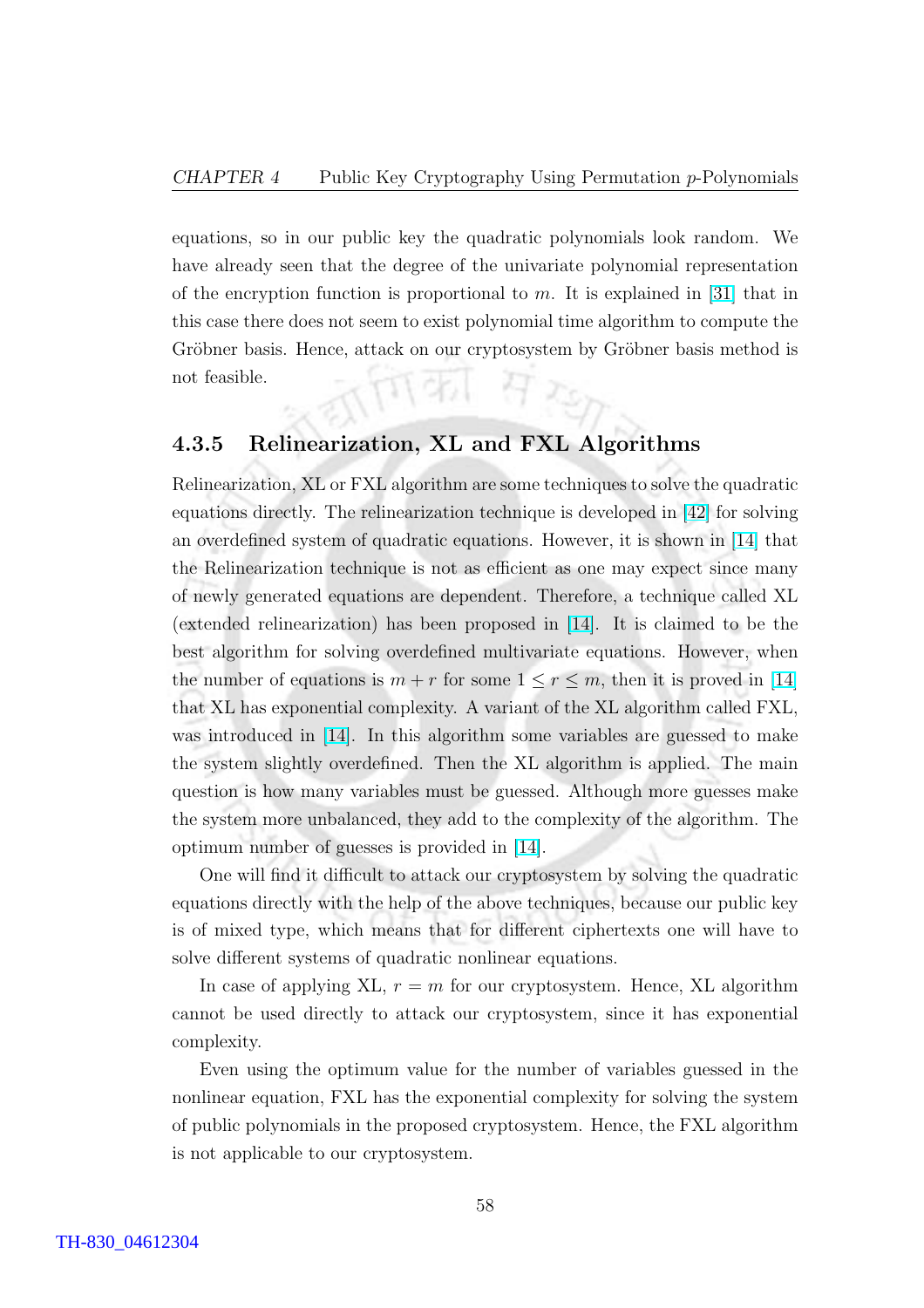equations, so in our public key the quadratic polynomials look random. We have already seen that the degree of the univariate polynomial representation of the encryption function is proportional to $m$. It is explained in [31] that in this case there does not seem to exist polynomial time algorithm to compute the Gröbner basis. Hence, attack on our cryptosystem by Gröbner basis method is not feasible.

### 4.3.5 Relinearization, XL and FXL Algorithms

Relinearization, XL or FXL algorithm are some techniques to solve the quadratic equations directly. The relinearization technique is developed in [42] for solving an overdefined system of quadratic equations. However, it is shown in [14] that the Relinearization technique is not as efficient as one may expect since many of newly generated equations are dependent. Therefore, a technique called XL (extended relinearization) has been proposed in [14]. It is claimed to be the best algorithm for solving overdefined multivariate equations. However, when the number of equations is $m + r$ for some $1 \leq r \leq m$, then it is proved in [14] that XL has exponential complexity. A variant of the XL algorithm called FXL, was introduced in [14]. In this algorithm some variables are guessed to make the system slightly overdefined. Then the XL algorithm is applied. The main question is how many variables must be guessed. Although more guesses make the system more unbalanced, they add to the complexity of the algorithm. The optimum number of guesses is provided in [14].

One will find it difficult to attack our cryptosystem by solving the quadratic equations directly with the help of the above techniques, because our public key is of mixed type, which means that for different ciphertexts one will have to solve different systems of quadratic nonlinear equations.

In case of applying XL, $r = m$ for our cryptosystem. Hence, XL algorithm cannot be used directly to attack our cryptosystem, since it has exponential complexity.

Even using the optimum value for the number of variables guessed in the nonlinear equation, FXL has the exponential complexity for solving the system of public polynomials in the proposed cryptosystem. Hence, the FXL algorithm is not applicable to our cryptosystem.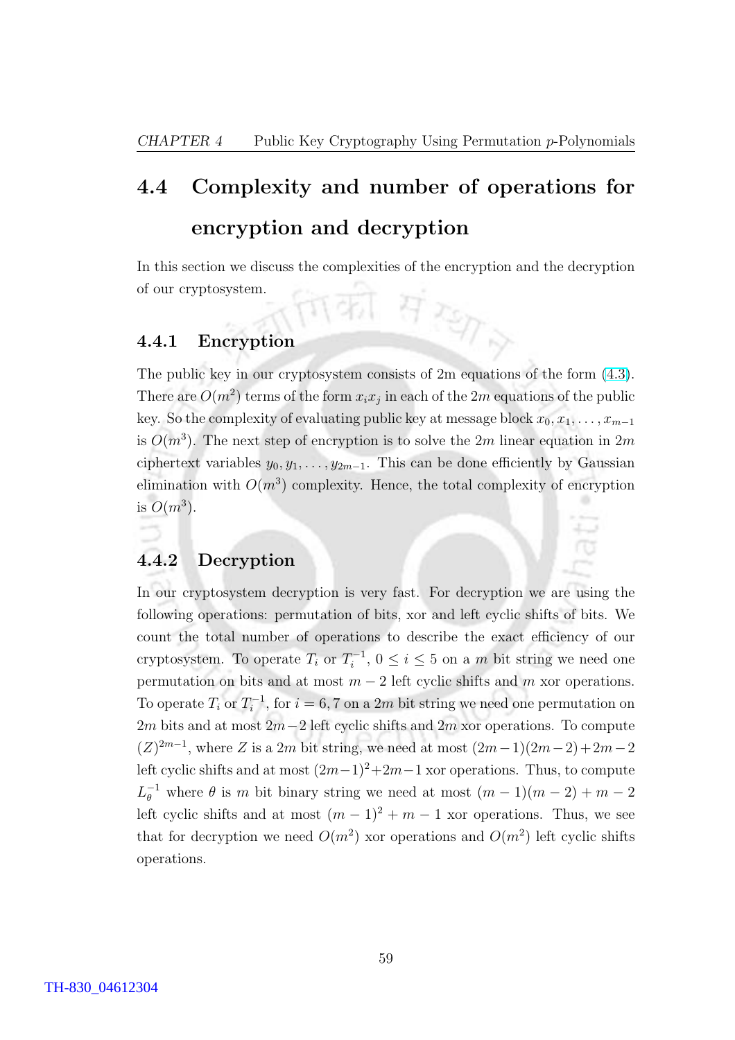## 4.4 Complexity and number of operations for encryption and decryption

In this section we discuss the complexities of the encryption and the decryption of our cryptosystem.

### 4.4.1 Encryption

The public key in our cryptosystem consists of 2m equations of the form (4.3). There are $O(m^2)$ terms of the form $x_i x_j$ in each of the $2m$ equations of the public key. So the complexity of evaluating public key at message block $x_0, x_1, \ldots, x_{m-1}$ is $O(m^3)$. The next step of encryption is to solve the $2m$ linear equation in $2m$ ciphertext variables $y_0, y_1, \ldots, y_{2m-1}$. This can be done efficiently by Gaussian elimination with $O(m^3)$ complexity. Hence, the total complexity of encryption is $O(m^3)$.

### 4.4.2 Decryption

In our cryptosystem decryption is very fast. For decryption we are using the following operations: permutation of bits, xor and left cyclic shifts of bits. We count the total number of operations to describe the exact efficiency of our cryptosystem. To operate $T_i$ or $T_i^{-1}$, $0 \leq i \leq 5$ on a $m$ bit string we need one permutation on bits and at most $m-2$ left cyclic shifts and $m$ xor operations. To operate $T_i$ or $T_i^{-1}$, for $i = 6, 7$ on a $2m$ bit string we need one permutation on $2m$ bits and at most $2m-2$ left cyclic shifts and $2m$ xor operations. To compute $(Z)^{2m-1}$, where $Z$ is a $2m$ bit string, we need at most $(2m-1)(2m-2)+2m-2$ left cyclic shifts and at most $(2m-1)^2+2m-1$ xor operations. Thus, to compute $L_\theta^{-1}$ where $\theta$ is $m$ bit binary string we need at most $(m-1)(m-2)+m-2$ left cyclic shifts and at most $(m-1)^2+m-1$ xor operations. Thus, we see that for decryption we need $O(m^2)$ xor operations and $O(m^2)$ left cyclic shifts operations.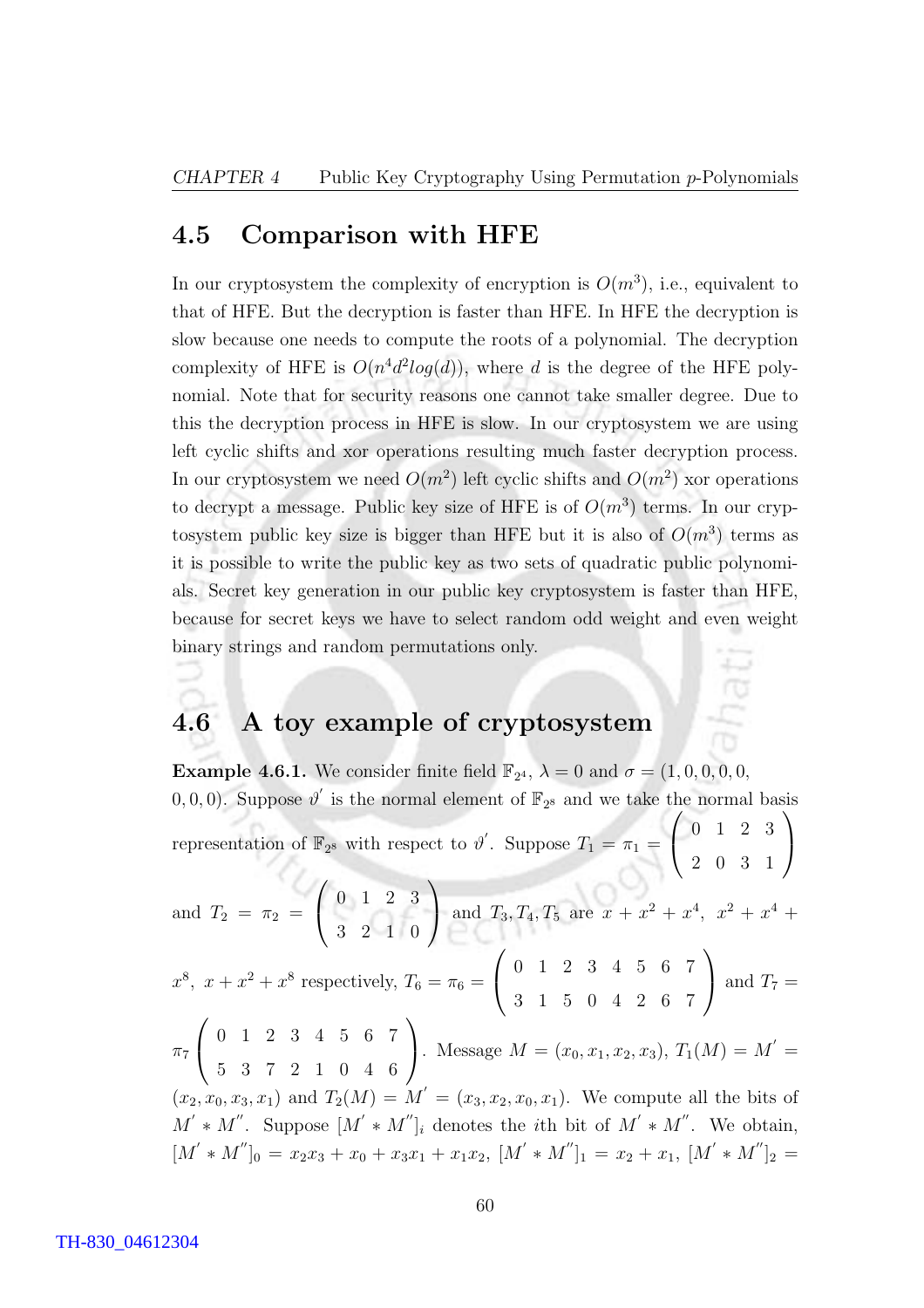## 4.5 Comparison with HFE

In our cryptosystem the complexity of encryption is $O(m^3)$, i.e., equivalent to that of HFE. But the decryption is faster than HFE. In HFE the decryption is slow because one needs to compute the roots of a polynomial. The decryption complexity of HFE is $O(n^4 d^2 log(d))$, where $d$ is the degree of the HFE polynomial. Note that for security reasons one cannot take smaller degree. Due to this the decryption process in HFE is slow. In our cryptosystem we are using left cyclic shifts and xor operations resulting much faster decryption process. In our cryptosystem we need $O(m^2)$ left cyclic shifts and $O(m^2)$ xor operations to decrypt a message. Public key size of HFE is of $O(m^3)$ terms. In our cryptosystem public key size is bigger than HFE but it is also of $O(m^3)$ terms as it is possible to write the public key as two sets of quadratic public polynomials. Secret key generation in our public key cryptosystem is faster than HFE, because for secret keys we have to select random odd weight and even weight binary strings and random permutations only.

## 4.6 A toy example of cryptosystem

**Example 4.6.1.** We consider finite field $\mathbb{F}_{2^4}$, $\lambda = 0$ and $\sigma = (1, 0, 0, 0, 0, 0, 0, 0)$. Suppose $\vartheta'$ is the normal element of $\mathbb{F}_{2^8}$ and we take the normal basis representation of $\mathbb{F}_{2^8}$ with respect to $\vartheta'$. Suppose $T_1 = \pi_1 = \begin{pmatrix} 0 & 1 & 2 & 3 \\ 2 & 0 & 3 & 1 \end{pmatrix}$ and $T_2 = \pi_2 = \begin{pmatrix} 0 & 1 & 2 & 3 \\ 3 & 2 & 1 & 0 \end{pmatrix}$ and $T_3, T_4, T_5$ are $x + x^2 + x^4$, $x^2 + x^4 + x^8$, $x + x^2 + x^8$ respectively, $T_6 = \pi_6 = \begin{pmatrix} 0 & 1 & 2 & 3 & 4 & 5 & 6 & 7 \\ 3 & 1 & 5 & 0 & 4 & 2 & 6 & 7 \end{pmatrix}$ and $T_7 = \pi_7 \begin{pmatrix} 0 & 1 & 2 & 3 & 4 & 5 & 6 & 7 \\ 5 & 3 & 7 & 2 & 1 & 0 & 4 & 6 \end{pmatrix}$. Message $M = (x_0, x_1, x_2, x_3)$, $T_1(M) = M' = (x_2, x_0, x_3, x_1)$ and $T_2(M) = M' = (x_3, x_2, x_0, x_1)$. We compute all the bits of $M' * M''$. Suppose $[M' * M'']_i$ denotes the $i$th bit of $M' * M''$. We obtain, $[M' * M'']_0 = x_2x_3 + x_0 + x_3x_1 + x_1x_2$, $[M' * M'']_1 = x_2 + x_1$, $[M' * M'']_2 =$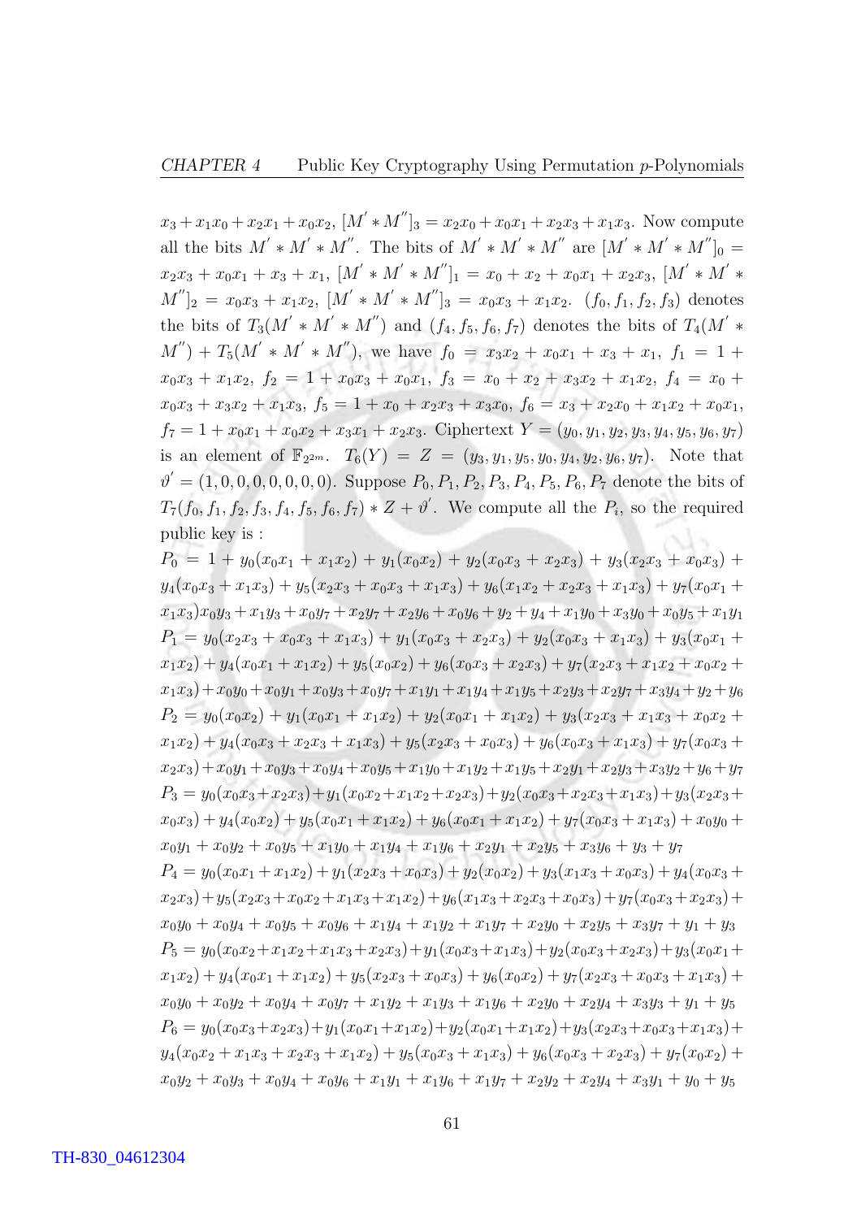$x_3+x_1x_0+x_2x_1+x_0x_2$, $[M^{'}*M^{''}]_3 = x_2x_0+x_0x_1+x_2x_3+x_1x_3$. Now compute all the bits $M^{'}*M^{'}*M^{''}$. The bits of $M^{'}*M^{'}*M^{''}$ are $[M^{'}*M^{'}*M^{''}]_0 = x_2x_3+x_0x_1+x_3+x_1$, $[M^{'}*M^{'}*M^{''}]_1 = x_0+x_2+x_0x_1+x_2x_3$, $[M^{'}*M^{'}*M^{''}]_2 = x_0x_3+x_1x_2$, $[M^{'}*M^{'}*M^{''}]_3 = x_0x_3+x_1x_2$. $(f_0, f_1, f_2, f_3)$ denotes the bits of $T_3(M^{'}*M^{'}*M^{''})$ and $(f_4, f_5, f_6, f_7)$ denotes the bits of $T_4(M^{'}*M^{''}) + T_5(M^{'}*M^{'}*M^{''})$, we have $f_0 = x_3x_2+x_0x_1+x_3+x_1$, $f_1 = 1+x_0x_3+x_1x_2$, $f_2 = 1+x_0x_3+x_0x_1$, $f_3 = x_0+x_2+x_3x_2+x_1x_2$, $f_4 = x_0+x_0x_3+x_3x_2+x_1x_3$, $f_5 = 1+x_0+x_2x_3+x_3x_0$, $f_6 = x_3+x_2x_0+x_1x_2+x_0x_1$, $f_7 = 1+x_0x_1+x_0x_2+x_3x_1+x_2x_3$. Ciphertext $Y = (y_0, y_1, y_2, y_3, y_4, y_5, y_6, y_7)$ is an element of $\mathbb{F}_{2^{2m}}$. $T_6(Y) = Z = (y_3, y_1, y_5, y_0, y_4, y_2, y_6, y_7)$. Note that $\vartheta^{'} = (1, 0, 0, 0, 0, 0, 0, 0)$. Suppose $P_0, P_1, P_2, P_3, P_4, P_5, P_6, P_7$ denote the bits of $T_7(f_0, f_1, f_2, f_3, f_4, f_5, f_6, f_7)*Z+\vartheta^{'}$. We compute all the $P_i$, so the required public key is :

$P_0 = 1+y_0(x_0x_1+x_1x_2)+y_1(x_0x_2)+y_2(x_0x_3+x_2x_3)+y_3(x_2x_3+x_0x_3)+y_4(x_0x_3+x_1x_3)+y_5(x_2x_3+x_0x_3+x_1x_3)+y_6(x_1x_2+x_2x_3+x_1x_3)+y_7(x_0x_1+x_1x_3)x_0y_3+x_1y_3+x_0y_7+x_2y_7+x_2y_6+x_0y_6+y_2+y_4+x_1y_0+x_3y_0+x_0y_5+x_1y_1$

$P_1 = y_0(x_2x_3+x_0x_3+x_1x_3)+y_1(x_0x_3+x_2x_3)+y_2(x_0x_3+x_1x_3)+y_3(x_0x_1+x_1x_2)+y_4(x_0x_1+x_1x_2)+y_5(x_0x_2)+y_6(x_0x_3+x_2x_3)+y_7(x_2x_3+x_1x_2+x_0x_2+x_1x_3)+x_0y_0+x_0y_1+x_0y_3+x_0y_7+x_1y_1+x_1y_4+x_1y_5+x_2y_3+x_2y_7+x_3y_4+y_2+y_6$

$P_2 = y_0(x_0x_2)+y_1(x_0x_1+x_1x_2)+y_2(x_0x_1+x_1x_2)+y_3(x_2x_3+x_1x_3+x_0x_2+x_1x_2)+y_4(x_0x_3+x_2x_3+x_1x_3)+y_5(x_2x_3+x_0x_3)+y_6(x_0x_3+x_1x_3)+y_7(x_0x_3+x_2x_3)+x_0y_1+x_0y_3+x_0y_4+x_0y_5+x_1y_0+x_1y_2+x_1y_5+x_2y_1+x_2y_3+x_3y_2+y_6+y_7$

$P_3 = y_0(x_0x_3+x_2x_3)+y_1(x_0x_2+x_1x_2+x_2x_3)+y_2(x_0x_3+x_2x_3+x_1x_3)+y_3(x_2x_3+x_0x_3)+y_4(x_0x_2)+y_5(x_0x_1+x_1x_2)+y_6(x_0x_1+x_1x_2)+y_7(x_0x_3+x_1x_3)+x_0y_0+x_0y_1+x_0y_2+x_0y_5+x_1y_0+x_1y_4+x_1y_6+x_2y_1+x_2y_5+x_3y_6+y_3+y_7$

$P_4 = y_0(x_0x_1+x_1x_2)+y_1(x_2x_3+x_0x_3)+y_2(x_0x_2)+y_3(x_1x_3+x_0x_3)+y_4(x_0x_3+x_2x_3)+y_5(x_2x_3+x_0x_2+x_1x_3+x_1x_2)+y_6(x_1x_3+x_2x_3+x_0x_3)+y_7(x_0x_3+x_2x_3)+x_0y_0+x_0y_4+x_0y_5+x_0y_6+x_1y_4+x_1y_2+x_1y_7+x_2y_0+x_2y_5+x_3y_7+y_1+y_3$

$P_5 = y_0(x_0x_2+x_1x_2+x_1x_3+x_2x_3)+y_1(x_0x_3+x_1x_3)+y_2(x_0x_3+x_2x_3)+y_3(x_0x_1+x_1x_2)+y_4(x_0x_1+x_1x_2)+y_5(x_2x_3+x_0x_3)+y_6(x_0x_2)+y_7(x_2x_3+x_0x_3+x_1x_3)+x_0y_0+x_0y_2+x_0y_4+x_0y_7+x_1y_2+x_1y_3+x_1y_6+x_2y_0+x_2y_4+x_3y_3+y_1+y_5$

$P_6 = y_0(x_0x_3+x_2x_3)+y_1(x_0x_1+x_1x_2)+y_2(x_0x_1+x_1x_2)+y_3(x_2x_3+x_0x_3+x_1x_3)+y_4(x_0x_2+x_1x_3+x_2x_3+x_1x_2)+y_5(x_0x_3+x_1x_3)+y_6(x_0x_3+x_2x_3)+y_7(x_0x_2)+x_0y_2+x_0y_3+x_0y_4+x_0y_6+x_1y_1+x_1y_6+x_1y_7+x_2y_2+x_2y_4+x_3y_1+y_0+y_5$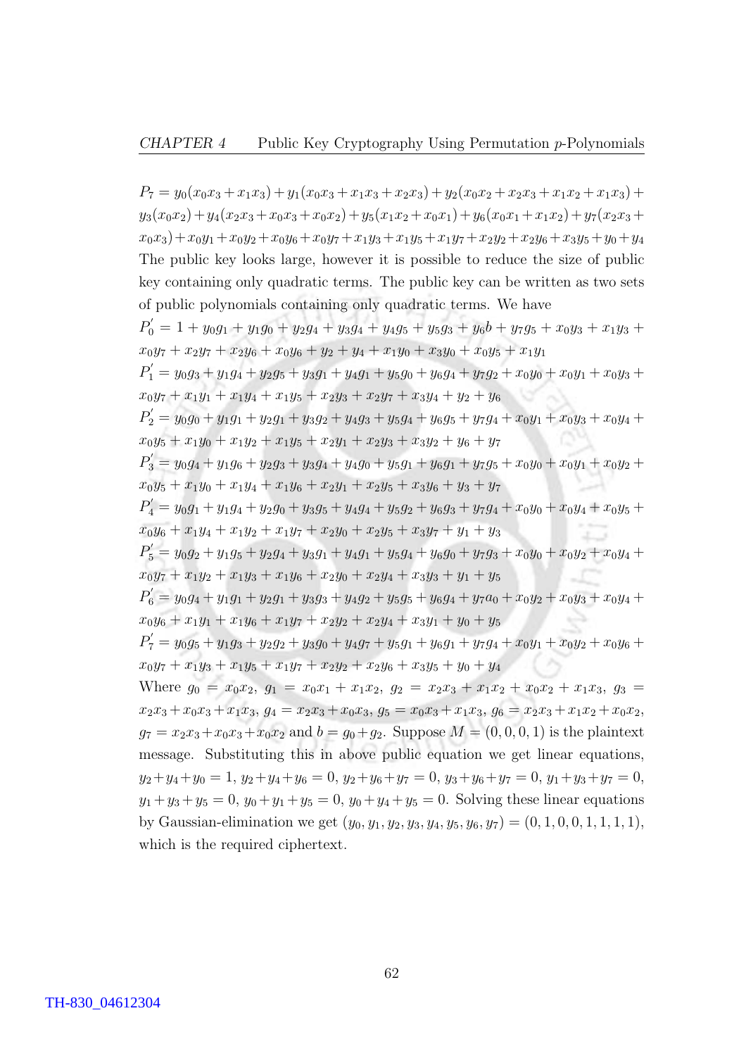$P_7 = y_0(x_0x_3 + x_1x_3) + y_1(x_0x_3 + x_1x_3 + x_2x_3) + y_2(x_0x_2 + x_2x_3 + x_1x_2 + x_1x_3) + y_3(x_0x_2) + y_4(x_2x_3 + x_0x_3 + x_0x_2) + y_5(x_1x_2 + x_0x_1) + y_6(x_0x_1 + x_1x_2) + y_7(x_2x_3 + x_0x_3) + x_0y_1 + x_0y_2 + x_0y_6 + x_0y_7 + x_1y_3 + x_1y_5 + x_1y_7 + x_2y_2 + x_2y_6 + x_3y_5 + y_0 + y_4$

The public key looks large, however it is possible to reduce the size of public key containing only quadratic terms. The public key can be written as two sets of public polynomials containing only quadratic terms. We have

$P_0^{'} = 1 + y_0g_1 + y_1g_0 + y_2g_4 + y_3g_4 + y_4g_5 + y_5g_3 + y_6b + y_7g_5 + x_0y_3 + x_1y_3 + x_0y_7 + x_2y_7 + x_2y_6 + x_0y_6 + y_2 + y_4 + x_1y_0 + x_3y_0 + x_0y_5 + x_1y_1$

$P_1^{'} = y_0g_3 + y_1g_4 + y_2g_5 + y_3g_1 + y_4g_1 + y_5g_0 + y_6g_4 + y_7g_2 + x_0y_0 + x_0y_1 + x_0y_3 + x_0y_7 + x_1y_1 + x_1y_4 + x_1y_5 + x_2y_3 + x_2y_7 + x_3y_4 + y_2 + y_6$

$P_2^{'} = y_0g_0 + y_1g_1 + y_2g_1 + y_3g_2 + y_4g_3 + y_5g_4 + y_6g_5 + y_7g_4 + x_0y_1 + x_0y_3 + x_0y_4 + x_0y_5 + x_1y_0 + x_1y_2 + x_1y_5 + x_2y_1 + x_2y_3 + x_3y_2 + y_6 + y_7$

$P_3^{'} = y_0g_4 + y_1g_6 + y_2g_3 + y_3g_4 + y_4g_0 + y_5g_1 + y_6g_1 + y_7g_5 + x_0y_0 + x_0y_1 + x_0y_2 + x_0y_5 + x_1y_0 + x_1y_4 + x_1y_6 + x_2y_1 + x_2y_5 + x_3y_6 + y_3 + y_7$

$P_4^{'} = y_0g_1 + y_1g_4 + y_2g_0 + y_3g_5 + y_4g_4 + y_5g_2 + y_6g_3 + y_7g_4 + x_0y_0 + x_0y_4 + x_0y_5 + x_0y_6 + x_1y_4 + x_1y_2 + x_1y_7 + x_2y_0 + x_2y_5 + x_3y_7 + y_1 + y_3$

$P_5^{'} = y_0g_2 + y_1g_5 + y_2g_4 + y_3g_1 + y_4g_1 + y_5g_4 + y_6g_0 + y_7g_3 + x_0y_0 + x_0y_2 + x_0y_4 + x_0y_7 + x_1y_2 + x_1y_3 + x_1y_6 + x_2y_0 + x_2y_4 + x_3y_3 + y_1 + y_5$

$P_6^{'} = y_0g_4 + y_1g_1 + y_2g_1 + y_3g_3 + y_4g_2 + y_5g_5 + y_6g_4 + y_7a_0 + x_0y_2 + x_0y_3 + x_0y_4 + x_0y_6 + x_1y_1 + x_1y_6 + x_1y_7 + x_2y_2 + x_2y_4 + x_3y_1 + y_0 + y_5$

$P_7^{'} = y_0g_5 + y_1g_3 + y_2g_2 + y_3g_0 + y_4g_7 + y_5g_1 + y_6g_1 + y_7g_4 + x_0y_1 + x_0y_2 + x_0y_6 + x_0y_7 + x_1y_3 + x_1y_5 + x_1y_7 + x_2y_2 + x_2y_6 + x_3y_5 + y_0 + y_4$

Where $g_0 = x_0x_2$, $g_1 = x_0x_1 + x_1x_2$, $g_2 = x_2x_3 + x_1x_2 + x_0x_2 + x_1x_3$, $g_3 = x_2x_3 + x_0x_3 + x_1x_3$, $g_4 = x_2x_3 + x_0x_3$, $g_5 = x_0x_3 + x_1x_3$, $g_6 = x_2x_3 + x_1x_2 + x_0x_2$, $g_7 = x_2x_3 + x_0x_3 + x_0x_2$ and $b = g_0 + g_2$. Suppose $M = (0, 0, 0, 1)$ is the plaintext message. Substituting this in above public equation we get linear equations, $y_2 + y_4 + y_0 = 1$, $y_2 + y_4 + y_6 = 0$, $y_2 + y_6 + y_7 = 0$, $y_3 + y_6 + y_7 = 0$, $y_1 + y_3 + y_7 = 0$, $y_1 + y_3 + y_5 = 0$, $y_0 + y_1 + y_5 = 0$, $y_0 + y_4 + y_5 = 0$. Solving these linear equations by Gaussian-elimination we get $(y_0, y_1, y_2, y_3, y_4, y_5, y_6, y_7) = (0, 1, 0, 0, 1, 1, 1, 1)$, which is the required ciphertext.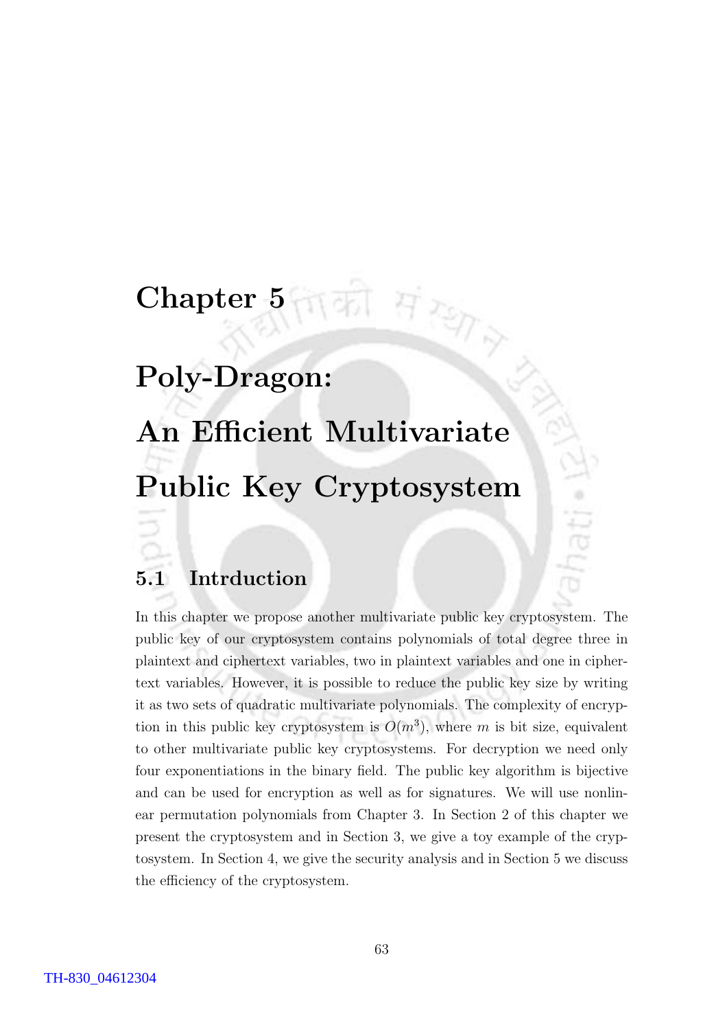# Chapter 5

# Poly-Dragon: An Efficient Multivariate Public Key Cryptosystem

## 5.1 Intrduction

In this chapter we propose another multivariate public key cryptosystem. The public key of our cryptosystem contains polynomials of total degree three in plaintext and ciphertext variables, two in plaintext variables and one in ciphertext variables. However, it is possible to reduce the public key size by writing it as two sets of quadratic multivariate polynomials. The complexity of encryption in this public key cryptosystem is $O(m^3)$, where $m$ is bit size, equivalent to other multivariate public key cryptosystems. For decryption we need only four exponentiations in the binary field. The public key algorithm is bijective and can be used for encryption as well as for signatures. We will use nonlinear permutation polynomials from Chapter 3. In Section 2 of this chapter we present the cryptosystem and in Section 3, we give a toy example of the cryptosystem. In Section 4, we give the security analysis and in Section 5 we discuss the efficiency of the cryptosystem.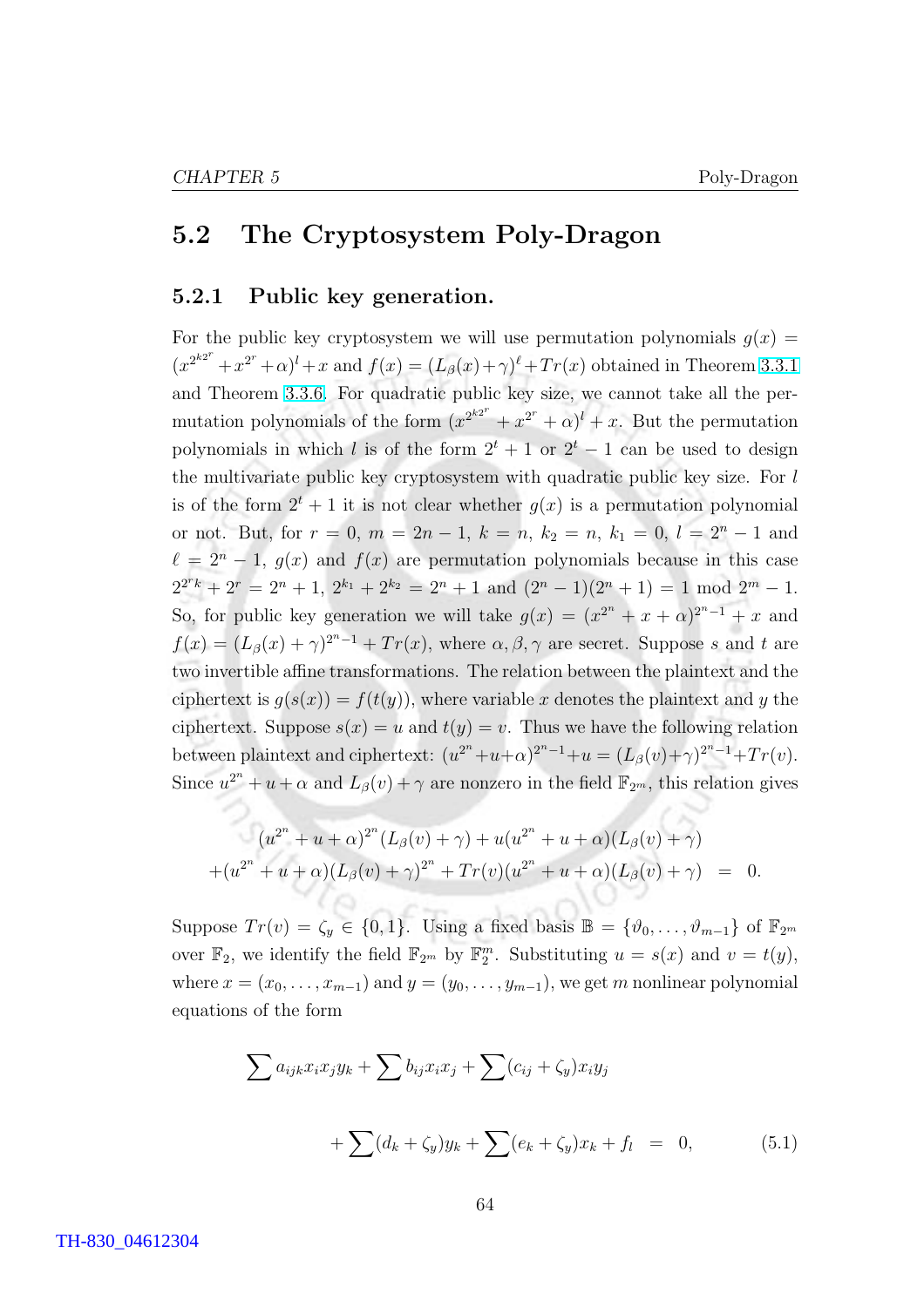## 5.2 The Cryptosystem Poly-Dragon

### 5.2.1 Public key generation.

For the public key cryptosystem we will use permutation polynomials $g(x) = (x^{2^{k2^r}} + x^{2^r} + \alpha)^l + x$ and $f(x) = (L_\beta(x) + \gamma)^\ell + Tr(x)$ obtained in Theorem 3.3.1 and Theorem 3.3.6. For quadratic public key size, we cannot take all the permutation polynomials of the form $(x^{2^{k2^r}} + x^{2^r} + \alpha)^l + x$. But the permutation polynomials in which $l$ is of the form $2^t + 1$ or $2^t - 1$ can be used to design the multivariate public key cryptosystem with quadratic public key size. For $l$ is of the form $2^t + 1$ it is not clear whether $g(x)$ is a permutation polynomial or not. But, for $r = 0$, $m = 2n - 1$, $k = n$, $k_2 = n$, $k_1 = 0$, $l = 2^n - 1$ and $\ell = 2^n - 1$, $g(x)$ and $f(x)$ are permutation polynomials because in this case $2^{2^r k} + 2^r = 2^n + 1$, $2^{k_1} + 2^{k_2} = 2^n + 1$ and $(2^n - 1)(2^n + 1) = 1 \bmod 2^m - 1$. So, for public key generation we will take $g(x) = (x^{2^n} + x + \alpha)^{2^n - 1} + x$ and $f(x) = (L_\beta(x) + \gamma)^{2^n - 1} + Tr(x)$, where $\alpha, \beta, \gamma$ are secret. Suppose $s$ and $t$ are two invertible affine transformations. The relation between the plaintext and the ciphertext is $g(s(x)) = f(t(y))$, where variable $x$ denotes the plaintext and $y$ the ciphertext. Suppose $s(x) = u$ and $t(y) = v$. Thus we have the following relation between plaintext and ciphertext: $(u^{2^n} + u + \alpha)^{2^n - 1} + u = (L_\beta(v) + \gamma)^{2^n - 1} + Tr(v)$. Since $u^{2^n} + u + \alpha$ and $L_\beta(v) + \gamma$ are nonzero in the field $\mathbb{F}_{2^m}$, this relation gives

$$
\begin{aligned}
&(u^{2^n} + u + \alpha)^{2^n}(L_\beta(v) + \gamma) + u(u^{2^n} + u + \alpha)(L_\beta(v) + \gamma) \\
&+ (u^{2^n} + u + \alpha)(L_\beta(v) + \gamma)^{2^n} + Tr(v)(u^{2^n} + u + \alpha)(L_\beta(v) + \gamma) \;=\; 0.
\end{aligned}
$$

Suppose $Tr(v) = \zeta_y \in \{0, 1\}$. Using a fixed basis $\mathbb{B} = \{\vartheta_0, \ldots, \vartheta_{m-1}\}$ of $\mathbb{F}_{2^m}$ over $\mathbb{F}_2$, we identify the field $\mathbb{F}_{2^m}$ by $\mathbb{F}_2^m$. Substituting $u = s(x)$ and $v = t(y)$, where $x = (x_0, \ldots, x_{m-1})$ and $y = (y_0, \ldots, y_{m-1})$, we get $m$ nonlinear polynomial equations of the form

$$
\begin{aligned}
&\sum a_{ijk} x_i x_j y_k + \sum b_{ij} x_i x_j + \sum (c_{ij} + \zeta_y) x_i y_j \\
&\qquad + \sum (d_k + \zeta_y) y_k + \sum (e_k + \zeta_y) x_k + f_l \;=\; 0, \qquad (5.1)
\end{aligned}
$$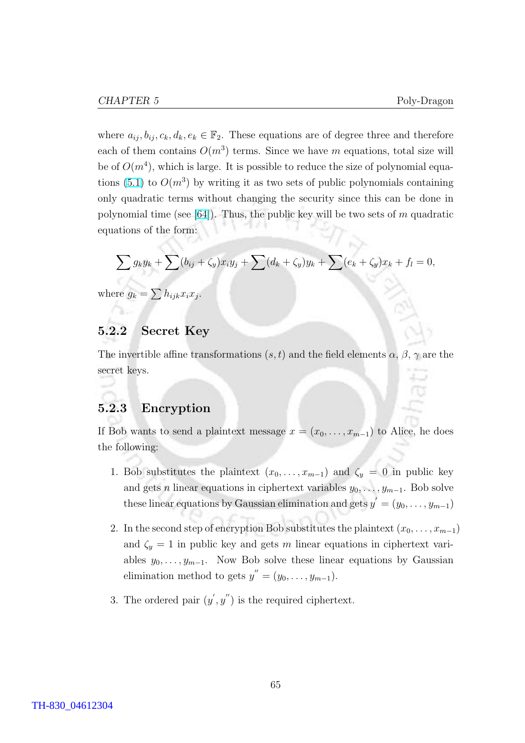where $a_{ij}, b_{ij}, c_k, d_k, e_k \in \mathbb{F}_2$. These equations are of degree three and therefore each of them contains $O(m^3)$ terms. Since we have $m$ equations, total size will be of $O(m^4)$, which is large. It is possible to reduce the size of polynomial equations (5.1) to $O(m^3)$ by writing it as two sets of public polynomials containing only quadratic terms without changing the security since this can be done in polynomial time (see [64]). Thus, the public key will be two sets of $m$ quadratic equations of the form:

$$\sum g_k y_k + \sum (b_{ij} + \zeta_y) x_i y_j + \sum (d_k + \zeta_y) y_k + \sum (e_k + \zeta_y) x_k + f_l = 0,$$

where $g_k = \sum h_{ijk} x_i x_j$.

### 5.2.2 Secret Key

The invertible affine transformations $(s, t)$ and the field elements $\alpha$, $\beta$, $\gamma$ are the secret keys.

### 5.2.3 Encryption

If Bob wants to send a plaintext message $x = (x_0, \dots, x_{m-1})$ to Alice, he does the following:

1. Bob substitutes the plaintext $(x_0, \dots, x_{m-1})$ and $\zeta_y = 0$ in public key and gets $n$ linear equations in ciphertext variables $y_0, \dots, y_{m-1}$. Bob solve these linear equations by Gaussian elimination and gets $y' = (y_0, \dots, y_{m-1})$

2. In the second step of encryption Bob substitutes the plaintext $(x_0, \dots, x_{m-1})$ and $\zeta_y = 1$ in public key and gets $m$ linear equations in ciphertext variables $y_0, \dots, y_{m-1}$. Now Bob solve these linear equations by Gaussian elimination method to gets $y'' = (y_0, \dots, y_{m-1})$.

3. The ordered pair $(y', y'')$ is the required ciphertext.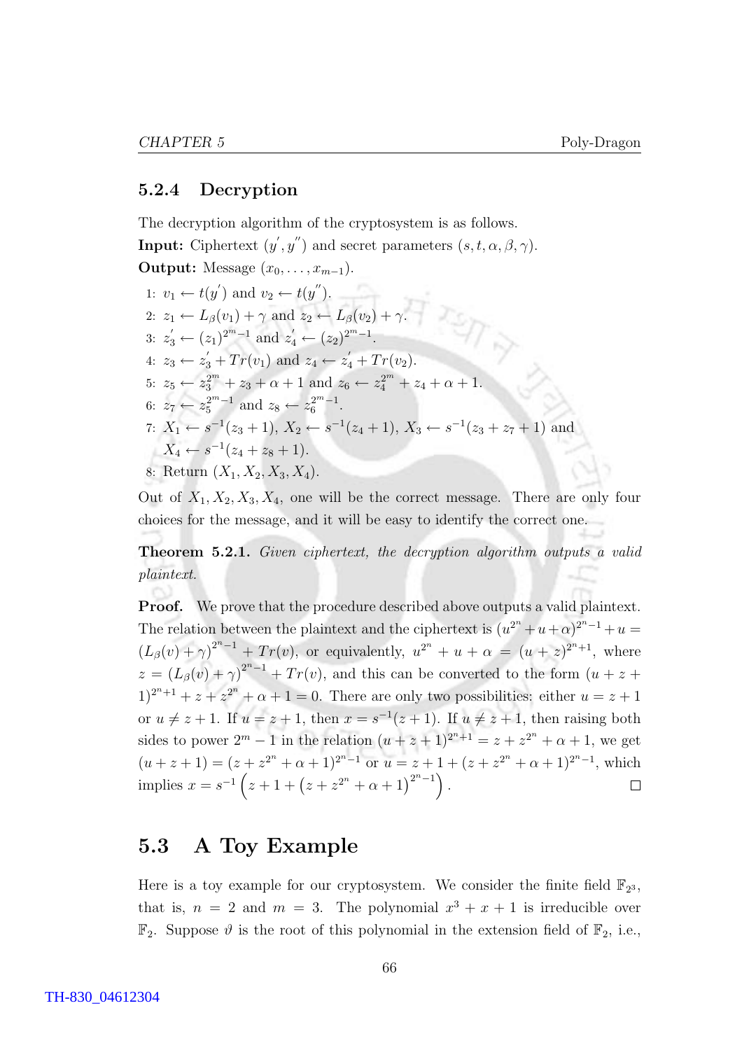### 5.2.4 Decryption

The decryption algorithm of the cryptosystem is as follows.

**Input:** Ciphertext $(y^{'}, y^{''})$ and secret parameters $(s, t, \alpha, \beta, \gamma)$.

**Output:** Message $(x_0, \ldots, x_{m-1})$.

1: $v_1 \leftarrow t(y^{'})$ and $v_2 \leftarrow t(y^{''})$.

2: $z_1 \leftarrow L_\beta(v_1) + \gamma$ and $z_2 \leftarrow L_\beta(v_2) + \gamma$.

3: $z_3^{'} \leftarrow (z_1)^{2^m-1}$ and $z_4^{'} \leftarrow (z_2)^{2^m-1}$.

4: $z_3 \leftarrow z_3^{'} + Tr(v_1)$ and $z_4 \leftarrow z_4^{'} + Tr(v_2)$.

5: $z_5 \leftarrow z_3^{2^m} + z_3 + \alpha + 1$ and $z_6 \leftarrow z_4^{2^m} + z_4 + \alpha + 1$.

6: $z_7 \leftarrow z_5^{2^m-1}$ and $z_8 \leftarrow z_6^{2^m-1}$.

7: $X_1 \leftarrow s^{-1}(z_3 + 1)$, $X_2 \leftarrow s^{-1}(z_4 + 1)$, $X_3 \leftarrow s^{-1}(z_3 + z_7 + 1)$ and $X_4 \leftarrow s^{-1}(z_4 + z_8 + 1)$.

8: Return $(X_1, X_2, X_3, X_4)$.

Out of $X_1, X_2, X_3, X_4$, one will be the correct message. There are only four choices for the message, and it will be easy to identify the correct one.

**Theorem 5.2.1.** *Given ciphertext, the decryption algorithm outputs a valid plaintext.*

**Proof.** We prove that the procedure described above outputs a valid plaintext. The relation between the plaintext and the ciphertext is $(u^{2^n} + u + \alpha)^{2^n-1} + u = (L_\beta(v) + \gamma)^{2^n-1} + Tr(v)$, or equivalently, $u^{2^n} + u + \alpha = (u + z)^{2^n+1}$, where $z = (L_\beta(v) + \gamma)^{2^n-1} + Tr(v)$, and this can be converted to the form $(u + z + 1)^{2^n+1} + z + z^{2^n} + \alpha + 1 = 0$. There are only two possibilities: either $u = z + 1$ or $u \neq z + 1$. If $u = z + 1$, then $x = s^{-1}(z + 1)$. If $u \neq z + 1$, then raising both sides to power $2^m - 1$ in the relation $(u + z + 1)^{2^n+1} = z + z^{2^n} + \alpha + 1$, we get $(u + z + 1) = (z + z^{2^n} + \alpha + 1)^{2^n-1}$ or $u = z + 1 + (z + z^{2^n} + \alpha + 1)^{2^n-1}$, which implies $x = s^{-1}\left(z + 1 + \left(z + z^{2^n} + \alpha + 1\right)^{2^n-1}\right)$. □

## 5.3 A Toy Example

Here is a toy example for our cryptosystem. We consider the finite field $\mathbb{F}_{2^3}$, that is, $n = 2$ and $m = 3$. The polynomial $x^3 + x + 1$ is irreducible over $\mathbb{F}_2$. Suppose $\vartheta$ is the root of this polynomial in the extension field of $\mathbb{F}_2$, i.e.,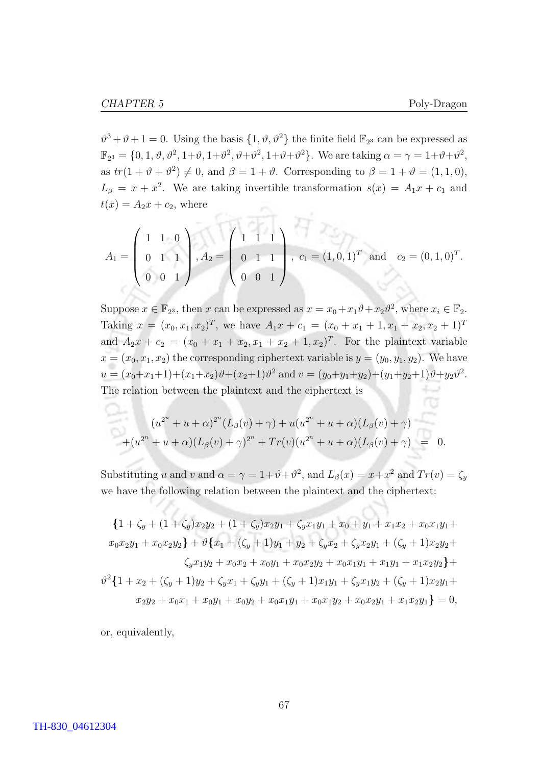$\vartheta^3 + \vartheta + 1 = 0$. Using the basis $\{1, \vartheta, \vartheta^2\}$ the finite field $\mathbb{F}_{2^3}$ can be expressed as $\mathbb{F}_{2^3} = \{0, 1, \vartheta, \vartheta^2, 1+\vartheta, 1+\vartheta^2, \vartheta+\vartheta^2, 1+\vartheta+\vartheta^2\}$. We are taking $\alpha = \gamma = 1+\vartheta+\vartheta^2$, as $tr(1 + \vartheta + \vartheta^2) \neq 0$, and $\beta = 1 + \vartheta$. Corresponding to $\beta = 1 + \vartheta = (1, 1, 0)$, $L_\beta = x + x^2$. We are taking invertible transformation $s(x) = A_1x + c_1$ and $t(x) = A_2x + c_2$, where

$$A_1 = \begin{pmatrix} 1 & 1 & 0 \\ 0 & 1 & 1 \\ 0 & 0 & 1 \end{pmatrix}, A_2 = \begin{pmatrix} 1 & 1 & 1 \\ 0 & 1 & 1 \\ 0 & 0 & 1 \end{pmatrix}, \ c_1 = (1, 0, 1)^T \ \text{ and } \ c_2 = (0, 1, 0)^T.$$

Suppose $x \in \mathbb{F}_{2^3}$, then $x$ can be expressed as $x = x_0 + x_1\vartheta + x_2\vartheta^2$, where $x_i \in \mathbb{F}_2$. Taking $x = (x_0, x_1, x_2)^T$, we have $A_1x + c_1 = (x_0 + x_1 + 1, x_1 + x_2, x_2 + 1)^T$ and $A_2x + c_2 = (x_0 + x_1 + x_2, x_1 + x_2 + 1, x_2)^T$. For the plaintext variable $x = (x_0, x_1, x_2)$ the corresponding ciphertext variable is $y = (y_0, y_1, y_2)$. We have $u = (x_0+x_1+1)+(x_1+x_2)\vartheta+(x_2+1)\vartheta^2$ and $v = (y_0+y_1+y_2)+(y_1+y_2+1)\vartheta+y_2\vartheta^2$. The relation between the plaintext and the ciphertext is

$$\begin{aligned} &(u^{2^n} + u + \alpha)^{2^n}(L_\beta(v) + \gamma) + u(u^{2^n} + u + \alpha)(L_\beta(v) + \gamma) \\ &+ (u^{2^n} + u + \alpha)(L_\beta(v) + \gamma)^{2^n} + Tr(v)(u^{2^n} + u + \alpha)(L_\beta(v) + \gamma) \ = \ 0. \end{aligned}$$

Substituting $u$ and $v$ and $\alpha = \gamma = 1+\vartheta+\vartheta^2$, and $L_\beta(x) = x+x^2$ and $Tr(v) = \zeta_y$ we have the following relation between the plaintext and the ciphertext:

$$\begin{aligned} &\{1 + \zeta_y + (1 + \zeta_y)x_2y_2 + (1 + \zeta_y)x_2y_1 + \zeta_y x_1y_1 + x_0 + y_1 + x_1x_2 + x_0x_1y_1 + \\ &x_0x_2y_1 + x_0x_2y_2\} + \vartheta\{x_1 + (\zeta_y + 1)y_1 + y_2 + \zeta_y x_2 + \zeta_y x_2y_1 + (\zeta_y + 1)x_2y_2 + \\ &\zeta_y x_1y_2 + x_0x_2 + x_0y_1 + x_0x_2y_2 + x_0x_1y_1 + x_1y_1 + x_1x_2y_2\} + \\ &\vartheta^2\{1 + x_2 + (\zeta_y + 1)y_2 + \zeta_y x_1 + \zeta_y y_1 + (\zeta_y + 1)x_1y_1 + \zeta_y x_1y_2 + (\zeta_y + 1)x_2y_1 + \\ &x_2y_2 + x_0x_1 + x_0y_1 + x_0y_2 + x_0x_1y_1 + x_0x_1y_2 + x_0x_2y_1 + x_1x_2y_1\} = 0, \end{aligned}$$

or, equivalently,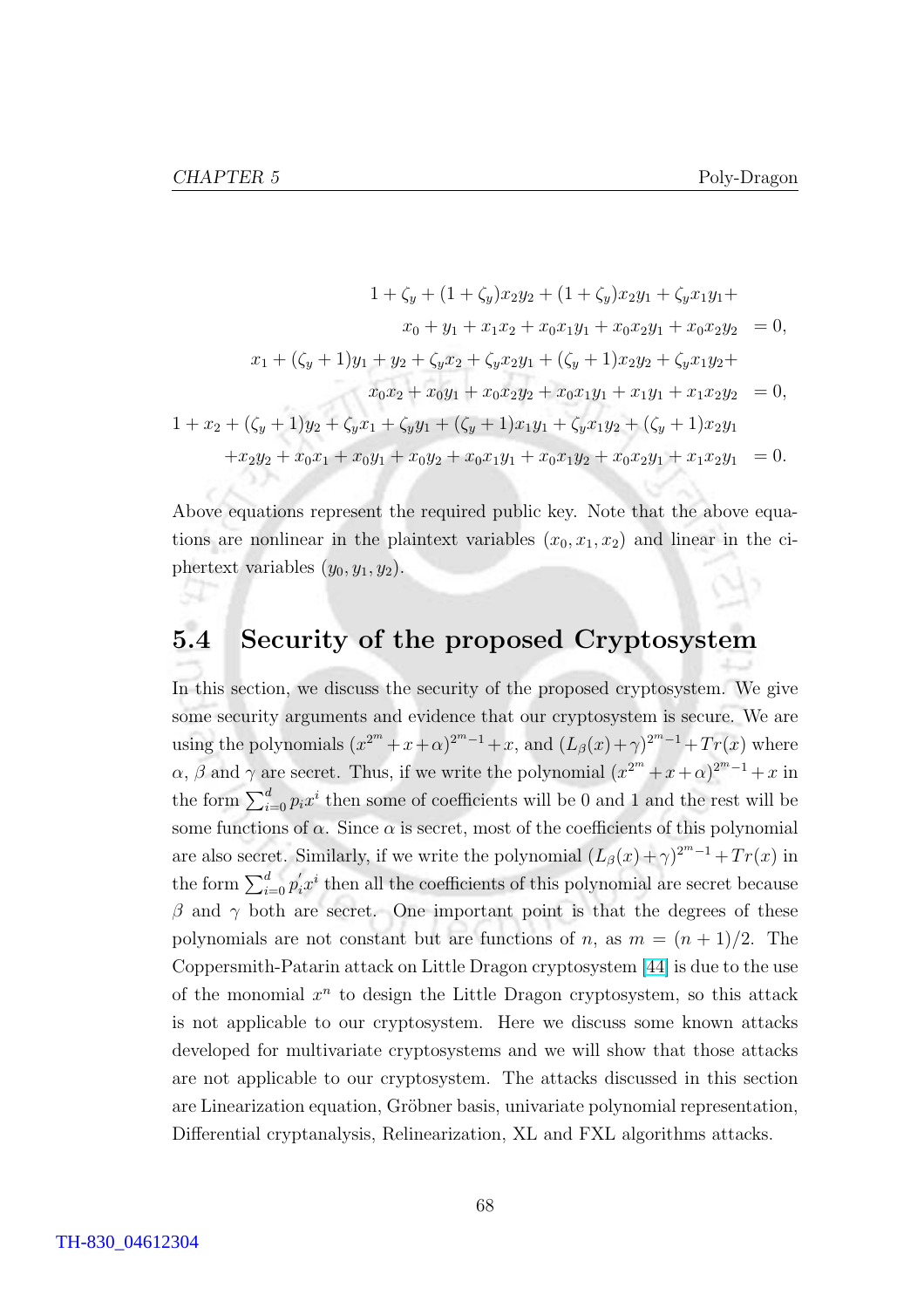$$
\begin{aligned}
1 + \zeta_y + (1+\zeta_y)x_2y_2 + (1+\zeta_y)x_2y_1 + \zeta_y x_1 y_1 + & \\
x_0 + y_1 + x_1x_2 + x_0x_1y_1 + x_0x_2y_1 + x_0x_2y_2 &= 0, \\
x_1 + (\zeta_y+1)y_1 + y_2 + \zeta_y x_2 + \zeta_y x_2 y_1 + (\zeta_y+1)x_2y_2 + \zeta_y x_1 y_2 + & \\
x_0x_2 + x_0y_1 + x_0x_2y_2 + x_0x_1y_1 + x_1y_1 + x_1x_2y_2 &= 0, \\
1 + x_2 + (\zeta_y+1)y_2 + \zeta_y x_1 + \zeta_y y_1 + (\zeta_y+1)x_1y_1 + \zeta_y x_1 y_2 + (\zeta_y+1)x_2y_1 & \\
+x_2y_2 + x_0x_1 + x_0y_1 + x_0y_2 + x_0x_1y_1 + x_0x_1y_2 + x_0x_2y_1 + x_1x_2y_1 &= 0.
\end{aligned}
$$

Above equations represent the required public key. Note that the above equations are nonlinear in the plaintext variables $(x_0, x_1, x_2)$ and linear in the ciphertext variables $(y_0, y_1, y_2)$.

## 5.4 Security of the proposed Cryptosystem

In this section, we discuss the security of the proposed cryptosystem. We give some security arguments and evidence that our cryptosystem is secure. We are using the polynomials $(x^{2^m} + x + \alpha)^{2^m - 1} + x$, and $(L_\beta(x) + \gamma)^{2^m - 1} + Tr(x)$ where $\alpha$, $\beta$ and $\gamma$ are secret. Thus, if we write the polynomial $(x^{2^m} + x + \alpha)^{2^m - 1} + x$ in the form $\sum_{i=0}^{d} p_i x^i$ then some of coefficients will be 0 and 1 and the rest will be some functions of $\alpha$. Since $\alpha$ is secret, most of the coefficients of this polynomial are also secret. Similarly, if we write the polynomial $(L_\beta(x) + \gamma)^{2^m - 1} + Tr(x)$ in the form $\sum_{i=0}^{d} p_i^{'} x^i$ then all the coefficients of this polynomial are secret because $\beta$ and $\gamma$ both are secret. One important point is that the degrees of these polynomials are not constant but are functions of $n$, as $m = (n+1)/2$. The Coppersmith-Patarin attack on Little Dragon cryptosystem [44] is due to the use of the monomial $x^n$ to design the Little Dragon cryptosystem, so this attack is not applicable to our cryptosystem. Here we discuss some known attacks developed for multivariate cryptosystems and we will show that those attacks are not applicable to our cryptosystem. The attacks discussed in this section are Linearization equation, Gröbner basis, univariate polynomial representation, Differential cryptanalysis, Relinearization, XL and FXL algorithms attacks.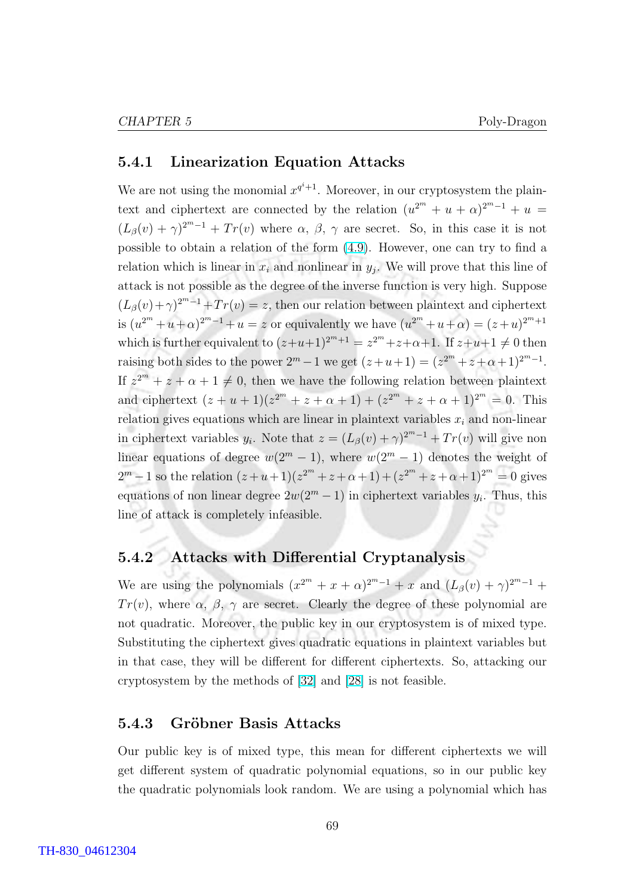### 5.4.1 Linearization Equation Attacks

We are not using the monomial $x^{q^i+1}$. Moreover, in our cryptosystem the plaintext and ciphertext are connected by the relation $(u^{2^m} + u + \alpha)^{2^m-1} + u = (L_\beta(v) + \gamma)^{2^m-1} + Tr(v)$ where $\alpha$, $\beta$, $\gamma$ are secret. So, in this case it is not possible to obtain a relation of the form (4.9). However, one can try to find a relation which is linear in $x_i$ and nonlinear in $y_j$. We will prove that this line of attack is not possible as the degree of the inverse function is very high. Suppose $(L_\beta(v)+\gamma)^{2^m-1}+Tr(v) = z$, then our relation between plaintext and ciphertext is $(u^{2^m}+u+\alpha)^{2^m-1}+u = z$ or equivalently we have $(u^{2^m}+u+\alpha) = (z+u)^{2^m+1}$ which is further equivalent to $(z+u+1)^{2^m+1} = z^{2^m}+z+\alpha+1$. If $z+u+1 \neq 0$ then raising both sides to the power $2^m-1$ we get $(z+u+1) = (z^{2^m}+z+\alpha+1)^{2^m-1}$. If $z^{2^m} + z + \alpha + 1 \neq 0$, then we have the following relation between plaintext and ciphertext $(z + u + 1)(z^{2^m} + z + \alpha + 1) + (z^{2^m} + z + \alpha + 1)^{2^m} = 0$. This relation gives equations which are linear in plaintext variables $x_i$ and non-linear in ciphertext variables $y_i$. Note that $z = (L_\beta(v) + \gamma)^{2^m-1} + Tr(v)$ will give non linear equations of degree $w(2^m - 1)$, where $w(2^m - 1)$ denotes the weight of $2^m - 1$ so the relation $(z+u+1)(z^{2^m}+z+\alpha+1)+(z^{2^m}+z+\alpha+1)^{2^m} = 0$ gives equations of non linear degree $2w(2^m - 1)$ in ciphertext variables $y_i$. Thus, this line of attack is completely infeasible.

### 5.4.2 Attacks with Differential Cryptanalysis

We are using the polynomials $(x^{2^m} + x + \alpha)^{2^m-1} + x$ and $(L_\beta(v) + \gamma)^{2^m-1} + Tr(v)$, where $\alpha$, $\beta$, $\gamma$ are secret. Clearly the degree of these polynomial are not quadratic. Moreover, the public key in our cryptosystem is of mixed type. Substituting the ciphertext gives quadratic equations in plaintext variables but in that case, they will be different for different ciphertexts. So, attacking our cryptosystem by the methods of [32] and [28] is not feasible.

### 5.4.3 Gröbner Basis Attacks

Our public key is of mixed type, this mean for different ciphertexts we will get different system of quadratic polynomial equations, so in our public key the quadratic polynomials look random. We are using a polynomial which has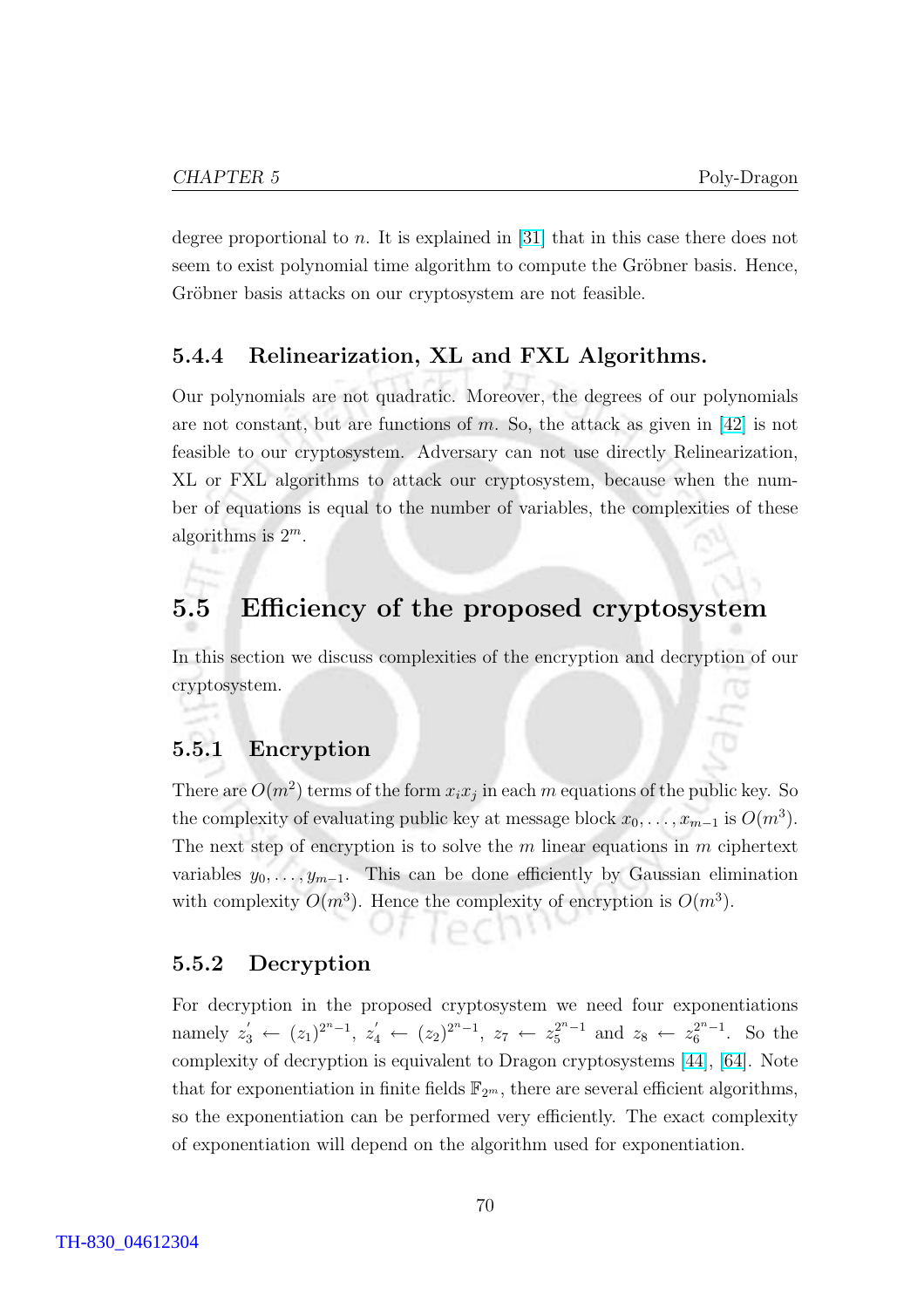degree proportional to $n$. It is explained in [31] that in this case there does not seem to exist polynomial time algorithm to compute the Gröbner basis. Hence, Gröbner basis attacks on our cryptosystem are not feasible.

### 5.4.4 Relinearization, XL and FXL Algorithms.

Our polynomials are not quadratic. Moreover, the degrees of our polynomials are not constant, but are functions of $m$. So, the attack as given in [42] is not feasible to our cryptosystem. Adversary can not use directly Relinearization, XL or FXL algorithms to attack our cryptosystem, because when the number of equations is equal to the number of variables, the complexities of these algorithms is $2^m$.

## 5.5 Efficiency of the proposed cryptosystem

In this section we discuss complexities of the encryption and decryption of our cryptosystem.

### 5.5.1 Encryption

There are $O(m^2)$ terms of the form $x_i x_j$ in each $m$ equations of the public key. So the complexity of evaluating public key at message block $x_0, \ldots, x_{m-1}$ is $O(m^3)$. The next step of encryption is to solve the $m$ linear equations in $m$ ciphertext variables $y_0, \ldots, y_{m-1}$. This can be done efficiently by Gaussian elimination with complexity $O(m^3)$. Hence the complexity of encryption is $O(m^3)$.

### 5.5.2 Decryption

For decryption in the proposed cryptosystem we need four exponentiations namely $z_3' \leftarrow (z_1)^{2^n-1}$, $z_4' \leftarrow (z_2)^{2^n-1}$, $z_7 \leftarrow z_5^{2^n-1}$ and $z_8 \leftarrow z_6^{2^n-1}$. So the complexity of decryption is equivalent to Dragon cryptosystems [44], [64]. Note that for exponentiation in finite fields $\mathbb{F}_{2^m}$, there are several efficient algorithms, so the exponentiation can be performed very efficiently. The exact complexity of exponentiation will depend on the algorithm used for exponentiation.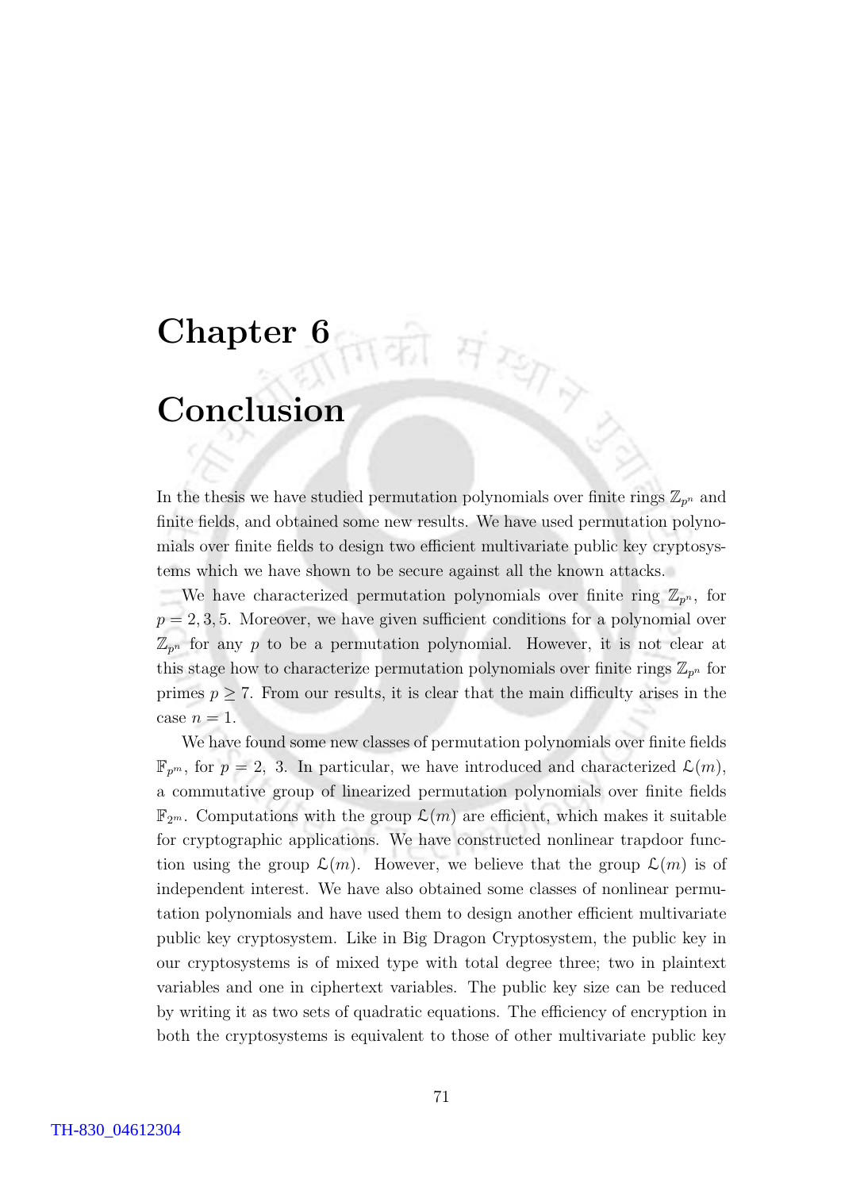# Chapter 6

# Conclusion

In the thesis we have studied permutation polynomials over finite rings $\mathbb{Z}_{p^n}$ and finite fields, and obtained some new results. We have used permutation polynomials over finite fields to design two efficient multivariate public key cryptosystems which we have shown to be secure against all the known attacks.

We have characterized permutation polynomials over finite ring $\mathbb{Z}_{p^n}$, for $p = 2, 3, 5$. Moreover, we have given sufficient conditions for a polynomial over $\mathbb{Z}_{p^n}$ for any $p$ to be a permutation polynomial. However, it is not clear at this stage how to characterize permutation polynomials over finite rings $\mathbb{Z}_{p^n}$ for primes $p \geq 7$. From our results, it is clear that the main difficulty arises in the case $n = 1$.

We have found some new classes of permutation polynomials over finite fields $\mathbb{F}_{p^m}$, for $p = 2,\ 3$. In particular, we have introduced and characterized $\mathfrak{L}(m)$, a commutative group of linearized permutation polynomials over finite fields $\mathbb{F}_{2^m}$. Computations with the group $\mathfrak{L}(m)$ are efficient, which makes it suitable for cryptographic applications. We have constructed nonlinear trapdoor function using the group $\mathfrak{L}(m)$. However, we believe that the group $\mathfrak{L}(m)$ is of independent interest. We have also obtained some classes of nonlinear permutation polynomials and have used them to design another efficient multivariate public key cryptosystem. Like in Big Dragon Cryptosystem, the public key in our cryptosystems is of mixed type with total degree three; two in plaintext variables and one in ciphertext variables. The public key size can be reduced by writing it as two sets of quadratic equations. The efficiency of encryption in both the cryptosystems is equivalent to those of other multivariate public key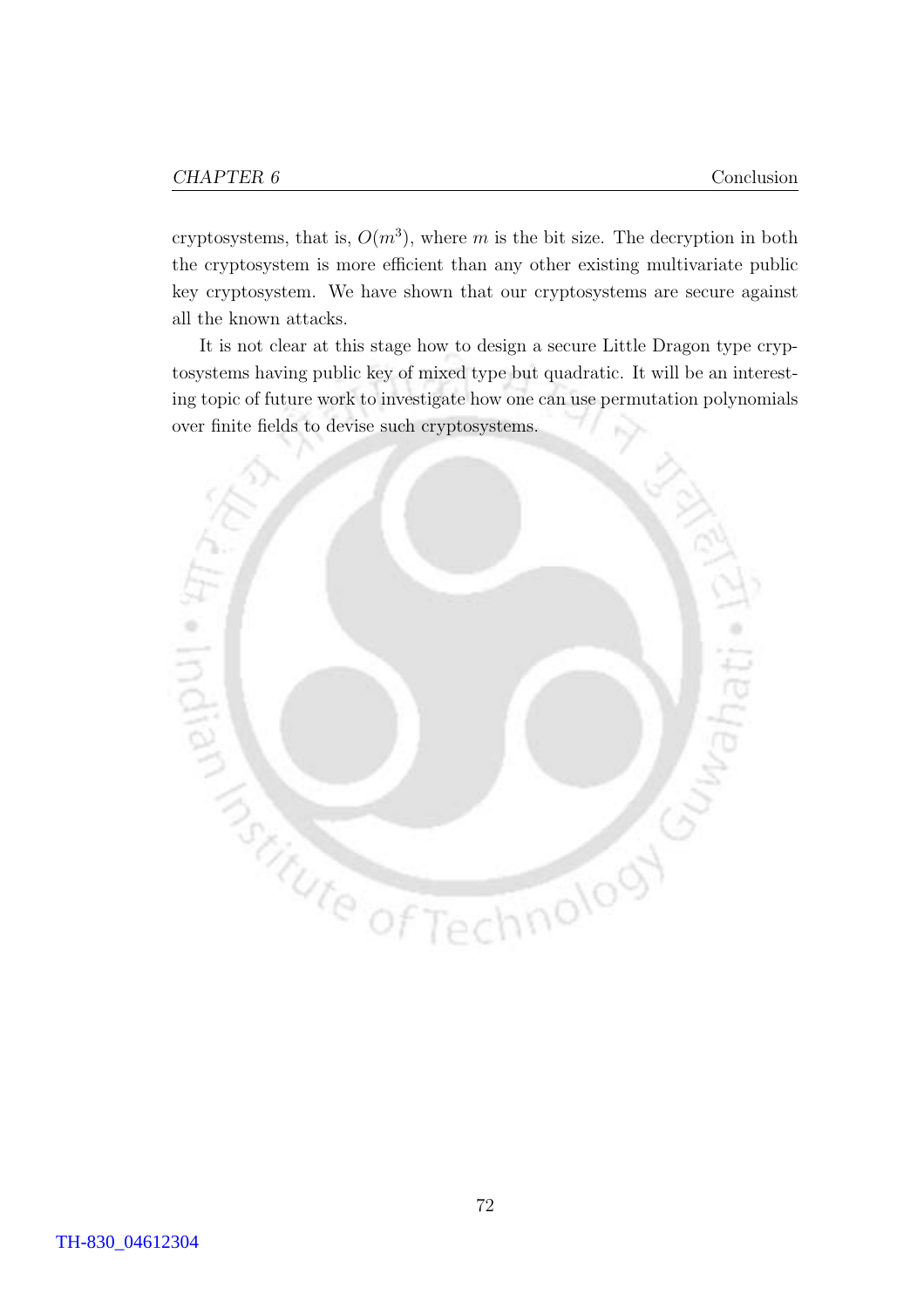cryptosystems, that is, $O(m^3)$, where $m$ is the bit size. The decryption in both the cryptosystem is more efficient than any other existing multivariate public key cryptosystem. We have shown that our cryptosystems are secure against all the known attacks.

It is not clear at this stage how to design a secure Little Dragon type cryptosystems having public key of mixed type but quadratic. It will be an interesting topic of future work to investigate how one can use permutation polynomials over finite fields to devise such cryptosystems.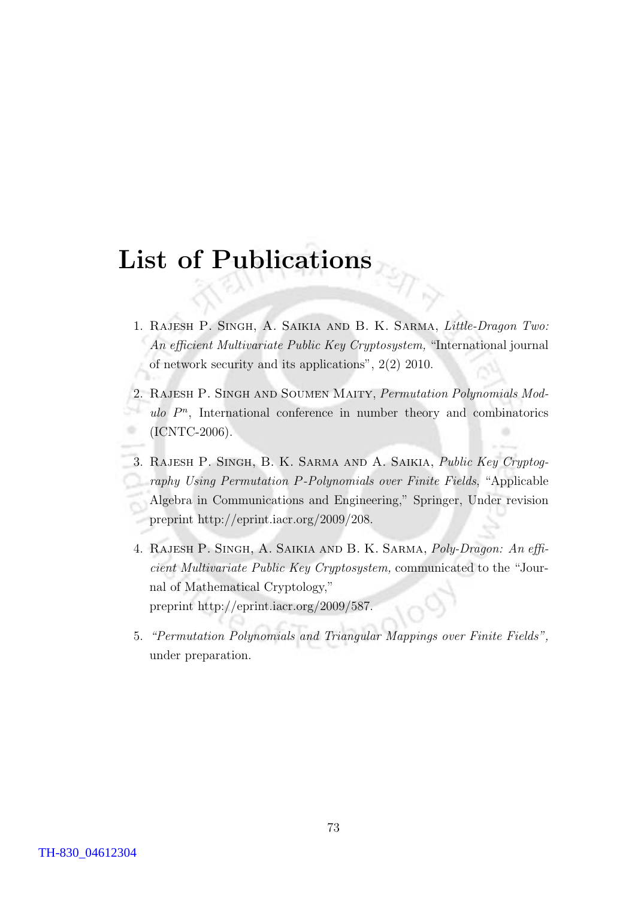# List of Publications

1. Rajesh P. Singh, A. Saikia and B. K. Sarma, *Little-Dragon Two: An efficient Multivariate Public Key Cryptosystem,* "International journal of network security and its applications", 2(2) 2010.

2. Rajesh P. Singh and Soumen Maity, *Permutation Polynomials Modulo $P^n$*, International conference in number theory and combinatorics (ICNTC-2006).

3. Rajesh P. Singh, B. K. Sarma and A. Saikia, *Public Key Cryptography Using Permutation P-Polynomials over Finite Fields*, "Applicable Algebra in Communications and Engineering," Springer, Under revision preprint http://eprint.iacr.org/2009/208.

4. Rajesh P. Singh, A. Saikia and B. K. Sarma, *Poly-Dragon: An efficient Multivariate Public Key Cryptosystem,* communicated to the "Journal of Mathematical Cryptology,"
   preprint http://eprint.iacr.org/2009/587.

5. *"Permutation Polynomials and Triangular Mappings over Finite Fields",* under preparation.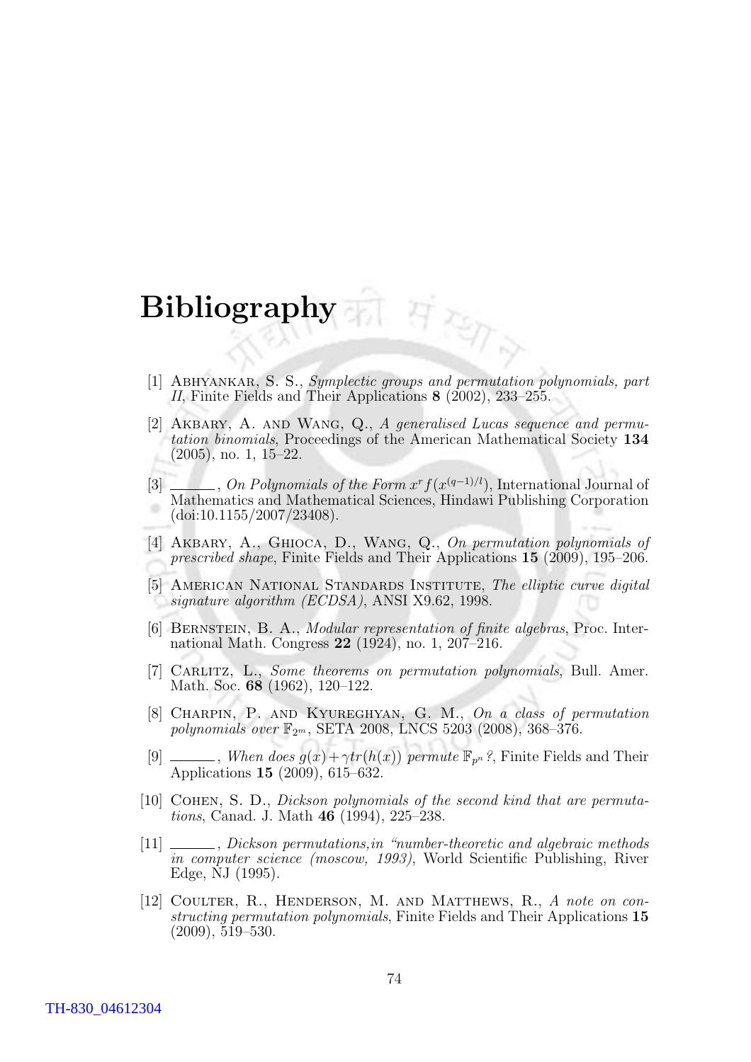# Bibliography

[1] Abhyankar, S. S., *Symplectic groups and permutation polynomials, part II*, Finite Fields and Their Applications **8** (2002), 233–255.

[2] Akbary, A. and Wang, Q., *A generalised Lucas sequence and permutation binomials*, Proceedings of the American Mathematical Society **134** (2005), no. 1, 15–22.

[3] ______, *On Polynomials of the Form $x^r f(x^{(q-1)/l})$*, International Journal of Mathematics and Mathematical Sciences, Hindawi Publishing Corporation (doi:10.1155/2007/23408).

[4] Akbary, A., Ghioca, D., Wang, Q., *On permutation polynomials of prescribed shape*, Finite Fields and Their Applications **15** (2009), 195–206.

[5] American National Standards Institute, *The elliptic curve digital signature algorithm (ECDSA)*, ANSI X9.62, 1998.

[6] Bernstein, B. A., *Modular representation of finite algebras*, Proc. International Math. Congress **22** (1924), no. 1, 207–216.

[7] Carlitz, L., *Some theorems on permutation polynomials*, Bull. Amer. Math. Soc. **68** (1962), 120–122.

[8] Charpin, P. and Kyureghyan, G. M., *On a class of permutation polynomials over $\mathbb{F}_{2^m}$*, SETA 2008, LNCS 5203 (2008), 368–376.

[9] ______, *When does $g(x)+\gamma tr(h(x))$ permute $\mathbb{F}_{p^n}$?*, Finite Fields and Their Applications **15** (2009), 615–632.

[10] Cohen, S. D., *Dickson polynomials of the second kind that are permutations*, Canad. J. Math **46** (1994), 225–238.

[11] ______, *Dickson permutations,in "number-theoretic and algebraic methods in computer science (moscow, 1993)*, World Scientific Publishing, River Edge, NJ (1995).

[12] Coulter, R., Henderson, M. and Matthews, R., *A note on constructing permutation polynomials*, Finite Fields and Their Applications **15** (2009), 519–530.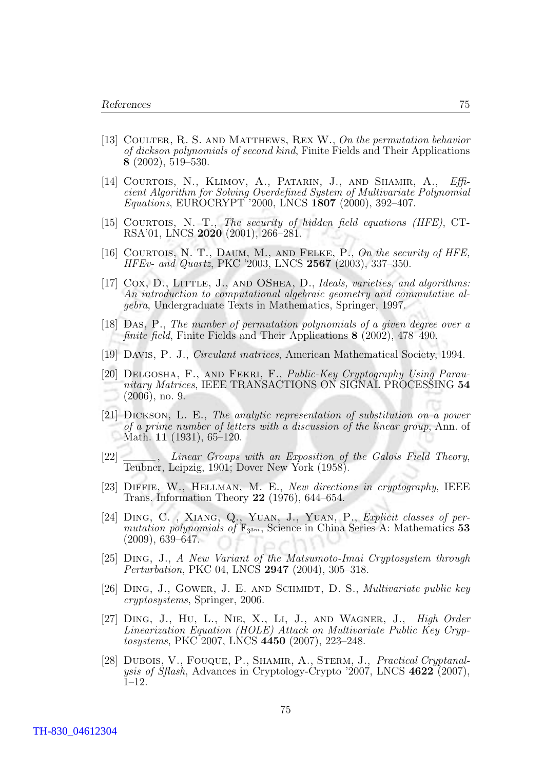[13] Coulter, R. S. and Matthews, Rex W., *On the permutation behavior of dickson polynomials of second kind*, Finite Fields and Their Applications **8** (2002), 519–530.

[14] Courtois, N., Klimov, A., Patarin, J., and Shamir, A., *Efficient Algorithm for Solving Overdefined System of Multivariate Polynomial Equations*, EUROCRYPT '2000, LNCS **1807** (2000), 392–407.

[15] Courtois, N. T., *The security of hidden field equations (HFE)*, CT-RSA'01, LNCS **2020** (2001), 266–281.

[16] Courtois, N. T., Daum, M., and Felke, P., *On the security of HFE, HFEv- and Quartz*, PKC '2003, LNCS **2567** (2003), 337–350.

[17] Cox, D., Little, J., and OShea, D., *Ideals, varieties, and algorithms: An introduction to computational algebraic geometry and commutative algebra*, Undergraduate Texts in Mathematics, Springer, 1997.

[18] Das, P., *The number of permutation polynomials of a given degree over a finite field*, Finite Fields and Their Applications **8** (2002), 478–490.

[19] Davis, P. J., *Circulant matrices*, American Mathematical Society, 1994.

[20] Delgosha, F., and Fekri, F., *Public-Key Cryptography Using Paraunitary Matrices*, IEEE TRANSACTIONS ON SIGNAL PROCESSING **54** (2006), no. 9.

[21] Dickson, L. E., *The analytic representation of substitution on a power of a prime number of letters with a discussion of the linear group*, Ann. of Math. **11** (1931), 65–120.

[22] ______, *Linear Groups with an Exposition of the Galois Field Theory*, Teubner, Leipzig, 1901; Dover New York (1958).

[23] Diffie, W., Hellman, M. E., *New directions in cryptography*, IEEE Trans. Information Theory **22** (1976), 644–654.

[24] Ding, C. , Xiang, Q., Yuan, J., Yuan, P., *Explicit classes of permutation polynomials of* $\mathbb{F}_{3^{3m}}$, Science in China Series A: Mathematics **53** (2009), 639–647.

[25] Ding, J., *A New Variant of the Matsumoto-Imai Cryptosystem through Perturbation*, PKC 04, LNCS **2947** (2004), 305–318.

[26] Ding, J., Gower, J. E. and Schmidt, D. S., *Multivariate public key cryptosystems*, Springer, 2006.

[27] Ding, J., Hu, L., Nie, X., Li, J., and Wagner, J., *High Order Linearization Equation (HOLE) Attack on Multivariate Public Key Cryptosystems*, PKC 2007, LNCS **4450** (2007), 223–248.

[28] Dubois, V., Fouque, P., Shamir, A., Sterm, J., *Practical Cryptanalysis of Sflash*, Advances in Cryptology-Crypto '2007, LNCS **4622** (2007), 1–12.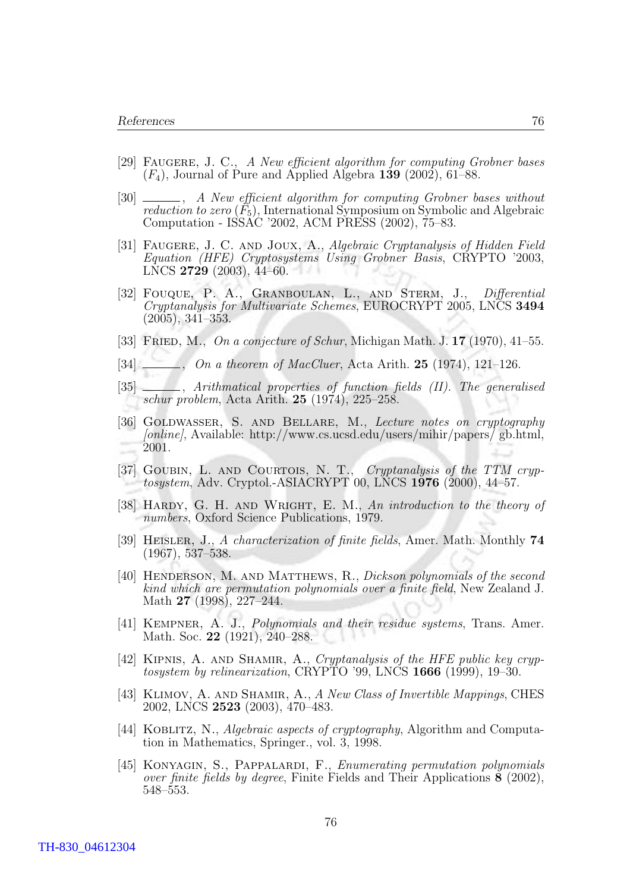[29] Faugere, J. C., *A New efficient algorithm for computing Grobner bases* ($F_4$), Journal of Pure and Applied Algebra **139** (2002), 61–88.

[30] ______, *A New efficient algorithm for computing Grobner bases without reduction to zero* ($F_5$), International Symposium on Symbolic and Algebraic Computation - ISSAC '2002, ACM PRESS (2002), 75–83.

[31] Faugere, J. C. and Joux, A., *Algebraic Cryptanalysis of Hidden Field Equation (HFE) Cryptosystems Using Grobner Basis*, CRYPTO '2003, LNCS **2729** (2003), 44–60.

[32] Fouque, P. A., Granboulan, L., and Sterm, J., *Differential Cryptanalysis for Multivariate Schemes*, EUROCRYPT 2005, LNCS **3494** (2005), 341–353.

[33] Fried, M., *On a conjecture of Schur*, Michigan Math. J. **17** (1970), 41–55.

[34] ______, *On a theorem of MacCluer*, Acta Arith. **25** (1974), 121–126.

[35] ______, *Arithmatical properties of function fields (II). The generalised schur problem*, Acta Arith. **25** (1974), 225–258.

[36] Goldwasser, S. and Bellare, M., *Lecture notes on cryptography [online]*, Available: http://www.cs.ucsd.edu/users/mihir/papers/ gb.html, 2001.

[37] Goubin, L. and Courtois, N. T., *Cryptanalysis of the TTM cryptosystem*, Adv. Cryptol.-ASIACRYPT 00, LNCS **1976** (2000), 44–57.

[38] Hardy, G. H. and Wright, E. M., *An introduction to the theory of numbers*, Oxford Science Publications, 1979.

[39] Heisler, J., *A characterization of finite fields*, Amer. Math. Monthly **74** (1967), 537–538.

[40] Henderson, M. and Matthews, R., *Dickson polynomials of the second kind which are permutation polynomials over a finite field*, New Zealand J. Math **27** (1998), 227–244.

[41] Kempner, A. J., *Polynomials and their residue systems*, Trans. Amer. Math. Soc. **22** (1921), 240–288.

[42] Kipnis, A. and Shamir, A., *Cryptanalysis of the HFE public key cryptosystem by relinearization*, CRYPTO '99, LNCS **1666** (1999), 19–30.

[43] Klimov, A. and Shamir, A., *A New Class of Invertible Mappings*, CHES 2002, LNCS **2523** (2003), 470–483.

[44] Koblitz, N., *Algebraic aspects of cryptography*, Algorithm and Computation in Mathematics, Springer., vol. 3, 1998.

[45] Konyagin, S., Pappalardi, F., *Enumerating permutation polynomials over finite fields by degree*, Finite Fields and Their Applications **8** (2002), 548–553.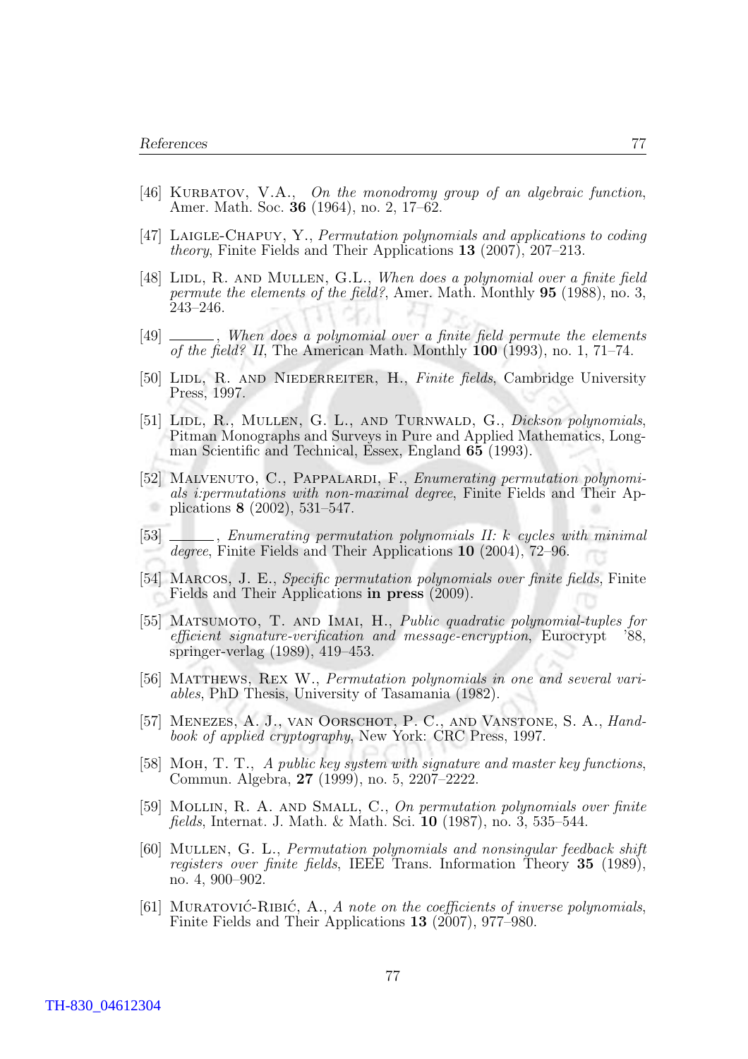[46] Kurbatov, V.A., *On the monodromy group of an algebraic function*, Amer. Math. Soc. **36** (1964), no. 2, 17–62.

[47] Laigle-Chapuy, Y., *Permutation polynomials and applications to coding theory*, Finite Fields and Their Applications **13** (2007), 207–213.

[48] Lidl, R. and Mullen, G.L., *When does a polynomial over a finite field permute the elements of the field?*, Amer. Math. Monthly **95** (1988), no. 3, 243–246.

[49] ______, *When does a polynomial over a finite field permute the elements of the field? II*, The American Math. Monthly **100** (1993), no. 1, 71–74.

[50] Lidl, R. and Niederreiter, H., *Finite fields*, Cambridge University Press, 1997.

[51] Lidl, R., Mullen, G. L., and Turnwald, G., *Dickson polynomials*, Pitman Monographs and Surveys in Pure and Applied Mathematics, Longman Scientific and Technical, Essex, England **65** (1993).

[52] Malvenuto, C., Pappalardi, F., *Enumerating permutation polynomials i:permutations with non-maximal degree*, Finite Fields and Their Applications **8** (2002), 531–547.

[53] ______, *Enumerating permutation polynomials II: k cycles with minimal degree*, Finite Fields and Their Applications **10** (2004), 72–96.

[54] Marcos, J. E., *Specific permutation polynomials over finite fields*, Finite Fields and Their Applications **in press** (2009).

[55] Matsumoto, T. and Imai, H., *Public quadratic polynomial-tuples for efficient signature-verification and message-encryption*, Eurocrypt '88, springer-verlag (1989), 419–453.

[56] Matthews, Rex W., *Permutation polynomials in one and several variables*, PhD Thesis, University of Tasamania (1982).

[57] Menezes, A. J., van Oorschot, P. C., and Vanstone, S. A., *Handbook of applied cryptography*, New York: CRC Press, 1997.

[58] Moh, T. T., *A public key system with signature and master key functions*, Commun. Algebra, **27** (1999), no. 5, 2207–2222.

[59] Mollin, R. A. and Small, C., *On permutation polynomials over finite fields*, Internat. J. Math. & Math. Sci. **10** (1987), no. 3, 535–544.

[60] Mullen, G. L., *Permutation polynomials and nonsingular feedback shift registers over finite fields*, IEEE Trans. Information Theory **35** (1989), no. 4, 900–902.

[61] Muratović-Ribić, A., *A note on the coefficients of inverse polynomials*, Finite Fields and Their Applications **13** (2007), 977–980.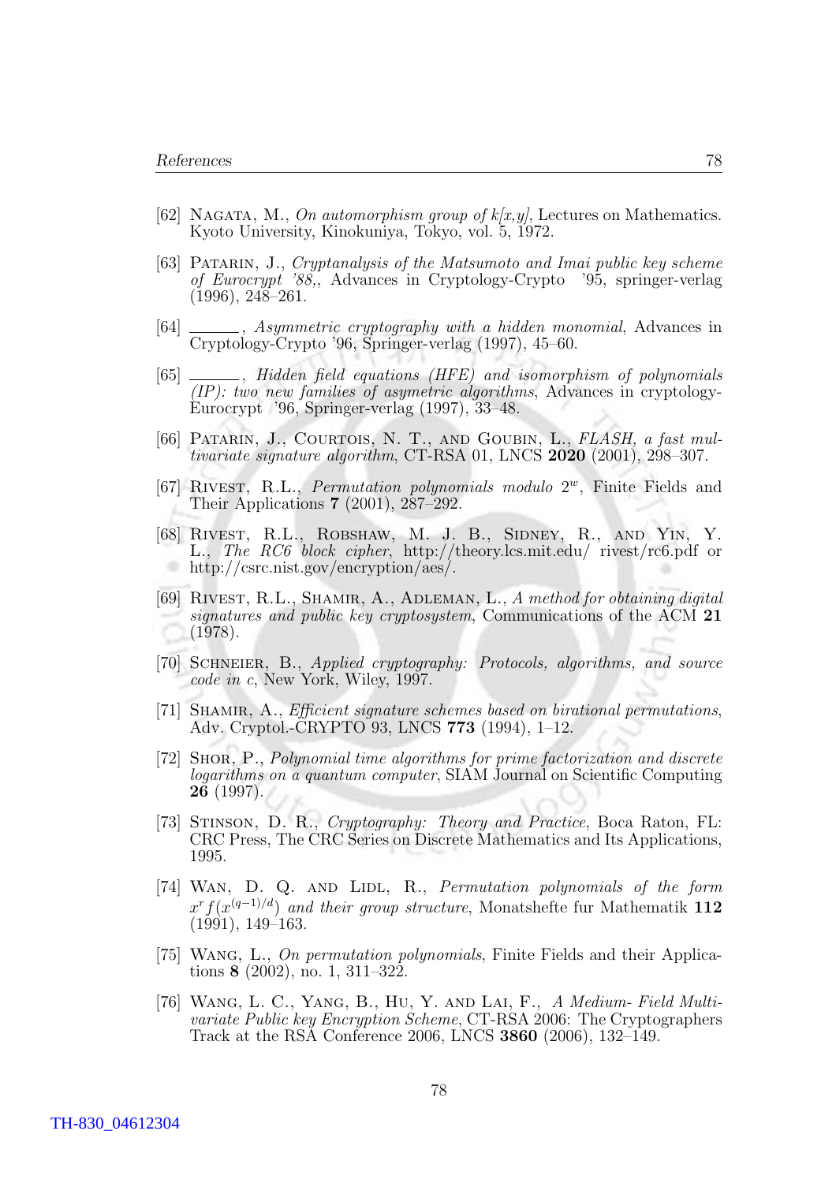[62] Nagata, M., *On automorphism group of k[x,y]*, Lectures on Mathematics. Kyoto University, Kinokuniya, Tokyo, vol. 5, 1972.

[63] Patarin, J., *Cryptanalysis of the Matsumoto and Imai public key scheme of Eurocrypt '88,*, Advances in Cryptology-Crypto '95, springer-verlag (1996), 248–261.

[64] ______, *Asymmetric cryptography with a hidden monomial*, Advances in Cryptology-Crypto '96, Springer-verlag (1997), 45–60.

[65] ______, *Hidden field equations (HFE) and isomorphism of polynomials (IP): two new families of asymetric algorithms*, Advances in cryptology-Eurocrypt '96, Springer-verlag (1997), 33–48.

[66] Patarin, J., Courtois, N. T., and Goubin, L., *FLASH, a fast multivariate signature algorithm*, CT-RSA 01, LNCS **2020** (2001), 298–307.

[67] Rivest, R.L., *Permutation polynomials modulo* $2^w$, Finite Fields and Their Applications **7** (2001), 287–292.

[68] Rivest, R.L., Robshaw, M. J. B., Sidney, R., and Yin, Y. L., *The RC6 block cipher*, http://theory.lcs.mit.edu/ rivest/rc6.pdf or http://csrc.nist.gov/encryption/aes/.

[69] Rivest, R.L., Shamir, A., Adleman, L., *A method for obtaining digital signatures and public key cryptosystem*, Communications of the ACM **21** (1978).

[70] Schneier, B., *Applied cryptography: Protocols, algorithms, and source code in c*, New York, Wiley, 1997.

[71] Shamir, A., *Efficient signature schemes based on birational permutations*, Adv. Cryptol.-CRYPTO 93, LNCS **773** (1994), 1–12.

[72] Shor, P., *Polynomial time algorithms for prime factorization and discrete logarithms on a quantum computer*, SIAM Journal on Scientific Computing **26** (1997).

[73] Stinson, D. R., *Cryptography: Theory and Practice*, Boca Raton, FL: CRC Press, The CRC Series on Discrete Mathematics and Its Applications, 1995.

[74] Wan, D. Q. and Lidl, R., *Permutation polynomials of the form* $x^r f(x^{(q-1)/d})$ *and their group structure*, Monatshefte fur Mathematik **112** (1991), 149–163.

[75] Wang, L., *On permutation polynomials*, Finite Fields and their Applications **8** (2002), no. 1, 311–322.

[76] Wang, L. C., Yang, B., Hu, Y. and Lai, F., *A Medium- Field Multivariate Public key Encryption Scheme*, CT-RSA 2006: The Cryptographers Track at the RSA Conference 2006, LNCS **3860** (2006), 132–149.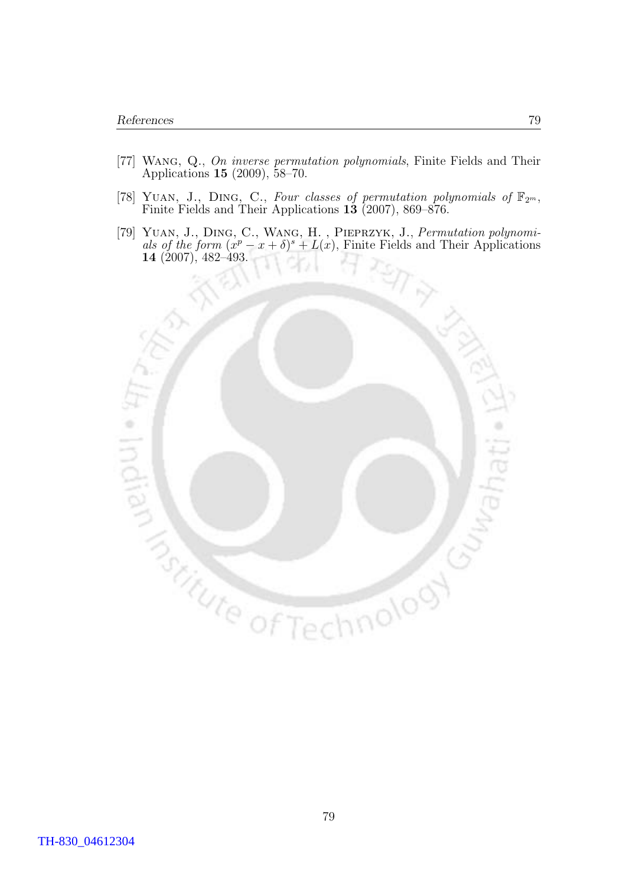[77] Wang, Q., *On inverse permutation polynomials*, Finite Fields and Their Applications **15** (2009), 58–70.

[78] Yuan, J., Ding, C., *Four classes of permutation polynomials of* $\mathbb{F}_{2^m}$, Finite Fields and Their Applications **13** (2007), 869–876.

[79] Yuan, J., Ding, C., Wang, H. , Pieprzyk, J., *Permutation polynomials of the form* $(x^p - x + \delta)^s + L(x)$, Finite Fields and Their Applications **14** (2007), 482–493.